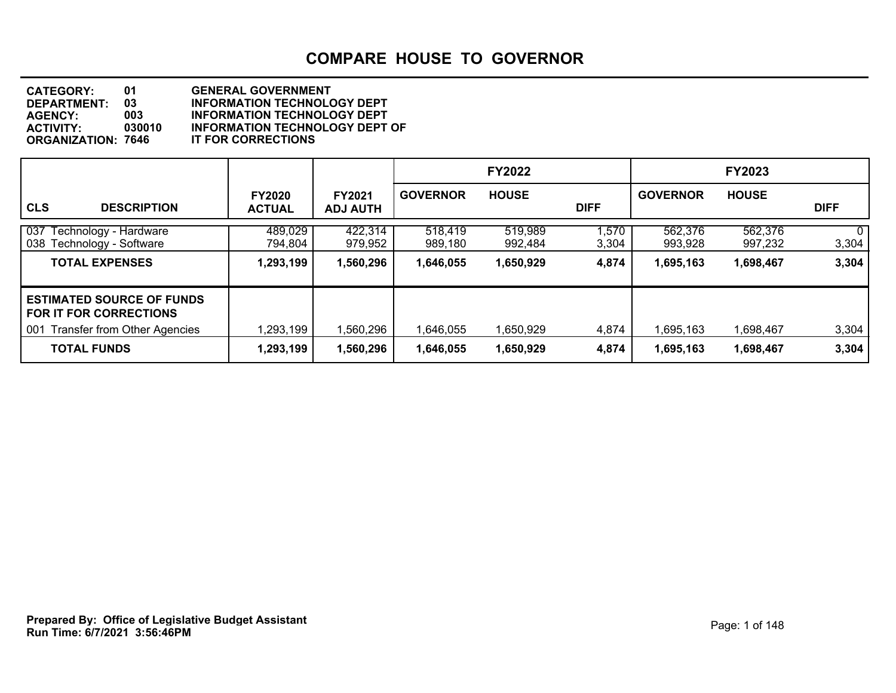# COMPARE HOUSE TO GOVERNOR

**CATEGORY: 01 GENERAL GOVERNMENT**
**DEPARTMENT: 03 INFORMATION TECHNOLOGY DEPT**
**AGENCY: 003 INFORMATION TECHNOLOGY DEPT**
**ACTIVITY: 030010 INFORMATION TECHNOLOGY DEPT OF**
**ORGANIZATION: 7646 IT FOR CORRECTIONS**

| CLS DESCRIPTION | FY2020 ACTUAL | FY2021 ADJ AUTH | FY2022 GOVERNOR | FY2022 HOUSE | FY2022 DIFF | FY2023 GOVERNOR | FY2023 HOUSE | FY2023 DIFF |
|---|---|---|---|---|---|---|---|---|
| 037 Technology - Hardware | 489,029 | 422,314 | 518,419 | 519,989 | 1,570 | 562,376 | 562,376 | 0 |
| 038 Technology - Software | 794,804 | 979,952 | 989,180 | 992,484 | 3,304 | 993,928 | 997,232 | 3,304 |
| **TOTAL EXPENSES** | **1,293,199** | **1,560,296** | **1,646,055** | **1,650,929** | **4,874** | **1,695,163** | **1,698,467** | **3,304** |
| **ESTIMATED SOURCE OF FUNDS FOR IT FOR CORRECTIONS** | | | | | | | | |
| 001 Transfer from Other Agencies | 1,293,199 | 1,560,296 | 1,646,055 | 1,650,929 | 4,874 | 1,695,163 | 1,698,467 | 3,304 |
| **TOTAL FUNDS** | **1,293,199** | **1,560,296** | **1,646,055** | **1,650,929** | **4,874** | **1,695,163** | **1,698,467** | **3,304** |

**Prepared By: Office of Legislative Budget Assistant**
**Run Time: 6/7/2021 3:56:46PM**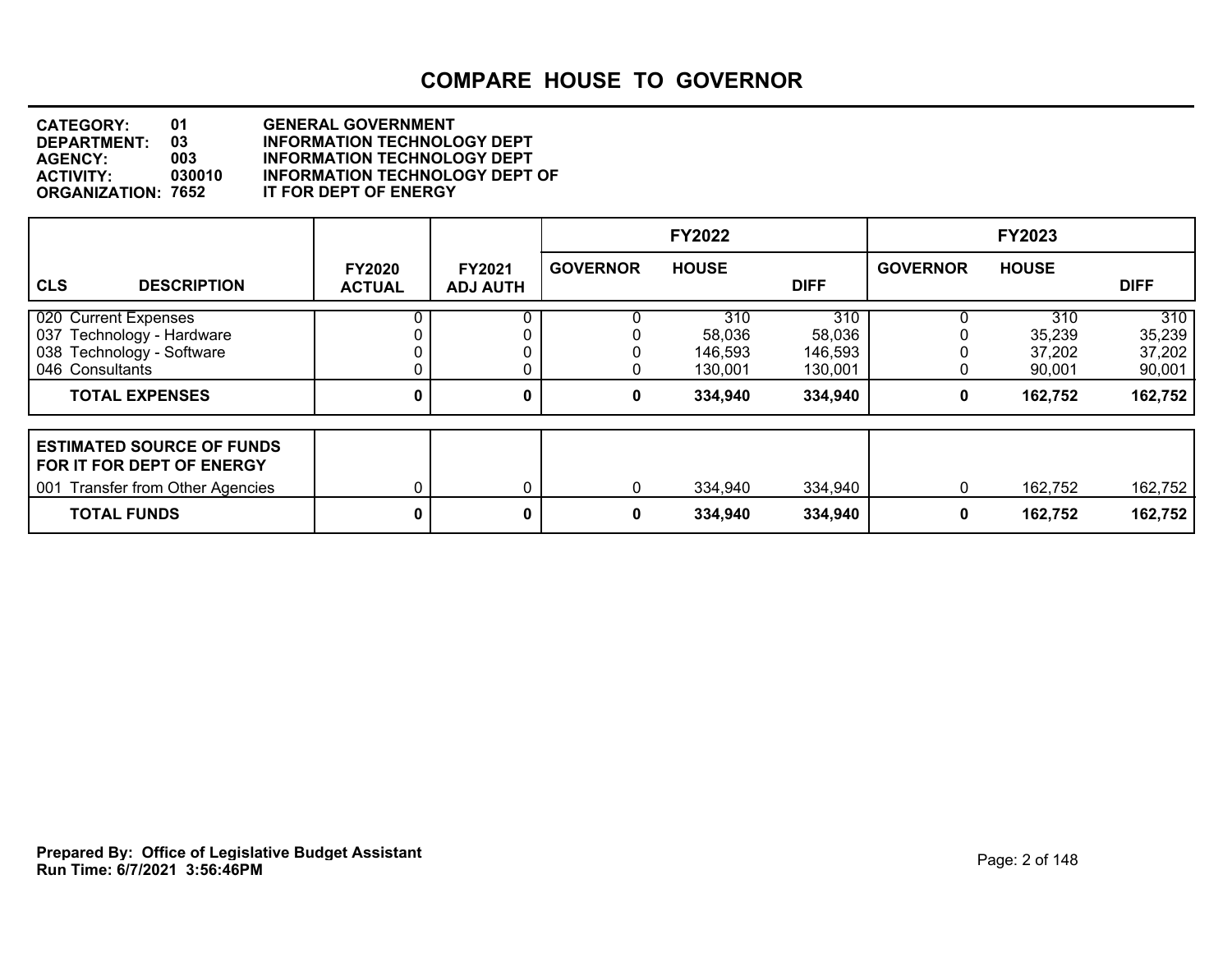# COMPARE HOUSE TO GOVERNOR

**CATEGORY:** 01 GENERAL GOVERNMENT
**DEPARTMENT:** 03 INFORMATION TECHNOLOGY DEPT
**AGENCY:** 003 INFORMATION TECHNOLOGY DEPT
**ACTIVITY:** 030010 INFORMATION TECHNOLOGY DEPT OF
**ORGANIZATION:** 7652 IT FOR DEPT OF ENERGY

| CLS DESCRIPTION | FY2020 ACTUAL | FY2021 ADJ AUTH | FY2022 GOVERNOR | FY2022 HOUSE | FY2022 DIFF | FY2023 GOVERNOR | FY2023 HOUSE | FY2023 DIFF |
|---|---|---|---|---|---|---|---|---|
| 020 Current Expenses | 0 | 0 | 0 | 310 | 310 | 0 | 310 | 310 |
| 037 Technology - Hardware | 0 | 0 | 0 | 58,036 | 58,036 | 0 | 35,239 | 35,239 |
| 038 Technology - Software | 0 | 0 | 0 | 146,593 | 146,593 | 0 | 37,202 | 37,202 |
| 046 Consultants | 0 | 0 | 0 | 130,001 | 130,001 | 0 | 90,001 | 90,001 |
| **TOTAL EXPENSES** | **0** | **0** | **0** | **334,940** | **334,940** | **0** | **162,752** | **162,752** |

| ESTIMATED SOURCE OF FUNDS FOR IT FOR DEPT OF ENERGY | FY2020 ACTUAL | FY2021 ADJ AUTH | FY2022 GOVERNOR | FY2022 HOUSE | FY2022 DIFF | FY2023 GOVERNOR | FY2023 HOUSE | FY2023 DIFF |
|---|---|---|---|---|---|---|---|---|
| 001 Transfer from Other Agencies | 0 | 0 | 0 | 334,940 | 334,940 | 0 | 162,752 | 162,752 |
| **TOTAL FUNDS** | **0** | **0** | **0** | **334,940** | **334,940** | **0** | **162,752** | **162,752** |

**Prepared By: Office of Legislative Budget Assistant**
**Run Time: 6/7/2021 3:56:46PM**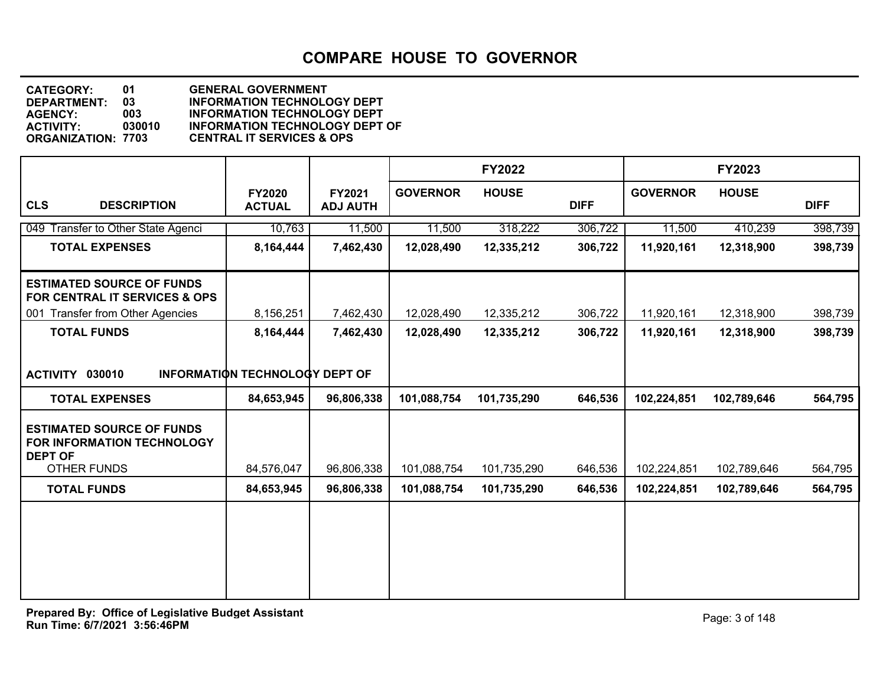## COMPARE HOUSE TO GOVERNOR

**CATEGORY:** 01 GENERAL GOVERNMENT
**DEPARTMENT:** 03 INFORMATION TECHNOLOGY DEPT
**AGENCY:** 003 INFORMATION TECHNOLOGY DEPT
**ACTIVITY:** 030010 INFORMATION TECHNOLOGY DEPT OF
**ORGANIZATION:** 7703 CENTRAL IT SERVICES & OPS

| CLS DESCRIPTION | FY2020 ACTUAL | FY2021 ADJ AUTH | FY2022 GOVERNOR | FY2022 HOUSE | FY2022 DIFF | FY2023 GOVERNOR | FY2023 HOUSE | FY2023 DIFF |
|---|---|---|---|---|---|---|---|---|
| 049 Transfer to Other State Agenci | 10,763 | 11,500 | 11,500 | 318,222 | 306,722 | 11,500 | 410,239 | 398,739 |
| **TOTAL EXPENSES** | **8,164,444** | **7,462,430** | **12,028,490** | **12,335,212** | **306,722** | **11,920,161** | **12,318,900** | **398,739** |
| **ESTIMATED SOURCE OF FUNDS FOR CENTRAL IT SERVICES & OPS** | | | | | | | | |
| 001 Transfer from Other Agencies | 8,156,251 | 7,462,430 | 12,028,490 | 12,335,212 | 306,722 | 11,920,161 | 12,318,900 | 398,739 |
| **TOTAL FUNDS** | **8,164,444** | **7,462,430** | **12,028,490** | **12,335,212** | **306,722** | **11,920,161** | **12,318,900** | **398,739** |
| **ACTIVITY 030010 INFORMATION TECHNOLOGY DEPT OF** | | | | | | | | |
| **TOTAL EXPENSES** | **84,653,945** | **96,806,338** | **101,088,754** | **101,735,290** | **646,536** | **102,224,851** | **102,789,646** | **564,795** |
| **ESTIMATED SOURCE OF FUNDS FOR INFORMATION TECHNOLOGY DEPT OF** | | | | | | | | |
| OTHER FUNDS | 84,576,047 | 96,806,338 | 101,088,754 | 101,735,290 | 646,536 | 102,224,851 | 102,789,646 | 564,795 |
| **TOTAL FUNDS** | **84,653,945** | **96,806,338** | **101,088,754** | **101,735,290** | **646,536** | **102,224,851** | **102,789,646** | **564,795** |

**Prepared By: Office of Legislative Budget Assistant**
**Run Time: 6/7/2021 3:56:46PM**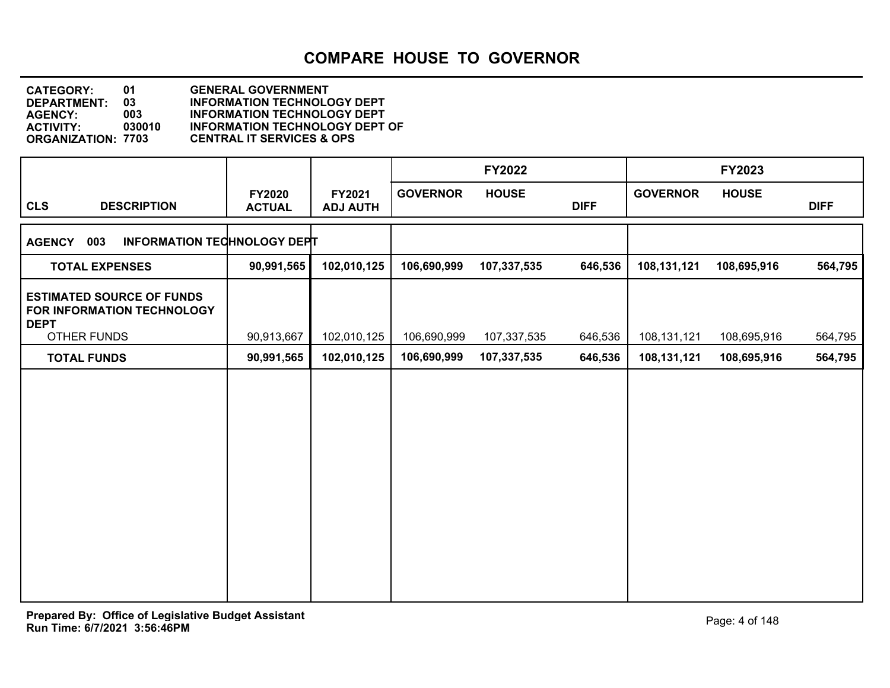# COMPARE HOUSE TO GOVERNOR

**CATEGORY:** 01 GENERAL GOVERNMENT
**DEPARTMENT:** 03 INFORMATION TECHNOLOGY DEPT
**AGENCY:** 003 INFORMATION TECHNOLOGY DEPT
**ACTIVITY:** 030010 INFORMATION TECHNOLOGY DEPT OF
**ORGANIZATION:** 7703 CENTRAL IT SERVICES & OPS

| CLS DESCRIPTION | FY2020 ACTUAL | FY2021 ADJ AUTH | FY2022 GOVERNOR | FY2022 HOUSE | FY2022 DIFF | FY2023 GOVERNOR | FY2023 HOUSE | FY2023 DIFF |
|---|---|---|---|---|---|---|---|---|
| **AGENCY 003 INFORMATION TECHNOLOGY DEPT** | | | | | | | | |
| **TOTAL EXPENSES** | **90,991,565** | **102,010,125** | **106,690,999** | **107,337,535** | **646,536** | **108,131,121** | **108,695,916** | **564,795** |
| **ESTIMATED SOURCE OF FUNDS FOR INFORMATION TECHNOLOGY DEPT** | | | | | | | | |
| OTHER FUNDS | 90,913,667 | 102,010,125 | 106,690,999 | 107,337,535 | 646,536 | 108,131,121 | 108,695,916 | 564,795 |
| **TOTAL FUNDS** | **90,991,565** | **102,010,125** | **106,690,999** | **107,337,535** | **646,536** | **108,131,121** | **108,695,916** | **564,795** |

**Prepared By: Office of Legislative Budget Assistant**
**Run Time: 6/7/2021 3:56:46PM**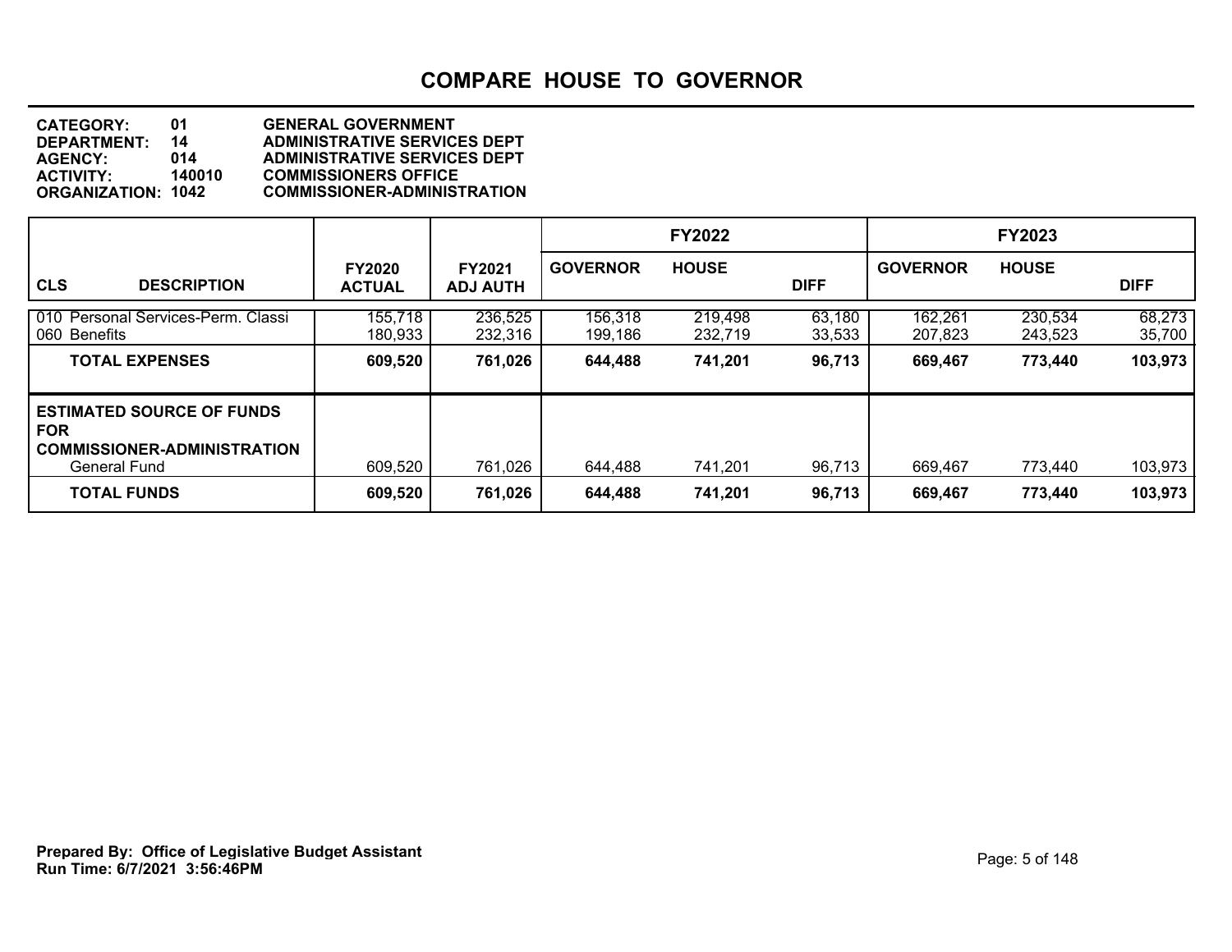# COMPARE HOUSE TO GOVERNOR

**CATEGORY:** 01 GENERAL GOVERNMENT
**DEPARTMENT:** 14 ADMINISTRATIVE SERVICES DEPT
**AGENCY:** 014 ADMINISTRATIVE SERVICES DEPT
**ACTIVITY:** 140010 COMMISSIONERS OFFICE
**ORGANIZATION:** 1042 COMMISSIONER-ADMINISTRATION

| | | | FY2022 | | | FY2023 | | |
|---|---|---|---|---|---|---|---|---|
| **CLS DESCRIPTION** | **FY2020 ACTUAL** | **FY2021 ADJ AUTH** | **GOVERNOR** | **HOUSE** | **DIFF** | **GOVERNOR** | **HOUSE** | **DIFF** |
| 010 Personal Services-Perm. Classi | 155,718 | 236,525 | 156,318 | 219,498 | 63,180 | 162,261 | 230,534 | 68,273 |
| 060 Benefits | 180,933 | 232,316 | 199,186 | 232,719 | 33,533 | 207,823 | 243,523 | 35,700 |
| **TOTAL EXPENSES** | **609,520** | **761,026** | **644,488** | **741,201** | **96,713** | **669,467** | **773,440** | **103,973** |
| **ESTIMATED SOURCE OF FUNDS FOR COMMISSIONER-ADMINISTRATION** | | | | | | | | |
| General Fund | 609,520 | 761,026 | 644,488 | 741,201 | 96,713 | 669,467 | 773,440 | 103,973 |
| **TOTAL FUNDS** | **609,520** | **761,026** | **644,488** | **741,201** | **96,713** | **669,467** | **773,440** | **103,973** |

**Prepared By: Office of Legislative Budget Assistant**
**Run Time: 6/7/2021 3:56:46PM**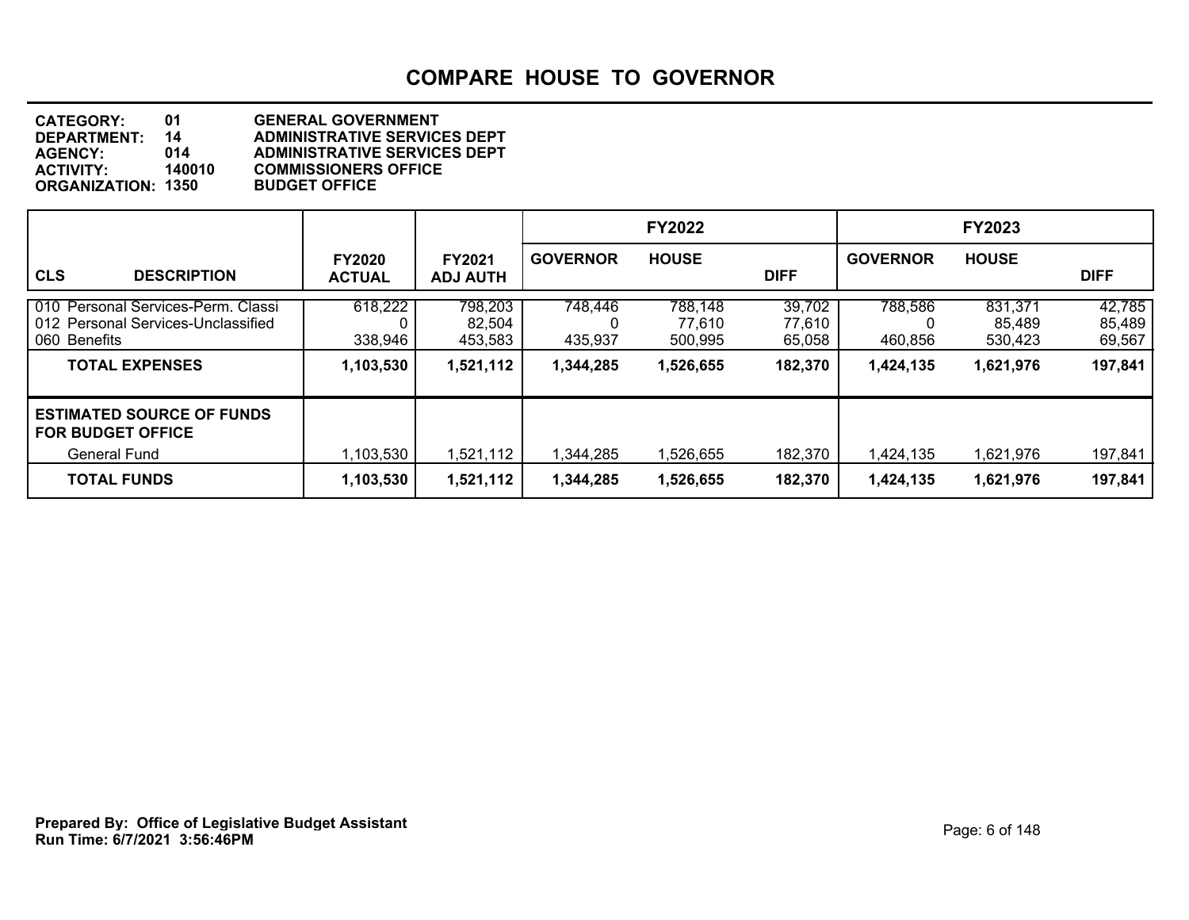# COMPARE HOUSE TO GOVERNOR

**CATEGORY:** 01 GENERAL GOVERNMENT
**DEPARTMENT:** 14 ADMINISTRATIVE SERVICES DEPT
**AGENCY:** 014 ADMINISTRATIVE SERVICES DEPT
**ACTIVITY:** 140010 COMMISSIONERS OFFICE
**ORGANIZATION:** 1350 BUDGET OFFICE

| CLS DESCRIPTION | FY2020 ACTUAL | FY2021 ADJ AUTH | FY2022 GOVERNOR | FY2022 HOUSE | FY2022 DIFF | FY2023 GOVERNOR | FY2023 HOUSE | FY2023 DIFF |
|---|---|---|---|---|---|---|---|---|
| 010 Personal Services-Perm. Classi | 618,222 | 798,203 | 748,446 | 788,148 | 39,702 | 788,586 | 831,371 | 42,785 |
| 012 Personal Services-Unclassified | 0 | 82,504 | 0 | 77,610 | 77,610 | 0 | 85,489 | 85,489 |
| 060 Benefits | 338,946 | 453,583 | 435,937 | 500,995 | 65,058 | 460,856 | 530,423 | 69,567 |
| **TOTAL EXPENSES** | **1,103,530** | **1,521,112** | **1,344,285** | **1,526,655** | **182,370** | **1,424,135** | **1,621,976** | **197,841** |
| **ESTIMATED SOURCE OF FUNDS FOR BUDGET OFFICE** | | | | | | | | |
| General Fund | 1,103,530 | 1,521,112 | 1,344,285 | 1,526,655 | 182,370 | 1,424,135 | 1,621,976 | 197,841 |
| **TOTAL FUNDS** | **1,103,530** | **1,521,112** | **1,344,285** | **1,526,655** | **182,370** | **1,424,135** | **1,621,976** | **197,841** |

**Prepared By: Office of Legislative Budget Assistant**
**Run Time: 6/7/2021 3:56:46PM**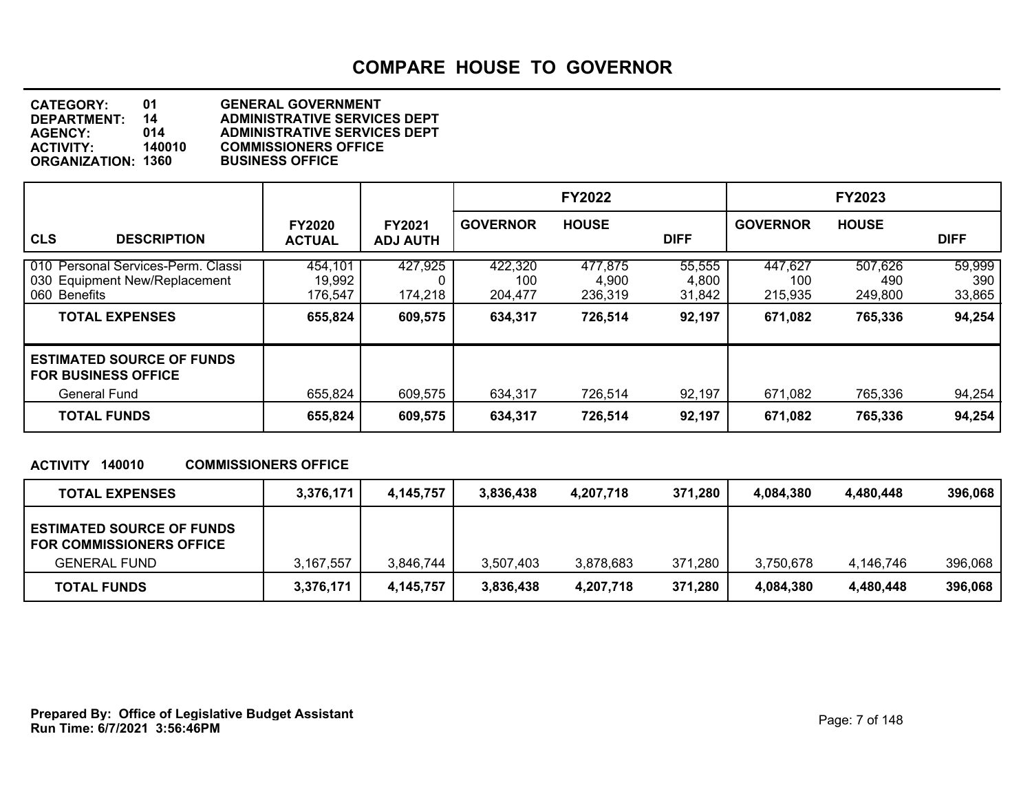# COMPARE HOUSE TO GOVERNOR

**CATEGORY:** 01 GENERAL GOVERNMENT
**DEPARTMENT:** 14 ADMINISTRATIVE SERVICES DEPT
**AGENCY:** 014 ADMINISTRATIVE SERVICES DEPT
**ACTIVITY:** 140010 COMMISSIONERS OFFICE
**ORGANIZATION:** 1360 BUSINESS OFFICE

| CLS DESCRIPTION | FY2020 ACTUAL | FY2021 ADJ AUTH | FY2022 GOVERNOR | FY2022 HOUSE | FY2022 DIFF | FY2023 GOVERNOR | FY2023 HOUSE | FY2023 DIFF |
|---|---|---|---|---|---|---|---|---|
| 010 Personal Services-Perm. Classi | 454,101 | 427,925 | 422,320 | 477,875 | 55,555 | 447,627 | 507,626 | 59,999 |
| 030 Equipment New/Replacement | 19,992 | 0 | 100 | 4,900 | 4,800 | 100 | 490 | 390 |
| 060 Benefits | 176,547 | 174,218 | 204,477 | 236,319 | 31,842 | 215,935 | 249,800 | 33,865 |
| **TOTAL EXPENSES** | **655,824** | **609,575** | **634,317** | **726,514** | **92,197** | **671,082** | **765,336** | **94,254** |
| **ESTIMATED SOURCE OF FUNDS FOR BUSINESS OFFICE** | | | | | | | | |
| General Fund | 655,824 | 609,575 | 634,317 | 726,514 | 92,197 | 671,082 | 765,336 | 94,254 |
| **TOTAL FUNDS** | **655,824** | **609,575** | **634,317** | **726,514** | **92,197** | **671,082** | **765,336** | **94,254** |

**ACTIVITY 140010 COMMISSIONERS OFFICE**

| | FY2020 ACTUAL | FY2021 ADJ AUTH | FY2022 GOVERNOR | FY2022 HOUSE | FY2022 DIFF | FY2023 GOVERNOR | FY2023 HOUSE | FY2023 DIFF |
|---|---|---|---|---|---|---|---|---|
| **TOTAL EXPENSES** | **3,376,171** | **4,145,757** | **3,836,438** | **4,207,718** | **371,280** | **4,084,380** | **4,480,448** | **396,068** |
| **ESTIMATED SOURCE OF FUNDS FOR COMMISSIONERS OFFICE** | | | | | | | | |
| GENERAL FUND | 3,167,557 | 3,846,744 | 3,507,403 | 3,878,683 | 371,280 | 3,750,678 | 4,146,746 | 396,068 |
| **TOTAL FUNDS** | **3,376,171** | **4,145,757** | **3,836,438** | **4,207,718** | **371,280** | **4,084,380** | **4,480,448** | **396,068** |

**Prepared By: Office of Legislative Budget Assistant**
**Run Time: 6/7/2021 3:56:46PM**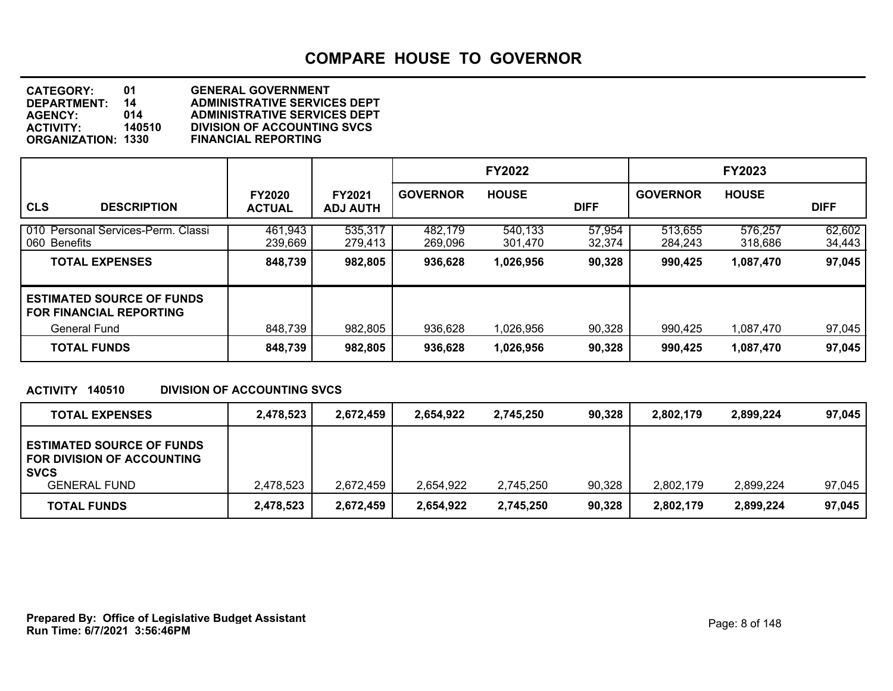# COMPARE HOUSE TO GOVERNOR

**CATEGORY:** 01 GENERAL GOVERNMENT
**DEPARTMENT:** 14 ADMINISTRATIVE SERVICES DEPT
**AGENCY:** 014 ADMINISTRATIVE SERVICES DEPT
**ACTIVITY:** 140510 DIVISION OF ACCOUNTING SVCS
**ORGANIZATION:** 1330 FINANCIAL REPORTING

| | | | FY2022 | | | FY2023 | | |
|---|---|---|---|---|---|---|---|---|
| **CLS DESCRIPTION** | **FY2020 ACTUAL** | **FY2021 ADJ AUTH** | **GOVERNOR** | **HOUSE** | **DIFF** | **GOVERNOR** | **HOUSE** | **DIFF** |
| 010 Personal Services-Perm. Classi | 461,943 | 535,317 | 482,179 | 540,133 | 57,954 | 513,655 | 576,257 | 62,602 |
| 060 Benefits | 239,669 | 279,413 | 269,096 | 301,470 | 32,374 | 284,243 | 318,686 | 34,443 |
| **TOTAL EXPENSES** | **848,739** | **982,805** | **936,628** | **1,026,956** | **90,328** | **990,425** | **1,087,470** | **97,045** |
| **ESTIMATED SOURCE OF FUNDS FOR FINANCIAL REPORTING** | | | | | | | | |
| General Fund | 848,739 | 982,805 | 936,628 | 1,026,956 | 90,328 | 990,425 | 1,087,470 | 97,045 |
| **TOTAL FUNDS** | **848,739** | **982,805** | **936,628** | **1,026,956** | **90,328** | **990,425** | **1,087,470** | **97,045** |

**ACTIVITY 140510 DIVISION OF ACCOUNTING SVCS**

| | | | | | | | | |
|---|---|---|---|---|---|---|---|---|
| **TOTAL EXPENSES** | **2,478,523** | **2,672,459** | **2,654,922** | **2,745,250** | **90,328** | **2,802,179** | **2,899,224** | **97,045** |
| **ESTIMATED SOURCE OF FUNDS FOR DIVISION OF ACCOUNTING SVCS** | | | | | | | | |
| GENERAL FUND | 2,478,523 | 2,672,459 | 2,654,922 | 2,745,250 | 90,328 | 2,802,179 | 2,899,224 | 97,045 |
| **TOTAL FUNDS** | **2,478,523** | **2,672,459** | **2,654,922** | **2,745,250** | **90,328** | **2,802,179** | **2,899,224** | **97,045** |

**Prepared By: Office of Legislative Budget Assistant**
**Run Time: 6/7/2021 3:56:46PM**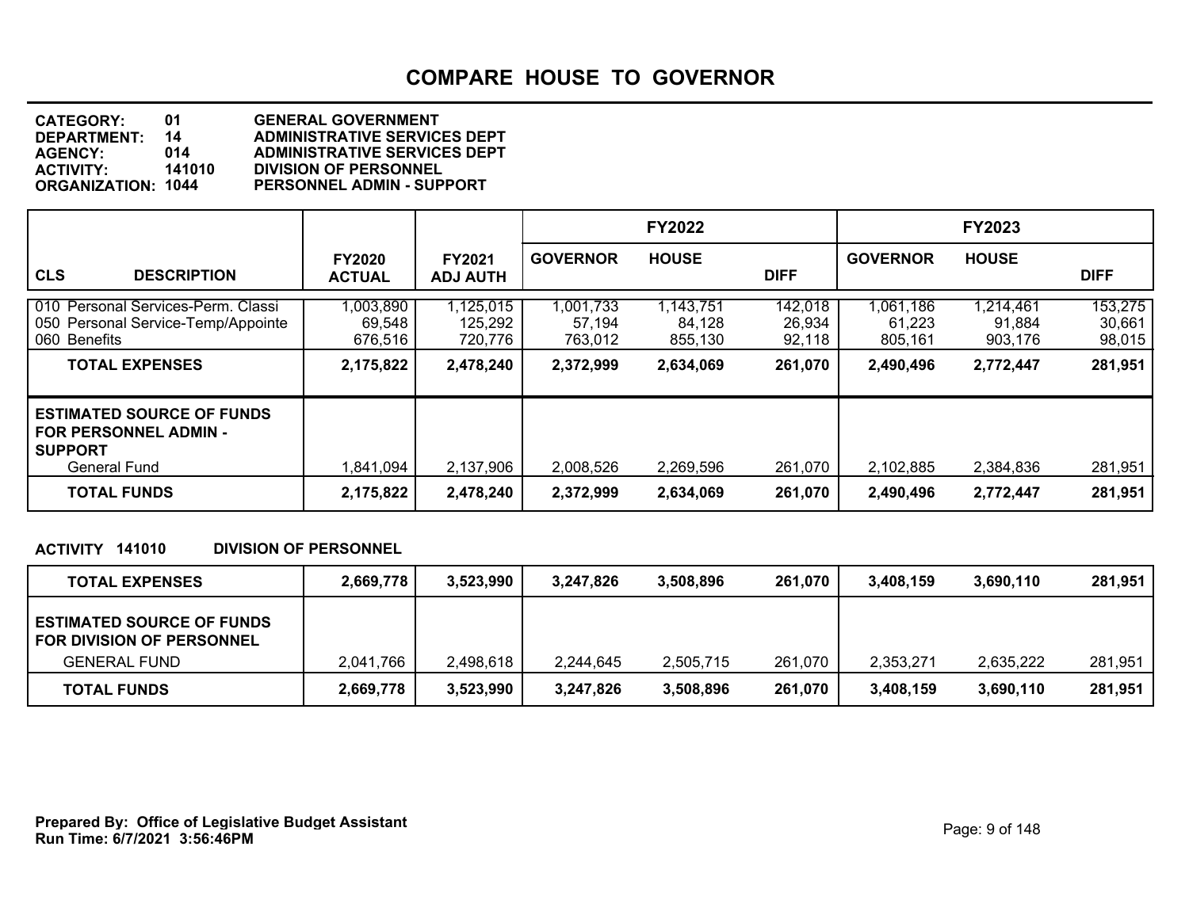# COMPARE HOUSE TO GOVERNOR

**CATEGORY:** 01 **GENERAL GOVERNMENT**
**DEPARTMENT:** 14 **ADMINISTRATIVE SERVICES DEPT**
**AGENCY:** 014 **ADMINISTRATIVE SERVICES DEPT**
**ACTIVITY:** 141010 **DIVISION OF PERSONNEL**
**ORGANIZATION:** 1044 **PERSONNEL ADMIN - SUPPORT**

| CLS DESCRIPTION | FY2020 ACTUAL | FY2021 ADJ AUTH | FY2022 GOVERNOR | FY2022 HOUSE | FY2022 DIFF | FY2023 GOVERNOR | FY2023 HOUSE | FY2023 DIFF |
|---|---|---|---|---|---|---|---|---|
| 010 Personal Services-Perm. Classi | 1,003,890 | 1,125,015 | 1,001,733 | 1,143,751 | 142,018 | 1,061,186 | 1,214,461 | 153,275 |
| 050 Personal Service-Temp/Appointe | 69,548 | 125,292 | 57,194 | 84,128 | 26,934 | 61,223 | 91,884 | 30,661 |
| 060 Benefits | 676,516 | 720,776 | 763,012 | 855,130 | 92,118 | 805,161 | 903,176 | 98,015 |
| **TOTAL EXPENSES** | **2,175,822** | **2,478,240** | **2,372,999** | **2,634,069** | **261,070** | **2,490,496** | **2,772,447** | **281,951** |
| **ESTIMATED SOURCE OF FUNDS FOR PERSONNEL ADMIN - SUPPORT** | | | | | | | | |
| General Fund | 1,841,094 | 2,137,906 | 2,008,526 | 2,269,596 | 261,070 | 2,102,885 | 2,384,836 | 281,951 |
| **TOTAL FUNDS** | **2,175,822** | **2,478,240** | **2,372,999** | **2,634,069** | **261,070** | **2,490,496** | **2,772,447** | **281,951** |

**ACTIVITY 141010 DIVISION OF PERSONNEL**

| | FY2020 ACTUAL | FY2021 ADJ AUTH | FY2022 GOVERNOR | FY2022 HOUSE | FY2022 DIFF | FY2023 GOVERNOR | FY2023 HOUSE | FY2023 DIFF |
|---|---|---|---|---|---|---|---|---|
| **TOTAL EXPENSES** | **2,669,778** | **3,523,990** | **3,247,826** | **3,508,896** | **261,070** | **3,408,159** | **3,690,110** | **281,951** |
| **ESTIMATED SOURCE OF FUNDS FOR DIVISION OF PERSONNEL** | | | | | | | | |
| GENERAL FUND | 2,041,766 | 2,498,618 | 2,244,645 | 2,505,715 | 261,070 | 2,353,271 | 2,635,222 | 281,951 |
| **TOTAL FUNDS** | **2,669,778** | **3,523,990** | **3,247,826** | **3,508,896** | **261,070** | **3,408,159** | **3,690,110** | **281,951** |

**Prepared By: Office of Legislative Budget Assistant**
**Run Time: 6/7/2021 3:56:46PM**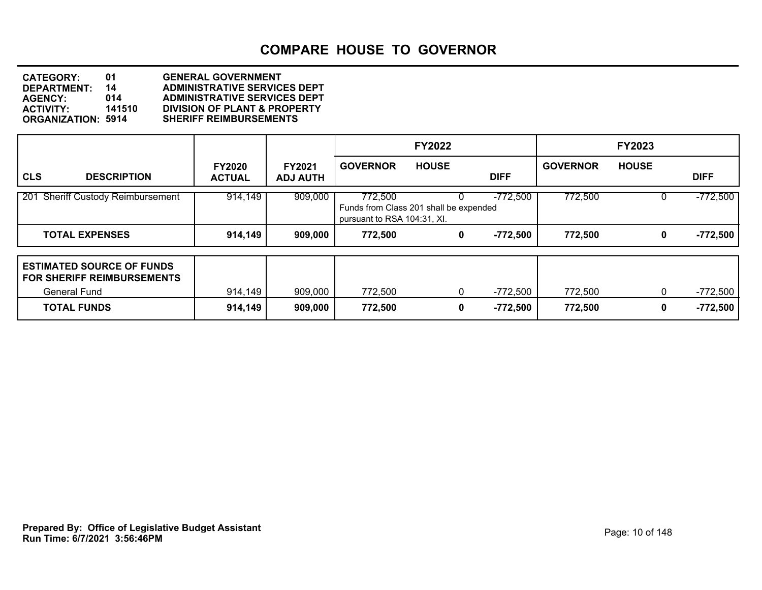# COMPARE HOUSE TO GOVERNOR

**CATEGORY:** 01 GENERAL GOVERNMENT
**DEPARTMENT:** 14 ADMINISTRATIVE SERVICES DEPT
**AGENCY:** 014 ADMINISTRATIVE SERVICES DEPT
**ACTIVITY:** 141510 DIVISION OF PLANT & PROPERTY
**ORGANIZATION:** 5914 SHERIFF REIMBURSEMENTS

| CLS | DESCRIPTION | FY2020 ACTUAL | FY2021 ADJ AUTH | FY2022 GOVERNOR | FY2022 HOUSE | FY2022 DIFF | FY2023 GOVERNOR | FY2023 HOUSE | FY2023 DIFF |
|---|---|---|---|---|---|---|---|---|---|
| 201 | Sheriff Custody Reimbursement | 914,149 | 909,000 | 772,500 | 0 | -772,500 | 772,500 | 0 | -772,500 |
| | | | | Funds from Class 201 shall be expended pursuant to RSA 104:31, XI. | | | | | |
| | **TOTAL EXPENSES** | **914,149** | **909,000** | **772,500** | **0** | **-772,500** | **772,500** | **0** | **-772,500** |

| ESTIMATED SOURCE OF FUNDS FOR SHERIFF REIMBURSEMENTS | FY2020 ACTUAL | FY2021 ADJ AUTH | FY2022 GOVERNOR | FY2022 HOUSE | FY2022 DIFF | FY2023 GOVERNOR | FY2023 HOUSE | FY2023 DIFF |
|---|---|---|---|---|---|---|---|---|
| General Fund | 914,149 | 909,000 | 772,500 | 0 | -772,500 | 772,500 | 0 | -772,500 |
| **TOTAL FUNDS** | **914,149** | **909,000** | **772,500** | **0** | **-772,500** | **772,500** | **0** | **-772,500** |

**Prepared By: Office of Legislative Budget Assistant**
**Run Time: 6/7/2021 3:56:46PM**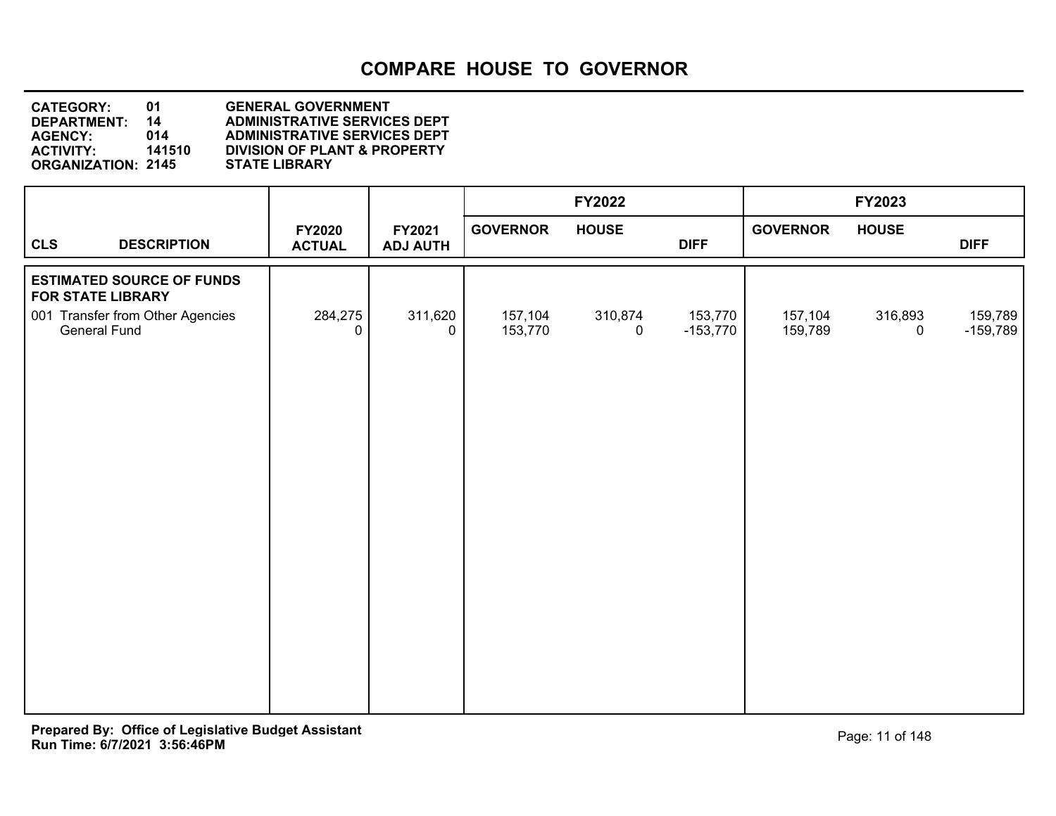# COMPARE HOUSE TO GOVERNOR

**CATEGORY:** 01 **GENERAL GOVERNMENT**
**DEPARTMENT:** 14 **ADMINISTRATIVE SERVICES DEPT**
**AGENCY:** 014 **ADMINISTRATIVE SERVICES DEPT**
**ACTIVITY:** 141510 **DIVISION OF PLANT & PROPERTY**
**ORGANIZATION:** 2145 **STATE LIBRARY**

| | | | FY2022 | | | FY2023 | | |
|---|---|---|---|---|---|---|---|---|
| **CLS DESCRIPTION** | **FY2020 ACTUAL** | **FY2021 ADJ AUTH** | **GOVERNOR** | **HOUSE** | **DIFF** | **GOVERNOR** | **HOUSE** | **DIFF** |
| **ESTIMATED SOURCE OF FUNDS FOR STATE LIBRARY** | | | | | | | | |
| 001 Transfer from Other Agencies | 284,275 | 311,620 | 157,104 | 310,874 | 153,770 | 157,104 | 316,893 | 159,789 |
| General Fund | 0 | 0 | 153,770 | 0 | -153,770 | 159,789 | 0 | -159,789 |

**Prepared By: Office of Legislative Budget Assistant**
**Run Time: 6/7/2021 3:56:46PM**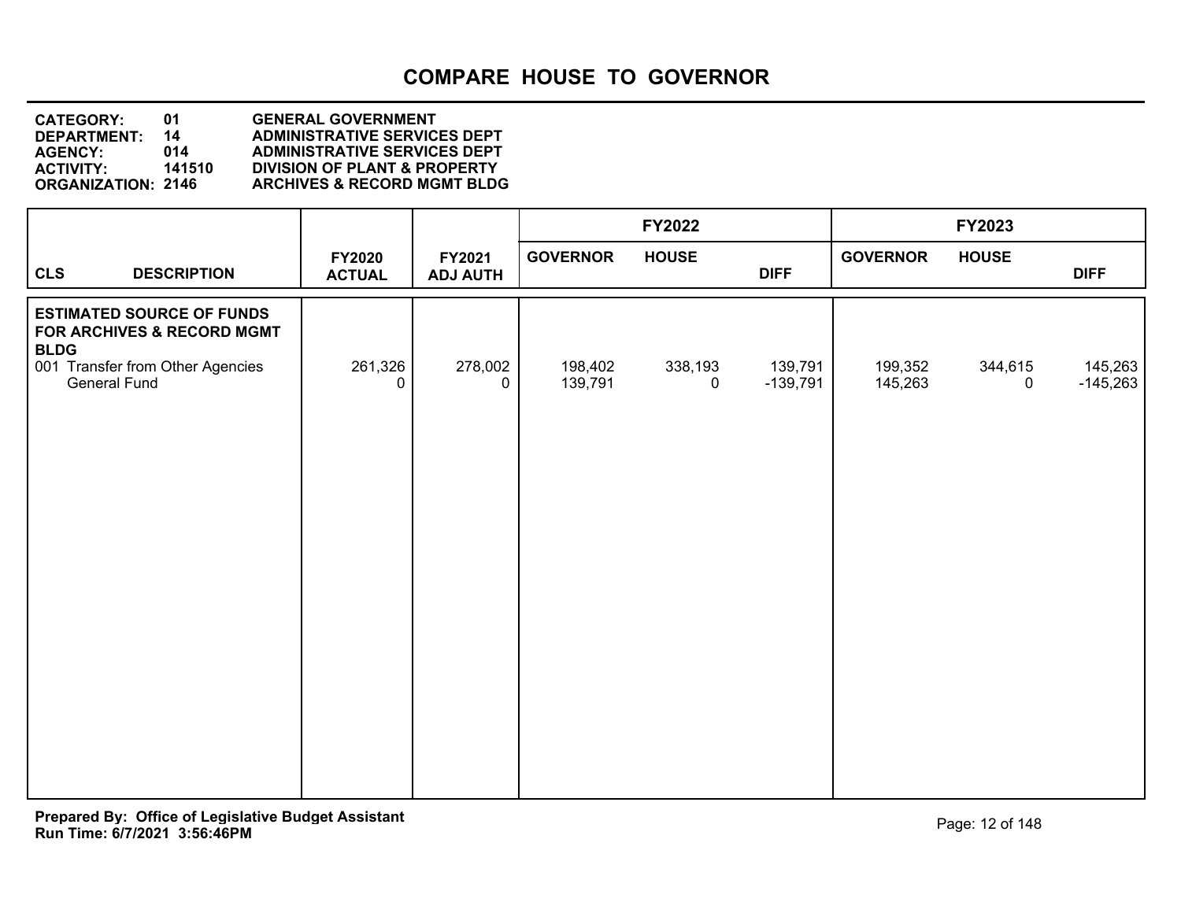# COMPARE HOUSE TO GOVERNOR

**CATEGORY:** 01 GENERAL GOVERNMENT
**DEPARTMENT:** 14 ADMINISTRATIVE SERVICES DEPT
**AGENCY:** 014 ADMINISTRATIVE SERVICES DEPT
**ACTIVITY:** 141510 DIVISION OF PLANT & PROPERTY
**ORGANIZATION:** 2146 ARCHIVES & RECORD MGMT BLDG

| CLS | DESCRIPTION | FY2020 ACTUAL | FY2021 ADJ AUTH | FY2022 GOVERNOR | FY2022 HOUSE | FY2022 DIFF | FY2023 GOVERNOR | FY2023 HOUSE | FY2023 DIFF |
|---|---|---|---|---|---|---|---|---|---|
| | **ESTIMATED SOURCE OF FUNDS FOR ARCHIVES & RECORD MGMT BLDG** | | | | | | | | |
| 001 | Transfer from Other Agencies | 261,326 | 278,002 | 198,402 | 338,193 | 139,791 | 199,352 | 344,615 | 145,263 |
| | General Fund | 0 | 0 | 139,791 | 0 | -139,791 | 145,263 | 0 | -145,263 |

**Prepared By: Office of Legislative Budget Assistant**
**Run Time: 6/7/2021 3:56:46PM**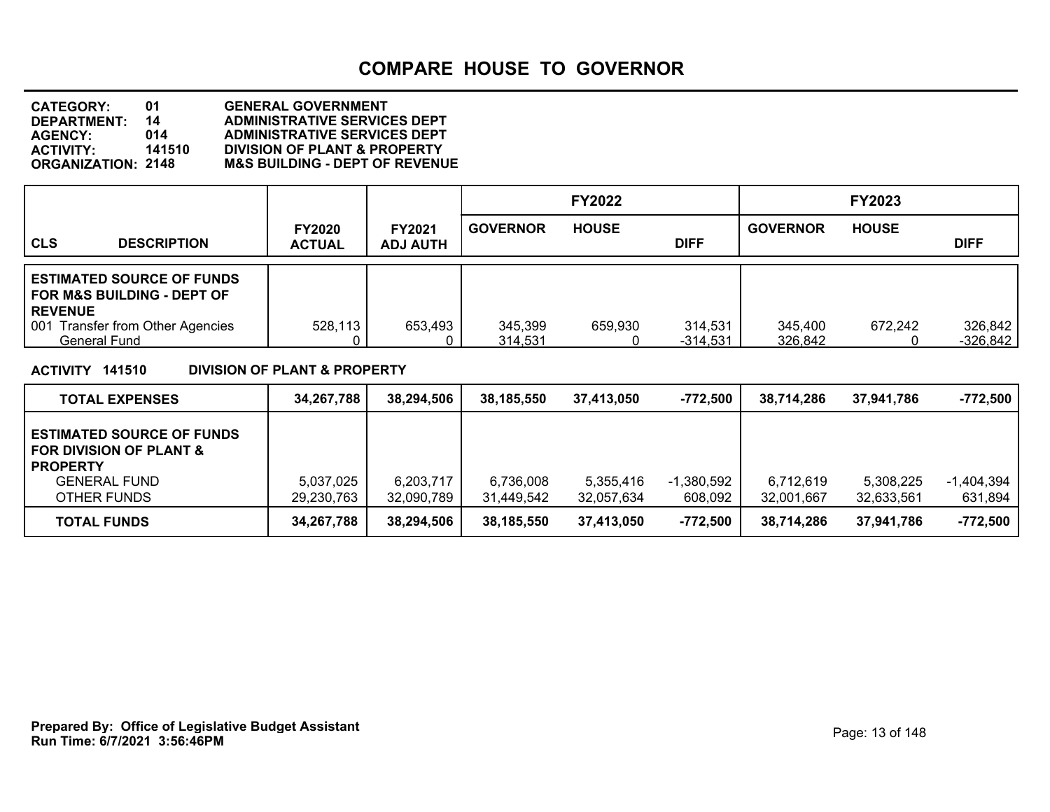# COMPARE HOUSE TO GOVERNOR

**CATEGORY:** 01 GENERAL GOVERNMENT
**DEPARTMENT:** 14 ADMINISTRATIVE SERVICES DEPT
**AGENCY:** 014 ADMINISTRATIVE SERVICES DEPT
**ACTIVITY:** 141510 DIVISION OF PLANT & PROPERTY
**ORGANIZATION:** 2148 M&S BUILDING - DEPT OF REVENUE

| CLS DESCRIPTION | FY2020 ACTUAL | FY2021 ADJ AUTH | FY2022 GOVERNOR | FY2022 HOUSE | FY2022 DIFF | FY2023 GOVERNOR | FY2023 HOUSE | FY2023 DIFF |
|---|---|---|---|---|---|---|---|---|
| **ESTIMATED SOURCE OF FUNDS FOR M&S BUILDING - DEPT OF REVENUE** | | | | | | | | |
| 001 Transfer from Other Agencies | 528,113 | 653,493 | 345,399 | 659,930 | 314,531 | 345,400 | 672,242 | 326,842 |
| General Fund | 0 | 0 | 314,531 | 0 | -314,531 | 326,842 | 0 | -326,842 |

**ACTIVITY 141510 DIVISION OF PLANT & PROPERTY**

| | FY2020 ACTUAL | FY2021 ADJ AUTH | FY2022 GOVERNOR | FY2022 HOUSE | FY2022 DIFF | FY2023 GOVERNOR | FY2023 HOUSE | FY2023 DIFF |
|---|---|---|---|---|---|---|---|---|
| **TOTAL EXPENSES** | **34,267,788** | **38,294,506** | **38,185,550** | **37,413,050** | **-772,500** | **38,714,286** | **37,941,786** | **-772,500** |
| **ESTIMATED SOURCE OF FUNDS FOR DIVISION OF PLANT & PROPERTY** | | | | | | | | |
| GENERAL FUND | 5,037,025 | 6,203,717 | 6,736,008 | 5,355,416 | -1,380,592 | 6,712,619 | 5,308,225 | -1,404,394 |
| OTHER FUNDS | 29,230,763 | 32,090,789 | 31,449,542 | 32,057,634 | 608,092 | 32,001,667 | 32,633,561 | 631,894 |
| **TOTAL FUNDS** | **34,267,788** | **38,294,506** | **38,185,550** | **37,413,050** | **-772,500** | **38,714,286** | **37,941,786** | **-772,500** |

**Prepared By: Office of Legislative Budget Assistant**
**Run Time: 6/7/2021 3:56:46PM**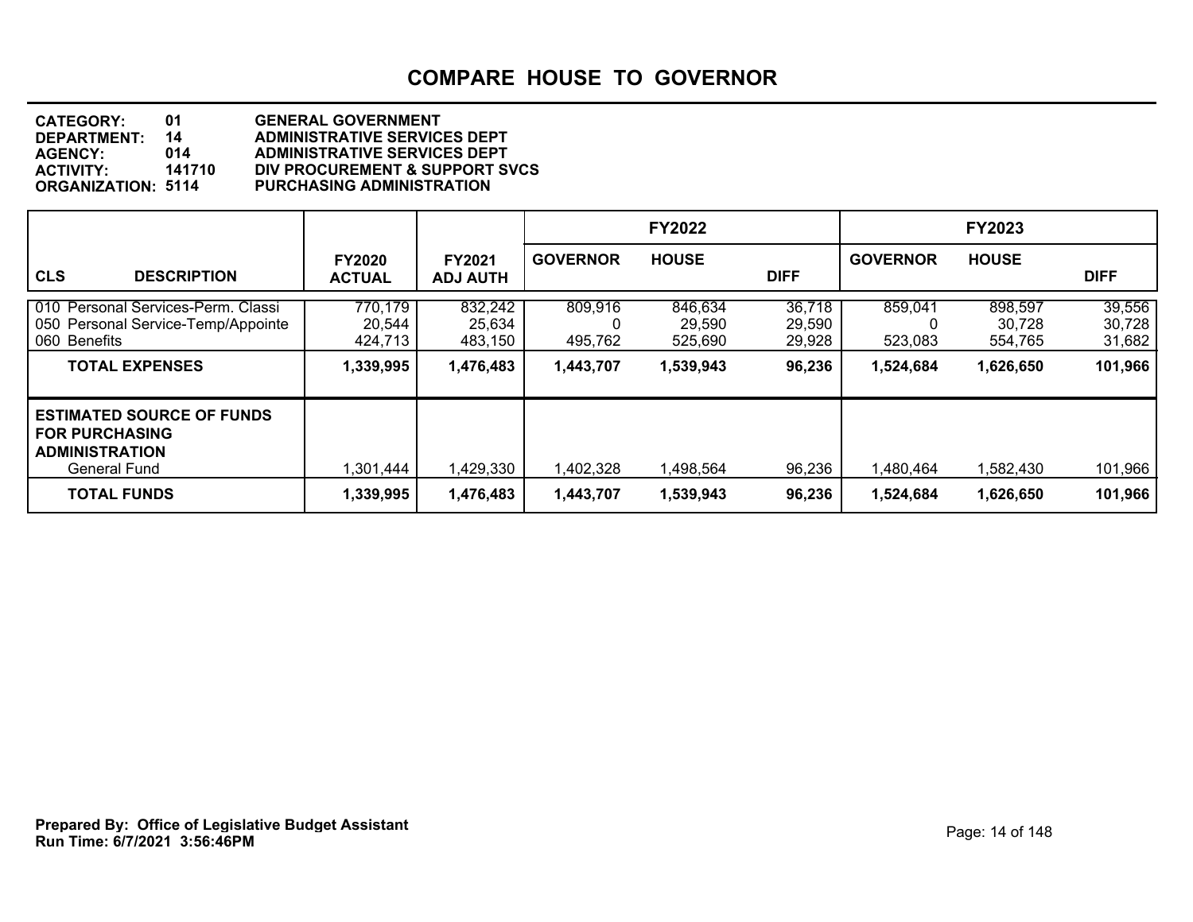# COMPARE HOUSE TO GOVERNOR

**CATEGORY:** 01 GENERAL GOVERNMENT
**DEPARTMENT:** 14 ADMINISTRATIVE SERVICES DEPT
**AGENCY:** 014 ADMINISTRATIVE SERVICES DEPT
**ACTIVITY:** 141710 DIV PROCUREMENT & SUPPORT SVCS
**ORGANIZATION:** 5114 PURCHASING ADMINISTRATION

| CLS | DESCRIPTION | FY2020 ACTUAL | FY2021 ADJ AUTH | FY2022 GOVERNOR | FY2022 HOUSE | FY2022 DIFF | FY2023 GOVERNOR | FY2023 HOUSE | FY2023 DIFF |
|---|---|---|---|---|---|---|---|---|---|
| 010 | Personal Services-Perm. Classi | 770,179 | 832,242 | 809,916 | 846,634 | 36,718 | 859,041 | 898,597 | 39,556 |
| 050 | Personal Service-Temp/Appointe | 20,544 | 25,634 | 0 | 29,590 | 29,590 | 0 | 30,728 | 30,728 |
| 060 | Benefits | 424,713 | 483,150 | 495,762 | 525,690 | 29,928 | 523,083 | 554,765 | 31,682 |
| | **TOTAL EXPENSES** | **1,339,995** | **1,476,483** | **1,443,707** | **1,539,943** | **96,236** | **1,524,684** | **1,626,650** | **101,966** |
| | **ESTIMATED SOURCE OF FUNDS FOR PURCHASING ADMINISTRATION** | | | | | | | | |
| | General Fund | 1,301,444 | 1,429,330 | 1,402,328 | 1,498,564 | 96,236 | 1,480,464 | 1,582,430 | 101,966 |
| | **TOTAL FUNDS** | **1,339,995** | **1,476,483** | **1,443,707** | **1,539,943** | **96,236** | **1,524,684** | **1,626,650** | **101,966** |

**Prepared By: Office of Legislative Budget Assistant**
**Run Time: 6/7/2021 3:56:46PM**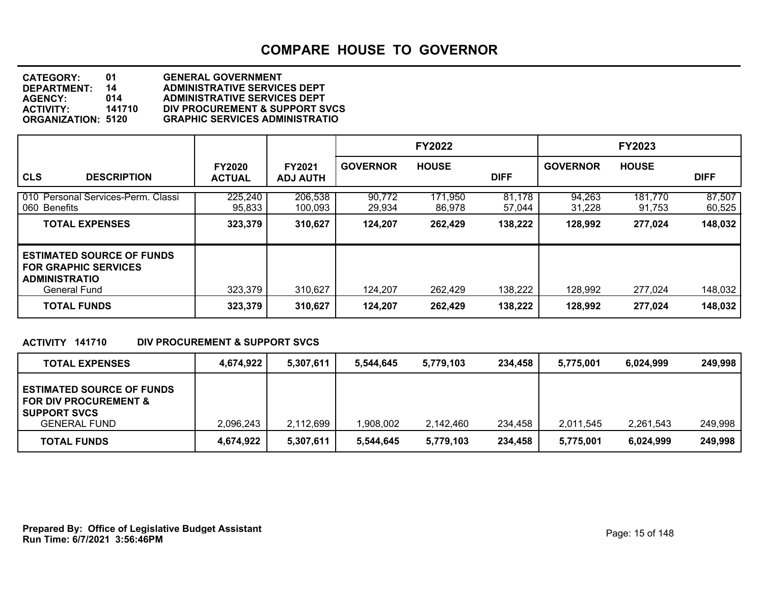# COMPARE HOUSE TO GOVERNOR

**CATEGORY:** 01 GENERAL GOVERNMENT
**DEPARTMENT:** 14 ADMINISTRATIVE SERVICES DEPT
**AGENCY:** 014 ADMINISTRATIVE SERVICES DEPT
**ACTIVITY:** 141710 DIV PROCUREMENT & SUPPORT SVCS
**ORGANIZATION:** 5120 GRAPHIC SERVICES ADMINISTRATIO

| CLS DESCRIPTION | FY2020 ACTUAL | FY2021 ADJ AUTH | FY2022 GOVERNOR | FY2022 HOUSE | FY2022 DIFF | FY2023 GOVERNOR | FY2023 HOUSE | FY2023 DIFF |
|---|---|---|---|---|---|---|---|---|
| 010 Personal Services-Perm. Classi | 225,240 | 206,538 | 90,772 | 171,950 | 81,178 | 94,263 | 181,770 | 87,507 |
| 060 Benefits | 95,833 | 100,093 | 29,934 | 86,978 | 57,044 | 31,228 | 91,753 | 60,525 |
| **TOTAL EXPENSES** | **323,379** | **310,627** | **124,207** | **262,429** | **138,222** | **128,992** | **277,024** | **148,032** |
| **ESTIMATED SOURCE OF FUNDS FOR GRAPHIC SERVICES ADMINISTRATIO** | | | | | | | | |
| General Fund | 323,379 | 310,627 | 124,207 | 262,429 | 138,222 | 128,992 | 277,024 | 148,032 |
| **TOTAL FUNDS** | **323,379** | **310,627** | **124,207** | **262,429** | **138,222** | **128,992** | **277,024** | **148,032** |

**ACTIVITY 141710 DIV PROCUREMENT & SUPPORT SVCS**

| | FY2020 ACTUAL | FY2021 ADJ AUTH | FY2022 GOVERNOR | FY2022 HOUSE | FY2022 DIFF | FY2023 GOVERNOR | FY2023 HOUSE | FY2023 DIFF |
|---|---|---|---|---|---|---|---|---|
| **TOTAL EXPENSES** | **4,674,922** | **5,307,611** | **5,544,645** | **5,779,103** | **234,458** | **5,775,001** | **6,024,999** | **249,998** |
| **ESTIMATED SOURCE OF FUNDS FOR DIV PROCUREMENT & SUPPORT SVCS** | | | | | | | | |
| GENERAL FUND | 2,096,243 | 2,112,699 | 1,908,002 | 2,142,460 | 234,458 | 2,011,545 | 2,261,543 | 249,998 |
| **TOTAL FUNDS** | **4,674,922** | **5,307,611** | **5,544,645** | **5,779,103** | **234,458** | **5,775,001** | **6,024,999** | **249,998** |

**Prepared By: Office of Legislative Budget Assistant**
**Run Time: 6/7/2021 3:56:46PM**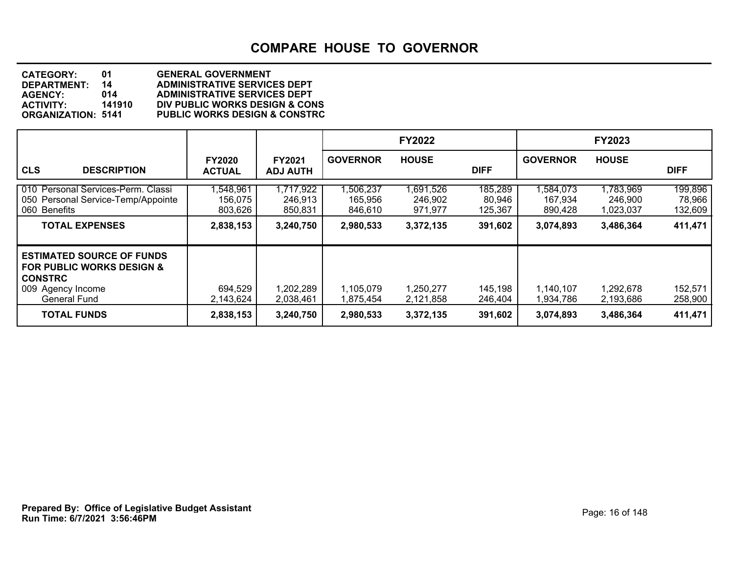# COMPARE HOUSE TO GOVERNOR

**CATEGORY:** 01 **GENERAL GOVERNMENT**
**DEPARTMENT:** 14 **ADMINISTRATIVE SERVICES DEPT**
**AGENCY:** 014 **ADMINISTRATIVE SERVICES DEPT**
**ACTIVITY:** 141910 **DIV PUBLIC WORKS DESIGN & CONS**
**ORGANIZATION:** 5141 **PUBLIC WORKS DESIGN & CONSTRC**

| CLS DESCRIPTION | FY2020 ACTUAL | FY2021 ADJ AUTH | FY2022 GOVERNOR | FY2022 HOUSE | FY2022 DIFF | FY2023 GOVERNOR | FY2023 HOUSE | FY2023 DIFF |
|---|---|---|---|---|---|---|---|---|
| 010 Personal Services-Perm. Classi | 1,548,961 | 1,717,922 | 1,506,237 | 1,691,526 | 185,289 | 1,584,073 | 1,783,969 | 199,896 |
| 050 Personal Service-Temp/Appointe | 156,075 | 246,913 | 165,956 | 246,902 | 80,946 | 167,934 | 246,900 | 78,966 |
| 060 Benefits | 803,626 | 850,831 | 846,610 | 971,977 | 125,367 | 890,428 | 1,023,037 | 132,609 |
| **TOTAL EXPENSES** | **2,838,153** | **3,240,750** | **2,980,533** | **3,372,135** | **391,602** | **3,074,893** | **3,486,364** | **411,471** |
| **ESTIMATED SOURCE OF FUNDS FOR PUBLIC WORKS DESIGN & CONSTRC** | | | | | | | | |
| 009 Agency Income | 694,529 | 1,202,289 | 1,105,079 | 1,250,277 | 145,198 | 1,140,107 | 1,292,678 | 152,571 |
| General Fund | 2,143,624 | 2,038,461 | 1,875,454 | 2,121,858 | 246,404 | 1,934,786 | 2,193,686 | 258,900 |
| **TOTAL FUNDS** | **2,838,153** | **3,240,750** | **2,980,533** | **3,372,135** | **391,602** | **3,074,893** | **3,486,364** | **411,471** |

**Prepared By: Office of Legislative Budget Assistant**
**Run Time: 6/7/2021 3:56:46PM**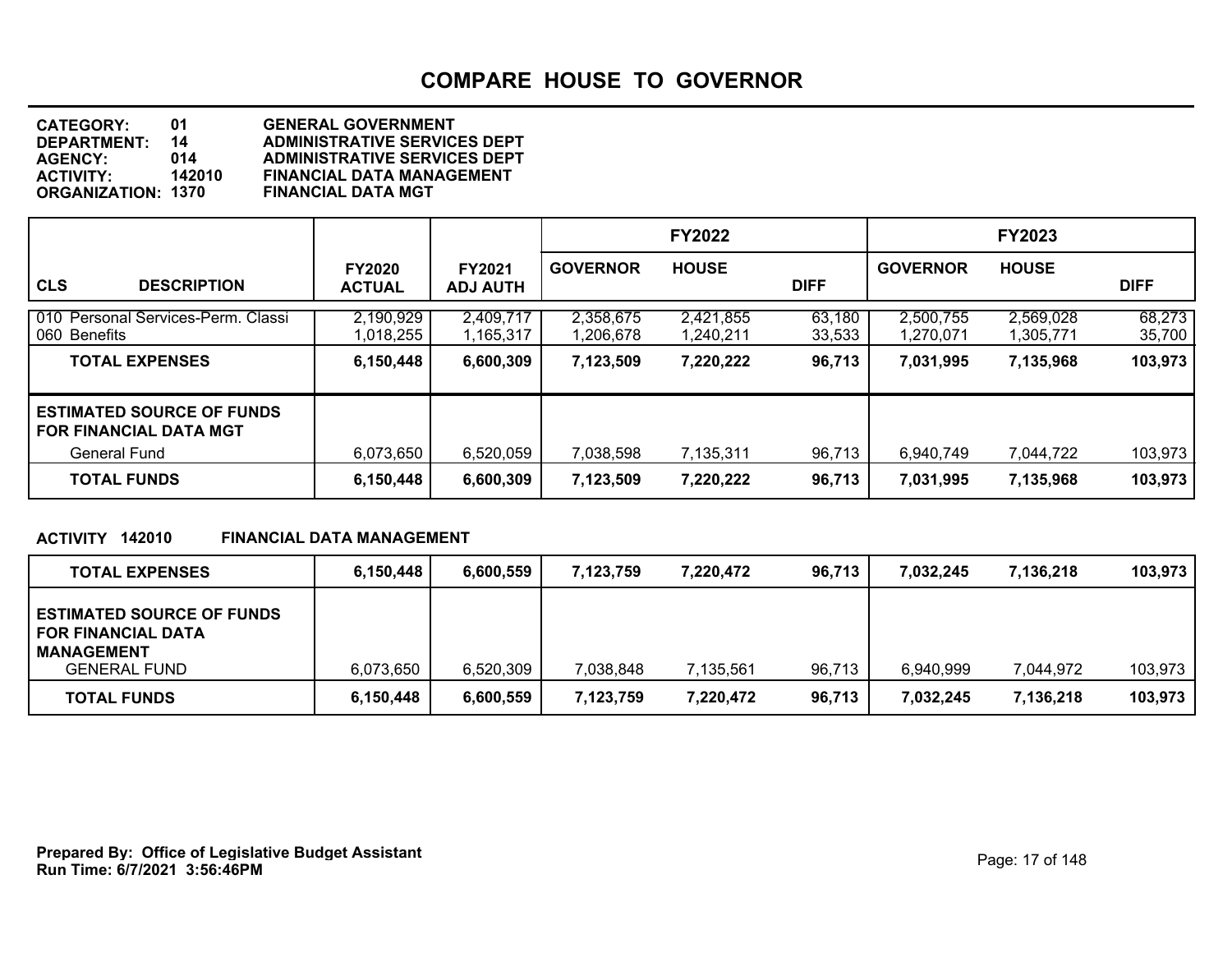# COMPARE HOUSE TO GOVERNOR

**CATEGORY:** 01 GENERAL GOVERNMENT
**DEPARTMENT:** 14 ADMINISTRATIVE SERVICES DEPT
**AGENCY:** 014 ADMINISTRATIVE SERVICES DEPT
**ACTIVITY:** 142010 FINANCIAL DATA MANAGEMENT
**ORGANIZATION:** 1370 FINANCIAL DATA MGT

| CLS DESCRIPTION | FY2020 ACTUAL | FY2021 ADJ AUTH | FY2022 GOVERNOR | FY2022 HOUSE | FY2022 DIFF | FY2023 GOVERNOR | FY2023 HOUSE | FY2023 DIFF |
|---|---|---|---|---|---|---|---|---|
| 010 Personal Services-Perm. Classi | 2,190,929 | 2,409,717 | 2,358,675 | 2,421,855 | 63,180 | 2,500,755 | 2,569,028 | 68,273 |
| 060 Benefits | 1,018,255 | 1,165,317 | 1,206,678 | 1,240,211 | 33,533 | 1,270,071 | 1,305,771 | 35,700 |
| **TOTAL EXPENSES** | **6,150,448** | **6,600,309** | **7,123,509** | **7,220,222** | **96,713** | **7,031,995** | **7,135,968** | **103,973** |
| **ESTIMATED SOURCE OF FUNDS FOR FINANCIAL DATA MGT** | | | | | | | | |
| General Fund | 6,073,650 | 6,520,059 | 7,038,598 | 7,135,311 | 96,713 | 6,940,749 | 7,044,722 | 103,973 |
| **TOTAL FUNDS** | **6,150,448** | **6,600,309** | **7,123,509** | **7,220,222** | **96,713** | **7,031,995** | **7,135,968** | **103,973** |

**ACTIVITY 142010 FINANCIAL DATA MANAGEMENT**

| | FY2020 ACTUAL | FY2021 ADJ AUTH | FY2022 GOVERNOR | FY2022 HOUSE | FY2022 DIFF | FY2023 GOVERNOR | FY2023 HOUSE | FY2023 DIFF |
|---|---|---|---|---|---|---|---|---|
| **TOTAL EXPENSES** | **6,150,448** | **6,600,559** | **7,123,759** | **7,220,472** | **96,713** | **7,032,245** | **7,136,218** | **103,973** |
| **ESTIMATED SOURCE OF FUNDS FOR FINANCIAL DATA MANAGEMENT** | | | | | | | | |
| GENERAL FUND | 6,073,650 | 6,520,309 | 7,038,848 | 7,135,561 | 96,713 | 6,940,999 | 7,044,972 | 103,973 |
| **TOTAL FUNDS** | **6,150,448** | **6,600,559** | **7,123,759** | **7,220,472** | **96,713** | **7,032,245** | **7,136,218** | **103,973** |

**Prepared By: Office of Legislative Budget Assistant**
**Run Time: 6/7/2021 3:56:46PM**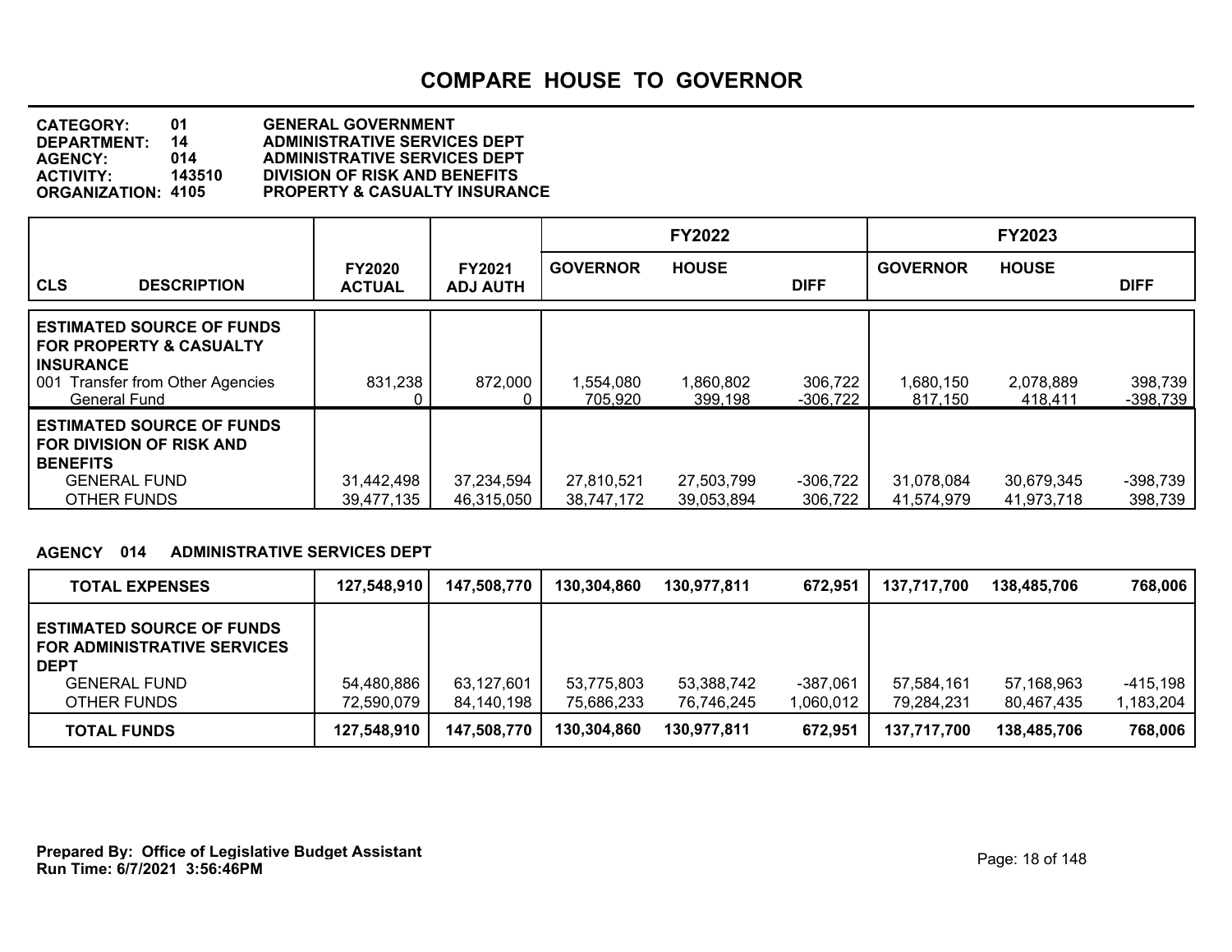# COMPARE HOUSE TO GOVERNOR

**CATEGORY:** 01 GENERAL GOVERNMENT
**DEPARTMENT:** 14 ADMINISTRATIVE SERVICES DEPT
**AGENCY:** 014 ADMINISTRATIVE SERVICES DEPT
**ACTIVITY:** 143510 DIVISION OF RISK AND BENEFITS
**ORGANIZATION:** 4105 PROPERTY & CASUALTY INSURANCE

| CLS DESCRIPTION | FY2020 ACTUAL | FY2021 ADJ AUTH | FY2022 GOVERNOR | FY2022 HOUSE | FY2022 DIFF | FY2023 GOVERNOR | FY2023 HOUSE | FY2023 DIFF |
|---|---|---|---|---|---|---|---|---|
| **ESTIMATED SOURCE OF FUNDS FOR PROPERTY & CASUALTY INSURANCE** | | | | | | | | |
| 001 Transfer from Other Agencies | 831,238 | 872,000 | 1,554,080 | 1,860,802 | 306,722 | 1,680,150 | 2,078,889 | 398,739 |
| General Fund | 0 | 0 | 705,920 | 399,198 | -306,722 | 817,150 | 418,411 | -398,739 |
| **ESTIMATED SOURCE OF FUNDS FOR DIVISION OF RISK AND BENEFITS** | | | | | | | | |
| GENERAL FUND | 31,442,498 | 37,234,594 | 27,810,521 | 27,503,799 | -306,722 | 31,078,084 | 30,679,345 | -398,739 |
| OTHER FUNDS | 39,477,135 | 46,315,050 | 38,747,172 | 39,053,894 | 306,722 | 41,574,979 | 41,973,718 | 398,739 |

**AGENCY 014 ADMINISTRATIVE SERVICES DEPT**

| | FY2020 ACTUAL | FY2021 ADJ AUTH | FY2022 GOVERNOR | FY2022 HOUSE | FY2022 DIFF | FY2023 GOVERNOR | FY2023 HOUSE | FY2023 DIFF |
|---|---|---|---|---|---|---|---|---|
| **TOTAL EXPENSES** | **127,548,910** | **147,508,770** | **130,304,860** | **130,977,811** | **672,951** | **137,717,700** | **138,485,706** | **768,006** |
| **ESTIMATED SOURCE OF FUNDS FOR ADMINISTRATIVE SERVICES DEPT** | | | | | | | | |
| GENERAL FUND | 54,480,886 | 63,127,601 | 53,775,803 | 53,388,742 | -387,061 | 57,584,161 | 57,168,963 | -415,198 |
| OTHER FUNDS | 72,590,079 | 84,140,198 | 75,686,233 | 76,746,245 | 1,060,012 | 79,284,231 | 80,467,435 | 1,183,204 |
| **TOTAL FUNDS** | **127,548,910** | **147,508,770** | **130,304,860** | **130,977,811** | **672,951** | **137,717,700** | **138,485,706** | **768,006** |

**Prepared By: Office of Legislative Budget Assistant**
**Run Time: 6/7/2021 3:56:46PM**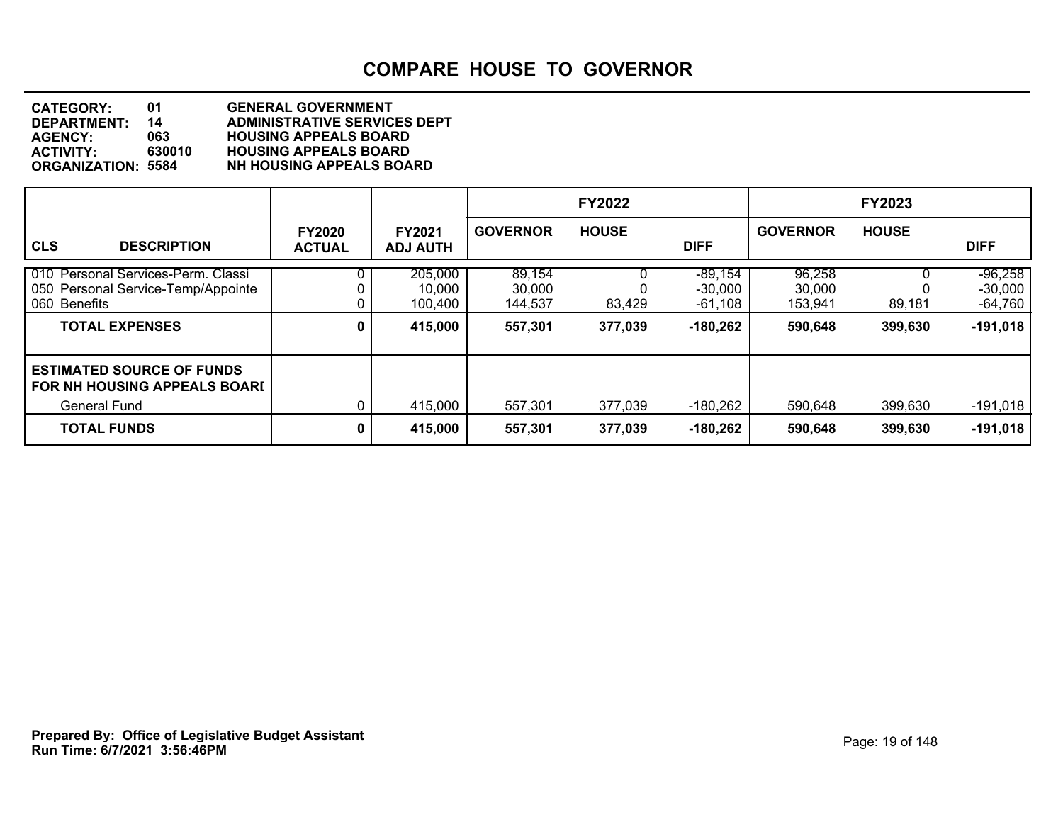# COMPARE HOUSE TO GOVERNOR

**CATEGORY:** 01 GENERAL GOVERNMENT
**DEPARTMENT:** 14 ADMINISTRATIVE SERVICES DEPT
**AGENCY:** 063 HOUSING APPEALS BOARD
**ACTIVITY:** 630010 HOUSING APPEALS BOARD
**ORGANIZATION:** 5584 NH HOUSING APPEALS BOARD

| | | | FY2022 | | | FY2023 | | |
|---|---|---|---|---|---|---|---|---|
| **CLS DESCRIPTION** | **FY2020 ACTUAL** | **FY2021 ADJ AUTH** | **GOVERNOR** | **HOUSE** | **DIFF** | **GOVERNOR** | **HOUSE** | **DIFF** |
| 010 Personal Services-Perm. Classi | 0 | 205,000 | 89,154 | 0 | -89,154 | 96,258 | 0 | -96,258 |
| 050 Personal Service-Temp/Appointe | 0 | 10,000 | 30,000 | 0 | -30,000 | 30,000 | 0 | -30,000 |
| 060 Benefits | 0 | 100,400 | 144,537 | 83,429 | -61,108 | 153,941 | 89,181 | -64,760 |
| **TOTAL EXPENSES** | **0** | **415,000** | **557,301** | **377,039** | **-180,262** | **590,648** | **399,630** | **-191,018** |
| **ESTIMATED SOURCE OF FUNDS FOR NH HOUSING APPEALS BOARI** | | | | | | | | |
| General Fund | 0 | 415,000 | 557,301 | 377,039 | -180,262 | 590,648 | 399,630 | -191,018 |
| **TOTAL FUNDS** | **0** | **415,000** | **557,301** | **377,039** | **-180,262** | **590,648** | **399,630** | **-191,018** |

**Prepared By: Office of Legislative Budget Assistant**
**Run Time: 6/7/2021 3:56:46PM**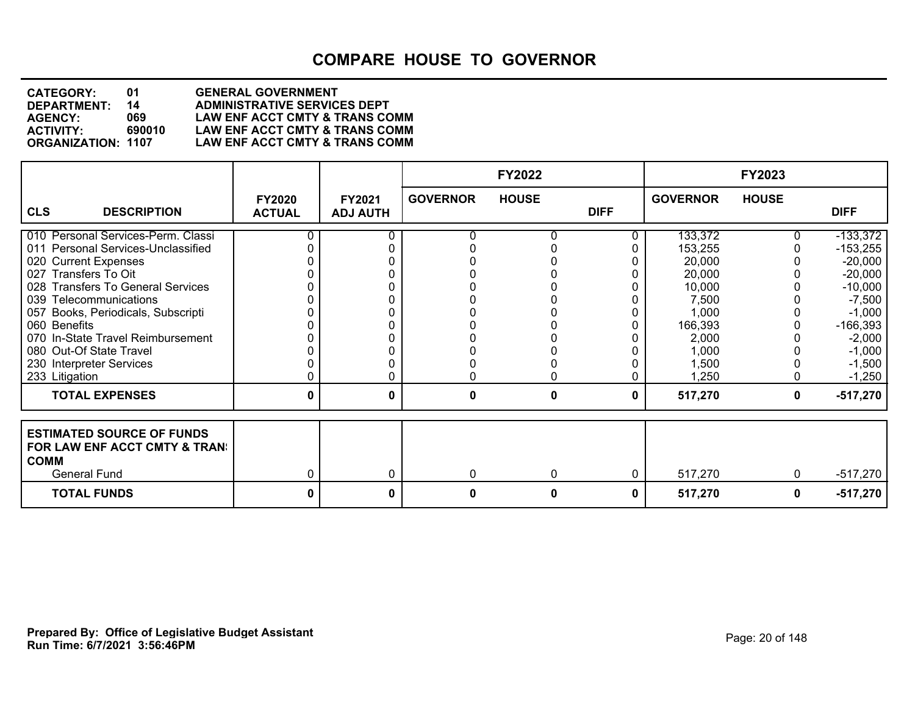# COMPARE HOUSE TO GOVERNOR

**CATEGORY:** 01 GENERAL GOVERNMENT
**DEPARTMENT:** 14 ADMINISTRATIVE SERVICES DEPT
**AGENCY:** 069 LAW ENF ACCT CMTY & TRANS COMM
**ACTIVITY:** 690010 LAW ENF ACCT CMTY & TRANS COMM
**ORGANIZATION:** 1107 LAW ENF ACCT CMTY & TRANS COMM

| CLS | DESCRIPTION | FY2020 ACTUAL | FY2021 ADJ AUTH | FY2022 GOVERNOR | FY2022 HOUSE | FY2022 DIFF | FY2023 GOVERNOR | FY2023 HOUSE | FY2023 DIFF |
|---|---|---|---|---|---|---|---|---|---|
| 010 | Personal Services-Perm. Classi | 0 | 0 | 0 | 0 | 0 | 133,372 | 0 | -133,372 |
| 011 | Personal Services-Unclassified | 0 | 0 | 0 | 0 | 0 | 153,255 | 0 | -153,255 |
| 020 | Current Expenses | 0 | 0 | 0 | 0 | 0 | 20,000 | 0 | -20,000 |
| 027 | Transfers To Oit | 0 | 0 | 0 | 0 | 0 | 20,000 | 0 | -20,000 |
| 028 | Transfers To General Services | 0 | 0 | 0 | 0 | 0 | 10,000 | 0 | -10,000 |
| 039 | Telecommunications | 0 | 0 | 0 | 0 | 0 | 7,500 | 0 | -7,500 |
| 057 | Books, Periodicals, Subscripti | 0 | 0 | 0 | 0 | 0 | 1,000 | 0 | -1,000 |
| 060 | Benefits | 0 | 0 | 0 | 0 | 0 | 166,393 | 0 | -166,393 |
| 070 | In-State Travel Reimbursement | 0 | 0 | 0 | 0 | 0 | 2,000 | 0 | -2,000 |
| 080 | Out-Of State Travel | 0 | 0 | 0 | 0 | 0 | 1,000 | 0 | -1,000 |
| 230 | Interpreter Services | 0 | 0 | 0 | 0 | 0 | 1,500 | 0 | -1,500 |
| 233 | Litigation | 0 | 0 | 0 | 0 | 0 | 1,250 | 0 | -1,250 |
| | **TOTAL EXPENSES** | **0** | **0** | **0** | **0** | **0** | **517,270** | **0** | **-517,270** |

| ESTIMATED SOURCE OF FUNDS FOR LAW ENF ACCT CMTY & TRANS COMM | FY2020 ACTUAL | FY2021 ADJ AUTH | FY2022 GOVERNOR | FY2022 HOUSE | FY2022 DIFF | FY2023 GOVERNOR | FY2023 HOUSE | FY2023 DIFF |
|---|---|---|---|---|---|---|---|---|
| General Fund | 0 | 0 | 0 | 0 | 0 | 517,270 | 0 | -517,270 |
| **TOTAL FUNDS** | **0** | **0** | **0** | **0** | **0** | **517,270** | **0** | **-517,270** |

**Prepared By: Office of Legislative Budget Assistant**
**Run Time: 6/7/2021 3:56:46PM**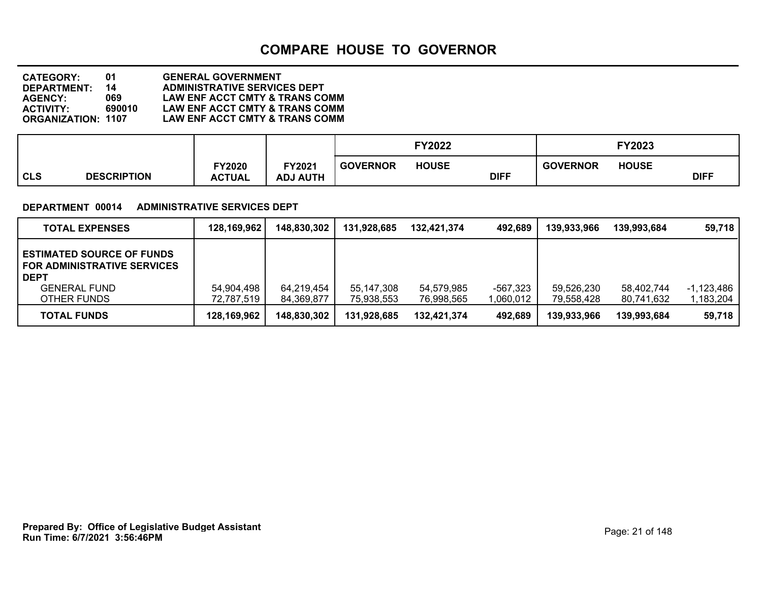# COMPARE HOUSE TO GOVERNOR

**CATEGORY:** 01 GENERAL GOVERNMENT
**DEPARTMENT:** 14 ADMINISTRATIVE SERVICES DEPT
**AGENCY:** 069 LAW ENF ACCT CMTY & TRANS COMM
**ACTIVITY:** 690010 LAW ENF ACCT CMTY & TRANS COMM
**ORGANIZATION:** 1107 LAW ENF ACCT CMTY & TRANS COMM

**DEPARTMENT 00014 ADMINISTRATIVE SERVICES DEPT**

| CLS DESCRIPTION | FY2020 ACTUAL | FY2021 ADJ AUTH | FY2022 GOVERNOR | FY2022 HOUSE | FY2022 DIFF | FY2023 GOVERNOR | FY2023 HOUSE | FY2023 DIFF |
|---|---|---|---|---|---|---|---|---|
| **TOTAL EXPENSES** | **128,169,962** | **148,830,302** | **131,928,685** | **132,421,374** | **492,689** | **139,933,966** | **139,993,684** | **59,718** |
| **ESTIMATED SOURCE OF FUNDS FOR ADMINISTRATIVE SERVICES DEPT** | | | | | | | | |
| GENERAL FUND | 54,904,498 | 64,219,454 | 55,147,308 | 54,579,985 | -567,323 | 59,526,230 | 58,402,744 | -1,123,486 |
| OTHER FUNDS | 72,787,519 | 84,369,877 | 75,938,553 | 76,998,565 | 1,060,012 | 79,558,428 | 80,741,632 | 1,183,204 |
| **TOTAL FUNDS** | **128,169,962** | **148,830,302** | **131,928,685** | **132,421,374** | **492,689** | **139,933,966** | **139,993,684** | **59,718** |

**Prepared By: Office of Legislative Budget Assistant**
**Run Time: 6/7/2021 3:56:46PM**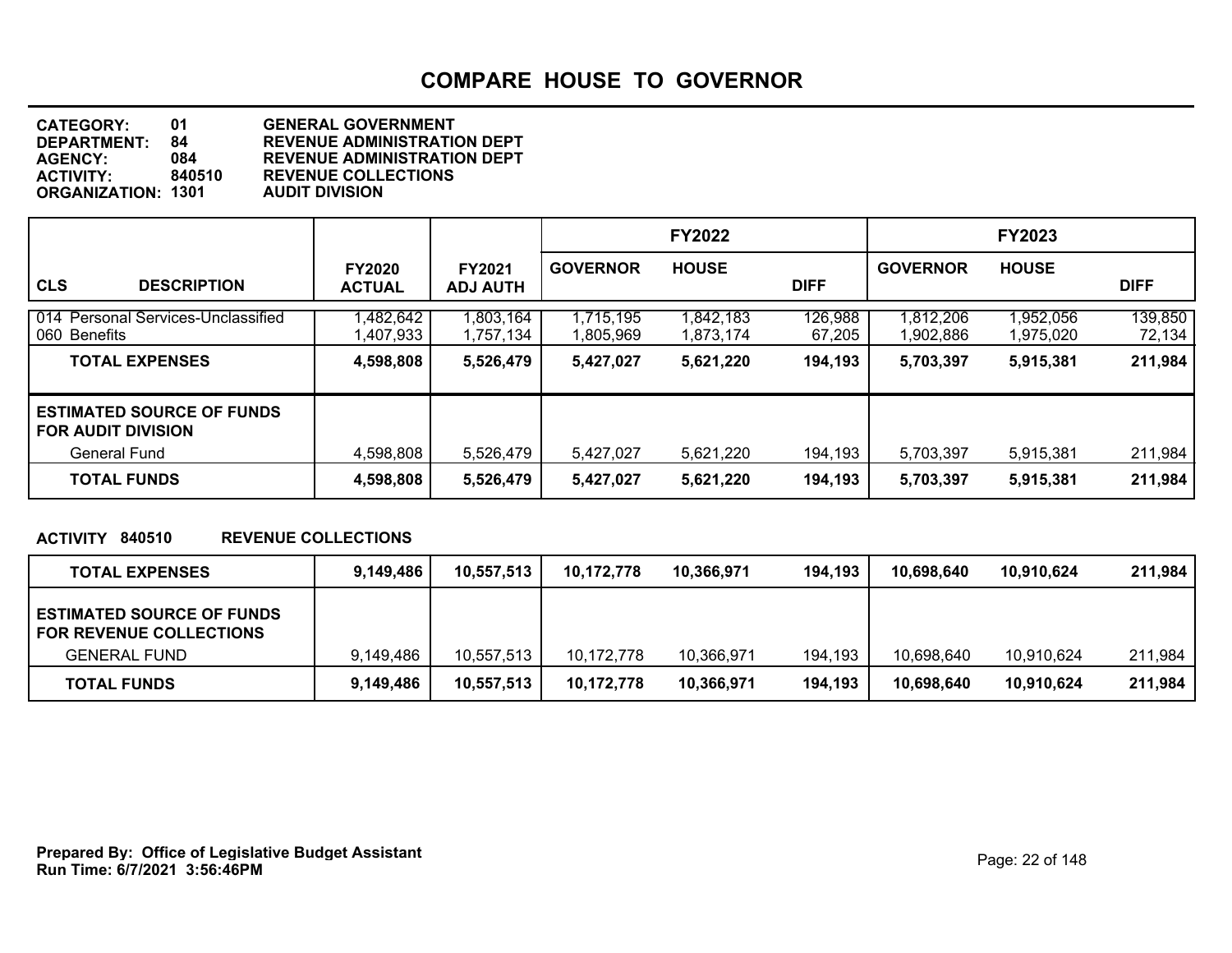# COMPARE HOUSE TO GOVERNOR

**CATEGORY:** 01 GENERAL GOVERNMENT
**DEPARTMENT:** 84 REVENUE ADMINISTRATION DEPT
**AGENCY:** 084 REVENUE ADMINISTRATION DEPT
**ACTIVITY:** 840510 REVENUE COLLECTIONS
**ORGANIZATION:** 1301 AUDIT DIVISION

| CLS DESCRIPTION | FY2020 ACTUAL | FY2021 ADJ AUTH | FY2022 GOVERNOR | FY2022 HOUSE | FY2022 DIFF | FY2023 GOVERNOR | FY2023 HOUSE | FY2023 DIFF |
|---|---|---|---|---|---|---|---|---|
| 014 Personal Services-Unclassified | 1,482,642 | 1,803,164 | 1,715,195 | 1,842,183 | 126,988 | 1,812,206 | 1,952,056 | 139,850 |
| 060 Benefits | 1,407,933 | 1,757,134 | 1,805,969 | 1,873,174 | 67,205 | 1,902,886 | 1,975,020 | 72,134 |
| **TOTAL EXPENSES** | **4,598,808** | **5,526,479** | **5,427,027** | **5,621,220** | **194,193** | **5,703,397** | **5,915,381** | **211,984** |
| **ESTIMATED SOURCE OF FUNDS FOR AUDIT DIVISION** | | | | | | | | |
| General Fund | 4,598,808 | 5,526,479 | 5,427,027 | 5,621,220 | 194,193 | 5,703,397 | 5,915,381 | 211,984 |
| **TOTAL FUNDS** | **4,598,808** | **5,526,479** | **5,427,027** | **5,621,220** | **194,193** | **5,703,397** | **5,915,381** | **211,984** |

**ACTIVITY 840510 REVENUE COLLECTIONS**

| | FY2020 ACTUAL | FY2021 ADJ AUTH | FY2022 GOVERNOR | FY2022 HOUSE | FY2022 DIFF | FY2023 GOVERNOR | FY2023 HOUSE | FY2023 DIFF |
|---|---|---|---|---|---|---|---|---|
| **TOTAL EXPENSES** | **9,149,486** | **10,557,513** | **10,172,778** | **10,366,971** | **194,193** | **10,698,640** | **10,910,624** | **211,984** |
| **ESTIMATED SOURCE OF FUNDS FOR REVENUE COLLECTIONS** | | | | | | | | |
| GENERAL FUND | 9,149,486 | 10,557,513 | 10,172,778 | 10,366,971 | 194,193 | 10,698,640 | 10,910,624 | 211,984 |
| **TOTAL FUNDS** | **9,149,486** | **10,557,513** | **10,172,778** | **10,366,971** | **194,193** | **10,698,640** | **10,910,624** | **211,984** |

**Prepared By: Office of Legislative Budget Assistant**
**Run Time: 6/7/2021 3:56:46PM**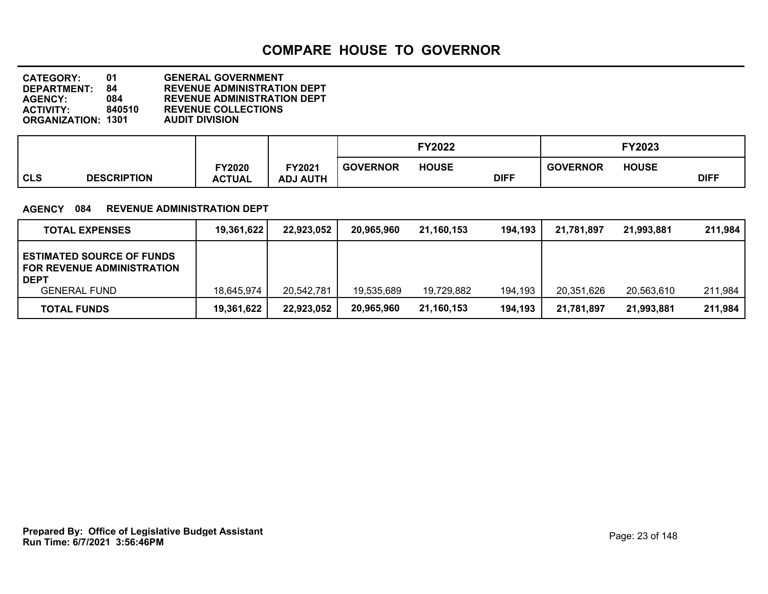# COMPARE HOUSE TO GOVERNOR

**CATEGORY:** 01 GENERAL GOVERNMENT
**DEPARTMENT:** 84 REVENUE ADMINISTRATION DEPT
**AGENCY:** 084 REVENUE ADMINISTRATION DEPT
**ACTIVITY:** 840510 REVENUE COLLECTIONS
**ORGANIZATION:** 1301 AUDIT DIVISION

**AGENCY 084 REVENUE ADMINISTRATION DEPT**

| CLS DESCRIPTION | FY2020 ACTUAL | FY2021 ADJ AUTH | FY2022 GOVERNOR | FY2022 HOUSE | FY2022 DIFF | FY2023 GOVERNOR | FY2023 HOUSE | FY2023 DIFF |
|---|---|---|---|---|---|---|---|---|
| **TOTAL EXPENSES** | **19,361,622** | **22,923,052** | **20,965,960** | **21,160,153** | **194,193** | **21,781,897** | **21,993,881** | **211,984** |
| **ESTIMATED SOURCE OF FUNDS FOR REVENUE ADMINISTRATION DEPT** | | | | | | | | |
| GENERAL FUND | 18,645,974 | 20,542,781 | 19,535,689 | 19,729,882 | 194,193 | 20,351,626 | 20,563,610 | 211,984 |
| **TOTAL FUNDS** | **19,361,622** | **22,923,052** | **20,965,960** | **21,160,153** | **194,193** | **21,781,897** | **21,993,881** | **211,984** |

**Prepared By: Office of Legislative Budget Assistant**
**Run Time: 6/7/2021 3:56:46PM**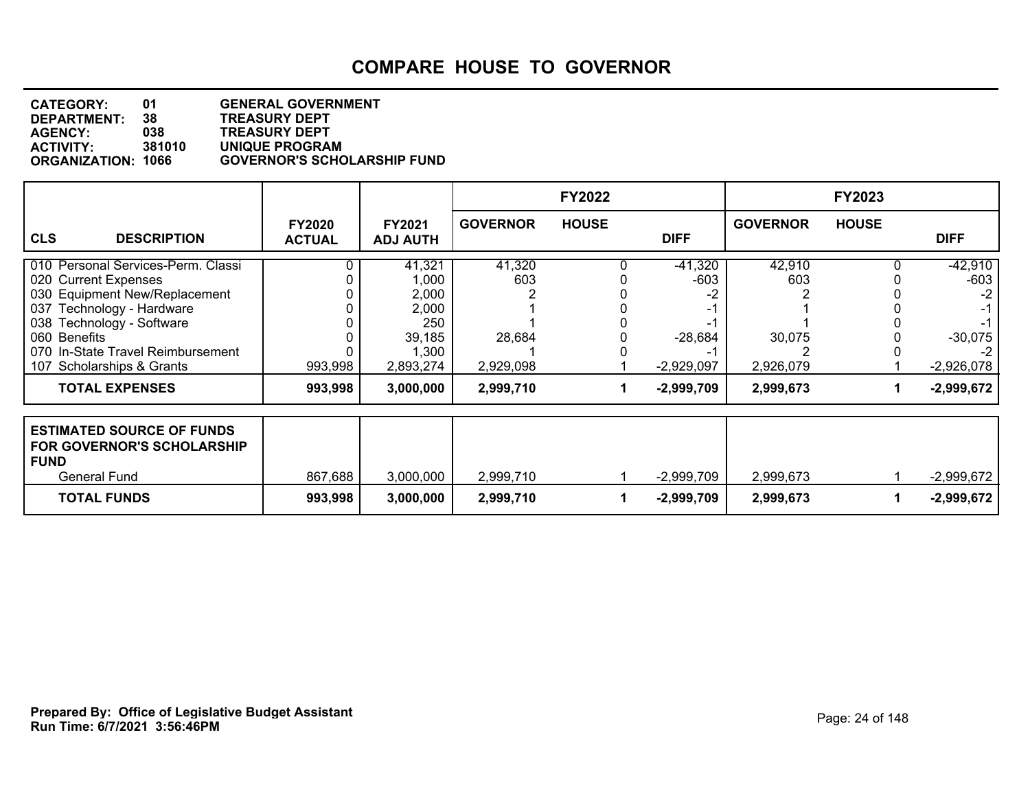# COMPARE HOUSE TO GOVERNOR

**CATEGORY:** 01 GENERAL GOVERNMENT
**DEPARTMENT:** 38 TREASURY DEPT
**AGENCY:** 038 TREASURY DEPT
**ACTIVITY:** 381010 UNIQUE PROGRAM
**ORGANIZATION:** 1066 GOVERNOR'S SCHOLARSHIP FUND

| CLS DESCRIPTION | FY2020 ACTUAL | FY2021 ADJ AUTH | FY2022 GOVERNOR | FY2022 HOUSE | FY2022 DIFF | FY2023 GOVERNOR | FY2023 HOUSE | FY2023 DIFF |
|---|---|---|---|---|---|---|---|---|
| 010 Personal Services-Perm. Classi | 0 | 41,321 | 41,320 | 0 | -41,320 | 42,910 | 0 | -42,910 |
| 020 Current Expenses | 0 | 1,000 | 603 | 0 | -603 | 603 | 0 | -603 |
| 030 Equipment New/Replacement | 0 | 2,000 | 2 | 0 | -2 | 2 | 0 | -2 |
| 037 Technology - Hardware | 0 | 2,000 | 1 | 0 | -1 | 1 | 0 | -1 |
| 038 Technology - Software | 0 | 250 | 1 | 0 | -1 | 1 | 0 | -1 |
| 060 Benefits | 0 | 39,185 | 28,684 | 0 | -28,684 | 30,075 | 0 | -30,075 |
| 070 In-State Travel Reimbursement | 0 | 1,300 | 1 | 0 | -1 | 2 | 0 | -2 |
| 107 Scholarships & Grants | 993,998 | 2,893,274 | 2,929,098 | 1 | -2,929,097 | 2,926,079 | 1 | -2,926,078 |
| **TOTAL EXPENSES** | **993,998** | **3,000,000** | **2,999,710** | **1** | **-2,999,709** | **2,999,673** | **1** | **-2,999,672** |

| ESTIMATED SOURCE OF FUNDS FOR GOVERNOR'S SCHOLARSHIP FUND | FY2020 ACTUAL | FY2021 ADJ AUTH | FY2022 GOVERNOR | FY2022 HOUSE | FY2022 DIFF | FY2023 GOVERNOR | FY2023 HOUSE | FY2023 DIFF |
|---|---|---|---|---|---|---|---|---|
| General Fund | 867,688 | 3,000,000 | 2,999,710 | 1 | -2,999,709 | 2,999,673 | 1 | -2,999,672 |
| **TOTAL FUNDS** | **993,998** | **3,000,000** | **2,999,710** | **1** | **-2,999,709** | **2,999,673** | **1** | **-2,999,672** |

**Prepared By: Office of Legislative Budget Assistant**
**Run Time: 6/7/2021 3:56:46PM**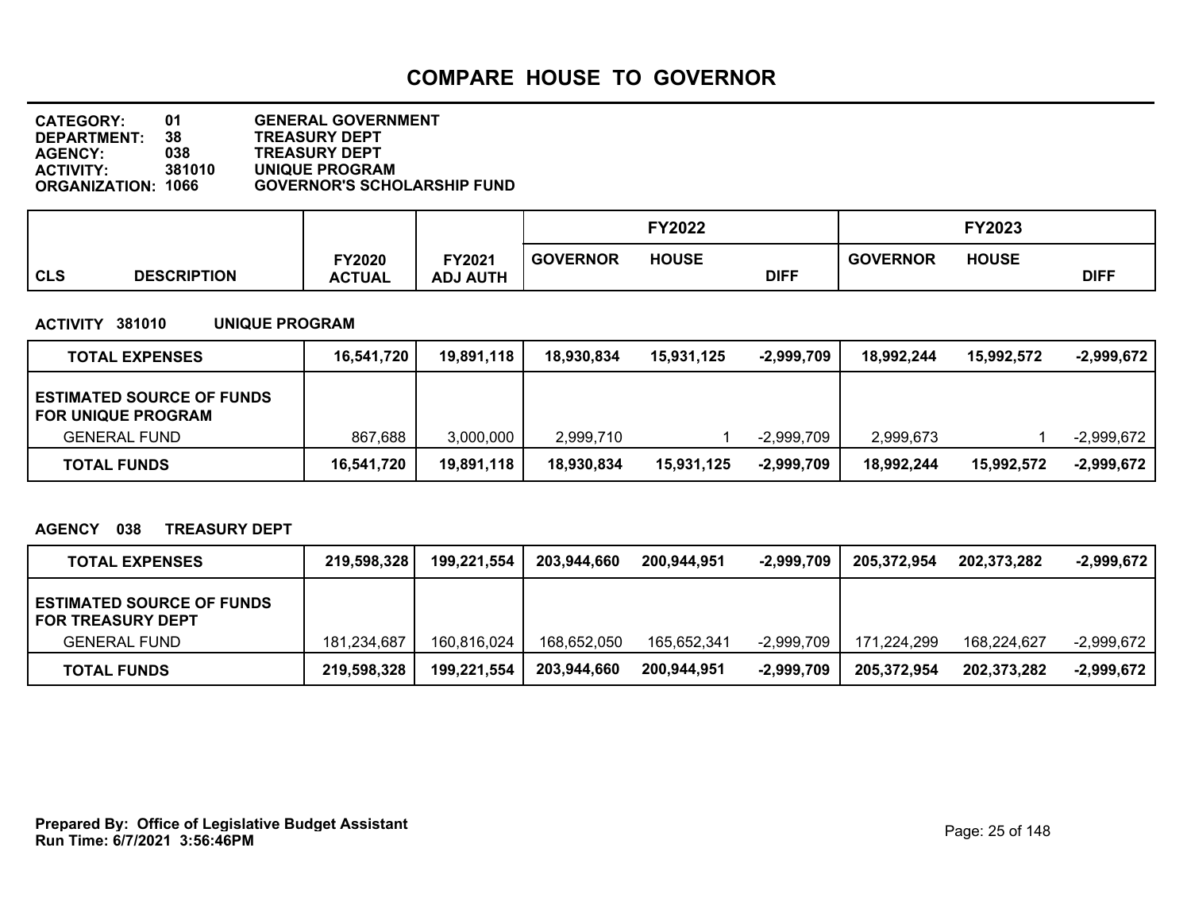# COMPARE HOUSE TO GOVERNOR

**CATEGORY:** 01 GENERAL GOVERNMENT
**DEPARTMENT:** 38 TREASURY DEPT
**AGENCY:** 038 TREASURY DEPT
**ACTIVITY:** 381010 UNIQUE PROGRAM
**ORGANIZATION:** 1066 GOVERNOR'S SCHOLARSHIP FUND

**ACTIVITY 381010 UNIQUE PROGRAM**

| CLS DESCRIPTION | FY2020 ACTUAL | FY2021 ADJ AUTH | FY2022 GOVERNOR | FY2022 HOUSE | FY2022 DIFF | FY2023 GOVERNOR | FY2023 HOUSE | FY2023 DIFF |
|---|---|---|---|---|---|---|---|---|
| **TOTAL EXPENSES** | **16,541,720** | **19,891,118** | **18,930,834** | **15,931,125** | **-2,999,709** | **18,992,244** | **15,992,572** | **-2,999,672** |
| **ESTIMATED SOURCE OF FUNDS FOR UNIQUE PROGRAM** | | | | | | | | |
| GENERAL FUND | 867,688 | 3,000,000 | 2,999,710 | 1 | -2,999,709 | 2,999,673 | 1 | -2,999,672 |
| **TOTAL FUNDS** | **16,541,720** | **19,891,118** | **18,930,834** | **15,931,125** | **-2,999,709** | **18,992,244** | **15,992,572** | **-2,999,672** |

**AGENCY 038 TREASURY DEPT**

| CLS DESCRIPTION | FY2020 ACTUAL | FY2021 ADJ AUTH | FY2022 GOVERNOR | FY2022 HOUSE | FY2022 DIFF | FY2023 GOVERNOR | FY2023 HOUSE | FY2023 DIFF |
|---|---|---|---|---|---|---|---|---|
| **TOTAL EXPENSES** | **219,598,328** | **199,221,554** | **203,944,660** | **200,944,951** | **-2,999,709** | **205,372,954** | **202,373,282** | **-2,999,672** |
| **ESTIMATED SOURCE OF FUNDS FOR TREASURY DEPT** | | | | | | | | |
| GENERAL FUND | 181,234,687 | 160,816,024 | 168,652,050 | 165,652,341 | -2,999,709 | 171,224,299 | 168,224,627 | -2,999,672 |
| **TOTAL FUNDS** | **219,598,328** | **199,221,554** | **203,944,660** | **200,944,951** | **-2,999,709** | **205,372,954** | **202,373,282** | **-2,999,672** |

**Prepared By: Office of Legislative Budget Assistant**
**Run Time: 6/7/2021 3:56:46PM**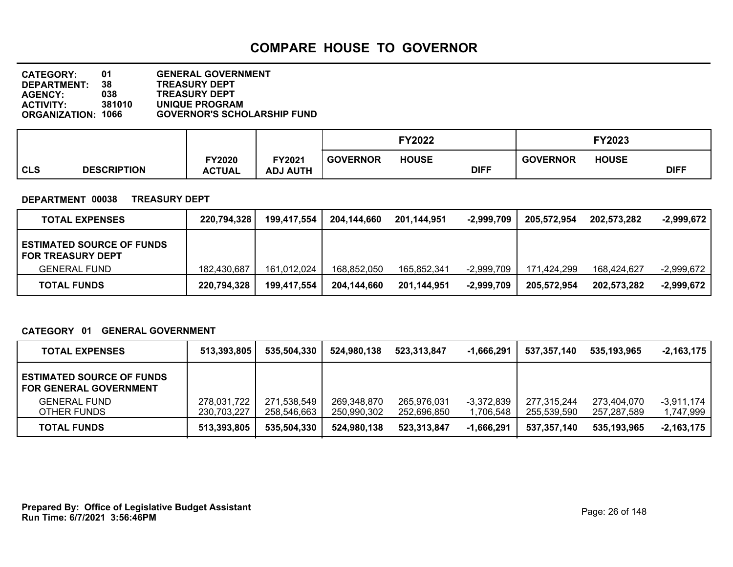# COMPARE HOUSE TO GOVERNOR

**CATEGORY:** 01 GENERAL GOVERNMENT
**DEPARTMENT:** 38 TREASURY DEPT
**AGENCY:** 038 TREASURY DEPT
**ACTIVITY:** 381010 UNIQUE PROGRAM
**ORGANIZATION:** 1066 GOVERNOR'S SCHOLARSHIP FUND

**DEPARTMENT 00038 TREASURY DEPT**

| CLS DESCRIPTION | FY2020 ACTUAL | FY2021 ADJ AUTH | FY2022 GOVERNOR | FY2022 HOUSE | FY2022 DIFF | FY2023 GOVERNOR | FY2023 HOUSE | FY2023 DIFF |
|---|---|---|---|---|---|---|---|---|
| **TOTAL EXPENSES** | **220,794,328** | **199,417,554** | **204,144,660** | **201,144,951** | **-2,999,709** | **205,572,954** | **202,573,282** | **-2,999,672** |
| **ESTIMATED SOURCE OF FUNDS FOR TREASURY DEPT** | | | | | | | | |
| GENERAL FUND | 182,430,687 | 161,012,024 | 168,852,050 | 165,852,341 | -2,999,709 | 171,424,299 | 168,424,627 | -2,999,672 |
| **TOTAL FUNDS** | **220,794,328** | **199,417,554** | **204,144,660** | **201,144,951** | **-2,999,709** | **205,572,954** | **202,573,282** | **-2,999,672** |

**CATEGORY 01 GENERAL GOVERNMENT**

| CLS DESCRIPTION | FY2020 ACTUAL | FY2021 ADJ AUTH | FY2022 GOVERNOR | FY2022 HOUSE | FY2022 DIFF | FY2023 GOVERNOR | FY2023 HOUSE | FY2023 DIFF |
|---|---|---|---|---|---|---|---|---|
| **TOTAL EXPENSES** | **513,393,805** | **535,504,330** | **524,980,138** | **523,313,847** | **-1,666,291** | **537,357,140** | **535,193,965** | **-2,163,175** |
| **ESTIMATED SOURCE OF FUNDS FOR GENERAL GOVERNMENT** | | | | | | | | |
| GENERAL FUND | 278,031,722 | 271,538,549 | 269,348,870 | 265,976,031 | -3,372,839 | 277,315,244 | 273,404,070 | -3,911,174 |
| OTHER FUNDS | 230,703,227 | 258,546,663 | 250,990,302 | 252,696,850 | 1,706,548 | 255,539,590 | 257,287,589 | 1,747,999 |
| **TOTAL FUNDS** | **513,393,805** | **535,504,330** | **524,980,138** | **523,313,847** | **-1,666,291** | **537,357,140** | **535,193,965** | **-2,163,175** |

**Prepared By: Office of Legislative Budget Assistant**
**Run Time: 6/7/2021 3:56:46PM**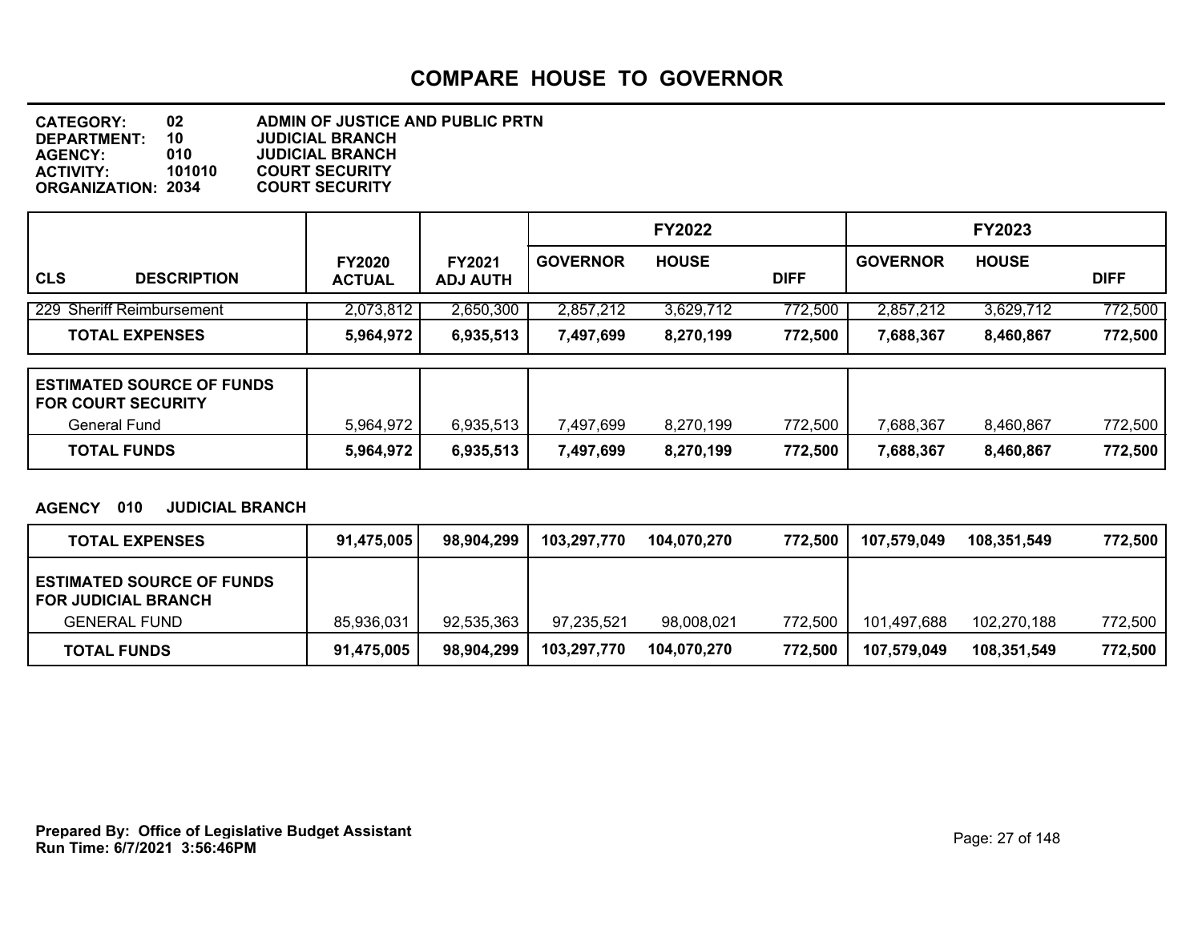# COMPARE HOUSE TO GOVERNOR

**CATEGORY:** 02 ADMIN OF JUSTICE AND PUBLIC PRTN
**DEPARTMENT:** 10 JUDICIAL BRANCH
**AGENCY:** 010 JUDICIAL BRANCH
**ACTIVITY:** 101010 COURT SECURITY
**ORGANIZATION:** 2034 COURT SECURITY

| CLS DESCRIPTION | FY2020 ACTUAL | FY2021 ADJ AUTH | FY2022 GOVERNOR | FY2022 HOUSE | FY2022 DIFF | FY2023 GOVERNOR | FY2023 HOUSE | FY2023 DIFF |
|---|---|---|---|---|---|---|---|---|
| 229 Sheriff Reimbursement | 2,073,812 | 2,650,300 | 2,857,212 | 3,629,712 | 772,500 | 2,857,212 | 3,629,712 | 772,500 |
| **TOTAL EXPENSES** | **5,964,972** | **6,935,513** | **7,497,699** | **8,270,199** | **772,500** | **7,688,367** | **8,460,867** | **772,500** |
| **ESTIMATED SOURCE OF FUNDS FOR COURT SECURITY** | | | | | | | | |
| General Fund | 5,964,972 | 6,935,513 | 7,497,699 | 8,270,199 | 772,500 | 7,688,367 | 8,460,867 | 772,500 |
| **TOTAL FUNDS** | **5,964,972** | **6,935,513** | **7,497,699** | **8,270,199** | **772,500** | **7,688,367** | **8,460,867** | **772,500** |

**AGENCY 010 JUDICIAL BRANCH**

| | FY2020 ACTUAL | FY2021 ADJ AUTH | FY2022 GOVERNOR | FY2022 HOUSE | FY2022 DIFF | FY2023 GOVERNOR | FY2023 HOUSE | FY2023 DIFF |
|---|---|---|---|---|---|---|---|---|
| **TOTAL EXPENSES** | **91,475,005** | **98,904,299** | **103,297,770** | **104,070,270** | **772,500** | **107,579,049** | **108,351,549** | **772,500** |
| **ESTIMATED SOURCE OF FUNDS FOR JUDICIAL BRANCH** | | | | | | | | |
| GENERAL FUND | 85,936,031 | 92,535,363 | 97,235,521 | 98,008,021 | 772,500 | 101,497,688 | 102,270,188 | 772,500 |
| **TOTAL FUNDS** | **91,475,005** | **98,904,299** | **103,297,770** | **104,070,270** | **772,500** | **107,579,049** | **108,351,549** | **772,500** |

**Prepared By: Office of Legislative Budget Assistant**
**Run Time: 6/7/2021 3:56:46PM**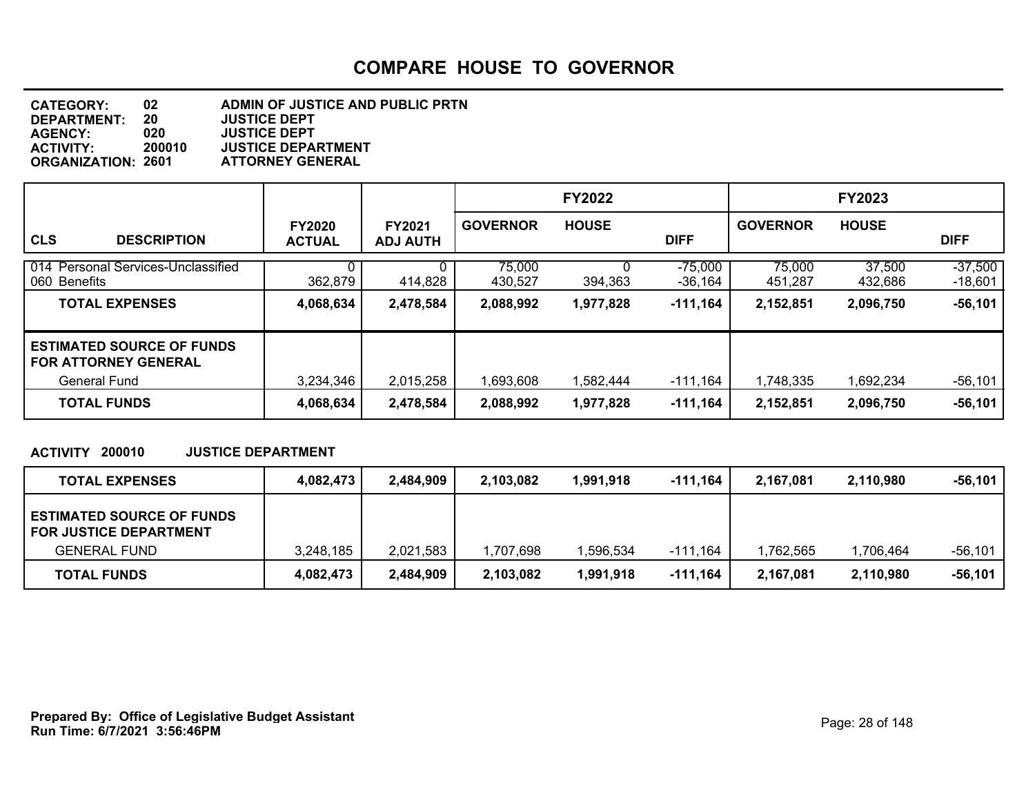# COMPARE HOUSE TO GOVERNOR

**CATEGORY:** 02 ADMIN OF JUSTICE AND PUBLIC PRTN
**DEPARTMENT:** 20 JUSTICE DEPT
**AGENCY:** 020 JUSTICE DEPT
**ACTIVITY:** 200010 JUSTICE DEPARTMENT
**ORGANIZATION:** 2601 ATTORNEY GENERAL

| CLS DESCRIPTION | FY2020 ACTUAL | FY2021 ADJ AUTH | FY2022 GOVERNOR | FY2022 HOUSE | FY2022 DIFF | FY2023 GOVERNOR | FY2023 HOUSE | FY2023 DIFF |
|---|---|---|---|---|---|---|---|---|
| 014 Personal Services-Unclassified | 0 | 0 | 75,000 | 0 | -75,000 | 75,000 | 37,500 | -37,500 |
| 060 Benefits | 362,879 | 414,828 | 430,527 | 394,363 | -36,164 | 451,287 | 432,686 | -18,601 |
| **TOTAL EXPENSES** | **4,068,634** | **2,478,584** | **2,088,992** | **1,977,828** | **-111,164** | **2,152,851** | **2,096,750** | **-56,101** |
| **ESTIMATED SOURCE OF FUNDS FOR ATTORNEY GENERAL** | | | | | | | | |
| General Fund | 3,234,346 | 2,015,258 | 1,693,608 | 1,582,444 | -111,164 | 1,748,335 | 1,692,234 | -56,101 |
| **TOTAL FUNDS** | **4,068,634** | **2,478,584** | **2,088,992** | **1,977,828** | **-111,164** | **2,152,851** | **2,096,750** | **-56,101** |

**ACTIVITY 200010 JUSTICE DEPARTMENT**

| | FY2020 ACTUAL | FY2021 ADJ AUTH | FY2022 GOVERNOR | FY2022 HOUSE | FY2022 DIFF | FY2023 GOVERNOR | FY2023 HOUSE | FY2023 DIFF |
|---|---|---|---|---|---|---|---|---|
| **TOTAL EXPENSES** | **4,082,473** | **2,484,909** | **2,103,082** | **1,991,918** | **-111,164** | **2,167,081** | **2,110,980** | **-56,101** |
| **ESTIMATED SOURCE OF FUNDS FOR JUSTICE DEPARTMENT** | | | | | | | | |
| GENERAL FUND | 3,248,185 | 2,021,583 | 1,707,698 | 1,596,534 | -111,164 | 1,762,565 | 1,706,464 | -56,101 |
| **TOTAL FUNDS** | **4,082,473** | **2,484,909** | **2,103,082** | **1,991,918** | **-111,164** | **2,167,081** | **2,110,980** | **-56,101** |

**Prepared By: Office of Legislative Budget Assistant**
**Run Time: 6/7/2021 3:56:46PM**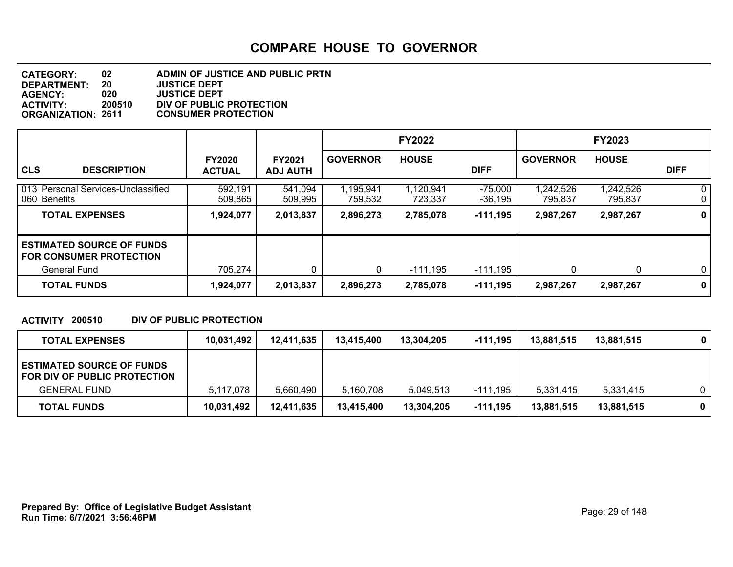# COMPARE HOUSE TO GOVERNOR

**CATEGORY:** 02 ADMIN OF JUSTICE AND PUBLIC PRTN
**DEPARTMENT:** 20 JUSTICE DEPT
**AGENCY:** 020 JUSTICE DEPT
**ACTIVITY:** 200510 DIV OF PUBLIC PROTECTION
**ORGANIZATION:** 2611 CONSUMER PROTECTION

| CLS DESCRIPTION | FY2020 ACTUAL | FY2021 ADJ AUTH | FY2022 GOVERNOR | FY2022 HOUSE | FY2022 DIFF | FY2023 GOVERNOR | FY2023 HOUSE | FY2023 DIFF |
|---|---|---|---|---|---|---|---|---|
| 013 Personal Services-Unclassified | 592,191 | 541,094 | 1,195,941 | 1,120,941 | -75,000 | 1,242,526 | 1,242,526 | 0 |
| 060 Benefits | 509,865 | 509,995 | 759,532 | 723,337 | -36,195 | 795,837 | 795,837 | 0 |
| **TOTAL EXPENSES** | **1,924,077** | **2,013,837** | **2,896,273** | **2,785,078** | **-111,195** | **2,987,267** | **2,987,267** | **0** |
| **ESTIMATED SOURCE OF FUNDS FOR CONSUMER PROTECTION** | | | | | | | | |
| General Fund | 705,274 | 0 | 0 | -111,195 | -111,195 | 0 | 0 | 0 |
| **TOTAL FUNDS** | **1,924,077** | **2,013,837** | **2,896,273** | **2,785,078** | **-111,195** | **2,987,267** | **2,987,267** | **0** |

**ACTIVITY 200510 DIV OF PUBLIC PROTECTION**

| | FY2020 ACTUAL | FY2021 ADJ AUTH | FY2022 GOVERNOR | FY2022 HOUSE | FY2022 DIFF | FY2023 GOVERNOR | FY2023 HOUSE | FY2023 DIFF |
|---|---|---|---|---|---|---|---|---|
| **TOTAL EXPENSES** | **10,031,492** | **12,411,635** | **13,415,400** | **13,304,205** | **-111,195** | **13,881,515** | **13,881,515** | **0** |
| **ESTIMATED SOURCE OF FUNDS FOR DIV OF PUBLIC PROTECTION** | | | | | | | | |
| GENERAL FUND | 5,117,078 | 5,660,490 | 5,160,708 | 5,049,513 | -111,195 | 5,331,415 | 5,331,415 | 0 |
| **TOTAL FUNDS** | **10,031,492** | **12,411,635** | **13,415,400** | **13,304,205** | **-111,195** | **13,881,515** | **13,881,515** | **0** |

**Prepared By: Office of Legislative Budget Assistant**
**Run Time: 6/7/2021 3:56:46PM**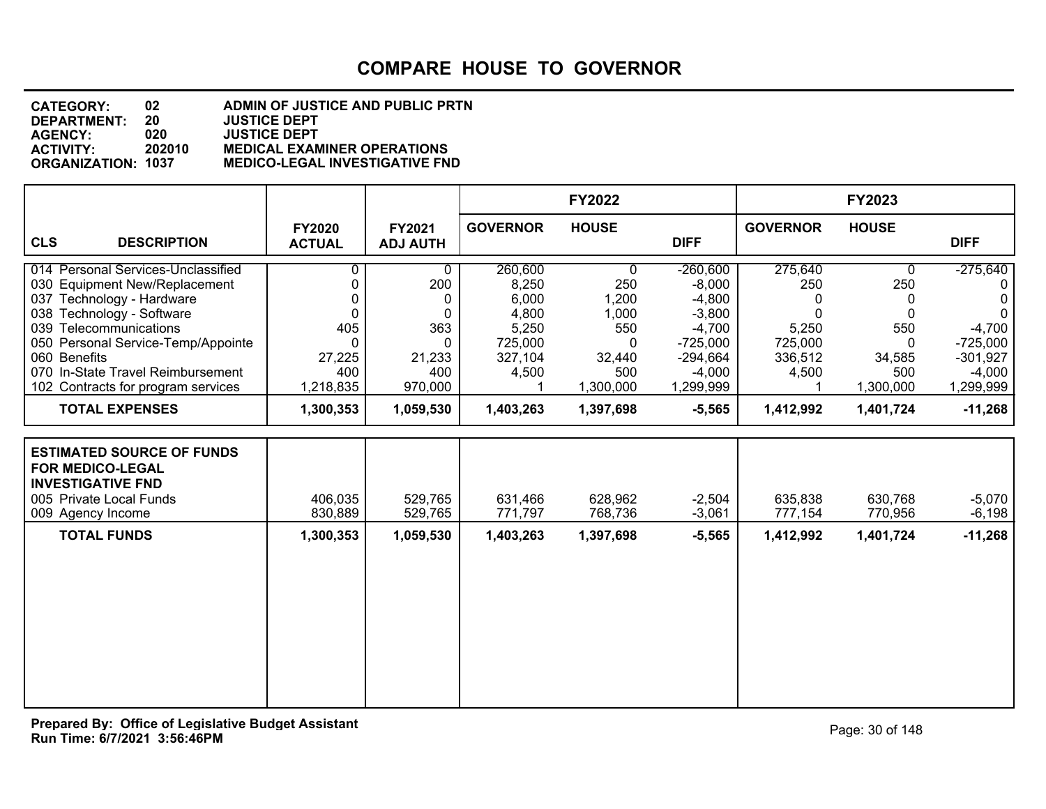# COMPARE HOUSE TO GOVERNOR

**CATEGORY:** 02 ADMIN OF JUSTICE AND PUBLIC PRTN
**DEPARTMENT:** 20 JUSTICE DEPT
**AGENCY:** 020 JUSTICE DEPT
**ACTIVITY:** 202010 MEDICAL EXAMINER OPERATIONS
**ORGANIZATION:** 1037 MEDICO-LEGAL INVESTIGATIVE FND

| CLS DESCRIPTION | FY2020 ACTUAL | FY2021 ADJ AUTH | FY2022 GOVERNOR | FY2022 HOUSE | FY2022 DIFF | FY2023 GOVERNOR | FY2023 HOUSE | FY2023 DIFF |
|---|---|---|---|---|---|---|---|---|
| 014 Personal Services-Unclassified | 0 | 0 | 260,600 | 0 | -260,600 | 275,640 | 0 | -275,640 |
| 030 Equipment New/Replacement | 0 | 200 | 8,250 | 250 | -8,000 | 250 | 250 | 0 |
| 037 Technology - Hardware | 0 | 0 | 6,000 | 1,200 | -4,800 | 0 | 0 | 0 |
| 038 Technology - Software | 0 | 0 | 4,800 | 1,000 | -3,800 | 0 | 0 | 0 |
| 039 Telecommunications | 405 | 363 | 5,250 | 550 | -4,700 | 5,250 | 550 | -4,700 |
| 050 Personal Service-Temp/Appointe | 0 | 0 | 725,000 | 0 | -725,000 | 725,000 | 0 | -725,000 |
| 060 Benefits | 27,225 | 21,233 | 327,104 | 32,440 | -294,664 | 336,512 | 34,585 | -301,927 |
| 070 In-State Travel Reimbursement | 400 | 400 | 4,500 | 500 | -4,000 | 4,500 | 500 | -4,000 |
| 102 Contracts for program services | 1,218,835 | 970,000 | 1 | 1,300,000 | 1,299,999 | 1 | 1,300,000 | 1,299,999 |
| **TOTAL EXPENSES** | **1,300,353** | **1,059,530** | **1,403,263** | **1,397,698** | **-5,565** | **1,412,992** | **1,401,724** | **-11,268** |

| ESTIMATED SOURCE OF FUNDS FOR MEDICO-LEGAL INVESTIGATIVE FND | FY2020 ACTUAL | FY2021 ADJ AUTH | FY2022 GOVERNOR | FY2022 HOUSE | FY2022 DIFF | FY2023 GOVERNOR | FY2023 HOUSE | FY2023 DIFF |
|---|---|---|---|---|---|---|---|---|
| 005 Private Local Funds | 406,035 | 529,765 | 631,466 | 628,962 | -2,504 | 635,838 | 630,768 | -5,070 |
| 009 Agency Income | 830,889 | 529,765 | 771,797 | 768,736 | -3,061 | 777,154 | 770,956 | -6,198 |
| **TOTAL FUNDS** | **1,300,353** | **1,059,530** | **1,403,263** | **1,397,698** | **-5,565** | **1,412,992** | **1,401,724** | **-11,268** |

**Prepared By: Office of Legislative Budget Assistant**
**Run Time: 6/7/2021 3:56:46PM**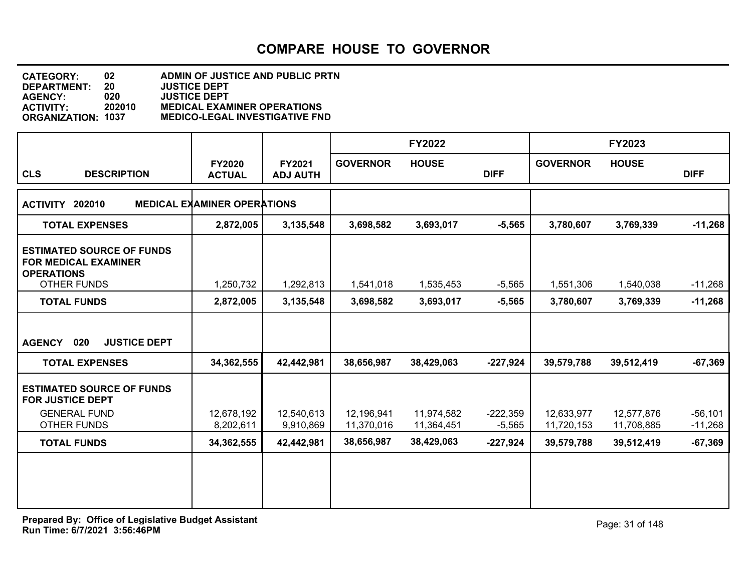# COMPARE HOUSE TO GOVERNOR

**CATEGORY:** 02 ADMIN OF JUSTICE AND PUBLIC PRTN
**DEPARTMENT:** 20 JUSTICE DEPT
**AGENCY:** 020 JUSTICE DEPT
**ACTIVITY:** 202010 MEDICAL EXAMINER OPERATIONS
**ORGANIZATION:** 1037 MEDICO-LEGAL INVESTIGATIVE FND

| CLS DESCRIPTION | FY2020 ACTUAL | FY2021 ADJ AUTH | FY2022 GOVERNOR | FY2022 HOUSE | FY2022 DIFF | FY2023 GOVERNOR | FY2023 HOUSE | FY2023 DIFF |
|---|---|---|---|---|---|---|---|---|
| **ACTIVITY 202010 MEDICAL EXAMINER OPERATIONS** | | | | | | | | |
| **TOTAL EXPENSES** | **2,872,005** | **3,135,548** | **3,698,582** | **3,693,017** | **-5,565** | **3,780,607** | **3,769,339** | **-11,268** |
| **ESTIMATED SOURCE OF FUNDS FOR MEDICAL EXAMINER OPERATIONS** | | | | | | | | |
| OTHER FUNDS | 1,250,732 | 1,292,813 | 1,541,018 | 1,535,453 | -5,565 | 1,551,306 | 1,540,038 | -11,268 |
| **TOTAL FUNDS** | **2,872,005** | **3,135,548** | **3,698,582** | **3,693,017** | **-5,565** | **3,780,607** | **3,769,339** | **-11,268** |
| **AGENCY 020 JUSTICE DEPT** | | | | | | | | |
| **TOTAL EXPENSES** | **34,362,555** | **42,442,981** | **38,656,987** | **38,429,063** | **-227,924** | **39,579,788** | **39,512,419** | **-67,369** |
| **ESTIMATED SOURCE OF FUNDS FOR JUSTICE DEPT** | | | | | | | | |
| GENERAL FUND | 12,678,192 | 12,540,613 | 12,196,941 | 11,974,582 | -222,359 | 12,633,977 | 12,577,876 | -56,101 |
| OTHER FUNDS | 8,202,611 | 9,910,869 | 11,370,016 | 11,364,451 | -5,565 | 11,720,153 | 11,708,885 | -11,268 |
| **TOTAL FUNDS** | **34,362,555** | **42,442,981** | **38,656,987** | **38,429,063** | **-227,924** | **39,579,788** | **39,512,419** | **-67,369** |

**Prepared By: Office of Legislative Budget Assistant**
**Run Time: 6/7/2021 3:56:46PM**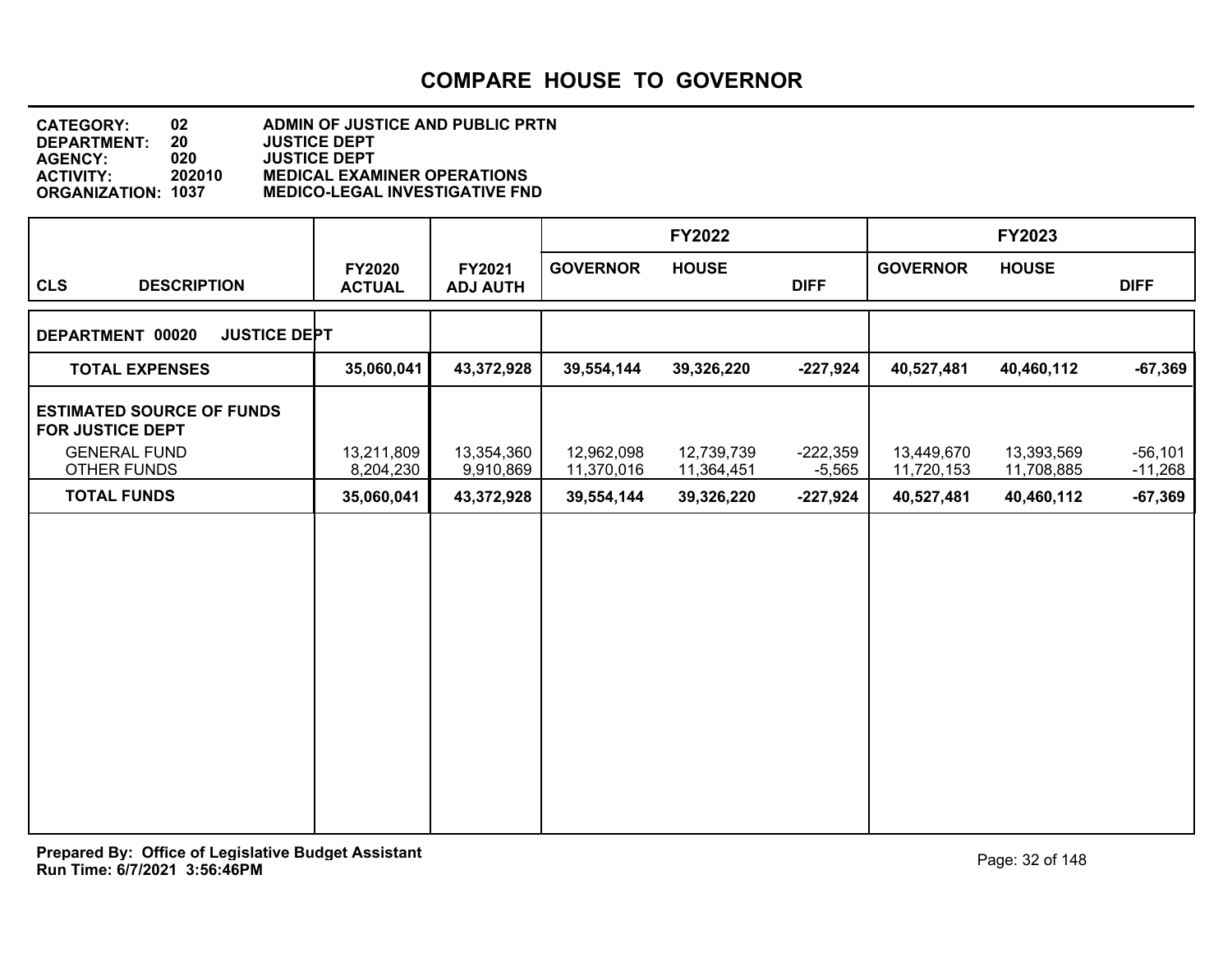# COMPARE HOUSE TO GOVERNOR

**CATEGORY:** 02 ADMIN OF JUSTICE AND PUBLIC PRTN
**DEPARTMENT:** 20 JUSTICE DEPT
**AGENCY:** 020 JUSTICE DEPT
**ACTIVITY:** 202010 MEDICAL EXAMINER OPERATIONS
**ORGANIZATION:** 1037 MEDICO-LEGAL INVESTIGATIVE FND

| CLS DESCRIPTION | FY2020 ACTUAL | FY2021 ADJ AUTH | FY2022 GOVERNOR | FY2022 HOUSE | FY2022 DIFF | FY2023 GOVERNOR | FY2023 HOUSE | FY2023 DIFF |
|---|---|---|---|---|---|---|---|---|
| **DEPARTMENT 00020 JUSTICE DEPT** | | | | | | | | |
| **TOTAL EXPENSES** | **35,060,041** | **43,372,928** | **39,554,144** | **39,326,220** | **-227,924** | **40,527,481** | **40,460,112** | **-67,369** |
| **ESTIMATED SOURCE OF FUNDS FOR JUSTICE DEPT** | | | | | | | | |
| GENERAL FUND | 13,211,809 | 13,354,360 | 12,962,098 | 12,739,739 | -222,359 | 13,449,670 | 13,393,569 | -56,101 |
| OTHER FUNDS | 8,204,230 | 9,910,869 | 11,370,016 | 11,364,451 | -5,565 | 11,720,153 | 11,708,885 | -11,268 |
| **TOTAL FUNDS** | **35,060,041** | **43,372,928** | **39,554,144** | **39,326,220** | **-227,924** | **40,527,481** | **40,460,112** | **-67,369** |

**Prepared By: Office of Legislative Budget Assistant**
**Run Time: 6/7/2021 3:56:46PM**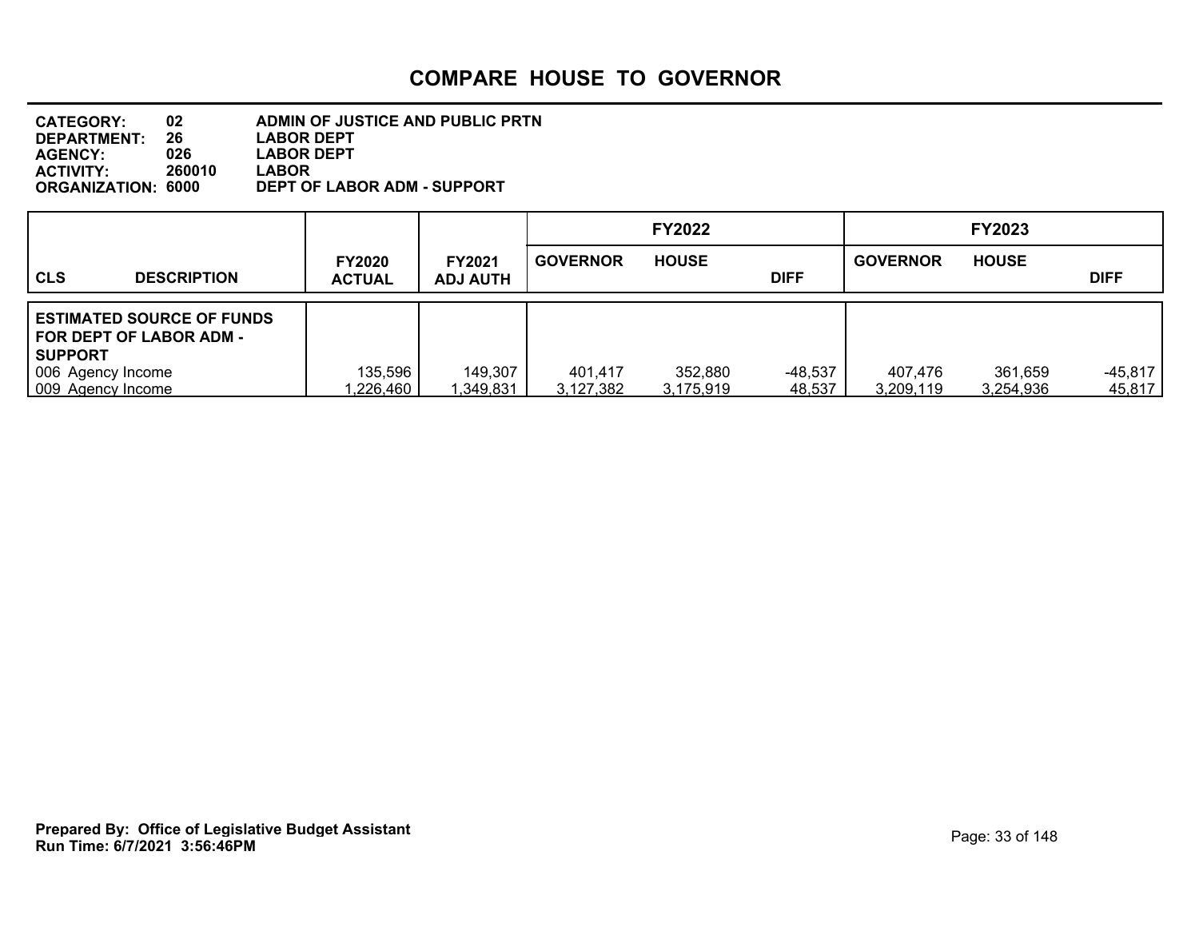# COMPARE HOUSE TO GOVERNOR

**CATEGORY:** 02 **ADMIN OF JUSTICE AND PUBLIC PRTN**
**DEPARTMENT:** 26 **LABOR DEPT**
**AGENCY:** 026 **LABOR DEPT**
**ACTIVITY:** 260010 **LABOR**
**ORGANIZATION:** 6000 **DEPT OF LABOR ADM - SUPPORT**

| CLS DESCRIPTION | FY2020 ACTUAL | FY2021 ADJ AUTH | FY2022 GOVERNOR | FY2022 HOUSE | FY2022 DIFF | FY2023 GOVERNOR | FY2023 HOUSE | FY2023 DIFF |
|---|---|---|---|---|---|---|---|---|
| **ESTIMATED SOURCE OF FUNDS FOR DEPT OF LABOR ADM - SUPPORT** | | | | | | | | |
| 006 Agency Income | 135,596 | 149,307 | 401,417 | 352,880 | -48,537 | 407,476 | 361,659 | -45,817 |
| 009 Agency Income | 1,226,460 | 1,349,831 | 3,127,382 | 3,175,919 | 48,537 | 3,209,119 | 3,254,936 | 45,817 |

**Prepared By: Office of Legislative Budget Assistant**
**Run Time: 6/7/2021 3:56:46PM**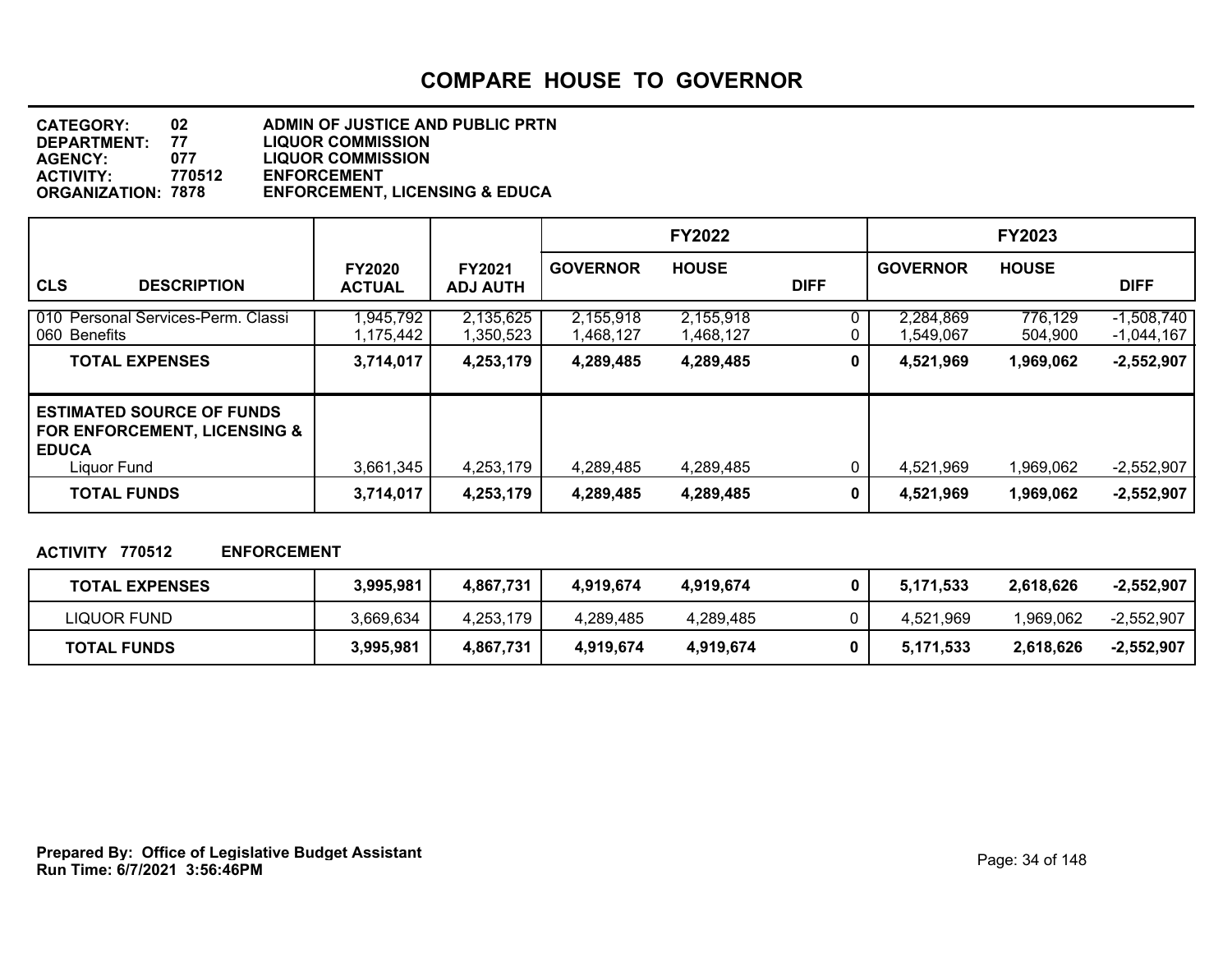# COMPARE HOUSE TO GOVERNOR

**CATEGORY:** 02 ADMIN OF JUSTICE AND PUBLIC PRTN
**DEPARTMENT:** 77 LIQUOR COMMISSION
**AGENCY:** 077 LIQUOR COMMISSION
**ACTIVITY:** 770512 ENFORCEMENT
**ORGANIZATION:** 7878 ENFORCEMENT, LICENSING & EDUCA

| CLS DESCRIPTION | FY2020 ACTUAL | FY2021 ADJ AUTH | FY2022 GOVERNOR | FY2022 HOUSE | FY2022 DIFF | FY2023 GOVERNOR | FY2023 HOUSE | FY2023 DIFF |
|---|---|---|---|---|---|---|---|---|
| 010 Personal Services-Perm. Classi | 1,945,792 | 2,135,625 | 2,155,918 | 2,155,918 | 0 | 2,284,869 | 776,129 | -1,508,740 |
| 060 Benefits | 1,175,442 | 1,350,523 | 1,468,127 | 1,468,127 | 0 | 1,549,067 | 504,900 | -1,044,167 |
| **TOTAL EXPENSES** | **3,714,017** | **4,253,179** | **4,289,485** | **4,289,485** | **0** | **4,521,969** | **1,969,062** | **-2,552,907** |
| **ESTIMATED SOURCE OF FUNDS FOR ENFORCEMENT, LICENSING & EDUCA** | | | | | | | | |
| Liquor Fund | 3,661,345 | 4,253,179 | 4,289,485 | 4,289,485 | 0 | 4,521,969 | 1,969,062 | -2,552,907 |
| **TOTAL FUNDS** | **3,714,017** | **4,253,179** | **4,289,485** | **4,289,485** | **0** | **4,521,969** | **1,969,062** | **-2,552,907** |

**ACTIVITY 770512 ENFORCEMENT**

| | FY2020 ACTUAL | FY2021 ADJ AUTH | FY2022 GOVERNOR | FY2022 HOUSE | FY2022 DIFF | FY2023 GOVERNOR | FY2023 HOUSE | FY2023 DIFF |
|---|---|---|---|---|---|---|---|---|
| **TOTAL EXPENSES** | **3,995,981** | **4,867,731** | **4,919,674** | **4,919,674** | **0** | **5,171,533** | **2,618,626** | **-2,552,907** |
| LIQUOR FUND | 3,669,634 | 4,253,179 | 4,289,485 | 4,289,485 | 0 | 4,521,969 | 1,969,062 | -2,552,907 |
| **TOTAL FUNDS** | **3,995,981** | **4,867,731** | **4,919,674** | **4,919,674** | **0** | **5,171,533** | **2,618,626** | **-2,552,907** |

**Prepared By: Office of Legislative Budget Assistant**
**Run Time: 6/7/2021 3:56:46PM**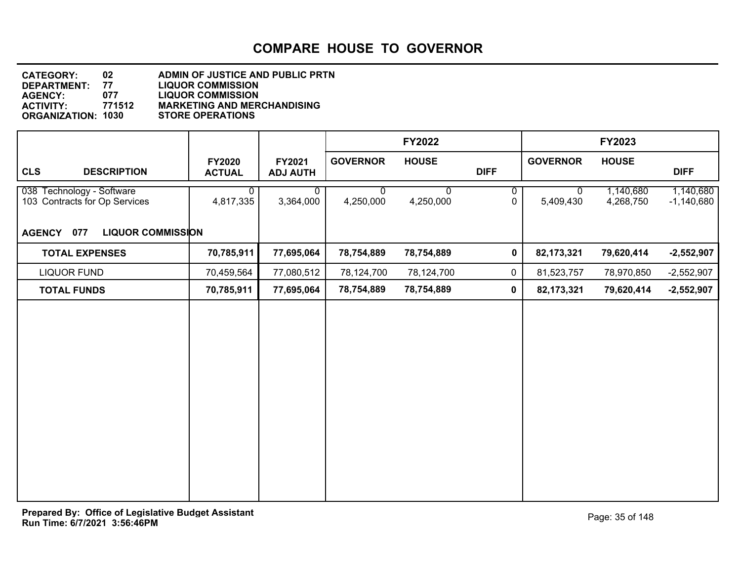# COMPARE HOUSE TO GOVERNOR

**CATEGORY:** 02 ADMIN OF JUSTICE AND PUBLIC PRTN
**DEPARTMENT:** 77 LIQUOR COMMISSION
**AGENCY:** 077 LIQUOR COMMISSION
**ACTIVITY:** 771512 MARKETING AND MERCHANDISING
**ORGANIZATION:** 1030 STORE OPERATIONS

| CLS DESCRIPTION | FY2020 ACTUAL | FY2021 ADJ AUTH | FY2022 GOVERNOR | FY2022 HOUSE | FY2022 DIFF | FY2023 GOVERNOR | FY2023 HOUSE | FY2023 DIFF |
|---|---|---|---|---|---|---|---|---|
| 038 Technology - Software | 0 | 0 | 0 | 0 | 0 | 0 | 1,140,680 | 1,140,680 |
| 103 Contracts for Op Services | 4,817,335 | 3,364,000 | 4,250,000 | 4,250,000 | 0 | 5,409,430 | 4,268,750 | -1,140,680 |
| **AGENCY 077 LIQUOR COMMISSION** | | | | | | | | |
| **TOTAL EXPENSES** | **70,785,911** | **77,695,064** | **78,754,889** | **78,754,889** | **0** | **82,173,321** | **79,620,414** | **-2,552,907** |
| LIQUOR FUND | 70,459,564 | 77,080,512 | 78,124,700 | 78,124,700 | 0 | 81,523,757 | 78,970,850 | -2,552,907 |
| **TOTAL FUNDS** | **70,785,911** | **77,695,064** | **78,754,889** | **78,754,889** | **0** | **82,173,321** | **79,620,414** | **-2,552,907** |

**Prepared By: Office of Legislative Budget Assistant**
**Run Time: 6/7/2021 3:56:46PM**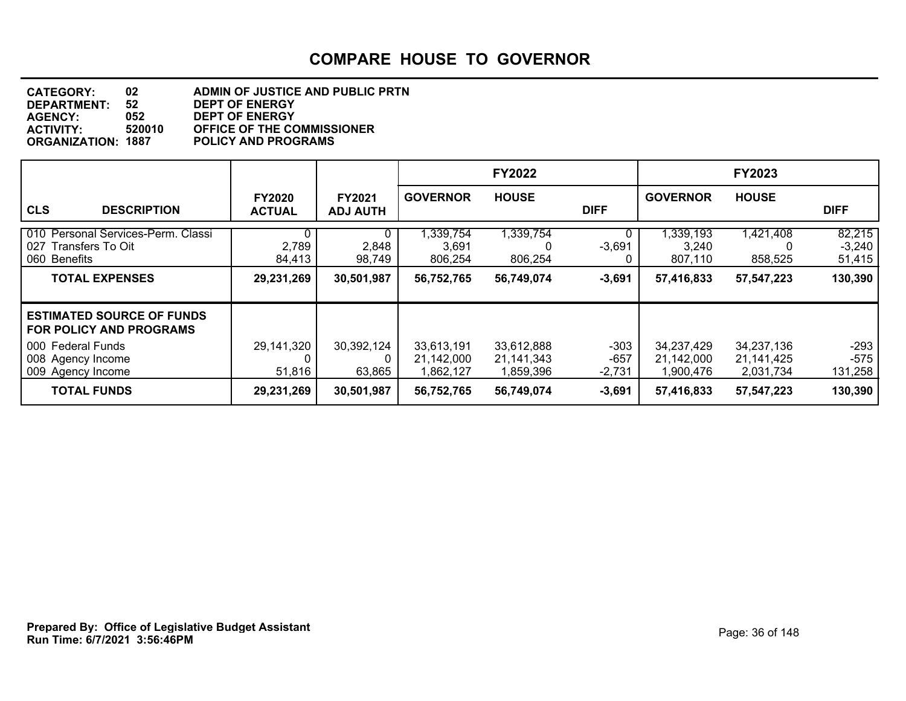# COMPARE HOUSE TO GOVERNOR

**CATEGORY:** 02 ADMIN OF JUSTICE AND PUBLIC PRTN
**DEPARTMENT:** 52 DEPT OF ENERGY
**AGENCY:** 052 DEPT OF ENERGY
**ACTIVITY:** 520010 OFFICE OF THE COMMISSIONER
**ORGANIZATION:** 1887 POLICY AND PROGRAMS

| CLS DESCRIPTION | FY2020 ACTUAL | FY2021 ADJ AUTH | FY2022 GOVERNOR | FY2022 HOUSE | FY2022 DIFF | FY2023 GOVERNOR | FY2023 HOUSE | FY2023 DIFF |
|---|---|---|---|---|---|---|---|---|
| 010 Personal Services-Perm. Classi | 0 | 0 | 1,339,754 | 1,339,754 | 0 | 1,339,193 | 1,421,408 | 82,215 |
| 027 Transfers To Oit | 2,789 | 2,848 | 3,691 | 0 | -3,691 | 3,240 | 0 | -3,240 |
| 060 Benefits | 84,413 | 98,749 | 806,254 | 806,254 | 0 | 807,110 | 858,525 | 51,415 |
| **TOTAL EXPENSES** | **29,231,269** | **30,501,987** | **56,752,765** | **56,749,074** | **-3,691** | **57,416,833** | **57,547,223** | **130,390** |
| **ESTIMATED SOURCE OF FUNDS FOR POLICY AND PROGRAMS** | | | | | | | | |
| 000 Federal Funds | 29,141,320 | 30,392,124 | 33,613,191 | 33,612,888 | -303 | 34,237,429 | 34,237,136 | -293 |
| 008 Agency Income | 0 | 0 | 21,142,000 | 21,141,343 | -657 | 21,142,000 | 21,141,425 | -575 |
| 009 Agency Income | 51,816 | 63,865 | 1,862,127 | 1,859,396 | -2,731 | 1,900,476 | 2,031,734 | 131,258 |
| **TOTAL FUNDS** | **29,231,269** | **30,501,987** | **56,752,765** | **56,749,074** | **-3,691** | **57,416,833** | **57,547,223** | **130,390** |

**Prepared By: Office of Legislative Budget Assistant**
**Run Time: 6/7/2021 3:56:46PM**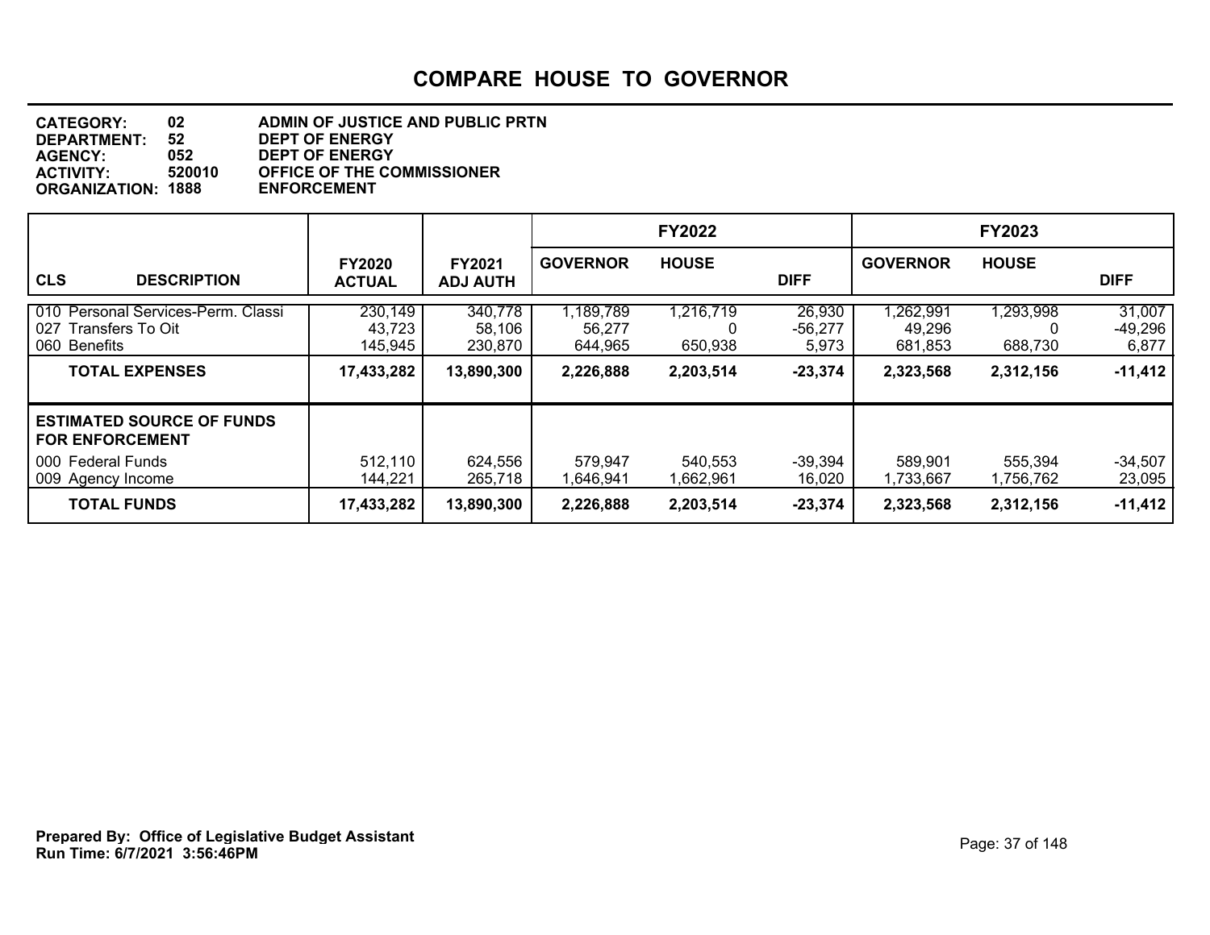# COMPARE HOUSE TO GOVERNOR

**CATEGORY:** 02 ADMIN OF JUSTICE AND PUBLIC PRTN
**DEPARTMENT:** 52 DEPT OF ENERGY
**AGENCY:** 052 DEPT OF ENERGY
**ACTIVITY:** 520010 OFFICE OF THE COMMISSIONER
**ORGANIZATION:** 1888 ENFORCEMENT

| CLS DESCRIPTION | FY2020 ACTUAL | FY2021 ADJ AUTH | FY2022 GOVERNOR | FY2022 HOUSE | FY2022 DIFF | FY2023 GOVERNOR | FY2023 HOUSE | FY2023 DIFF |
|---|---|---|---|---|---|---|---|---|
| 010 Personal Services-Perm. Classi | 230,149 | 340,778 | 1,189,789 | 1,216,719 | 26,930 | 1,262,991 | 1,293,998 | 31,007 |
| 027 Transfers To Oit | 43,723 | 58,106 | 56,277 | 0 | -56,277 | 49,296 | 0 | -49,296 |
| 060 Benefits | 145,945 | 230,870 | 644,965 | 650,938 | 5,973 | 681,853 | 688,730 | 6,877 |
| **TOTAL EXPENSES** | **17,433,282** | **13,890,300** | **2,226,888** | **2,203,514** | **-23,374** | **2,323,568** | **2,312,156** | **-11,412** |
| **ESTIMATED SOURCE OF FUNDS FOR ENFORCEMENT** | | | | | | | | |
| 000 Federal Funds | 512,110 | 624,556 | 579,947 | 540,553 | -39,394 | 589,901 | 555,394 | -34,507 |
| 009 Agency Income | 144,221 | 265,718 | 1,646,941 | 1,662,961 | 16,020 | 1,733,667 | 1,756,762 | 23,095 |
| **TOTAL FUNDS** | **17,433,282** | **13,890,300** | **2,226,888** | **2,203,514** | **-23,374** | **2,323,568** | **2,312,156** | **-11,412** |

**Prepared By: Office of Legislative Budget Assistant**
**Run Time: 6/7/2021 3:56:46PM**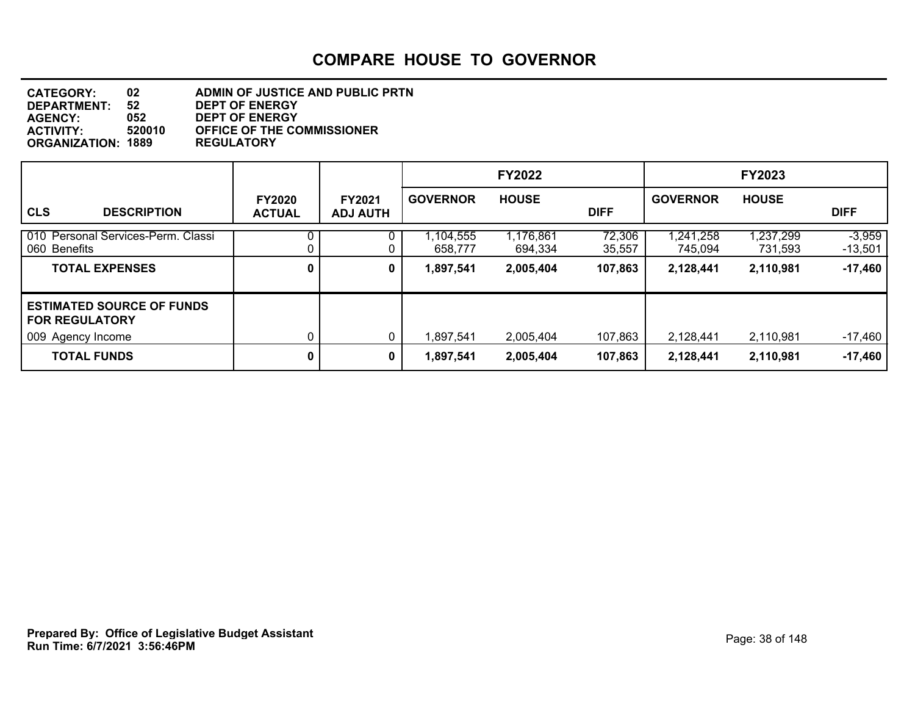# COMPARE HOUSE TO GOVERNOR

**CATEGORY:** 02 ADMIN OF JUSTICE AND PUBLIC PRTN
**DEPARTMENT:** 52 DEPT OF ENERGY
**AGENCY:** 052 DEPT OF ENERGY
**ACTIVITY:** 520010 OFFICE OF THE COMMISSIONER
**ORGANIZATION:** 1889 REGULATORY

| CLS DESCRIPTION | FY2020 ACTUAL | FY2021 ADJ AUTH | FY2022 GOVERNOR | FY2022 HOUSE | FY2022 DIFF | FY2023 GOVERNOR | FY2023 HOUSE | FY2023 DIFF |
|---|---|---|---|---|---|---|---|---|
| 010 Personal Services-Perm. Classi | 0 | 0 | 1,104,555 | 1,176,861 | 72,306 | 1,241,258 | 1,237,299 | -3,959 |
| 060 Benefits | 0 | 0 | 658,777 | 694,334 | 35,557 | 745,094 | 731,593 | -13,501 |
| **TOTAL EXPENSES** | **0** | **0** | **1,897,541** | **2,005,404** | **107,863** | **2,128,441** | **2,110,981** | **-17,460** |
| **ESTIMATED SOURCE OF FUNDS FOR REGULATORY** | | | | | | | | |
| 009 Agency Income | 0 | 0 | 1,897,541 | 2,005,404 | 107,863 | 2,128,441 | 2,110,981 | -17,460 |
| **TOTAL FUNDS** | **0** | **0** | **1,897,541** | **2,005,404** | **107,863** | **2,128,441** | **2,110,981** | **-17,460** |

**Prepared By: Office of Legislative Budget Assistant**
**Run Time: 6/7/2021 3:56:46PM**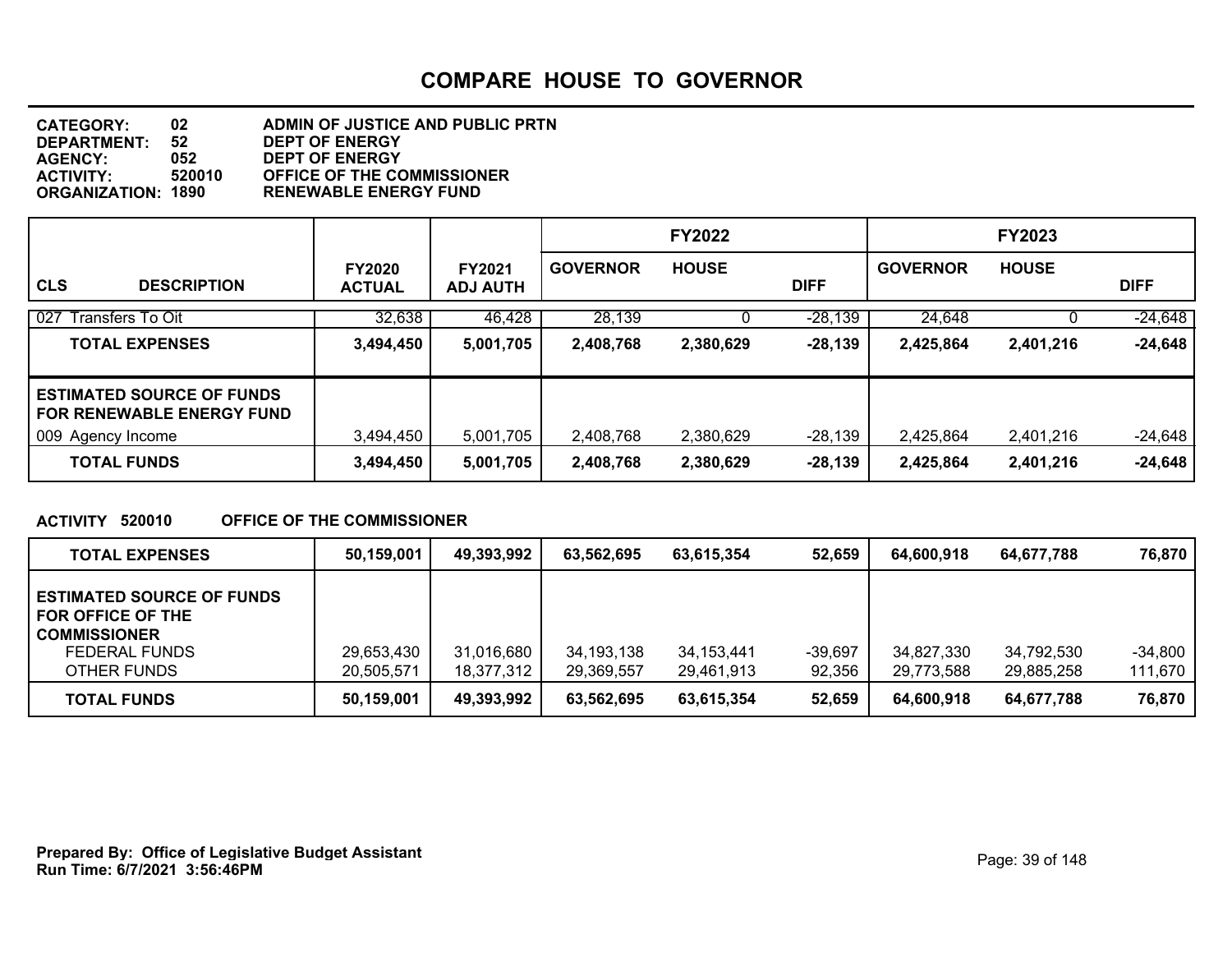# COMPARE HOUSE TO GOVERNOR

**CATEGORY:** 02 ADMIN OF JUSTICE AND PUBLIC PRTN
**DEPARTMENT:** 52 DEPT OF ENERGY
**AGENCY:** 052 DEPT OF ENERGY
**ACTIVITY:** 520010 OFFICE OF THE COMMISSIONER
**ORGANIZATION:** 1890 RENEWABLE ENERGY FUND

| CLS DESCRIPTION | FY2020 ACTUAL | FY2021 ADJ AUTH | FY2022 GOVERNOR | FY2022 HOUSE | FY2022 DIFF | FY2023 GOVERNOR | FY2023 HOUSE | FY2023 DIFF |
|---|---|---|---|---|---|---|---|---|
| 027 Transfers To Oit | 32,638 | 46,428 | 28,139 | 0 | -28,139 | 24,648 | 0 | -24,648 |
| **TOTAL EXPENSES** | **3,494,450** | **5,001,705** | **2,408,768** | **2,380,629** | **-28,139** | **2,425,864** | **2,401,216** | **-24,648** |
| **ESTIMATED SOURCE OF FUNDS FOR RENEWABLE ENERGY FUND** | | | | | | | | |
| 009 Agency Income | 3,494,450 | 5,001,705 | 2,408,768 | 2,380,629 | -28,139 | 2,425,864 | 2,401,216 | -24,648 |
| **TOTAL FUNDS** | **3,494,450** | **5,001,705** | **2,408,768** | **2,380,629** | **-28,139** | **2,425,864** | **2,401,216** | **-24,648** |

**ACTIVITY 520010 OFFICE OF THE COMMISSIONER**

| | FY2020 ACTUAL | FY2021 ADJ AUTH | FY2022 GOVERNOR | FY2022 HOUSE | FY2022 DIFF | FY2023 GOVERNOR | FY2023 HOUSE | FY2023 DIFF |
|---|---|---|---|---|---|---|---|---|
| **TOTAL EXPENSES** | **50,159,001** | **49,393,992** | **63,562,695** | **63,615,354** | **52,659** | **64,600,918** | **64,677,788** | **76,870** |
| **ESTIMATED SOURCE OF FUNDS FOR OFFICE OF THE COMMISSIONER** | | | | | | | | |
| FEDERAL FUNDS | 29,653,430 | 31,016,680 | 34,193,138 | 34,153,441 | -39,697 | 34,827,330 | 34,792,530 | -34,800 |
| OTHER FUNDS | 20,505,571 | 18,377,312 | 29,369,557 | 29,461,913 | 92,356 | 29,773,588 | 29,885,258 | 111,670 |
| **TOTAL FUNDS** | **50,159,001** | **49,393,992** | **63,562,695** | **63,615,354** | **52,659** | **64,600,918** | **64,677,788** | **76,870** |

**Prepared By: Office of Legislative Budget Assistant**
**Run Time: 6/7/2021 3:56:46PM**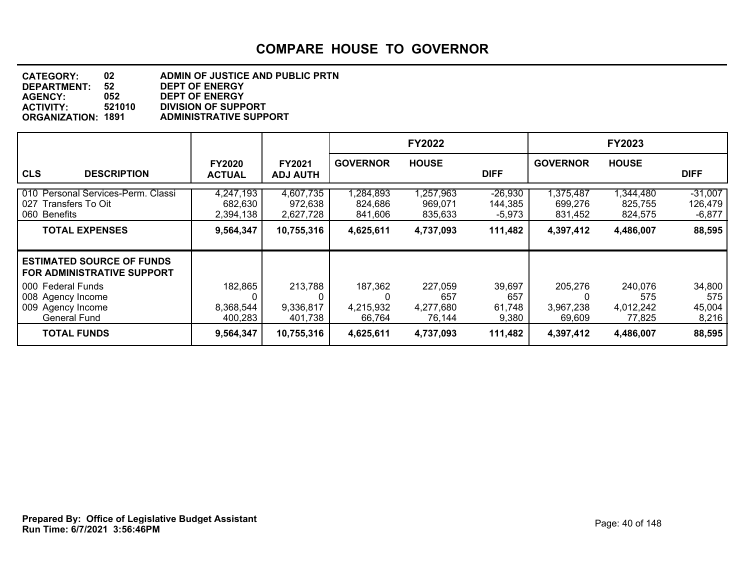# COMPARE HOUSE TO GOVERNOR

**CATEGORY:** 02 ADMIN OF JUSTICE AND PUBLIC PRTN
**DEPARTMENT:** 52 DEPT OF ENERGY
**AGENCY:** 052 DEPT OF ENERGY
**ACTIVITY:** 521010 DIVISION OF SUPPORT
**ORGANIZATION:** 1891 ADMINISTRATIVE SUPPORT

| CLS DESCRIPTION | FY2020 ACTUAL | FY2021 ADJ AUTH | FY2022 GOVERNOR | FY2022 HOUSE | FY2022 DIFF | FY2023 GOVERNOR | FY2023 HOUSE | FY2023 DIFF |
|---|---|---|---|---|---|---|---|---|
| 010 Personal Services-Perm. Classi | 4,247,193 | 4,607,735 | 1,284,893 | 1,257,963 | -26,930 | 1,375,487 | 1,344,480 | -31,007 |
| 027 Transfers To Oit | 682,630 | 972,638 | 824,686 | 969,071 | 144,385 | 699,276 | 825,755 | 126,479 |
| 060 Benefits | 2,394,138 | 2,627,728 | 841,606 | 835,633 | -5,973 | 831,452 | 824,575 | -6,877 |
| **TOTAL EXPENSES** | **9,564,347** | **10,755,316** | **4,625,611** | **4,737,093** | **111,482** | **4,397,412** | **4,486,007** | **88,595** |
| **ESTIMATED SOURCE OF FUNDS FOR ADMINISTRATIVE SUPPORT** | | | | | | | | |
| 000 Federal Funds | 182,865 | 213,788 | 187,362 | 227,059 | 39,697 | 205,276 | 240,076 | 34,800 |
| 008 Agency Income | 0 | 0 | 0 | 657 | 657 | 0 | 575 | 575 |
| 009 Agency Income | 8,368,544 | 9,336,817 | 4,215,932 | 4,277,680 | 61,748 | 3,967,238 | 4,012,242 | 45,004 |
| General Fund | 400,283 | 401,738 | 66,764 | 76,144 | 9,380 | 69,609 | 77,825 | 8,216 |
| **TOTAL FUNDS** | **9,564,347** | **10,755,316** | **4,625,611** | **4,737,093** | **111,482** | **4,397,412** | **4,486,007** | **88,595** |

**Prepared By: Office of Legislative Budget Assistant**
**Run Time: 6/7/2021 3:56:46PM**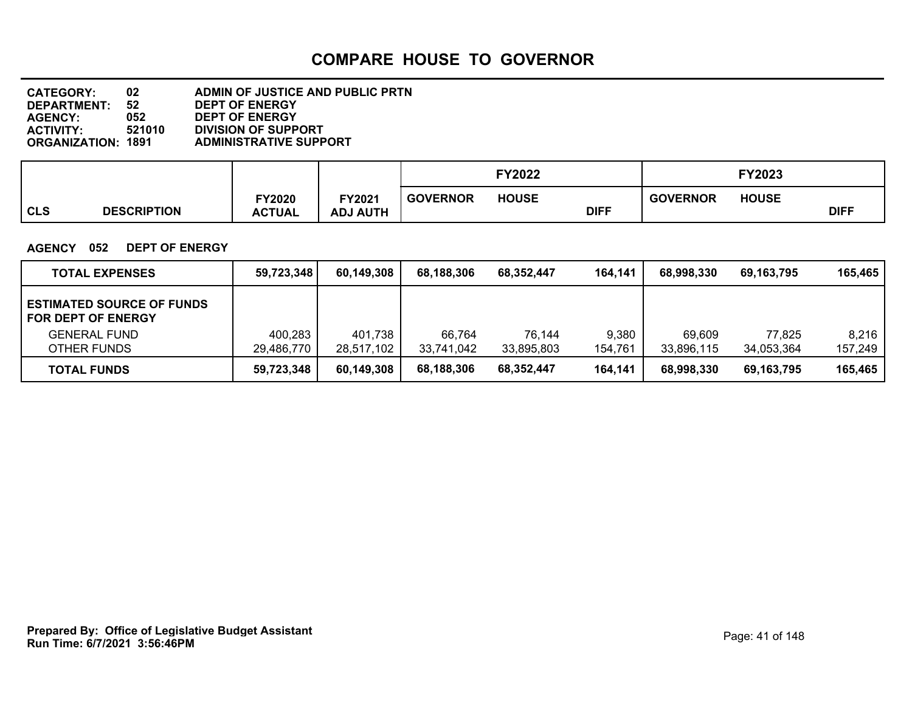# COMPARE HOUSE TO GOVERNOR

**CATEGORY:** 02 ADMIN OF JUSTICE AND PUBLIC PRTN
**DEPARTMENT:** 52 DEPT OF ENERGY
**AGENCY:** 052 DEPT OF ENERGY
**ACTIVITY:** 521010 DIVISION OF SUPPORT
**ORGANIZATION:** 1891 ADMINISTRATIVE SUPPORT

**AGENCY 052 DEPT OF ENERGY**

| CLS DESCRIPTION | FY2020 ACTUAL | FY2021 ADJ AUTH | FY2022 GOVERNOR | FY2022 HOUSE | FY2022 DIFF | FY2023 GOVERNOR | FY2023 HOUSE | FY2023 DIFF |
|---|---|---|---|---|---|---|---|---|
| **TOTAL EXPENSES** | **59,723,348** | **60,149,308** | **68,188,306** | **68,352,447** | **164,141** | **68,998,330** | **69,163,795** | **165,465** |
| **ESTIMATED SOURCE OF FUNDS FOR DEPT OF ENERGY** | | | | | | | | |
| GENERAL FUND | 400,283 | 401,738 | 66,764 | 76,144 | 9,380 | 69,609 | 77,825 | 8,216 |
| OTHER FUNDS | 29,486,770 | 28,517,102 | 33,741,042 | 33,895,803 | 154,761 | 33,896,115 | 34,053,364 | 157,249 |
| **TOTAL FUNDS** | **59,723,348** | **60,149,308** | **68,188,306** | **68,352,447** | **164,141** | **68,998,330** | **69,163,795** | **165,465** |

**Prepared By: Office of Legislative Budget Assistant**
**Run Time: 6/7/2021 3:56:46PM**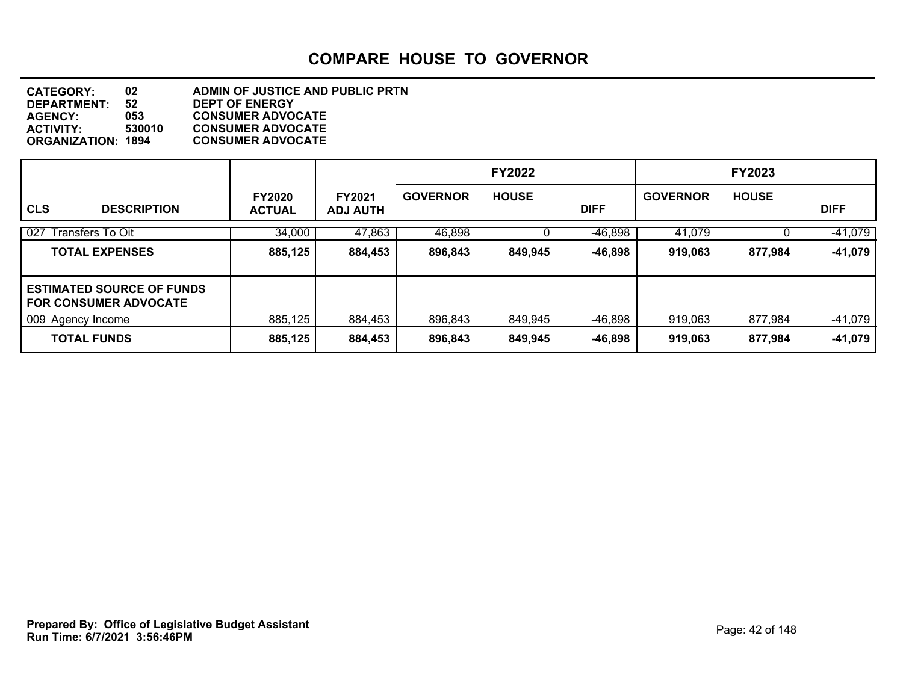# COMPARE HOUSE TO GOVERNOR

**CATEGORY:** 02 ADMIN OF JUSTICE AND PUBLIC PRTN
**DEPARTMENT:** 52 DEPT OF ENERGY
**AGENCY:** 053 CONSUMER ADVOCATE
**ACTIVITY:** 530010 CONSUMER ADVOCATE
**ORGANIZATION:** 1894 CONSUMER ADVOCATE

| CLS DESCRIPTION | FY2020 ACTUAL | FY2021 ADJ AUTH | FY2022 GOVERNOR | FY2022 HOUSE | FY2022 DIFF | FY2023 GOVERNOR | FY2023 HOUSE | FY2023 DIFF |
|---|---|---|---|---|---|---|---|---|
| 027 Transfers To Oit | 34,000 | 47,863 | 46,898 | 0 | -46,898 | 41,079 | 0 | -41,079 |
| **TOTAL EXPENSES** | **885,125** | **884,453** | **896,843** | **849,945** | **-46,898** | **919,063** | **877,984** | **-41,079** |
| **ESTIMATED SOURCE OF FUNDS FOR CONSUMER ADVOCATE** | | | | | | | | |
| 009 Agency Income | 885,125 | 884,453 | 896,843 | 849,945 | -46,898 | 919,063 | 877,984 | -41,079 |
| **TOTAL FUNDS** | **885,125** | **884,453** | **896,843** | **849,945** | **-46,898** | **919,063** | **877,984** | **-41,079** |

**Prepared By: Office of Legislative Budget Assistant**
**Run Time: 6/7/2021 3:56:46PM**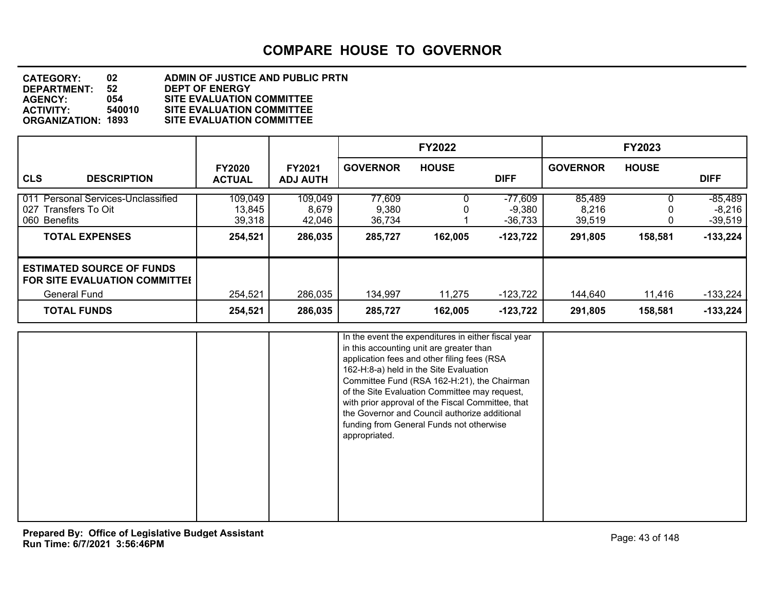# COMPARE HOUSE TO GOVERNOR

**CATEGORY:** 02 ADMIN OF JUSTICE AND PUBLIC PRTN
**DEPARTMENT:** 52 DEPT OF ENERGY
**AGENCY:** 054 SITE EVALUATION COMMITTEE
**ACTIVITY:** 540010 SITE EVALUATION COMMITTEE
**ORGANIZATION:** 1893 SITE EVALUATION COMMITTEE

| | | | FY2022 | | | FY2023 | | |
|---|---|---|---|---|---|---|---|---|
| **CLS DESCRIPTION** | **FY2020 ACTUAL** | **FY2021 ADJ AUTH** | **GOVERNOR** | **HOUSE** | **DIFF** | **GOVERNOR** | **HOUSE** | **DIFF** |
| 011 Personal Services-Unclassified | 109,049 | 109,049 | 77,609 | 0 | -77,609 | 85,489 | 0 | -85,489 |
| 027 Transfers To Oit | 13,845 | 8,679 | 9,380 | 0 | -9,380 | 8,216 | 0 | -8,216 |
| 060 Benefits | 39,318 | 42,046 | 36,734 | 1 | -36,733 | 39,519 | 0 | -39,519 |
| **TOTAL EXPENSES** | **254,521** | **286,035** | **285,727** | **162,005** | **-123,722** | **291,805** | **158,581** | **-133,224** |
| **ESTIMATED SOURCE OF FUNDS FOR SITE EVALUATION COMMITTEE** | | | | | | | | |
| General Fund | 254,521 | 286,035 | 134,997 | 11,275 | -123,722 | 144,640 | 11,416 | -133,224 |
| **TOTAL FUNDS** | **254,521** | **286,035** | **285,727** | **162,005** | **-123,722** | **291,805** | **158,581** | **-133,224** |

In the event the expenditures in either fiscal year in this accounting unit are greater than application fees and other filing fees (RSA 162-H:8-a) held in the Site Evaluation Committee Fund (RSA 162-H:21), the Chairman of the Site Evaluation Committee may request, with prior approval of the Fiscal Committee, that the Governor and Council authorize additional funding from General Funds not otherwise appropriated.

**Prepared By: Office of Legislative Budget Assistant**
**Run Time: 6/7/2021 3:56:46PM**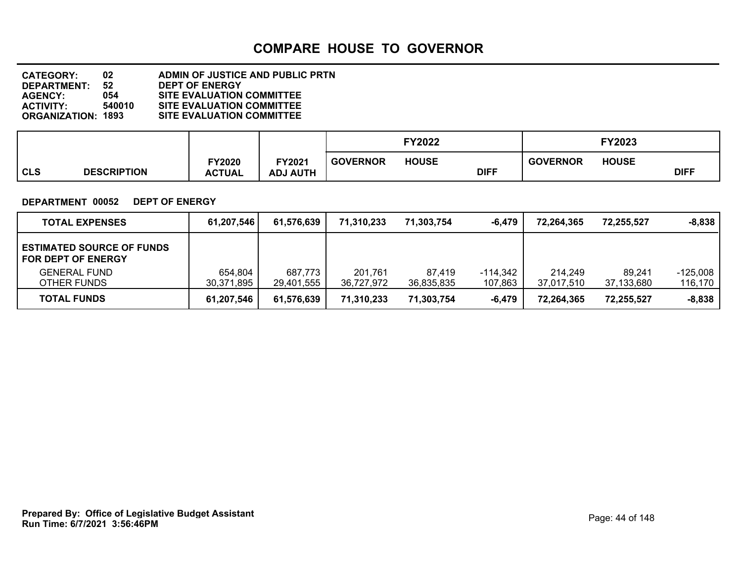# COMPARE HOUSE TO GOVERNOR

**CATEGORY:** 02 ADMIN OF JUSTICE AND PUBLIC PRTN
**DEPARTMENT:** 52 DEPT OF ENERGY
**AGENCY:** 054 SITE EVALUATION COMMITTEE
**ACTIVITY:** 540010 SITE EVALUATION COMMITTEE
**ORGANIZATION:** 1893 SITE EVALUATION COMMITTEE

**DEPARTMENT 00052 DEPT OF ENERGY**

| CLS DESCRIPTION | FY2020 ACTUAL | FY2021 ADJ AUTH | FY2022 GOVERNOR | FY2022 HOUSE | FY2022 DIFF | FY2023 GOVERNOR | FY2023 HOUSE | FY2023 DIFF |
|---|---|---|---|---|---|---|---|---|
| **TOTAL EXPENSES** | **61,207,546** | **61,576,639** | **71,310,233** | **71,303,754** | **-6,479** | **72,264,365** | **72,255,527** | **-8,838** |
| **ESTIMATED SOURCE OF FUNDS FOR DEPT OF ENERGY** | | | | | | | | |
| GENERAL FUND | 654,804 | 687,773 | 201,761 | 87,419 | -114,342 | 214,249 | 89,241 | -125,008 |
| OTHER FUNDS | 30,371,895 | 29,401,555 | 36,727,972 | 36,835,835 | 107,863 | 37,017,510 | 37,133,680 | 116,170 |
| **TOTAL FUNDS** | **61,207,546** | **61,576,639** | **71,310,233** | **71,303,754** | **-6,479** | **72,264,365** | **72,255,527** | **-8,838** |

**Prepared By: Office of Legislative Budget Assistant**
**Run Time: 6/7/2021 3:56:46PM**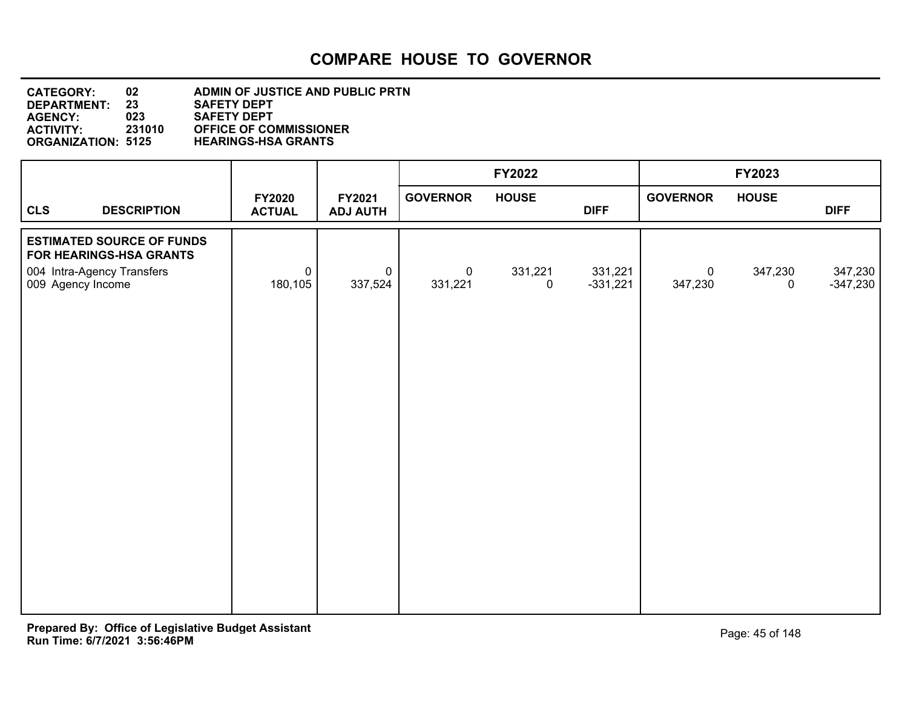# COMPARE HOUSE TO GOVERNOR

**CATEGORY:** 02 ADMIN OF JUSTICE AND PUBLIC PRTN
**DEPARTMENT:** 23 SAFETY DEPT
**AGENCY:** 023 SAFETY DEPT
**ACTIVITY:** 231010 OFFICE OF COMMISSIONER
**ORGANIZATION:** 5125 HEARINGS-HSA GRANTS

| CLS | DESCRIPTION | FY2020 ACTUAL | FY2021 ADJ AUTH | FY2022 GOVERNOR | FY2022 HOUSE | FY2022 DIFF | FY2023 GOVERNOR | FY2023 HOUSE | FY2023 DIFF |
|---|---|---|---|---|---|---|---|---|---|
| **ESTIMATED SOURCE OF FUNDS FOR HEARINGS-HSA GRANTS** | | | | | | | | | |
| 004 | Intra-Agency Transfers | 0 | 0 | 0 | 331,221 | 331,221 | 0 | 347,230 | 347,230 |
| 009 | Agency Income | 180,105 | 337,524 | 331,221 | 0 | -331,221 | 347,230 | 0 | -347,230 |

**Prepared By: Office of Legislative Budget Assistant**
**Run Time: 6/7/2021 3:56:46PM**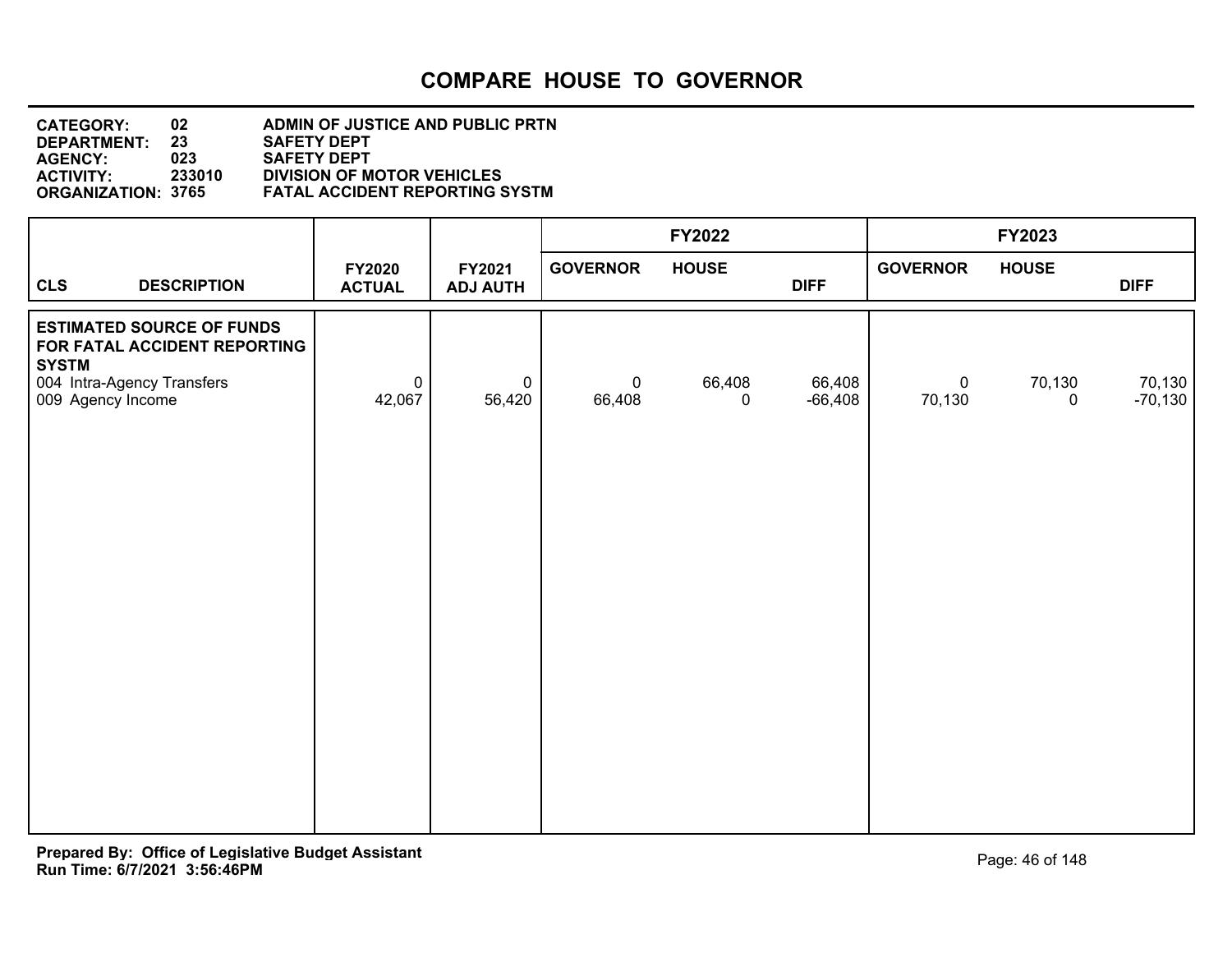# COMPARE HOUSE TO GOVERNOR

**CATEGORY:** 02 ADMIN OF JUSTICE AND PUBLIC PRTN
**DEPARTMENT:** 23 SAFETY DEPT
**AGENCY:** 023 SAFETY DEPT
**ACTIVITY:** 233010 DIVISION OF MOTOR VEHICLES
**ORGANIZATION:** 3765 FATAL ACCIDENT REPORTING SYSTM

| | | | FY2022 | | | FY2023 | | |
|---|---|---|---|---|---|---|---|---|
| **CLS DESCRIPTION** | **FY2020 ACTUAL** | **FY2021 ADJ AUTH** | **GOVERNOR** | **HOUSE** | **DIFF** | **GOVERNOR** | **HOUSE** | **DIFF** |
| **ESTIMATED SOURCE OF FUNDS FOR FATAL ACCIDENT REPORTING SYSTM** | | | | | | | | |
| 004 Intra-Agency Transfers | 0 | 0 | 0 | 66,408 | 66,408 | 0 | 70,130 | 70,130 |
| 009 Agency Income | 42,067 | 56,420 | 66,408 | 0 | -66,408 | 70,130 | 0 | -70,130 |

**Prepared By: Office of Legislative Budget Assistant**
**Run Time: 6/7/2021 3:56:46PM**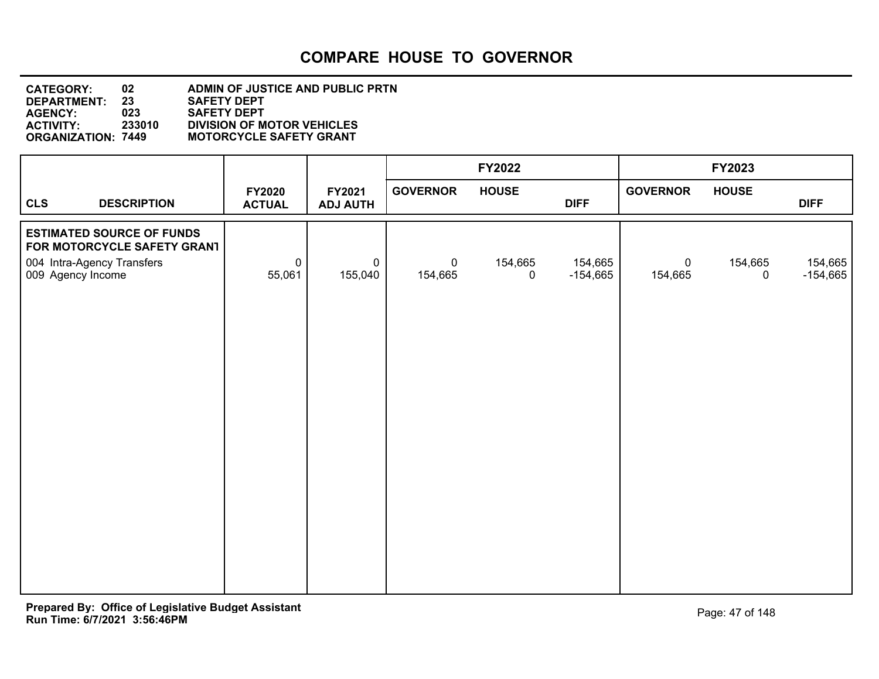# COMPARE HOUSE TO GOVERNOR

**CATEGORY:** 02 ADMIN OF JUSTICE AND PUBLIC PRTN
**DEPARTMENT:** 23 SAFETY DEPT
**AGENCY:** 023 SAFETY DEPT
**ACTIVITY:** 233010 DIVISION OF MOTOR VEHICLES
**ORGANIZATION:** 7449 MOTORCYCLE SAFETY GRANT

| CLS | DESCRIPTION | FY2020 ACTUAL | FY2021 ADJ AUTH | FY2022 GOVERNOR | FY2022 HOUSE | FY2022 DIFF | FY2023 GOVERNOR | FY2023 HOUSE | FY2023 DIFF |
|---|---|---|---|---|---|---|---|---|---|
| | **ESTIMATED SOURCE OF FUNDS FOR MOTORCYCLE SAFETY GRANT** | | | | | | | | |
| 004 | Intra-Agency Transfers | 0 | 0 | 0 | 154,665 | 154,665 | 0 | 154,665 | 154,665 |
| 009 | Agency Income | 55,061 | 155,040 | 154,665 | 0 | -154,665 | 154,665 | 0 | -154,665 |

**Prepared By: Office of Legislative Budget Assistant**
**Run Time: 6/7/2021 3:56:46PM**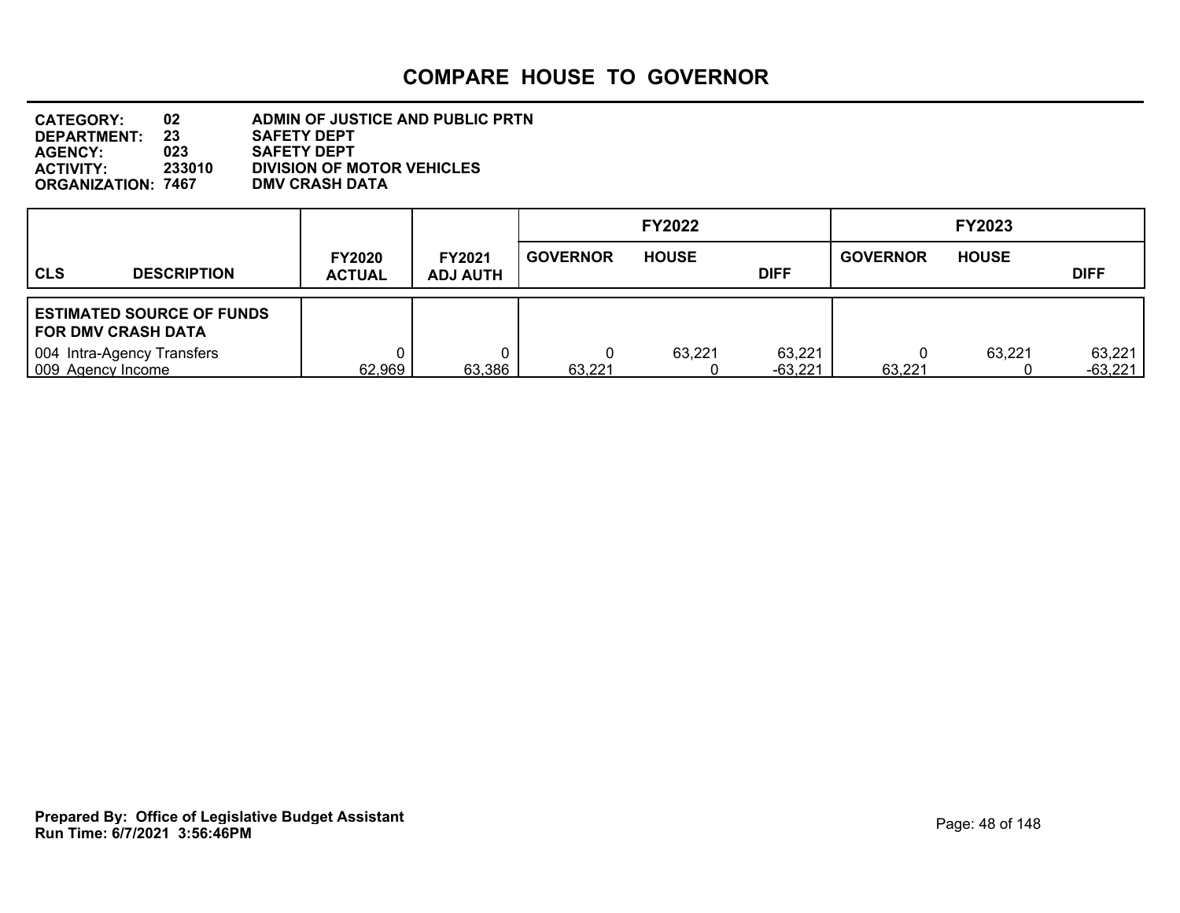# COMPARE HOUSE TO GOVERNOR

**CATEGORY:** 02 ADMIN OF JUSTICE AND PUBLIC PRTN
**DEPARTMENT:** 23 SAFETY DEPT
**AGENCY:** 023 SAFETY DEPT
**ACTIVITY:** 233010 DIVISION OF MOTOR VEHICLES
**ORGANIZATION:** 7467 DMV CRASH DATA

| CLS | DESCRIPTION | FY2020 ACTUAL | FY2021 ADJ AUTH | FY2022 GOVERNOR | FY2022 HOUSE | FY2022 DIFF | FY2023 GOVERNOR | FY2023 HOUSE | FY2023 DIFF |
|---|---|---|---|---|---|---|---|---|---|
| **ESTIMATED SOURCE OF FUNDS FOR DMV CRASH DATA** | | | | | | | | | |
| 004 | Intra-Agency Transfers | 0 | 0 | 0 | 63,221 | 63,221 | 0 | 63,221 | 63,221 |
| 009 | Agency Income | 62,969 | 63,386 | 63,221 | 0 | -63,221 | 63,221 | 0 | -63,221 |

**Prepared By: Office of Legislative Budget Assistant**
**Run Time: 6/7/2021 3:56:46PM**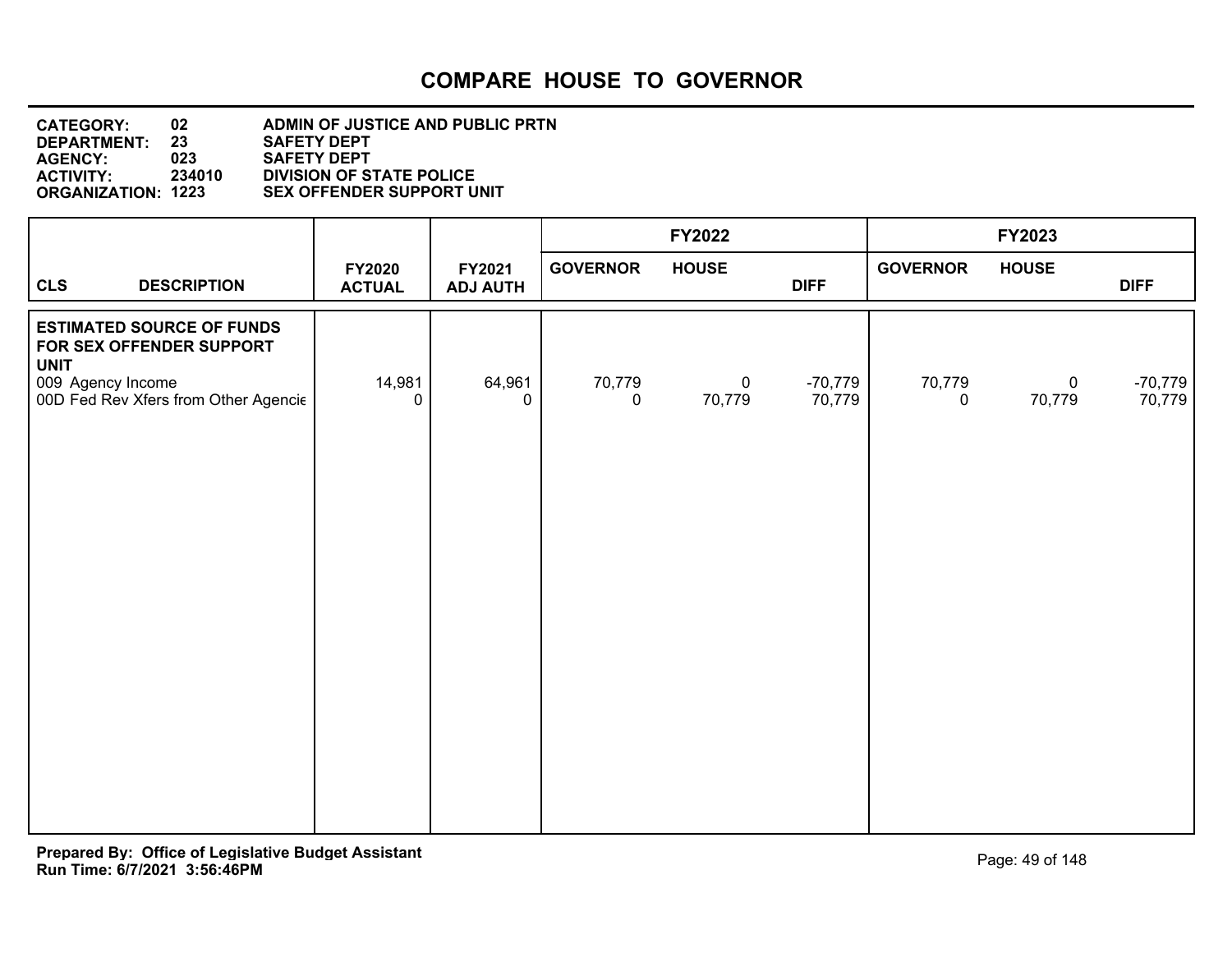# COMPARE HOUSE TO GOVERNOR

**CATEGORY:** 02 ADMIN OF JUSTICE AND PUBLIC PRTN
**DEPARTMENT:** 23 SAFETY DEPT
**AGENCY:** 023 SAFETY DEPT
**ACTIVITY:** 234010 DIVISION OF STATE POLICE
**ORGANIZATION:** 1223 SEX OFFENDER SUPPORT UNIT

| CLS DESCRIPTION | FY2020 ACTUAL | FY2021 ADJ AUTH | FY2022 GOVERNOR | FY2022 HOUSE | FY2022 DIFF | FY2023 GOVERNOR | FY2023 HOUSE | FY2023 DIFF |
|---|---|---|---|---|---|---|---|---|
| **ESTIMATED SOURCE OF FUNDS FOR SEX OFFENDER SUPPORT UNIT** | | | | | | | | |
| 009 Agency Income | 14,981 | 64,961 | 70,779 | 0 | -70,779 | 70,779 | 0 | -70,779 |
| 00D Fed Rev Xfers from Other Agencie | 0 | 0 | 0 | 70,779 | 70,779 | 0 | 70,779 | 70,779 |

**Prepared By: Office of Legislative Budget Assistant**
**Run Time: 6/7/2021 3:56:46PM**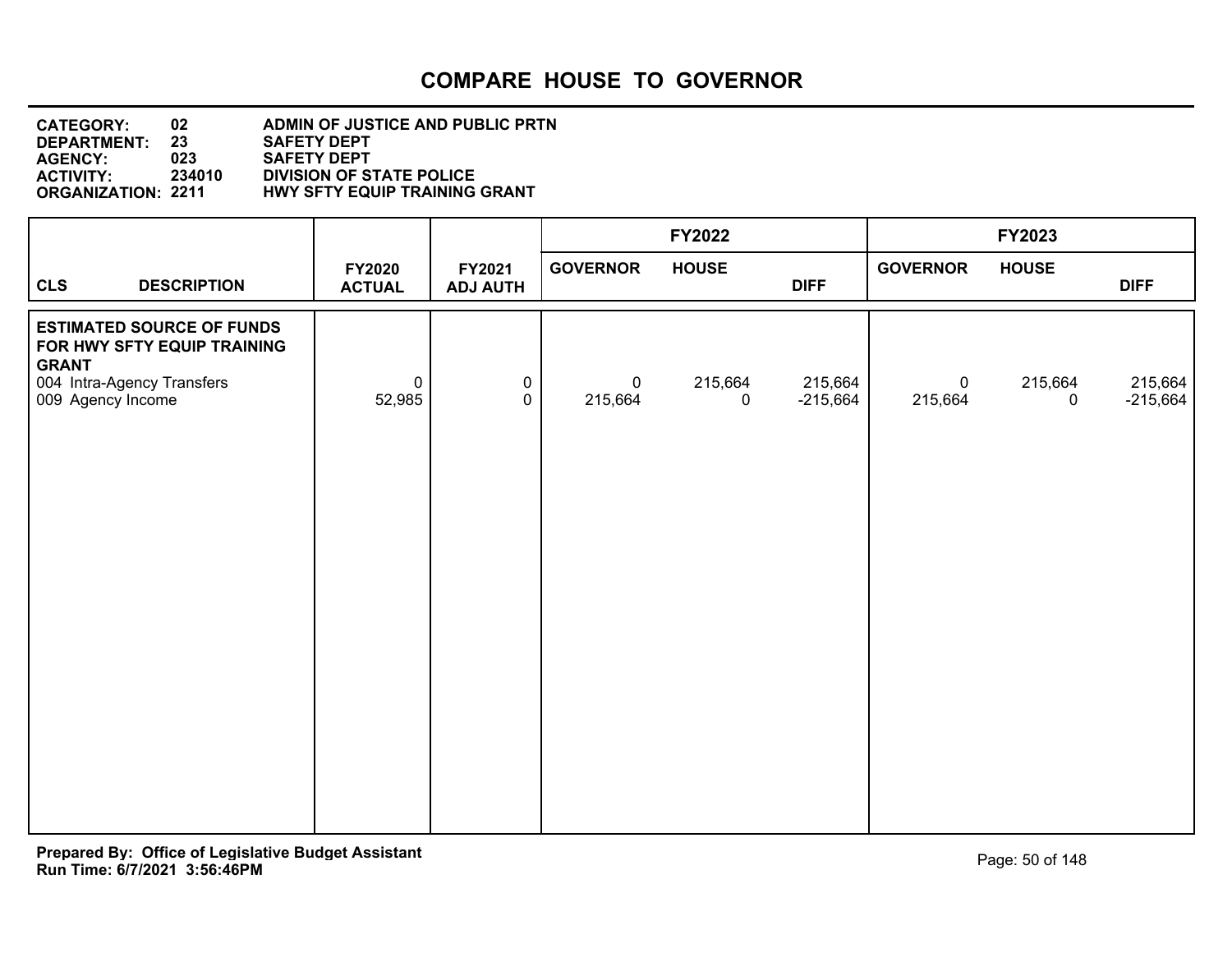# COMPARE HOUSE TO GOVERNOR

**CATEGORY:** 02 ADMIN OF JUSTICE AND PUBLIC PRTN
**DEPARTMENT:** 23 SAFETY DEPT
**AGENCY:** 023 SAFETY DEPT
**ACTIVITY:** 234010 DIVISION OF STATE POLICE
**ORGANIZATION:** 2211 HWY SFTY EQUIP TRAINING GRANT

| CLS | DESCRIPTION | FY2020 ACTUAL | FY2021 ADJ AUTH | FY2022 GOVERNOR | FY2022 HOUSE | FY2022 DIFF | FY2023 GOVERNOR | FY2023 HOUSE | FY2023 DIFF |
|---|---|---|---|---|---|---|---|---|---|
| | **ESTIMATED SOURCE OF FUNDS FOR HWY SFTY EQUIP TRAINING GRANT** | | | | | | | | |
| 004 | Intra-Agency Transfers | 0 | 0 | 0 | 215,664 | 215,664 | 0 | 215,664 | 215,664 |
| 009 | Agency Income | 52,985 | 0 | 215,664 | 0 | -215,664 | 215,664 | 0 | -215,664 |

**Prepared By: Office of Legislative Budget Assistant**
**Run Time: 6/7/2021 3:56:46PM**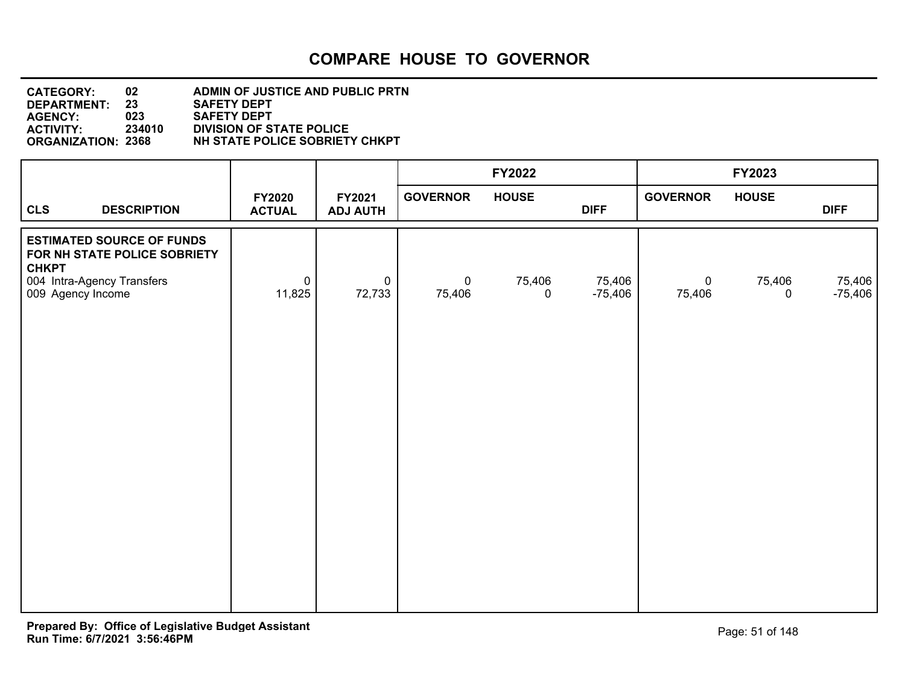# COMPARE HOUSE TO GOVERNOR

**CATEGORY:** 02 ADMIN OF JUSTICE AND PUBLIC PRTN
**DEPARTMENT:** 23 SAFETY DEPT
**AGENCY:** 023 SAFETY DEPT
**ACTIVITY:** 234010 DIVISION OF STATE POLICE
**ORGANIZATION:** 2368 NH STATE POLICE SOBRIETY CHKPT

| CLS | DESCRIPTION | FY2020 ACTUAL | FY2021 ADJ AUTH | FY2022 GOVERNOR | FY2022 HOUSE | FY2022 DIFF | FY2023 GOVERNOR | FY2023 HOUSE | FY2023 DIFF |
|---|---|---|---|---|---|---|---|---|---|
| | **ESTIMATED SOURCE OF FUNDS FOR NH STATE POLICE SOBRIETY CHKPT** | | | | | | | | |
| 004 | Intra-Agency Transfers | 0 | 0 | 0 | 75,406 | 75,406 | 0 | 75,406 | 75,406 |
| 009 | Agency Income | 11,825 | 72,733 | 75,406 | 0 | -75,406 | 75,406 | 0 | -75,406 |

**Prepared By: Office of Legislative Budget Assistant**
**Run Time: 6/7/2021 3:56:46PM**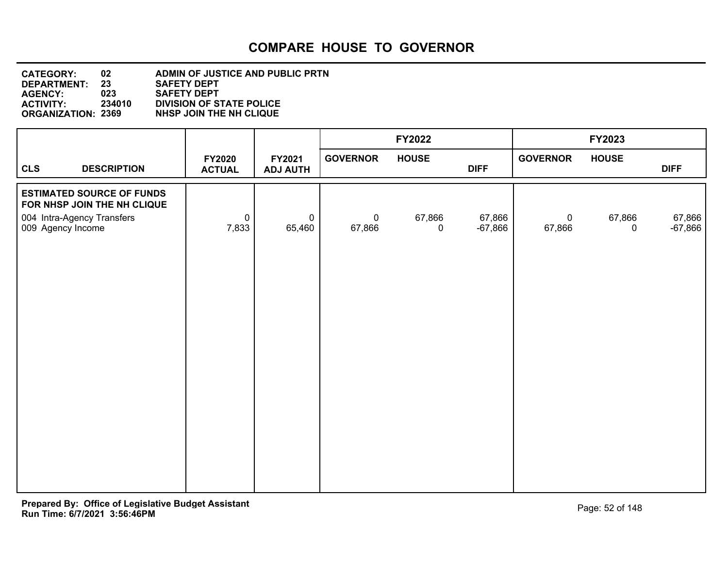# COMPARE HOUSE TO GOVERNOR

**CATEGORY:** 02 **ADMIN OF JUSTICE AND PUBLIC PRTN**
**DEPARTMENT:** 23 **SAFETY DEPT**
**AGENCY:** 023 **SAFETY DEPT**
**ACTIVITY:** 234010 **DIVISION OF STATE POLICE**
**ORGANIZATION:** 2369 **NHSP JOIN THE NH CLIQUE**

| CLS DESCRIPTION | FY2020 ACTUAL | FY2021 ADJ AUTH | FY2022 GOVERNOR | FY2022 HOUSE | FY2022 DIFF | FY2023 GOVERNOR | FY2023 HOUSE | FY2023 DIFF |
|---|---|---|---|---|---|---|---|---|
| **ESTIMATED SOURCE OF FUNDS FOR NHSP JOIN THE NH CLIQUE** | | | | | | | | |
| 004 Intra-Agency Transfers | 0 | 0 | 0 | 67,866 | 67,866 | 0 | 67,866 | 67,866 |
| 009 Agency Income | 7,833 | 65,460 | 67,866 | 0 | -67,866 | 67,866 | 0 | -67,866 |

**Prepared By: Office of Legislative Budget Assistant**
**Run Time: 6/7/2021 3:56:46PM**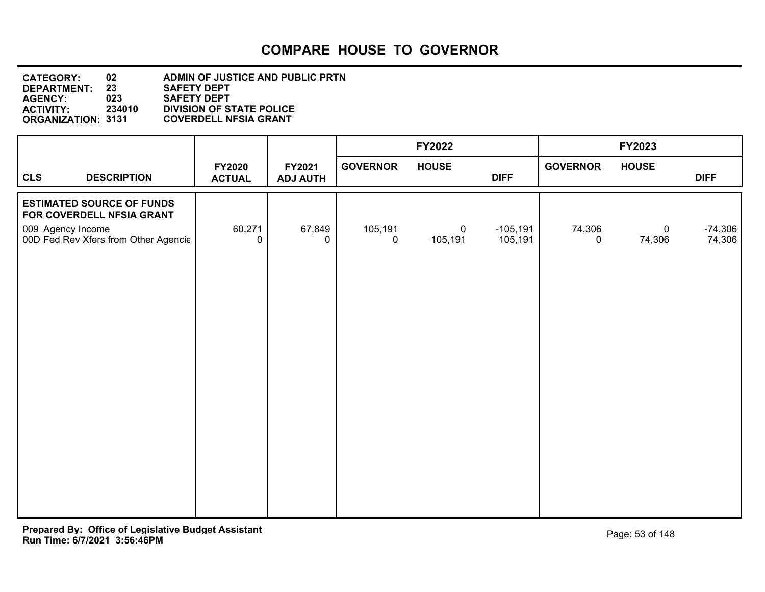# COMPARE HOUSE TO GOVERNOR

**CATEGORY:** 02 **ADMIN OF JUSTICE AND PUBLIC PRTN**
**DEPARTMENT:** 23 **SAFETY DEPT**
**AGENCY:** 023 **SAFETY DEPT**
**ACTIVITY:** 234010 **DIVISION OF STATE POLICE**
**ORGANIZATION:** 3131 **COVERDELL NFSIA GRANT**

| CLS DESCRIPTION | FY2020 ACTUAL | FY2021 ADJ AUTH | FY2022 GOVERNOR | FY2022 HOUSE | FY2022 DIFF | FY2023 GOVERNOR | FY2023 HOUSE | FY2023 DIFF |
|---|---|---|---|---|---|---|---|---|
| **ESTIMATED SOURCE OF FUNDS FOR COVERDELL NFSIA GRANT** | | | | | | | | |
| 009 Agency Income | 60,271 | 67,849 | 105,191 | 0 | -105,191 | 74,306 | 0 | -74,306 |
| 00D Fed Rev Xfers from Other Agencie | 0 | 0 | 0 | 105,191 | 105,191 | 0 | 74,306 | 74,306 |

**Prepared By: Office of Legislative Budget Assistant**
**Run Time: 6/7/2021 3:56:46PM**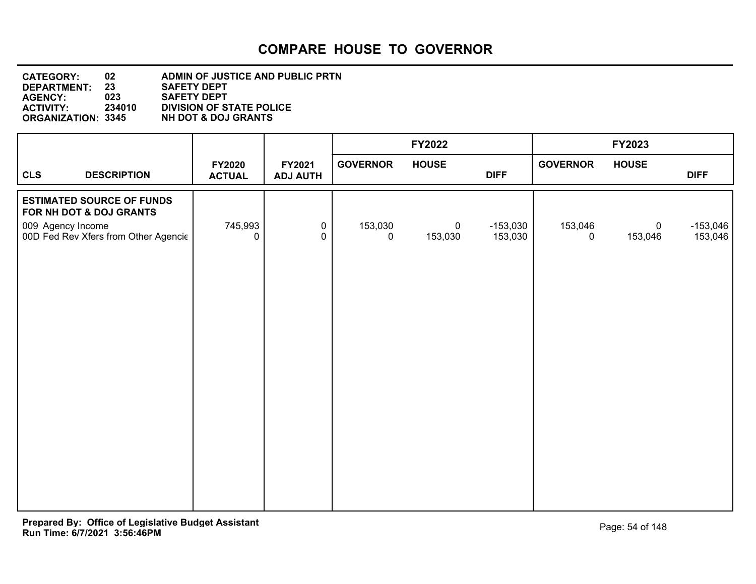# COMPARE HOUSE TO GOVERNOR

**CATEGORY:** 02 ADMIN OF JUSTICE AND PUBLIC PRTN
**DEPARTMENT:** 23 SAFETY DEPT
**AGENCY:** 023 SAFETY DEPT
**ACTIVITY:** 234010 DIVISION OF STATE POLICE
**ORGANIZATION:** 3345 NH DOT & DOJ GRANTS

| CLS DESCRIPTION | FY2020 ACTUAL | FY2021 ADJ AUTH | FY2022 GOVERNOR | FY2022 HOUSE | FY2022 DIFF | FY2023 GOVERNOR | FY2023 HOUSE | FY2023 DIFF |
|---|---|---|---|---|---|---|---|---|
| **ESTIMATED SOURCE OF FUNDS FOR NH DOT & DOJ GRANTS** | | | | | | | | |
| 009 Agency Income | 745,993 | 0 | 153,030 | 0 | -153,030 | 153,046 | 0 | -153,046 |
| 00D Fed Rev Xfers from Other Agencie | 0 | 0 | 0 | 153,030 | 153,030 | 0 | 153,046 | 153,046 |

**Prepared By: Office of Legislative Budget Assistant**
**Run Time: 6/7/2021 3:56:46PM**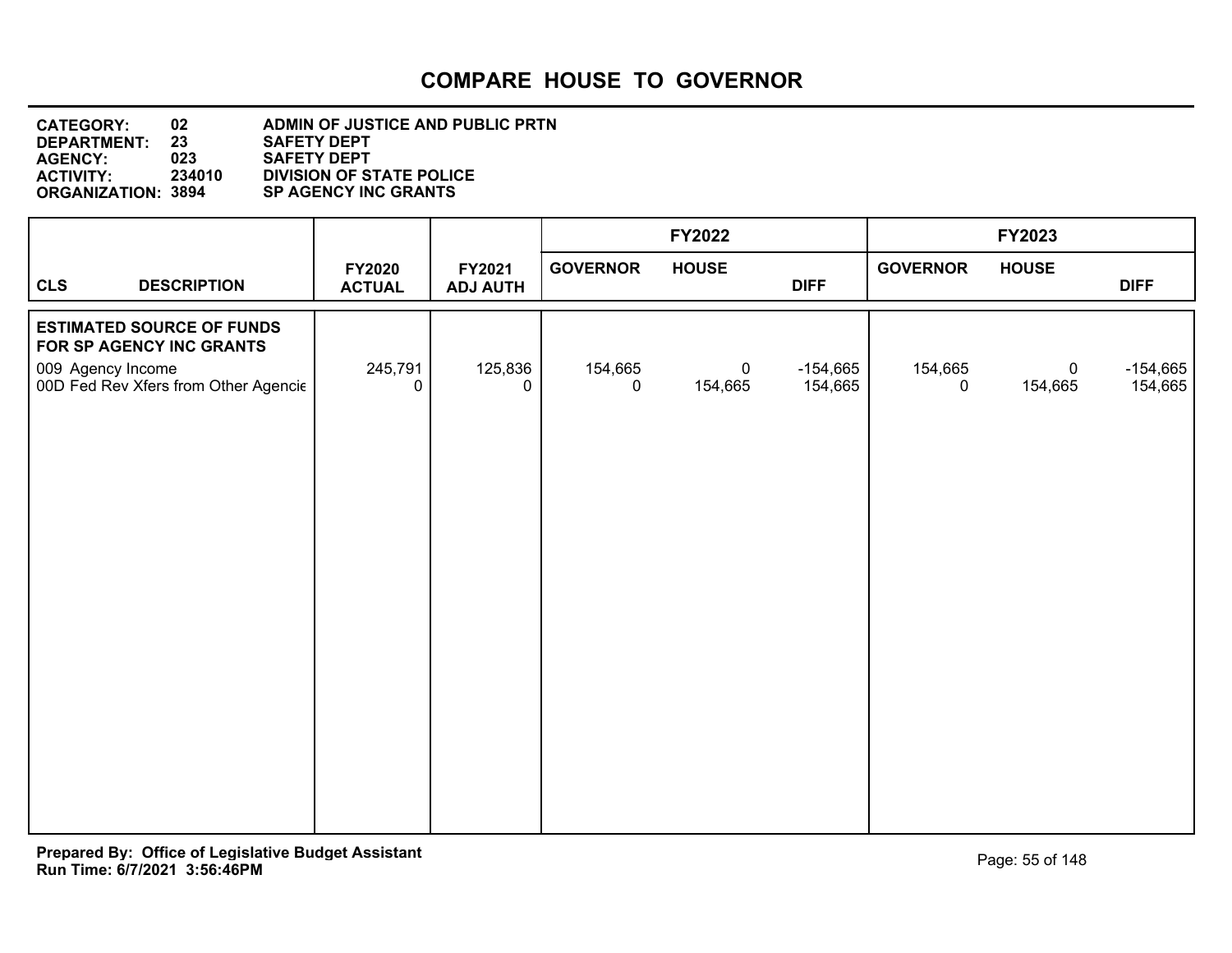# COMPARE HOUSE TO GOVERNOR

**CATEGORY:** 02 **ADMIN OF JUSTICE AND PUBLIC PRTN**
**DEPARTMENT:** 23 **SAFETY DEPT**
**AGENCY:** 023 **SAFETY DEPT**
**ACTIVITY:** 234010 **DIVISION OF STATE POLICE**
**ORGANIZATION:** 3894 **SP AGENCY INC GRANTS**

| CLS DESCRIPTION | FY2020 ACTUAL | FY2021 ADJ AUTH | FY2022 GOVERNOR | FY2022 HOUSE | FY2022 DIFF | FY2023 GOVERNOR | FY2023 HOUSE | FY2023 DIFF |
|---|---|---|---|---|---|---|---|---|
| **ESTIMATED SOURCE OF FUNDS FOR SP AGENCY INC GRANTS** | | | | | | | | |
| 009 Agency Income | 245,791 | 125,836 | 154,665 | 0 | -154,665 | 154,665 | 0 | -154,665 |
| 00D Fed Rev Xfers from Other Agencie | 0 | 0 | 0 | 154,665 | 154,665 | 0 | 154,665 | 154,665 |

**Prepared By: Office of Legislative Budget Assistant**
**Run Time: 6/7/2021 3:56:46PM**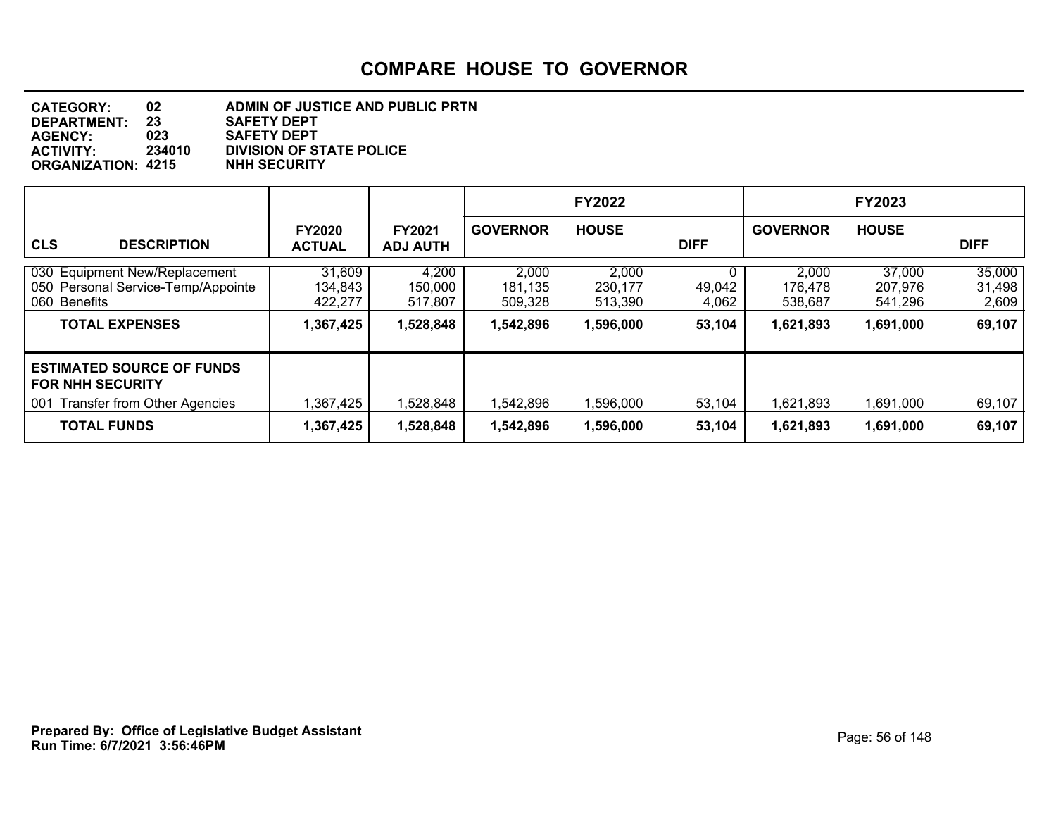# COMPARE HOUSE TO GOVERNOR

**CATEGORY:** 02 ADMIN OF JUSTICE AND PUBLIC PRTN
**DEPARTMENT:** 23 SAFETY DEPT
**AGENCY:** 023 SAFETY DEPT
**ACTIVITY:** 234010 DIVISION OF STATE POLICE
**ORGANIZATION:** 4215 NHH SECURITY

| CLS DESCRIPTION | FY2020 ACTUAL | FY2021 ADJ AUTH | FY2022 GOVERNOR | FY2022 HOUSE | FY2022 DIFF | FY2023 GOVERNOR | FY2023 HOUSE | FY2023 DIFF |
|---|---|---|---|---|---|---|---|---|
| 030 Equipment New/Replacement | 31,609 | 4,200 | 2,000 | 2,000 | 0 | 2,000 | 37,000 | 35,000 |
| 050 Personal Service-Temp/Appointe | 134,843 | 150,000 | 181,135 | 230,177 | 49,042 | 176,478 | 207,976 | 31,498 |
| 060 Benefits | 422,277 | 517,807 | 509,328 | 513,390 | 4,062 | 538,687 | 541,296 | 2,609 |
| **TOTAL EXPENSES** | **1,367,425** | **1,528,848** | **1,542,896** | **1,596,000** | **53,104** | **1,621,893** | **1,691,000** | **69,107** |
| **ESTIMATED SOURCE OF FUNDS FOR NHH SECURITY** | | | | | | | | |
| 001 Transfer from Other Agencies | 1,367,425 | 1,528,848 | 1,542,896 | 1,596,000 | 53,104 | 1,621,893 | 1,691,000 | 69,107 |
| **TOTAL FUNDS** | **1,367,425** | **1,528,848** | **1,542,896** | **1,596,000** | **53,104** | **1,621,893** | **1,691,000** | **69,107** |

**Prepared By: Office of Legislative Budget Assistant**
**Run Time: 6/7/2021 3:56:46PM**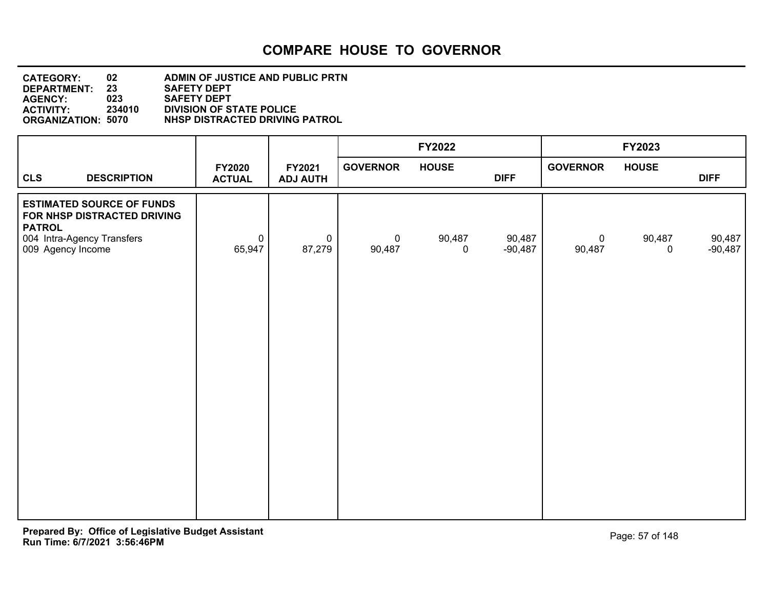# COMPARE HOUSE TO GOVERNOR

**CATEGORY: 02** ADMIN OF JUSTICE AND PUBLIC PRTN
**DEPARTMENT: 23** SAFETY DEPT
**AGENCY: 023** SAFETY DEPT
**ACTIVITY: 234010** DIVISION OF STATE POLICE
**ORGANIZATION: 5070** NHSP DISTRACTED DRIVING PATROL

| CLS DESCRIPTION | FY2020 ACTUAL | FY2021 ADJ AUTH | FY2022 GOVERNOR | FY2022 HOUSE | FY2022 DIFF | FY2023 GOVERNOR | FY2023 HOUSE | FY2023 DIFF |
|---|---|---|---|---|---|---|---|---|
| **ESTIMATED SOURCE OF FUNDS FOR NHSP DISTRACTED DRIVING PATROL** | | | | | | | | |
| 004 Intra-Agency Transfers | 0 | 0 | 0 | 90,487 | 90,487 | 0 | 90,487 | 90,487 |
| 009 Agency Income | 65,947 | 87,279 | 90,487 | 0 | -90,487 | 90,487 | 0 | -90,487 |

**Prepared By: Office of Legislative Budget Assistant**
**Run Time: 6/7/2021 3:56:46PM**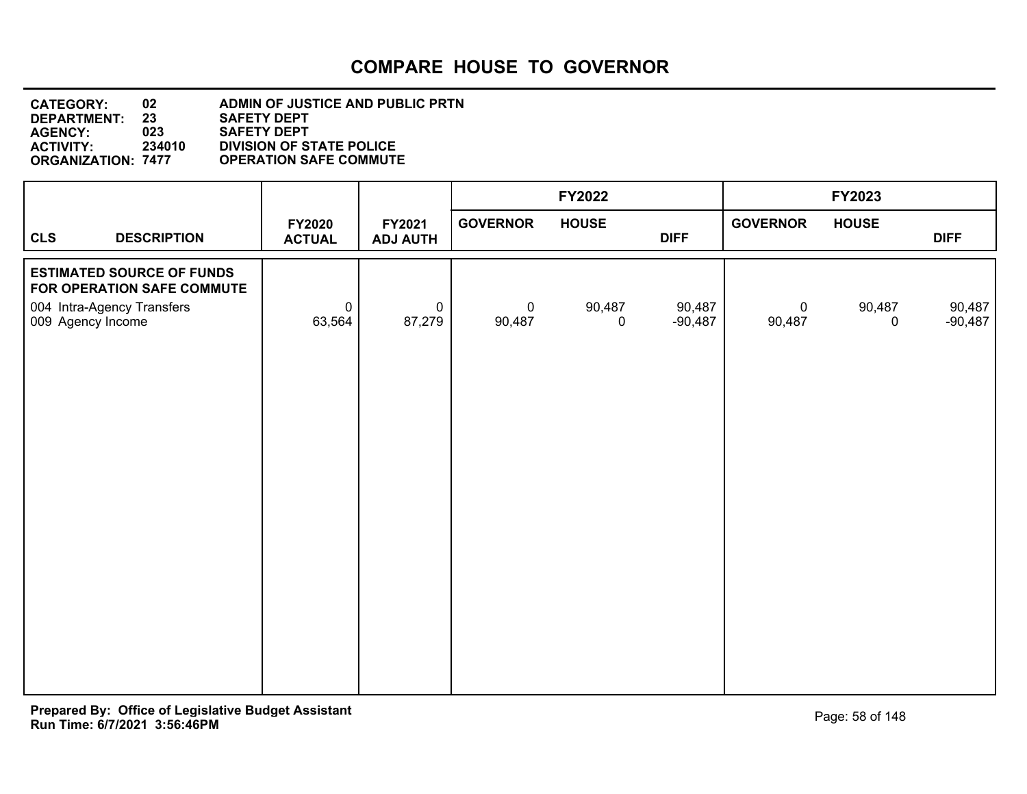# COMPARE HOUSE TO GOVERNOR

**CATEGORY:** 02 ADMIN OF JUSTICE AND PUBLIC PRTN
**DEPARTMENT:** 23 SAFETY DEPT
**AGENCY:** 023 SAFETY DEPT
**ACTIVITY:** 234010 DIVISION OF STATE POLICE
**ORGANIZATION:** 7477 OPERATION SAFE COMMUTE

| CLS DESCRIPTION | FY2020 ACTUAL | FY2021 ADJ AUTH | FY2022 GOVERNOR | FY2022 HOUSE | FY2022 DIFF | FY2023 GOVERNOR | FY2023 HOUSE | FY2023 DIFF |
|---|---|---|---|---|---|---|---|---|
| **ESTIMATED SOURCE OF FUNDS FOR OPERATION SAFE COMMUTE** | | | | | | | | |
| 004 Intra-Agency Transfers | 0 | 0 | 0 | 90,487 | 90,487 | 0 | 90,487 | 90,487 |
| 009 Agency Income | 63,564 | 87,279 | 90,487 | 0 | -90,487 | 90,487 | 0 | -90,487 |

**Prepared By: Office of Legislative Budget Assistant**
**Run Time: 6/7/2021 3:56:46PM**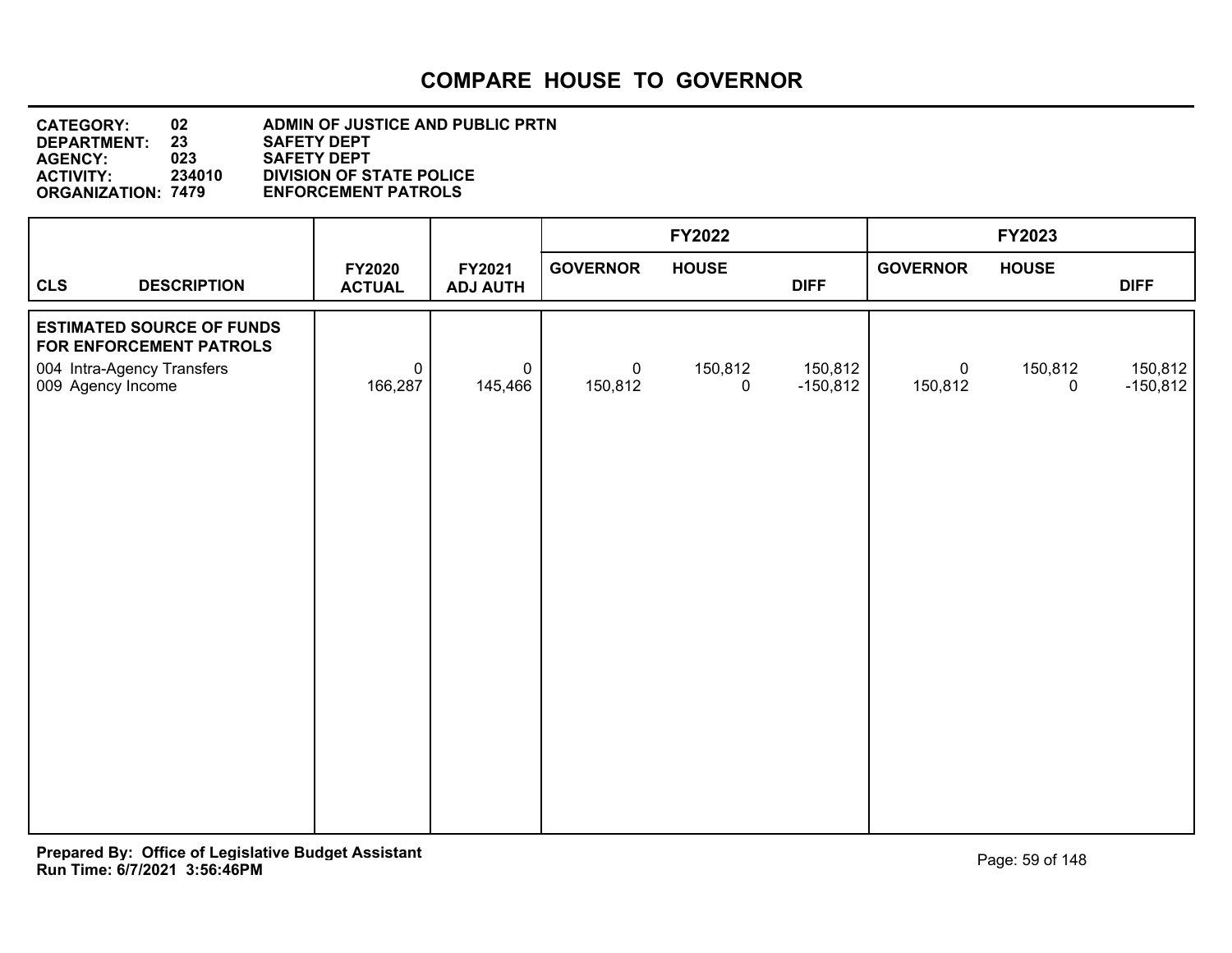# COMPARE HOUSE TO GOVERNOR

**CATEGORY:** 02 ADMIN OF JUSTICE AND PUBLIC PRTN
**DEPARTMENT:** 23 SAFETY DEPT
**AGENCY:** 023 SAFETY DEPT
**ACTIVITY:** 234010 DIVISION OF STATE POLICE
**ORGANIZATION:** 7479 ENFORCEMENT PATROLS

| CLS | DESCRIPTION | FY2020 ACTUAL | FY2021 ADJ AUTH | FY2022 GOVERNOR | FY2022 HOUSE | FY2022 DIFF | FY2023 GOVERNOR | FY2023 HOUSE | FY2023 DIFF |
|---|---|---|---|---|---|---|---|---|---|
| | **ESTIMATED SOURCE OF FUNDS FOR ENFORCEMENT PATROLS** | | | | | | | | |
| 004 | Intra-Agency Transfers | 0 | 0 | 0 | 150,812 | 150,812 | 0 | 150,812 | 150,812 |
| 009 | Agency Income | 166,287 | 145,466 | 150,812 | 0 | -150,812 | 150,812 | 0 | -150,812 |

**Prepared By: Office of Legislative Budget Assistant**
**Run Time: 6/7/2021 3:56:46PM**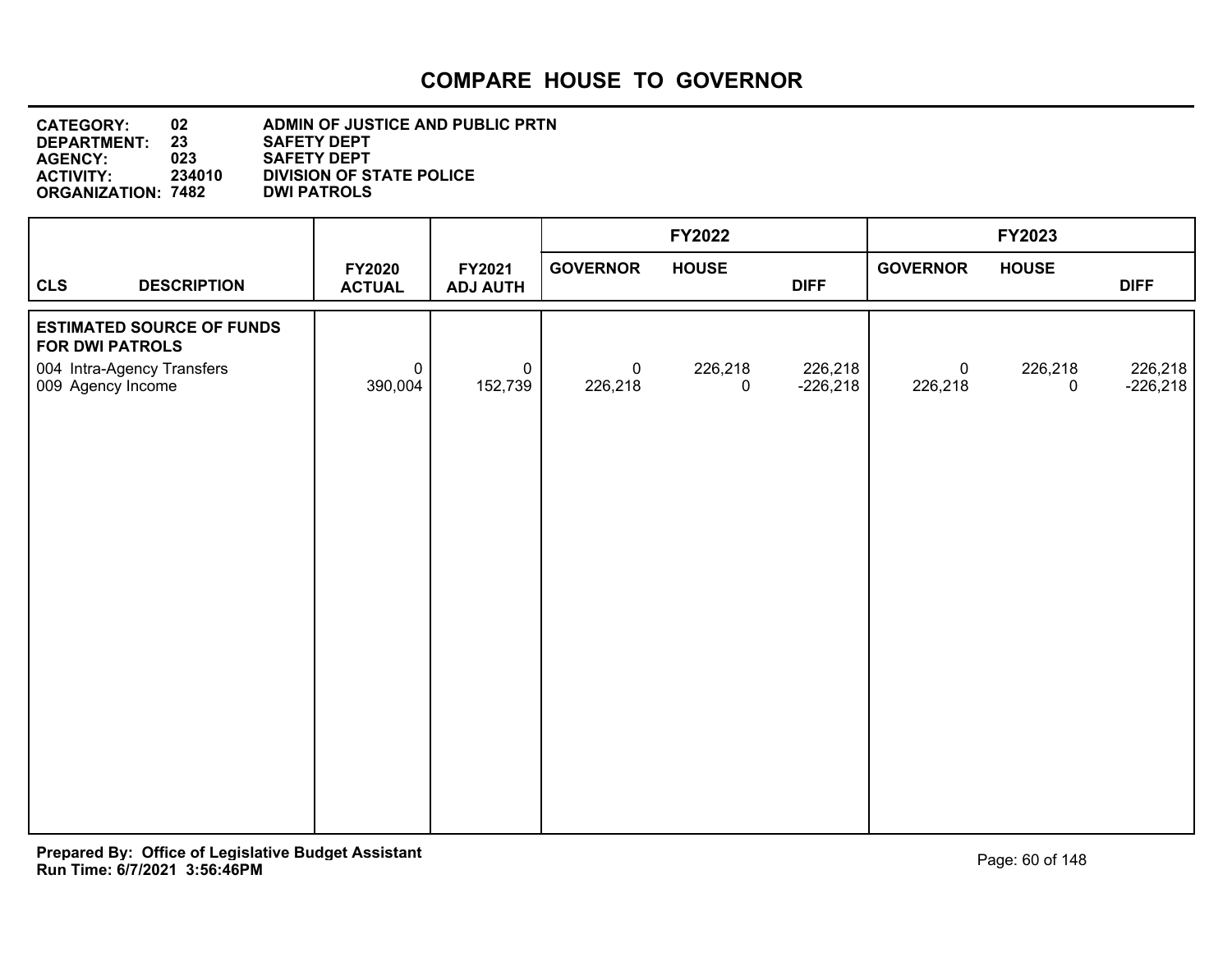# COMPARE HOUSE TO GOVERNOR

**CATEGORY:** 02 ADMIN OF JUSTICE AND PUBLIC PRTN
**DEPARTMENT:** 23 SAFETY DEPT
**AGENCY:** 023 SAFETY DEPT
**ACTIVITY:** 234010 DIVISION OF STATE POLICE
**ORGANIZATION:** 7482 DWI PATROLS

| CLS | DESCRIPTION | FY2020 ACTUAL | FY2021 ADJ AUTH | FY2022 GOVERNOR | FY2022 HOUSE | FY2022 DIFF | FY2023 GOVERNOR | FY2023 HOUSE | FY2023 DIFF |
|---|---|---|---|---|---|---|---|---|---|
| | **ESTIMATED SOURCE OF FUNDS FOR DWI PATROLS** | | | | | | | | |
| 004 | Intra-Agency Transfers | 0 | 0 | 0 | 226,218 | 226,218 | 0 | 226,218 | 226,218 |
| 009 | Agency Income | 390,004 | 152,739 | 226,218 | 0 | -226,218 | 226,218 | 0 | -226,218 |

**Prepared By: Office of Legislative Budget Assistant**
**Run Time: 6/7/2021 3:56:46PM**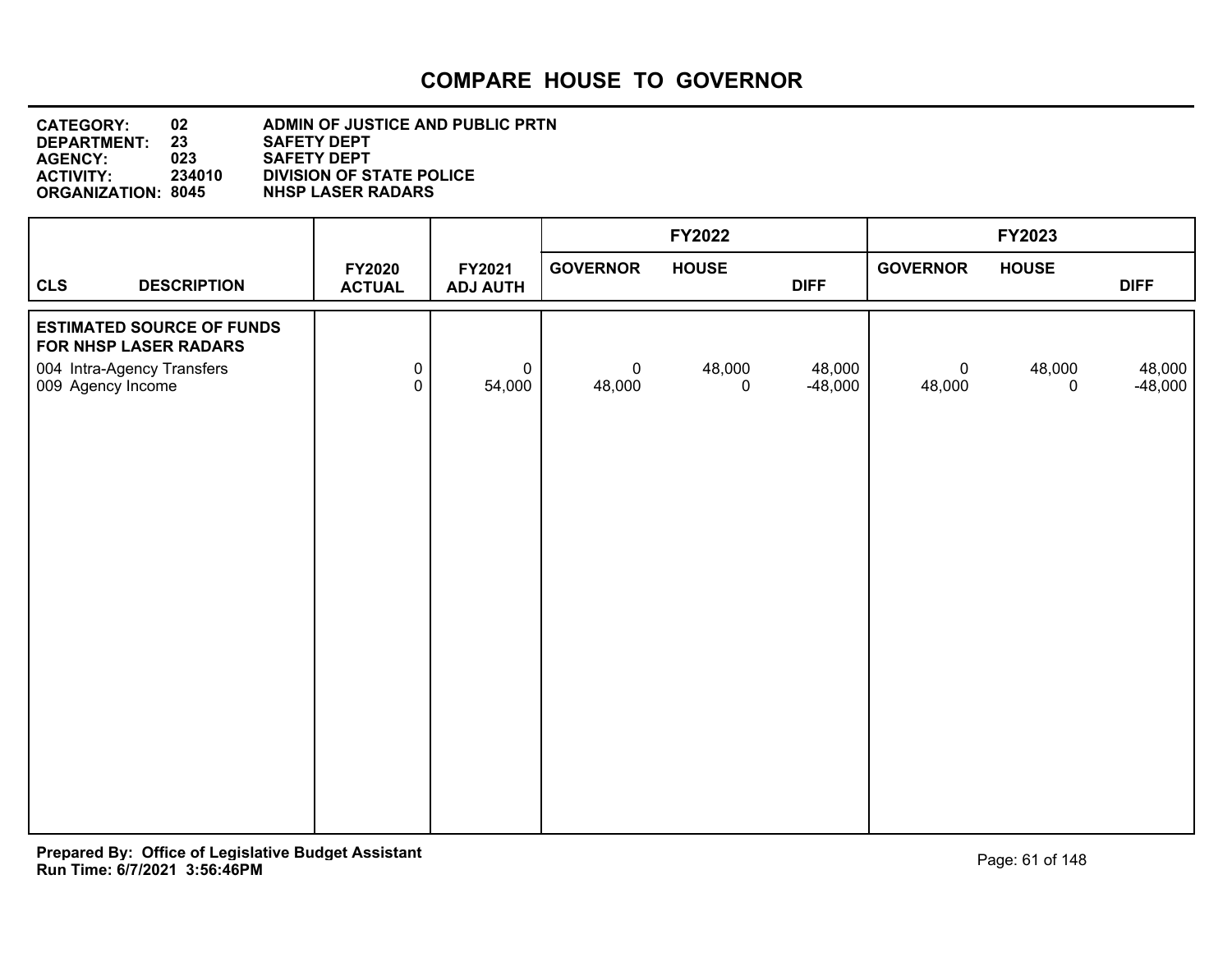# COMPARE HOUSE TO GOVERNOR

**CATEGORY:** 02 ADMIN OF JUSTICE AND PUBLIC PRTN
**DEPARTMENT:** 23 SAFETY DEPT
**AGENCY:** 023 SAFETY DEPT
**ACTIVITY:** 234010 DIVISION OF STATE POLICE
**ORGANIZATION:** 8045 NHSP LASER RADARS

| CLS DESCRIPTION | FY2020 ACTUAL | FY2021 ADJ AUTH | FY2022 GOVERNOR | FY2022 HOUSE | FY2022 DIFF | FY2023 GOVERNOR | FY2023 HOUSE | FY2023 DIFF |
|---|---|---|---|---|---|---|---|---|
| **ESTIMATED SOURCE OF FUNDS FOR NHSP LASER RADARS** | | | | | | | | |
| 004 Intra-Agency Transfers | 0 | 0 | 0 | 48,000 | 48,000 | 0 | 48,000 | 48,000 |
| 009 Agency Income | 0 | 54,000 | 48,000 | 0 | -48,000 | 48,000 | 0 | -48,000 |

**Prepared By: Office of Legislative Budget Assistant**
**Run Time: 6/7/2021 3:56:46PM**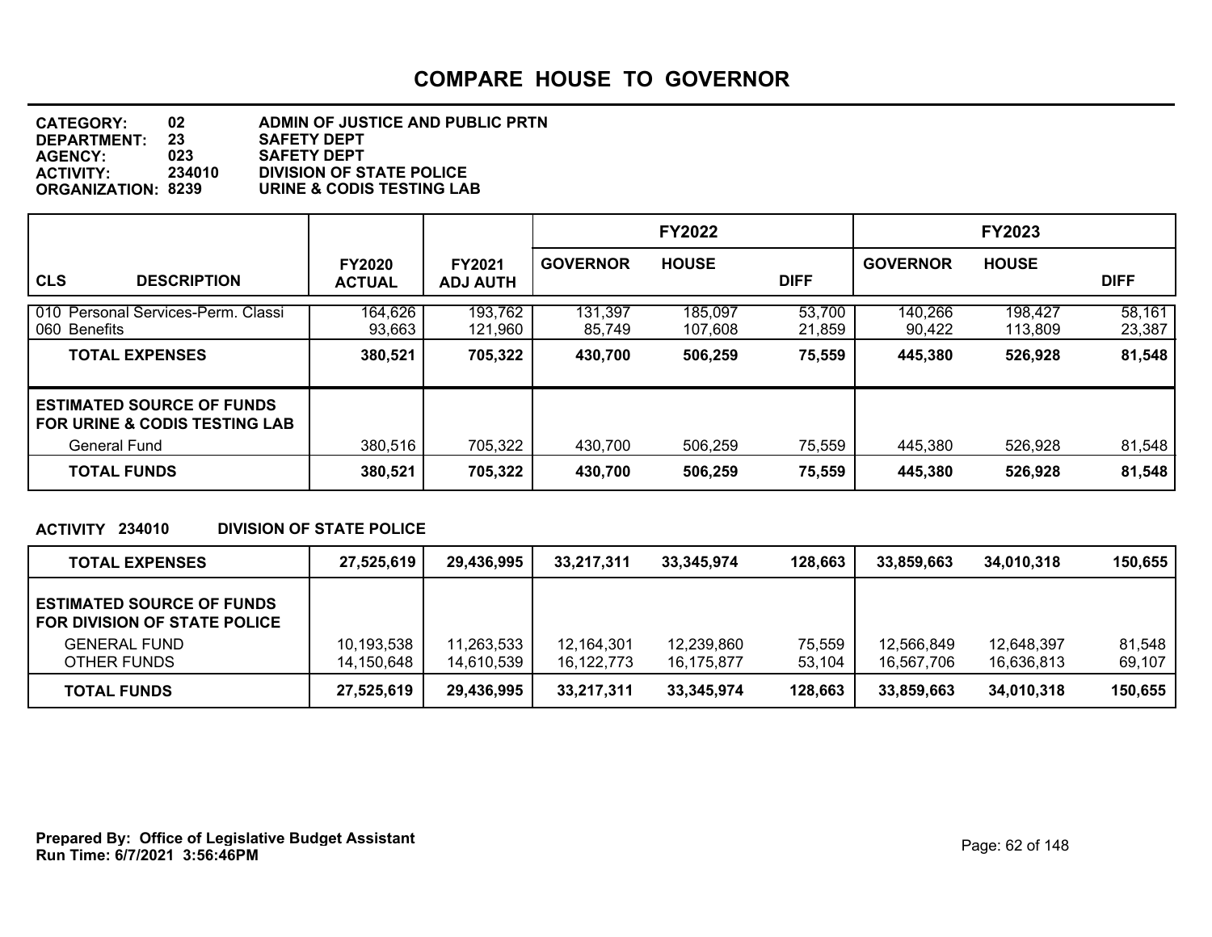# COMPARE HOUSE TO GOVERNOR

**CATEGORY:** 02 ADMIN OF JUSTICE AND PUBLIC PRTN
**DEPARTMENT:** 23 SAFETY DEPT
**AGENCY:** 023 SAFETY DEPT
**ACTIVITY:** 234010 DIVISION OF STATE POLICE
**ORGANIZATION:** 8239 URINE & CODIS TESTING LAB

| CLS | DESCRIPTION | FY2020 ACTUAL | FY2021 ADJ AUTH | FY2022 GOVERNOR | FY2022 HOUSE | FY2022 DIFF | FY2023 GOVERNOR | FY2023 HOUSE | FY2023 DIFF |
|---|---|---|---|---|---|---|---|---|---|
| 010 | Personal Services-Perm. Classi | 164,626 | 193,762 | 131,397 | 185,097 | 53,700 | 140,266 | 198,427 | 58,161 |
| 060 | Benefits | 93,663 | 121,960 | 85,749 | 107,608 | 21,859 | 90,422 | 113,809 | 23,387 |
| | **TOTAL EXPENSES** | **380,521** | **705,322** | **430,700** | **506,259** | **75,559** | **445,380** | **526,928** | **81,548** |
| | **ESTIMATED SOURCE OF FUNDS FOR URINE & CODIS TESTING LAB** | | | | | | | | |
| | General Fund | 380,516 | 705,322 | 430,700 | 506,259 | 75,559 | 445,380 | 526,928 | 81,548 |
| | **TOTAL FUNDS** | **380,521** | **705,322** | **430,700** | **506,259** | **75,559** | **445,380** | **526,928** | **81,548** |

**ACTIVITY 234010 DIVISION OF STATE POLICE**

| DESCRIPTION | FY2020 ACTUAL | FY2021 ADJ AUTH | FY2022 GOVERNOR | FY2022 HOUSE | FY2022 DIFF | FY2023 GOVERNOR | FY2023 HOUSE | FY2023 DIFF |
|---|---|---|---|---|---|---|---|---|
| **TOTAL EXPENSES** | **27,525,619** | **29,436,995** | **33,217,311** | **33,345,974** | **128,663** | **33,859,663** | **34,010,318** | **150,655** |
| **ESTIMATED SOURCE OF FUNDS FOR DIVISION OF STATE POLICE** | | | | | | | | |
| GENERAL FUND | 10,193,538 | 11,263,533 | 12,164,301 | 12,239,860 | 75,559 | 12,566,849 | 12,648,397 | 81,548 |
| OTHER FUNDS | 14,150,648 | 14,610,539 | 16,122,773 | 16,175,877 | 53,104 | 16,567,706 | 16,636,813 | 69,107 |
| **TOTAL FUNDS** | **27,525,619** | **29,436,995** | **33,217,311** | **33,345,974** | **128,663** | **33,859,663** | **34,010,318** | **150,655** |

**Prepared By: Office of Legislative Budget Assistant**
**Run Time: 6/7/2021 3:56:46PM**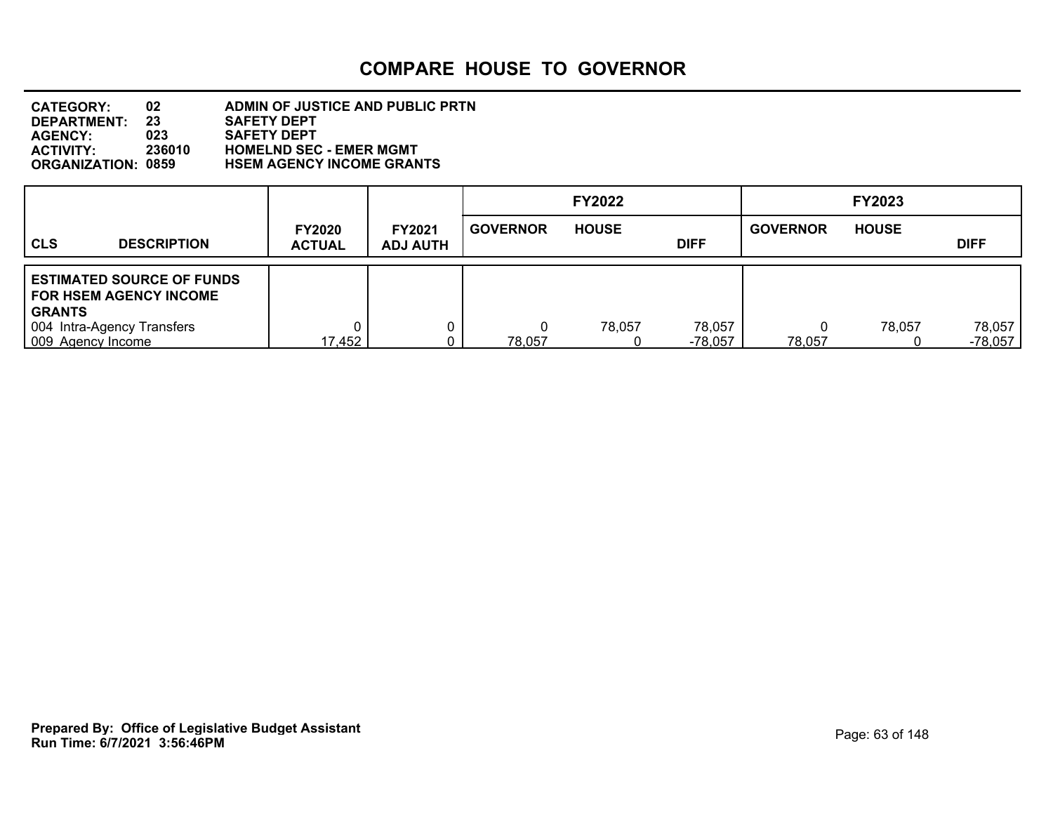# COMPARE HOUSE TO GOVERNOR

**CATEGORY:** 02 ADMIN OF JUSTICE AND PUBLIC PRTN
**DEPARTMENT:** 23 SAFETY DEPT
**AGENCY:** 023 SAFETY DEPT
**ACTIVITY:** 236010 HOMELND SEC - EMER MGMT
**ORGANIZATION:** 0859 HSEM AGENCY INCOME GRANTS

| CLS DESCRIPTION | FY2020 ACTUAL | FY2021 ADJ AUTH | FY2022 GOVERNOR | FY2022 HOUSE | FY2022 DIFF | FY2023 GOVERNOR | FY2023 HOUSE | FY2023 DIFF |
|---|---|---|---|---|---|---|---|---|
| **ESTIMATED SOURCE OF FUNDS FOR HSEM AGENCY INCOME GRANTS** | | | | | | | | |
| 004 Intra-Agency Transfers | 0 | 0 | 0 | 78,057 | 78,057 | 0 | 78,057 | 78,057 |
| 009 Agency Income | 17,452 | 0 | 78,057 | 0 | -78,057 | 78,057 | 0 | -78,057 |

**Prepared By: Office of Legislative Budget Assistant**
**Run Time: 6/7/2021 3:56:46PM**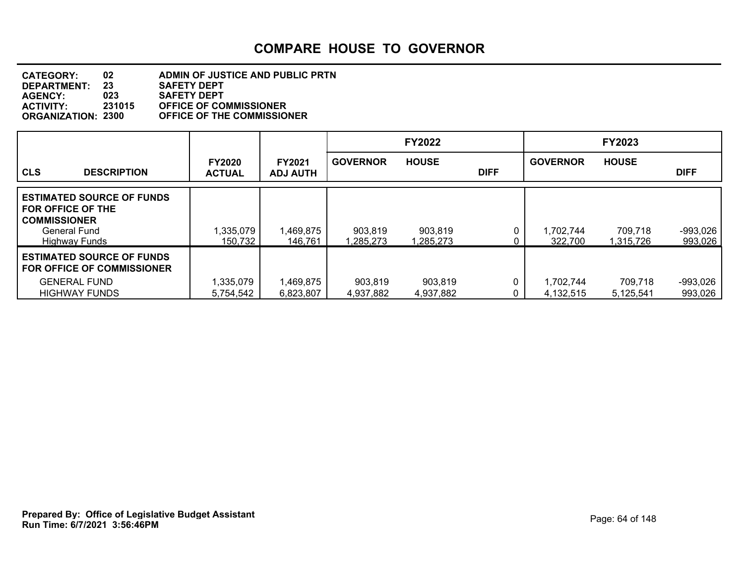# COMPARE HOUSE TO GOVERNOR

**CATEGORY:** 02 ADMIN OF JUSTICE AND PUBLIC PRTN
**DEPARTMENT:** 23 SAFETY DEPT
**AGENCY:** 023 SAFETY DEPT
**ACTIVITY:** 231015 OFFICE OF COMMISSIONER
**ORGANIZATION:** 2300 OFFICE OF THE COMMISSIONER

| CLS DESCRIPTION | FY2020 ACTUAL | FY2021 ADJ AUTH | FY2022 GOVERNOR | FY2022 HOUSE | FY2022 DIFF | FY2023 GOVERNOR | FY2023 HOUSE | FY2023 DIFF |
|---|---|---|---|---|---|---|---|---|
| **ESTIMATED SOURCE OF FUNDS FOR OFFICE OF THE COMMISSIONER** | | | | | | | | |
| General Fund | 1,335,079 | 1,469,875 | 903,819 | 903,819 | 0 | 1,702,744 | 709,718 | -993,026 |
| Highway Funds | 150,732 | 146,761 | 1,285,273 | 1,285,273 | 0 | 322,700 | 1,315,726 | 993,026 |
| **ESTIMATED SOURCE OF FUNDS FOR OFFICE OF COMMISSIONER** | | | | | | | | |
| GENERAL FUND | 1,335,079 | 1,469,875 | 903,819 | 903,819 | 0 | 1,702,744 | 709,718 | -993,026 |
| HIGHWAY FUNDS | 5,754,542 | 6,823,807 | 4,937,882 | 4,937,882 | 0 | 4,132,515 | 5,125,541 | 993,026 |

**Prepared By: Office of Legislative Budget Assistant**
**Run Time: 6/7/2021 3:56:46PM**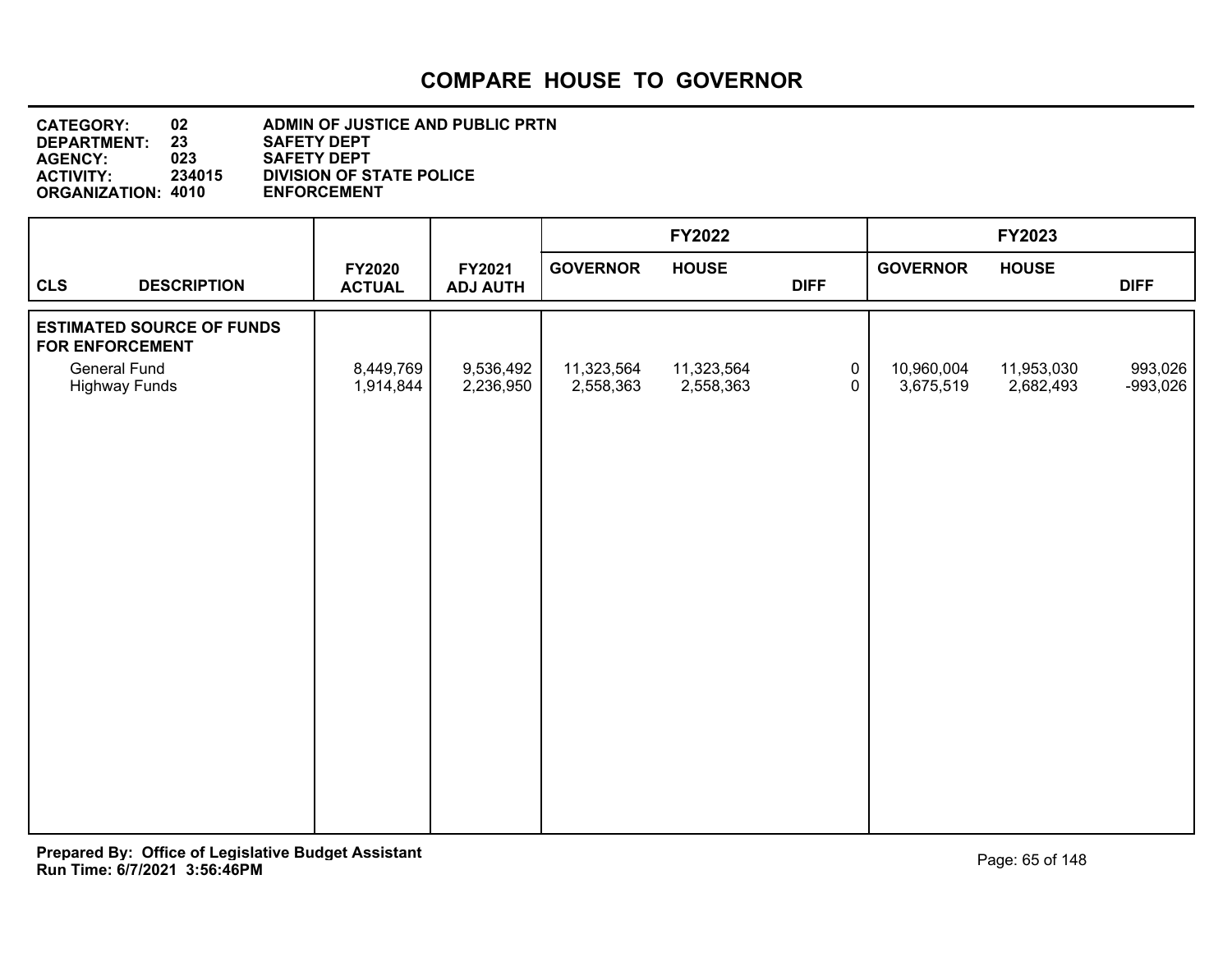# COMPARE HOUSE TO GOVERNOR

**CATEGORY:** 02 **ADMIN OF JUSTICE AND PUBLIC PRTN**
**DEPARTMENT:** 23 **SAFETY DEPT**
**AGENCY:** 023 **SAFETY DEPT**
**ACTIVITY:** 234015 **DIVISION OF STATE POLICE**
**ORGANIZATION:** 4010 **ENFORCEMENT**

| | | | FY2022 | | | FY2023 | | |
|---|---|---|---|---|---|---|---|---|
| **CLS DESCRIPTION** | **FY2020 ACTUAL** | **FY2021 ADJ AUTH** | **GOVERNOR** | **HOUSE** | **DIFF** | **GOVERNOR** | **HOUSE** | **DIFF** |
| **ESTIMATED SOURCE OF FUNDS FOR ENFORCEMENT** | | | | | | | | |
| General Fund | 8,449,769 | 9,536,492 | 11,323,564 | 11,323,564 | 0 | 10,960,004 | 11,953,030 | 993,026 |
| Highway Funds | 1,914,844 | 2,236,950 | 2,558,363 | 2,558,363 | 0 | 3,675,519 | 2,682,493 | -993,026 |

**Prepared By: Office of Legislative Budget Assistant**
**Run Time: 6/7/2021 3:56:46PM**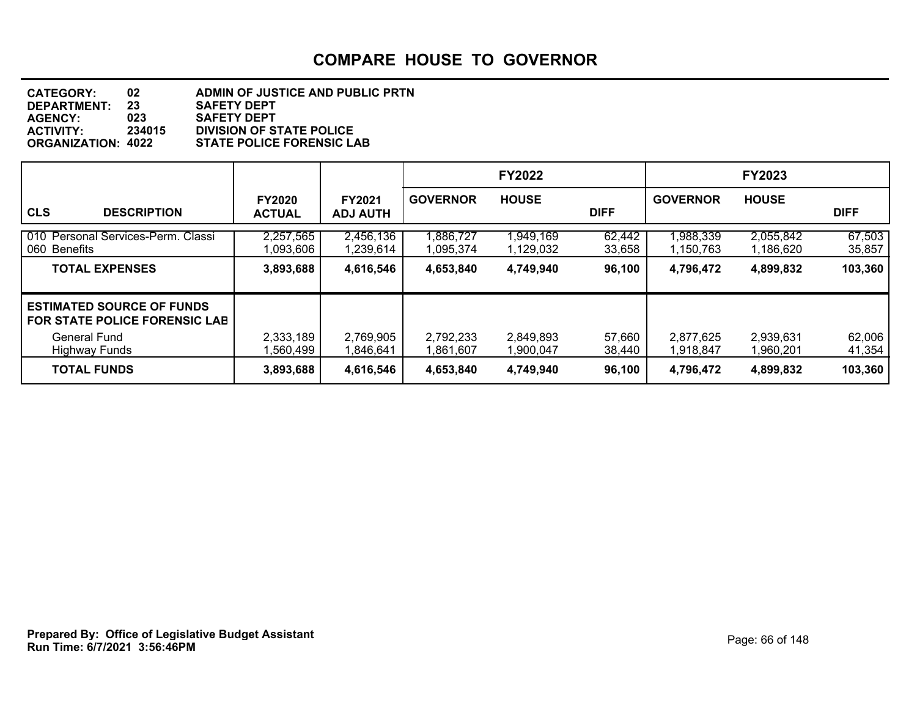# COMPARE HOUSE TO GOVERNOR

**CATEGORY:** 02 ADMIN OF JUSTICE AND PUBLIC PRTN
**DEPARTMENT:** 23 SAFETY DEPT
**AGENCY:** 023 SAFETY DEPT
**ACTIVITY:** 234015 DIVISION OF STATE POLICE
**ORGANIZATION:** 4022 STATE POLICE FORENSIC LAB

| | | | FY2022 | | | FY2023 | | |
|---|---|---|---|---|---|---|---|---|
| **CLS DESCRIPTION** | **FY2020 ACTUAL** | **FY2021 ADJ AUTH** | **GOVERNOR** | **HOUSE** | **DIFF** | **GOVERNOR** | **HOUSE** | **DIFF** |
| 010 Personal Services-Perm. Classi | 2,257,565 | 2,456,136 | 1,886,727 | 1,949,169 | 62,442 | 1,988,339 | 2,055,842 | 67,503 |
| 060 Benefits | 1,093,606 | 1,239,614 | 1,095,374 | 1,129,032 | 33,658 | 1,150,763 | 1,186,620 | 35,857 |
| **TOTAL EXPENSES** | **3,893,688** | **4,616,546** | **4,653,840** | **4,749,940** | **96,100** | **4,796,472** | **4,899,832** | **103,360** |
| **ESTIMATED SOURCE OF FUNDS FOR STATE POLICE FORENSIC LAB** | | | | | | | | |
| General Fund | 2,333,189 | 2,769,905 | 2,792,233 | 2,849,893 | 57,660 | 2,877,625 | 2,939,631 | 62,006 |
| Highway Funds | 1,560,499 | 1,846,641 | 1,861,607 | 1,900,047 | 38,440 | 1,918,847 | 1,960,201 | 41,354 |
| **TOTAL FUNDS** | **3,893,688** | **4,616,546** | **4,653,840** | **4,749,940** | **96,100** | **4,796,472** | **4,899,832** | **103,360** |

**Prepared By: Office of Legislative Budget Assistant**
**Run Time: 6/7/2021 3:56:46PM**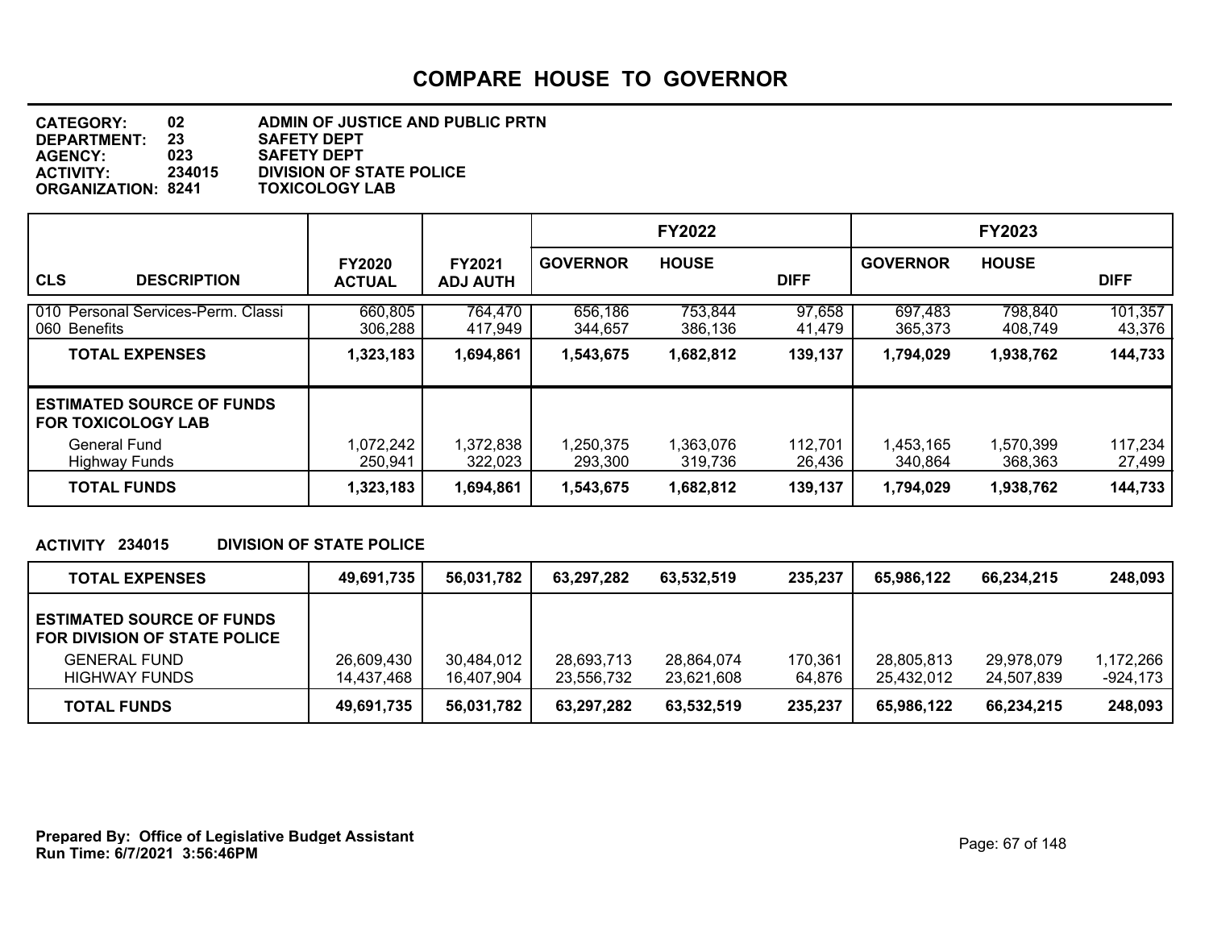# COMPARE HOUSE TO GOVERNOR

**CATEGORY:** 02 ADMIN OF JUSTICE AND PUBLIC PRTN
**DEPARTMENT:** 23 SAFETY DEPT
**AGENCY:** 023 SAFETY DEPT
**ACTIVITY:** 234015 DIVISION OF STATE POLICE
**ORGANIZATION:** 8241 TOXICOLOGY LAB

| CLS DESCRIPTION | FY2020 ACTUAL | FY2021 ADJ AUTH | FY2022 GOVERNOR | FY2022 HOUSE | FY2022 DIFF | FY2023 GOVERNOR | FY2023 HOUSE | FY2023 DIFF |
|---|---|---|---|---|---|---|---|---|
| 010 Personal Services-Perm. Classi | 660,805 | 764,470 | 656,186 | 753,844 | 97,658 | 697,483 | 798,840 | 101,357 |
| 060 Benefits | 306,288 | 417,949 | 344,657 | 386,136 | 41,479 | 365,373 | 408,749 | 43,376 |
| **TOTAL EXPENSES** | **1,323,183** | **1,694,861** | **1,543,675** | **1,682,812** | **139,137** | **1,794,029** | **1,938,762** | **144,733** |
| **ESTIMATED SOURCE OF FUNDS FOR TOXICOLOGY LAB** | | | | | | | | |
| General Fund | 1,072,242 | 1,372,838 | 1,250,375 | 1,363,076 | 112,701 | 1,453,165 | 1,570,399 | 117,234 |
| Highway Funds | 250,941 | 322,023 | 293,300 | 319,736 | 26,436 | 340,864 | 368,363 | 27,499 |
| **TOTAL FUNDS** | **1,323,183** | **1,694,861** | **1,543,675** | **1,682,812** | **139,137** | **1,794,029** | **1,938,762** | **144,733** |

**ACTIVITY 234015 DIVISION OF STATE POLICE**

| | FY2020 ACTUAL | FY2021 ADJ AUTH | FY2022 GOVERNOR | FY2022 HOUSE | FY2022 DIFF | FY2023 GOVERNOR | FY2023 HOUSE | FY2023 DIFF |
|---|---|---|---|---|---|---|---|---|
| **TOTAL EXPENSES** | **49,691,735** | **56,031,782** | **63,297,282** | **63,532,519** | **235,237** | **65,986,122** | **66,234,215** | **248,093** |
| **ESTIMATED SOURCE OF FUNDS FOR DIVISION OF STATE POLICE** | | | | | | | | |
| GENERAL FUND | 26,609,430 | 30,484,012 | 28,693,713 | 28,864,074 | 170,361 | 28,805,813 | 29,978,079 | 1,172,266 |
| HIGHWAY FUNDS | 14,437,468 | 16,407,904 | 23,556,732 | 23,621,608 | 64,876 | 25,432,012 | 24,507,839 | -924,173 |
| **TOTAL FUNDS** | **49,691,735** | **56,031,782** | **63,297,282** | **63,532,519** | **235,237** | **65,986,122** | **66,234,215** | **248,093** |

**Prepared By: Office of Legislative Budget Assistant**
**Run Time: 6/7/2021 3:56:46PM**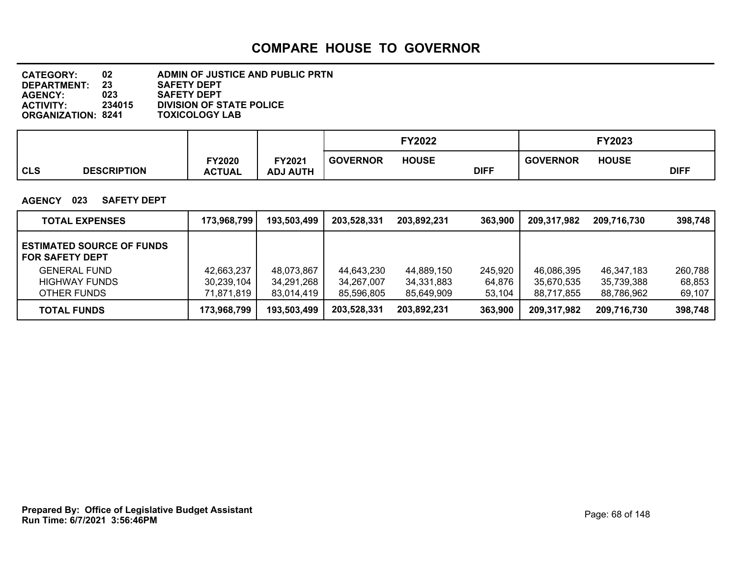# COMPARE HOUSE TO GOVERNOR

**CATEGORY:** 02 ADMIN OF JUSTICE AND PUBLIC PRTN
**DEPARTMENT:** 23 SAFETY DEPT
**AGENCY:** 023 SAFETY DEPT
**ACTIVITY:** 234015 DIVISION OF STATE POLICE
**ORGANIZATION:** 8241 TOXICOLOGY LAB

**AGENCY 023 SAFETY DEPT**

| CLS DESCRIPTION | FY2020 ACTUAL | FY2021 ADJ AUTH | FY2022 GOVERNOR | FY2022 HOUSE | FY2022 DIFF | FY2023 GOVERNOR | FY2023 HOUSE | FY2023 DIFF |
|---|---|---|---|---|---|---|---|---|
| **TOTAL EXPENSES** | **173,968,799** | **193,503,499** | **203,528,331** | **203,892,231** | **363,900** | **209,317,982** | **209,716,730** | **398,748** |
| **ESTIMATED SOURCE OF FUNDS FOR SAFETY DEPT** | | | | | | | | |
| GENERAL FUND | 42,663,237 | 48,073,867 | 44,643,230 | 44,889,150 | 245,920 | 46,086,395 | 46,347,183 | 260,788 |
| HIGHWAY FUNDS | 30,239,104 | 34,291,268 | 34,267,007 | 34,331,883 | 64,876 | 35,670,535 | 35,739,388 | 68,853 |
| OTHER FUNDS | 71,871,819 | 83,014,419 | 85,596,805 | 85,649,909 | 53,104 | 88,717,855 | 88,786,962 | 69,107 |
| **TOTAL FUNDS** | **173,968,799** | **193,503,499** | **203,528,331** | **203,892,231** | **363,900** | **209,317,982** | **209,716,730** | **398,748** |

**Prepared By: Office of Legislative Budget Assistant**
**Run Time: 6/7/2021 3:56:46PM**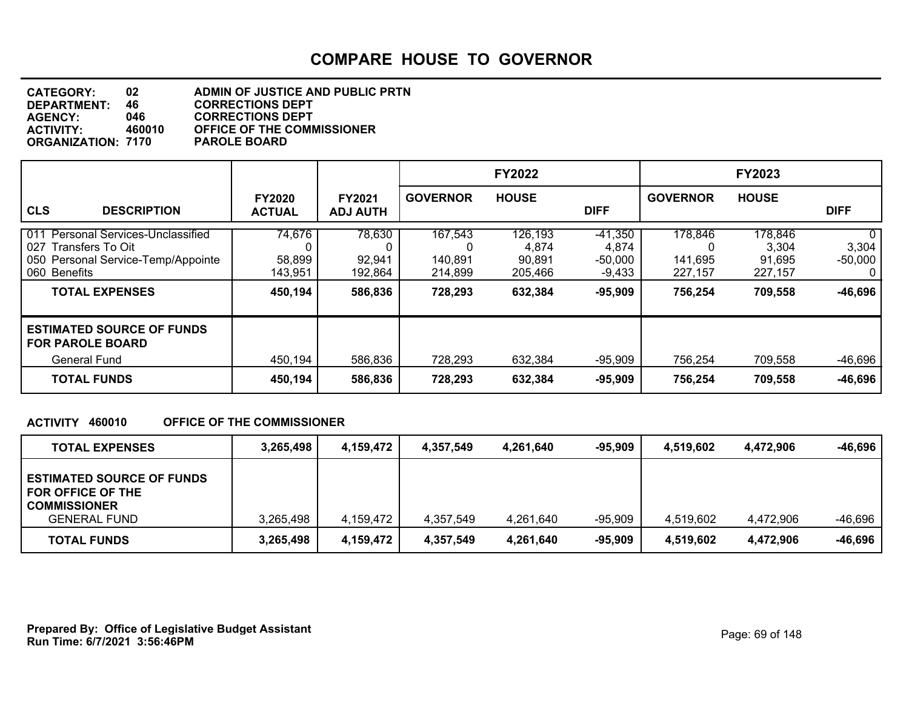# COMPARE HOUSE TO GOVERNOR

**CATEGORY:** 02 ADMIN OF JUSTICE AND PUBLIC PRTN
**DEPARTMENT:** 46 CORRECTIONS DEPT
**AGENCY:** 046 CORRECTIONS DEPT
**ACTIVITY:** 460010 OFFICE OF THE COMMISSIONER
**ORGANIZATION:** 7170 PAROLE BOARD

| CLS | DESCRIPTION | FY2020 ACTUAL | FY2021 ADJ AUTH | FY2022 GOVERNOR | FY2022 HOUSE | FY2022 DIFF | FY2023 GOVERNOR | FY2023 HOUSE | FY2023 DIFF |
|---|---|---|---|---|---|---|---|---|---|
| 011 | Personal Services-Unclassified | 74,676 | 78,630 | 167,543 | 126,193 | -41,350 | 178,846 | 178,846 | 0 |
| 027 | Transfers To Oit | 0 | 0 | 0 | 4,874 | 4,874 | 0 | 3,304 | 3,304 |
| 050 | Personal Service-Temp/Appointe | 58,899 | 92,941 | 140,891 | 90,891 | -50,000 | 141,695 | 91,695 | -50,000 |
| 060 | Benefits | 143,951 | 192,864 | 214,899 | 205,466 | -9,433 | 227,157 | 227,157 | 0 |
| | **TOTAL EXPENSES** | **450,194** | **586,836** | **728,293** | **632,384** | **-95,909** | **756,254** | **709,558** | **-46,696** |
| | **ESTIMATED SOURCE OF FUNDS FOR PAROLE BOARD** | | | | | | | | |
| | General Fund | 450,194 | 586,836 | 728,293 | 632,384 | -95,909 | 756,254 | 709,558 | -46,696 |
| | **TOTAL FUNDS** | **450,194** | **586,836** | **728,293** | **632,384** | **-95,909** | **756,254** | **709,558** | **-46,696** |

**ACTIVITY 460010 OFFICE OF THE COMMISSIONER**

| | FY2020 ACTUAL | FY2021 ADJ AUTH | FY2022 GOVERNOR | FY2022 HOUSE | FY2022 DIFF | FY2023 GOVERNOR | FY2023 HOUSE | FY2023 DIFF |
|---|---|---|---|---|---|---|---|---|
| **TOTAL EXPENSES** | **3,265,498** | **4,159,472** | **4,357,549** | **4,261,640** | **-95,909** | **4,519,602** | **4,472,906** | **-46,696** |
| **ESTIMATED SOURCE OF FUNDS FOR OFFICE OF THE COMMISSIONER** | | | | | | | | |
| GENERAL FUND | 3,265,498 | 4,159,472 | 4,357,549 | 4,261,640 | -95,909 | 4,519,602 | 4,472,906 | -46,696 |
| **TOTAL FUNDS** | **3,265,498** | **4,159,472** | **4,357,549** | **4,261,640** | **-95,909** | **4,519,602** | **4,472,906** | **-46,696** |

**Prepared By: Office of Legislative Budget Assistant**
**Run Time: 6/7/2021 3:56:46PM**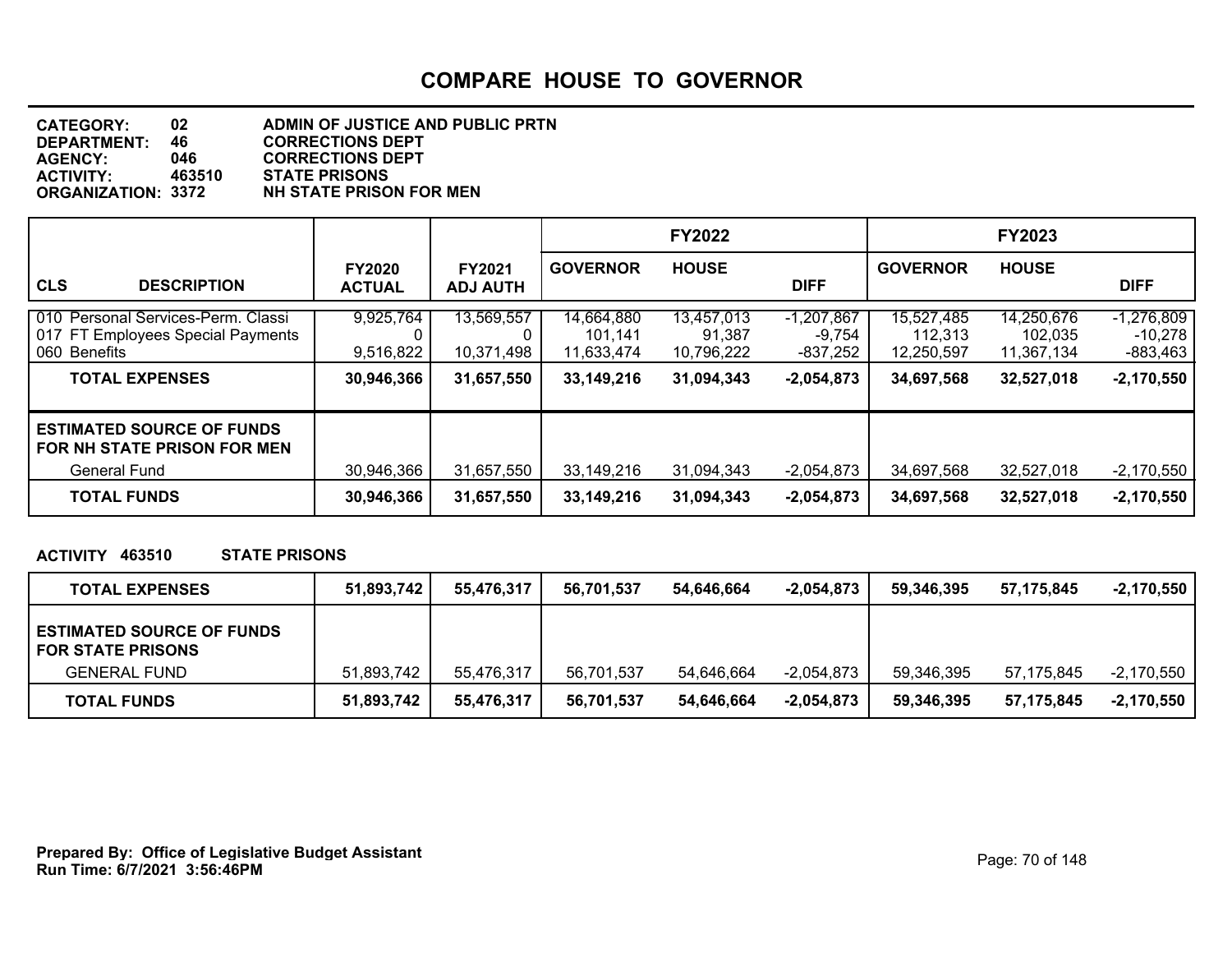# COMPARE HOUSE TO GOVERNOR

**CATEGORY:** 02 ADMIN OF JUSTICE AND PUBLIC PRTN
**DEPARTMENT:** 46 CORRECTIONS DEPT
**AGENCY:** 046 CORRECTIONS DEPT
**ACTIVITY:** 463510 STATE PRISONS
**ORGANIZATION:** 3372 NH STATE PRISON FOR MEN

| CLS DESCRIPTION | FY2020 ACTUAL | FY2021 ADJ AUTH | FY2022 GOVERNOR | FY2022 HOUSE | FY2022 DIFF | FY2023 GOVERNOR | FY2023 HOUSE | FY2023 DIFF |
|---|---|---|---|---|---|---|---|---|
| 010 Personal Services-Perm. Classi | 9,925,764 | 13,569,557 | 14,664,880 | 13,457,013 | -1,207,867 | 15,527,485 | 14,250,676 | -1,276,809 |
| 017 FT Employees Special Payments | 0 | 0 | 101,141 | 91,387 | -9,754 | 112,313 | 102,035 | -10,278 |
| 060 Benefits | 9,516,822 | 10,371,498 | 11,633,474 | 10,796,222 | -837,252 | 12,250,597 | 11,367,134 | -883,463 |
| **TOTAL EXPENSES** | **30,946,366** | **31,657,550** | **33,149,216** | **31,094,343** | **-2,054,873** | **34,697,568** | **32,527,018** | **-2,170,550** |
| **ESTIMATED SOURCE OF FUNDS FOR NH STATE PRISON FOR MEN** | | | | | | | | |
| General Fund | 30,946,366 | 31,657,550 | 33,149,216 | 31,094,343 | -2,054,873 | 34,697,568 | 32,527,018 | -2,170,550 |
| **TOTAL FUNDS** | **30,946,366** | **31,657,550** | **33,149,216** | **31,094,343** | **-2,054,873** | **34,697,568** | **32,527,018** | **-2,170,550** |

**ACTIVITY 463510 STATE PRISONS**

| | FY2020 ACTUAL | FY2021 ADJ AUTH | FY2022 GOVERNOR | FY2022 HOUSE | FY2022 DIFF | FY2023 GOVERNOR | FY2023 HOUSE | FY2023 DIFF |
|---|---|---|---|---|---|---|---|---|
| **TOTAL EXPENSES** | **51,893,742** | **55,476,317** | **56,701,537** | **54,646,664** | **-2,054,873** | **59,346,395** | **57,175,845** | **-2,170,550** |
| **ESTIMATED SOURCE OF FUNDS FOR STATE PRISONS** | | | | | | | | |
| GENERAL FUND | 51,893,742 | 55,476,317 | 56,701,537 | 54,646,664 | -2,054,873 | 59,346,395 | 57,175,845 | -2,170,550 |
| **TOTAL FUNDS** | **51,893,742** | **55,476,317** | **56,701,537** | **54,646,664** | **-2,054,873** | **59,346,395** | **57,175,845** | **-2,170,550** |

**Prepared By: Office of Legislative Budget Assistant**
**Run Time: 6/7/2021 3:56:46PM**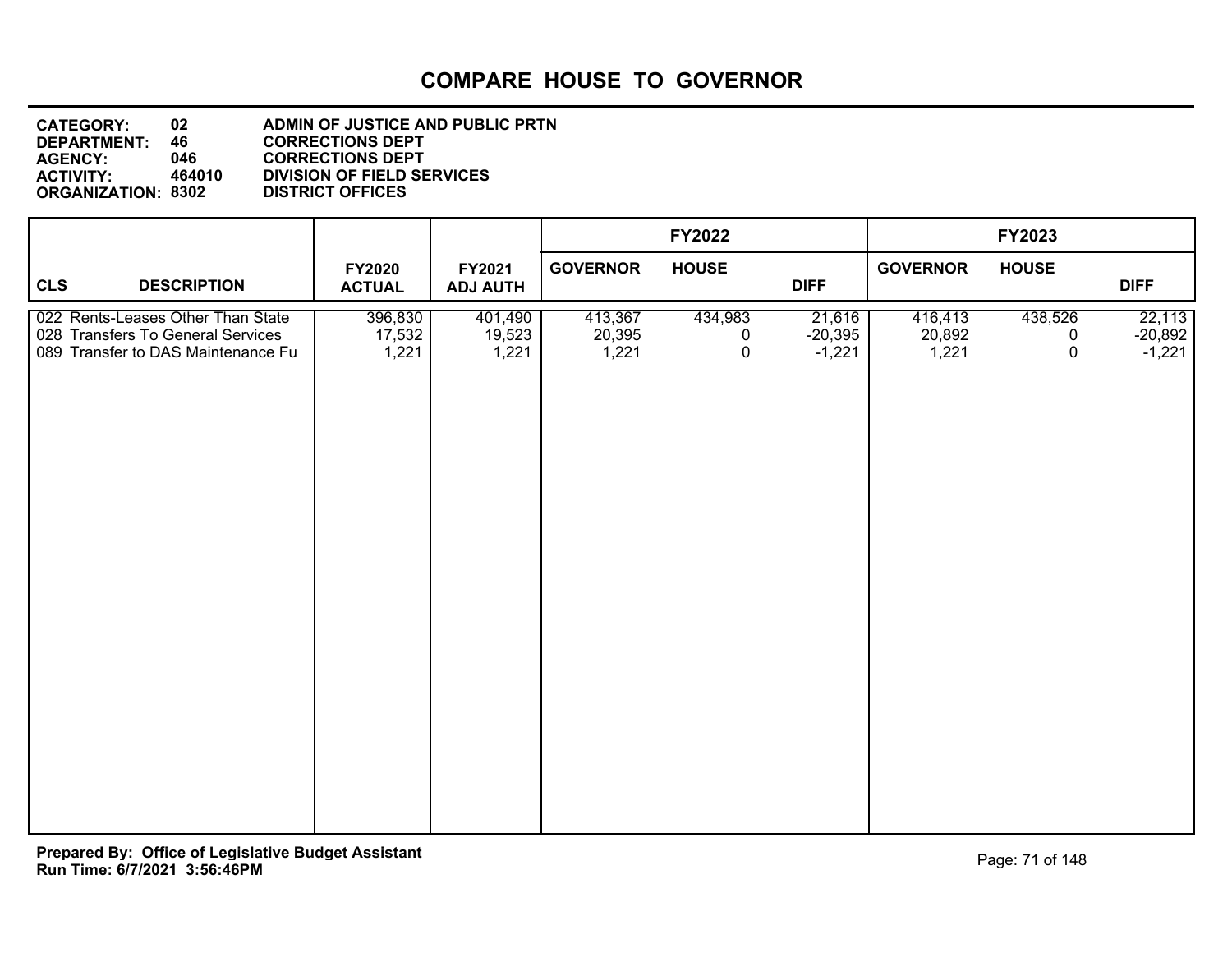# COMPARE HOUSE TO GOVERNOR

**CATEGORY:** 02 ADMIN OF JUSTICE AND PUBLIC PRTN
**DEPARTMENT:** 46 CORRECTIONS DEPT
**AGENCY:** 046 CORRECTIONS DEPT
**ACTIVITY:** 464010 DIVISION OF FIELD SERVICES
**ORGANIZATION:** 8302 DISTRICT OFFICES

| CLS | DESCRIPTION | FY2020 ACTUAL | FY2021 ADJ AUTH | FY2022 GOVERNOR | FY2022 HOUSE | FY2022 DIFF | FY2023 GOVERNOR | FY2023 HOUSE | FY2023 DIFF |
|---|---|---|---|---|---|---|---|---|---|
| 022 | Rents-Leases Other Than State | 396,830 | 401,490 | 413,367 | 434,983 | 21,616 | 416,413 | 438,526 | 22,113 |
| 028 | Transfers To General Services | 17,532 | 19,523 | 20,395 | 0 | -20,395 | 20,892 | 0 | -20,892 |
| 089 | Transfer to DAS Maintenance Fu | 1,221 | 1,221 | 1,221 | 0 | -1,221 | 1,221 | 0 | -1,221 |

**Prepared By: Office of Legislative Budget Assistant**
**Run Time: 6/7/2021 3:56:46PM**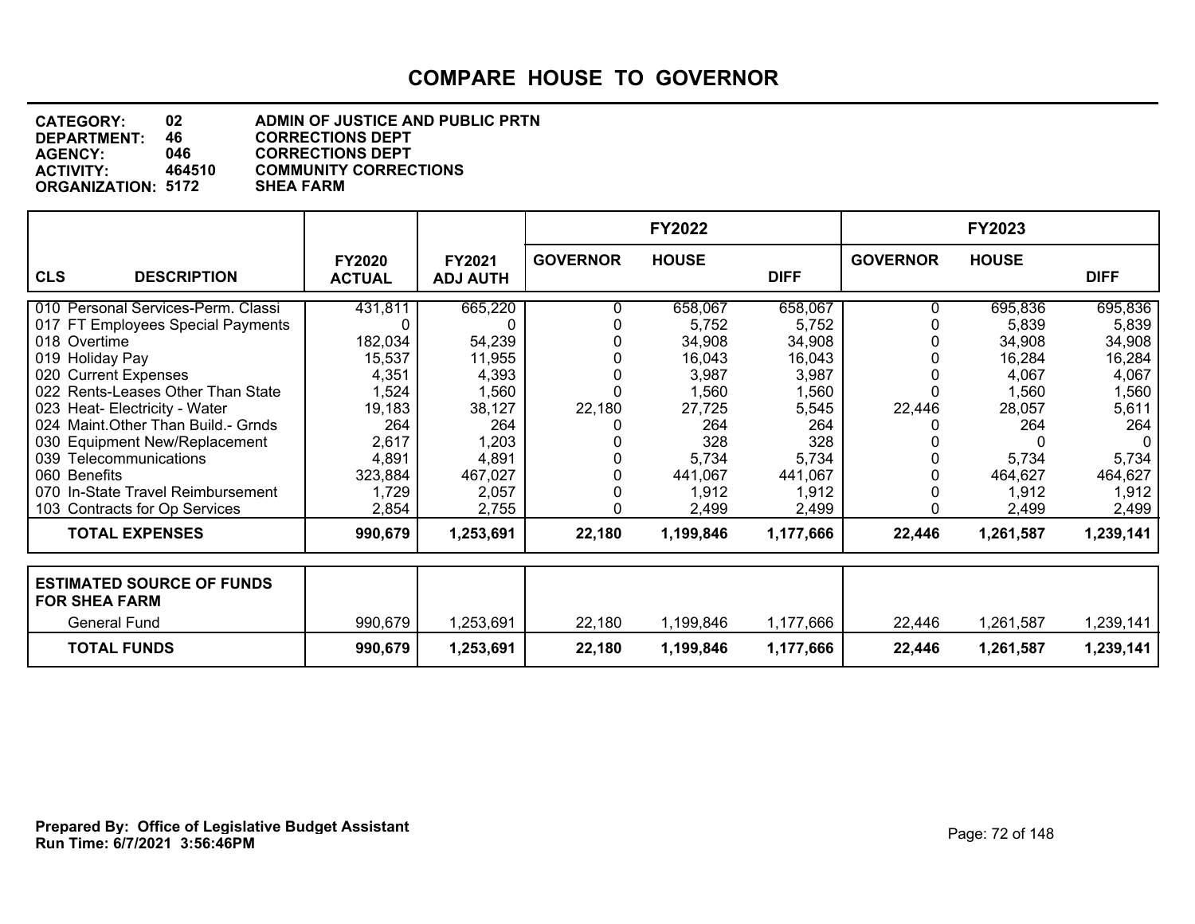# COMPARE HOUSE TO GOVERNOR

**CATEGORY:** 02 ADMIN OF JUSTICE AND PUBLIC PRTN
**DEPARTMENT:** 46 CORRECTIONS DEPT
**AGENCY:** 046 CORRECTIONS DEPT
**ACTIVITY:** 464510 COMMUNITY CORRECTIONS
**ORGANIZATION:** 5172 SHEA FARM

| CLS | DESCRIPTION | FY2020 ACTUAL | FY2021 ADJ AUTH | FY2022 GOVERNOR | FY2022 HOUSE | FY2022 DIFF | FY2023 GOVERNOR | FY2023 HOUSE | FY2023 DIFF |
|---|---|---|---|---|---|---|---|---|---|
| 010 | Personal Services-Perm. Classi | 431,811 | 665,220 | 0 | 658,067 | 658,067 | 0 | 695,836 | 695,836 |
| 017 | FT Employees Special Payments | 0 | 0 | 0 | 5,752 | 5,752 | 0 | 5,839 | 5,839 |
| 018 | Overtime | 182,034 | 54,239 | 0 | 34,908 | 34,908 | 0 | 34,908 | 34,908 |
| 019 | Holiday Pay | 15,537 | 11,955 | 0 | 16,043 | 16,043 | 0 | 16,284 | 16,284 |
| 020 | Current Expenses | 4,351 | 4,393 | 0 | 3,987 | 3,987 | 0 | 4,067 | 4,067 |
| 022 | Rents-Leases Other Than State | 1,524 | 1,560 | 0 | 1,560 | 1,560 | 0 | 1,560 | 1,560 |
| 023 | Heat- Electricity - Water | 19,183 | 38,127 | 22,180 | 27,725 | 5,545 | 22,446 | 28,057 | 5,611 |
| 024 | Maint.Other Than Build.- Grnds | 264 | 264 | 0 | 264 | 264 | 0 | 264 | 264 |
| 030 | Equipment New/Replacement | 2,617 | 1,203 | 0 | 328 | 328 | 0 | 0 | 0 |
| 039 | Telecommunications | 4,891 | 4,891 | 0 | 5,734 | 5,734 | 0 | 5,734 | 5,734 |
| 060 | Benefits | 323,884 | 467,027 | 0 | 441,067 | 441,067 | 0 | 464,627 | 464,627 |
| 070 | In-State Travel Reimbursement | 1,729 | 2,057 | 0 | 1,912 | 1,912 | 0 | 1,912 | 1,912 |
| 103 | Contracts for Op Services | 2,854 | 2,755 | 0 | 2,499 | 2,499 | 0 | 2,499 | 2,499 |
| | **TOTAL EXPENSES** | **990,679** | **1,253,691** | **22,180** | **1,199,846** | **1,177,666** | **22,446** | **1,261,587** | **1,239,141** |

| ESTIMATED SOURCE OF FUNDS FOR SHEA FARM | FY2020 ACTUAL | FY2021 ADJ AUTH | FY2022 GOVERNOR | FY2022 HOUSE | FY2022 DIFF | FY2023 GOVERNOR | FY2023 HOUSE | FY2023 DIFF |
|---|---|---|---|---|---|---|---|---|
| General Fund | 990,679 | 1,253,691 | 22,180 | 1,199,846 | 1,177,666 | 22,446 | 1,261,587 | 1,239,141 |
| **TOTAL FUNDS** | **990,679** | **1,253,691** | **22,180** | **1,199,846** | **1,177,666** | **22,446** | **1,261,587** | **1,239,141** |

**Prepared By: Office of Legislative Budget Assistant**
**Run Time: 6/7/2021 3:56:46PM**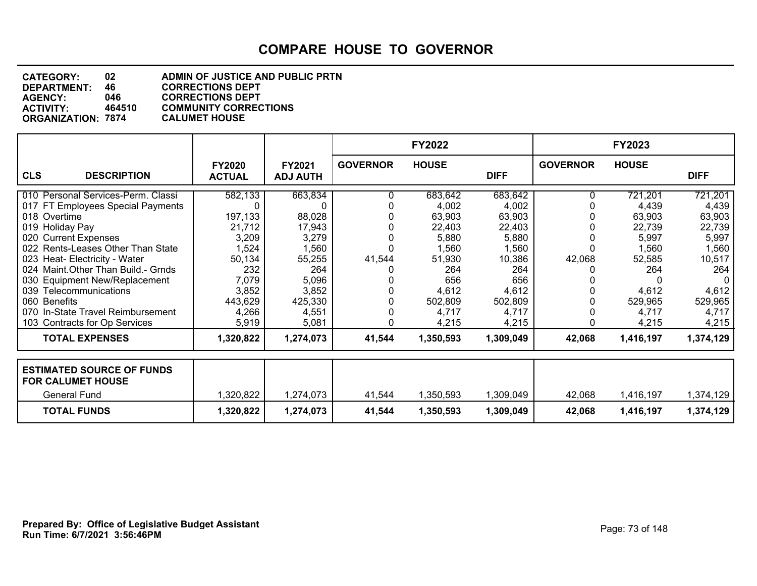# COMPARE HOUSE TO GOVERNOR

**CATEGORY:** 02 ADMIN OF JUSTICE AND PUBLIC PRTN
**DEPARTMENT:** 46 CORRECTIONS DEPT
**AGENCY:** 046 CORRECTIONS DEPT
**ACTIVITY:** 464510 COMMUNITY CORRECTIONS
**ORGANIZATION:** 7874 CALUMET HOUSE

| CLS DESCRIPTION | FY2020 ACTUAL | FY2021 ADJ AUTH | FY2022 GOVERNOR | FY2022 HOUSE | FY2022 DIFF | FY2023 GOVERNOR | FY2023 HOUSE | FY2023 DIFF |
|---|---|---|---|---|---|---|---|---|
| 010 Personal Services-Perm. Classi | 582,133 | 663,834 | 0 | 683,642 | 683,642 | 0 | 721,201 | 721,201 |
| 017 FT Employees Special Payments | 0 | 0 | 0 | 4,002 | 4,002 | 0 | 4,439 | 4,439 |
| 018 Overtime | 197,133 | 88,028 | 0 | 63,903 | 63,903 | 0 | 63,903 | 63,903 |
| 019 Holiday Pay | 21,712 | 17,943 | 0 | 22,403 | 22,403 | 0 | 22,739 | 22,739 |
| 020 Current Expenses | 3,209 | 3,279 | 0 | 5,880 | 5,880 | 0 | 5,997 | 5,997 |
| 022 Rents-Leases Other Than State | 1,524 | 1,560 | 0 | 1,560 | 1,560 | 0 | 1,560 | 1,560 |
| 023 Heat- Electricity - Water | 50,134 | 55,255 | 41,544 | 51,930 | 10,386 | 42,068 | 52,585 | 10,517 |
| 024 Maint.Other Than Build.- Grnds | 232 | 264 | 0 | 264 | 264 | 0 | 264 | 264 |
| 030 Equipment New/Replacement | 7,079 | 5,096 | 0 | 656 | 656 | 0 | 0 | 0 |
| 039 Telecommunications | 3,852 | 3,852 | 0 | 4,612 | 4,612 | 0 | 4,612 | 4,612 |
| 060 Benefits | 443,629 | 425,330 | 0 | 502,809 | 502,809 | 0 | 529,965 | 529,965 |
| 070 In-State Travel Reimbursement | 4,266 | 4,551 | 0 | 4,717 | 4,717 | 0 | 4,717 | 4,717 |
| 103 Contracts for Op Services | 5,919 | 5,081 | 0 | 4,215 | 4,215 | 0 | 4,215 | 4,215 |
| **TOTAL EXPENSES** | **1,320,822** | **1,274,073** | **41,544** | **1,350,593** | **1,309,049** | **42,068** | **1,416,197** | **1,374,129** |

| ESTIMATED SOURCE OF FUNDS FOR CALUMET HOUSE | FY2020 ACTUAL | FY2021 ADJ AUTH | FY2022 GOVERNOR | FY2022 HOUSE | FY2022 DIFF | FY2023 GOVERNOR | FY2023 HOUSE | FY2023 DIFF |
|---|---|---|---|---|---|---|---|---|
| General Fund | 1,320,822 | 1,274,073 | 41,544 | 1,350,593 | 1,309,049 | 42,068 | 1,416,197 | 1,374,129 |
| **TOTAL FUNDS** | **1,320,822** | **1,274,073** | **41,544** | **1,350,593** | **1,309,049** | **42,068** | **1,416,197** | **1,374,129** |

**Prepared By: Office of Legislative Budget Assistant**
**Run Time: 6/7/2021 3:56:46PM**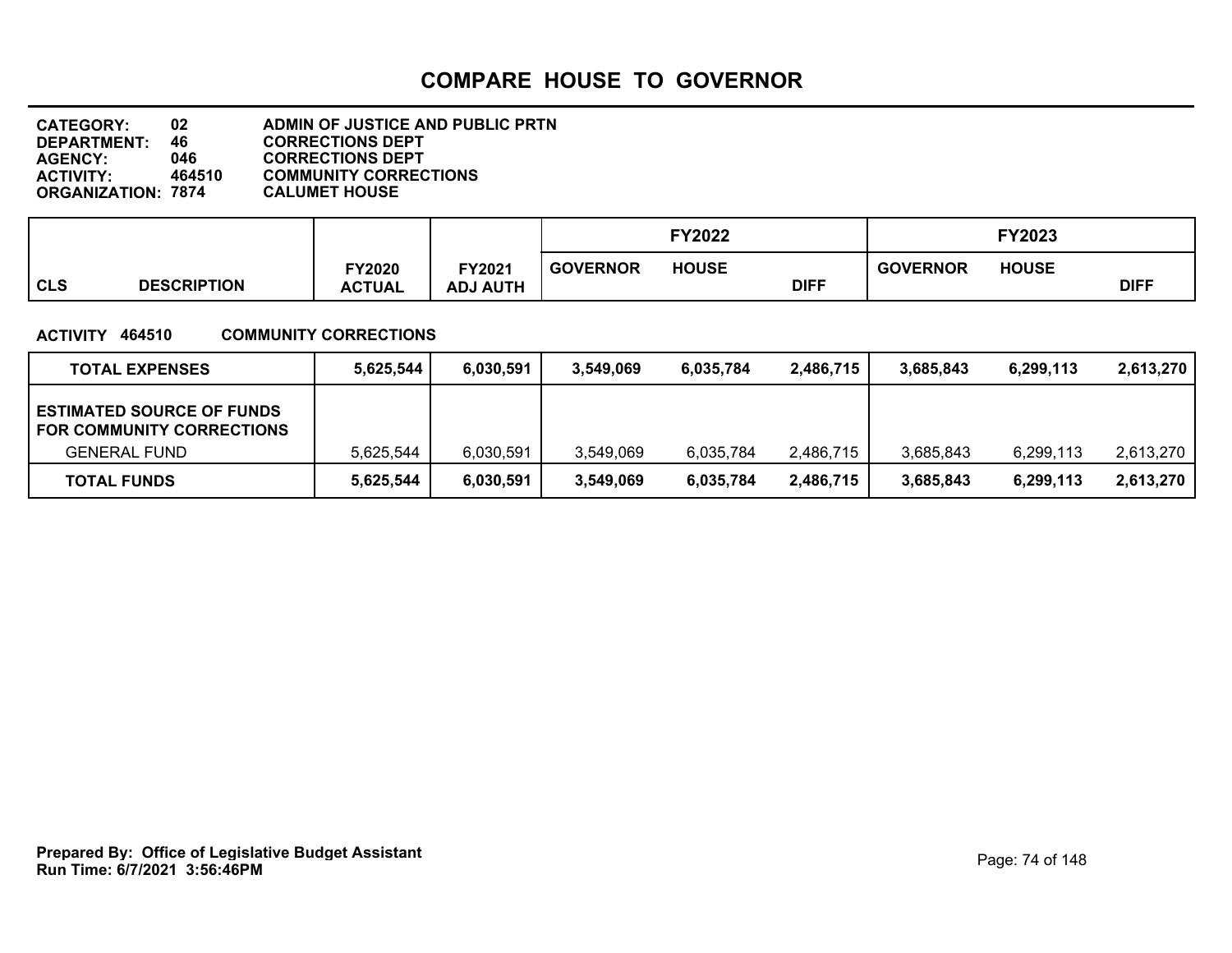# COMPARE HOUSE TO GOVERNOR

**CATEGORY:** 02 ADMIN OF JUSTICE AND PUBLIC PRTN
**DEPARTMENT:** 46 CORRECTIONS DEPT
**AGENCY:** 046 CORRECTIONS DEPT
**ACTIVITY:** 464510 COMMUNITY CORRECTIONS
**ORGANIZATION:** 7874 CALUMET HOUSE

| CLS | DESCRIPTION | FY2020 ACTUAL | FY2021 ADJ AUTH | FY2022 GOVERNOR | FY2022 HOUSE | FY2022 DIFF | FY2023 GOVERNOR | FY2023 HOUSE | FY2023 DIFF |
|---|---|---|---|---|---|---|---|---|---|
| **ACTIVITY 464510** | **COMMUNITY CORRECTIONS** | | | | | | | | |
| | **TOTAL EXPENSES** | **5,625,544** | **6,030,591** | **3,549,069** | **6,035,784** | **2,486,715** | **3,685,843** | **6,299,113** | **2,613,270** |
| | **ESTIMATED SOURCE OF FUNDS FOR COMMUNITY CORRECTIONS** | | | | | | | | |
| | GENERAL FUND | 5,625,544 | 6,030,591 | 3,549,069 | 6,035,784 | 2,486,715 | 3,685,843 | 6,299,113 | 2,613,270 |
| | **TOTAL FUNDS** | **5,625,544** | **6,030,591** | **3,549,069** | **6,035,784** | **2,486,715** | **3,685,843** | **6,299,113** | **2,613,270** |

**Prepared By: Office of Legislative Budget Assistant**
**Run Time: 6/7/2021 3:56:46PM**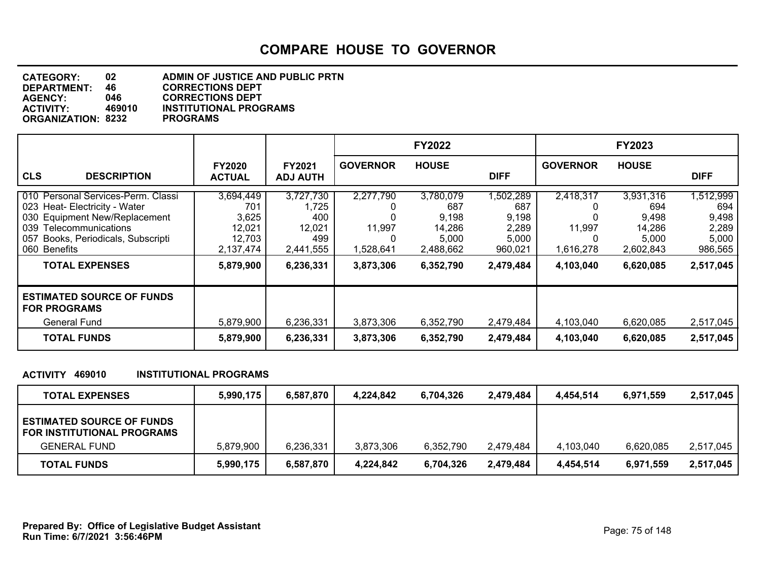# COMPARE HOUSE TO GOVERNOR

**CATEGORY:** 02 ADMIN OF JUSTICE AND PUBLIC PRTN
**DEPARTMENT:** 46 CORRECTIONS DEPT
**AGENCY:** 046 CORRECTIONS DEPT
**ACTIVITY:** 469010 INSTITUTIONAL PROGRAMS
**ORGANIZATION:** 8232 PROGRAMS

| CLS DESCRIPTION | FY2020 ACTUAL | FY2021 ADJ AUTH | FY2022 GOVERNOR | FY2022 HOUSE | FY2022 DIFF | FY2023 GOVERNOR | FY2023 HOUSE | FY2023 DIFF |
|---|---|---|---|---|---|---|---|---|
| 010 Personal Services-Perm. Classi | 3,694,449 | 3,727,730 | 2,277,790 | 3,780,079 | 1,502,289 | 2,418,317 | 3,931,316 | 1,512,999 |
| 023 Heat- Electricity - Water | 701 | 1,725 | 0 | 687 | 687 | 0 | 694 | 694 |
| 030 Equipment New/Replacement | 3,625 | 400 | 0 | 9,198 | 9,198 | 0 | 9,498 | 9,498 |
| 039 Telecommunications | 12,021 | 12,021 | 11,997 | 14,286 | 2,289 | 11,997 | 14,286 | 2,289 |
| 057 Books, Periodicals, Subscripti | 12,703 | 499 | 0 | 5,000 | 5,000 | 0 | 5,000 | 5,000 |
| 060 Benefits | 2,137,474 | 2,441,555 | 1,528,641 | 2,488,662 | 960,021 | 1,616,278 | 2,602,843 | 986,565 |
| **TOTAL EXPENSES** | **5,879,900** | **6,236,331** | **3,873,306** | **6,352,790** | **2,479,484** | **4,103,040** | **6,620,085** | **2,517,045** |
| **ESTIMATED SOURCE OF FUNDS FOR PROGRAMS** | | | | | | | | |
| General Fund | 5,879,900 | 6,236,331 | 3,873,306 | 6,352,790 | 2,479,484 | 4,103,040 | 6,620,085 | 2,517,045 |
| **TOTAL FUNDS** | **5,879,900** | **6,236,331** | **3,873,306** | **6,352,790** | **2,479,484** | **4,103,040** | **6,620,085** | **2,517,045** |

**ACTIVITY 469010 INSTITUTIONAL PROGRAMS**

| | FY2020 ACTUAL | FY2021 ADJ AUTH | FY2022 GOVERNOR | FY2022 HOUSE | FY2022 DIFF | FY2023 GOVERNOR | FY2023 HOUSE | FY2023 DIFF |
|---|---|---|---|---|---|---|---|---|
| **TOTAL EXPENSES** | **5,990,175** | **6,587,870** | **4,224,842** | **6,704,326** | **2,479,484** | **4,454,514** | **6,971,559** | **2,517,045** |
| **ESTIMATED SOURCE OF FUNDS FOR INSTITUTIONAL PROGRAMS** | | | | | | | | |
| GENERAL FUND | 5,879,900 | 6,236,331 | 3,873,306 | 6,352,790 | 2,479,484 | 4,103,040 | 6,620,085 | 2,517,045 |
| **TOTAL FUNDS** | **5,990,175** | **6,587,870** | **4,224,842** | **6,704,326** | **2,479,484** | **4,454,514** | **6,971,559** | **2,517,045** |

**Prepared By: Office of Legislative Budget Assistant**
**Run Time: 6/7/2021 3:56:46PM**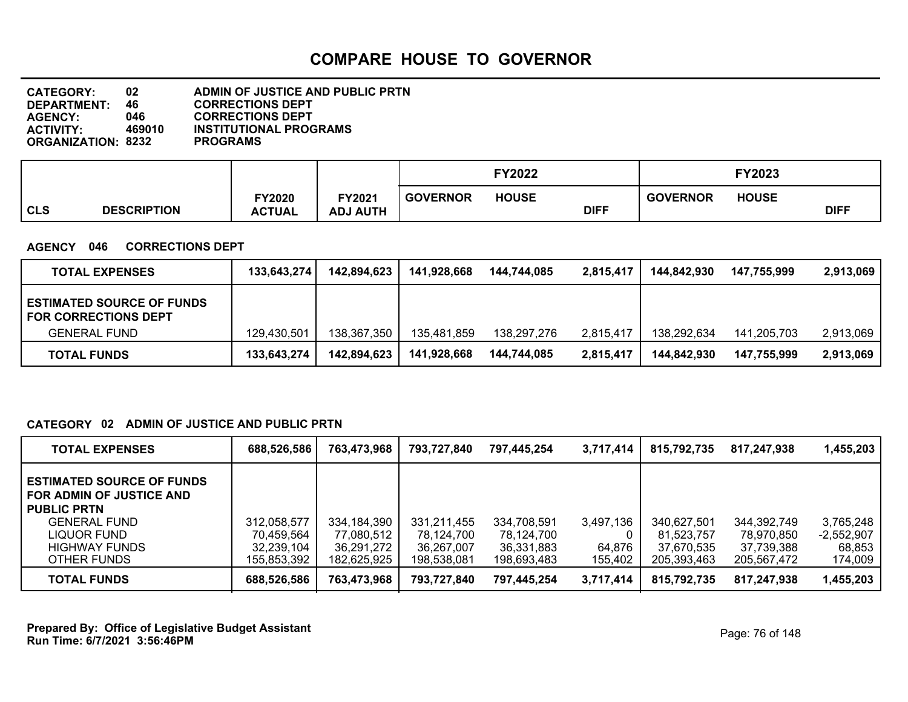# COMPARE HOUSE TO GOVERNOR

**CATEGORY:** 02 ADMIN OF JUSTICE AND PUBLIC PRTN
**DEPARTMENT:** 46 CORRECTIONS DEPT
**AGENCY:** 046 CORRECTIONS DEPT
**ACTIVITY:** 469010 INSTITUTIONAL PROGRAMS
**ORGANIZATION:** 8232 PROGRAMS

**AGENCY 046 CORRECTIONS DEPT**

| CLS | DESCRIPTION | FY2020 ACTUAL | FY2021 ADJ AUTH | FY2022 GOVERNOR | FY2022 HOUSE | FY2022 DIFF | FY2023 GOVERNOR | FY2023 HOUSE | FY2023 DIFF |
|---|---|---|---|---|---|---|---|---|---|
| | **TOTAL EXPENSES** | **133,643,274** | **142,894,623** | **141,928,668** | **144,744,085** | **2,815,417** | **144,842,930** | **147,755,999** | **2,913,069** |
| | **ESTIMATED SOURCE OF FUNDS FOR CORRECTIONS DEPT** | | | | | | | | |
| | GENERAL FUND | 129,430,501 | 138,367,350 | 135,481,859 | 138,297,276 | 2,815,417 | 138,292,634 | 141,205,703 | 2,913,069 |
| | **TOTAL FUNDS** | **133,643,274** | **142,894,623** | **141,928,668** | **144,744,085** | **2,815,417** | **144,842,930** | **147,755,999** | **2,913,069** |

**CATEGORY 02 ADMIN OF JUSTICE AND PUBLIC PRTN**

| CLS | DESCRIPTION | FY2020 ACTUAL | FY2021 ADJ AUTH | FY2022 GOVERNOR | FY2022 HOUSE | FY2022 DIFF | FY2023 GOVERNOR | FY2023 HOUSE | FY2023 DIFF |
|---|---|---|---|---|---|---|---|---|---|
| | **TOTAL EXPENSES** | **688,526,586** | **763,473,968** | **793,727,840** | **797,445,254** | **3,717,414** | **815,792,735** | **817,247,938** | **1,455,203** |
| | **ESTIMATED SOURCE OF FUNDS FOR ADMIN OF JUSTICE AND PUBLIC PRTN** | | | | | | | | |
| | GENERAL FUND | 312,058,577 | 334,184,390 | 331,211,455 | 334,708,591 | 3,497,136 | 340,627,501 | 344,392,749 | 3,765,248 |
| | LIQUOR FUND | 70,459,564 | 77,080,512 | 78,124,700 | 78,124,700 | 0 | 81,523,757 | 78,970,850 | -2,552,907 |
| | HIGHWAY FUNDS | 32,239,104 | 36,291,272 | 36,267,007 | 36,331,883 | 64,876 | 37,670,535 | 37,739,388 | 68,853 |
| | OTHER FUNDS | 155,853,392 | 182,625,925 | 198,538,081 | 198,693,483 | 155,402 | 205,393,463 | 205,567,472 | 174,009 |
| | **TOTAL FUNDS** | **688,526,586** | **763,473,968** | **793,727,840** | **797,445,254** | **3,717,414** | **815,792,735** | **817,247,938** | **1,455,203** |

**Prepared By: Office of Legislative Budget Assistant**
**Run Time: 6/7/2021 3:56:46PM**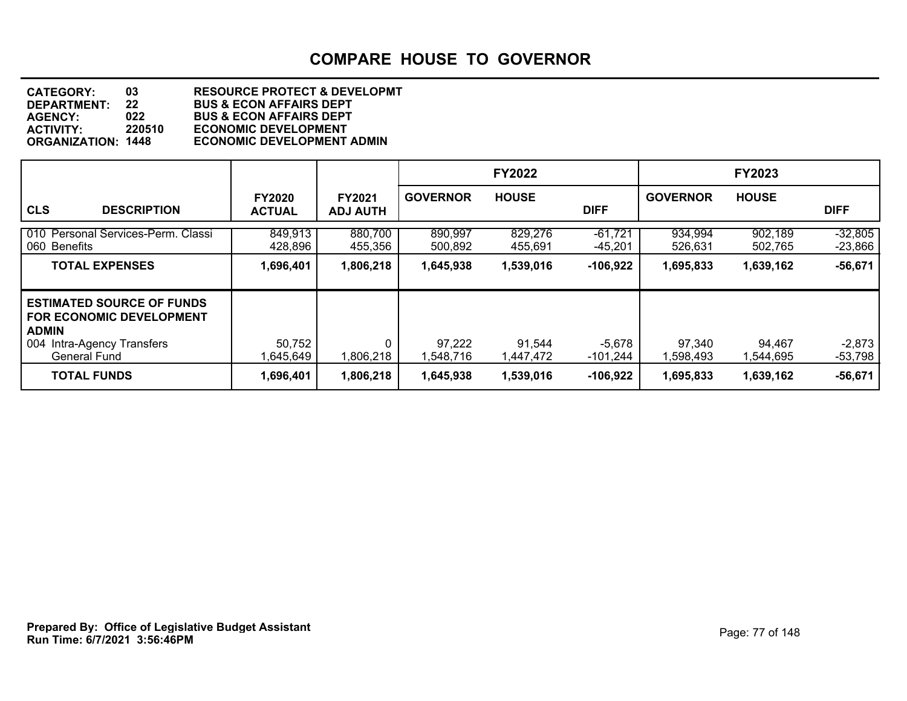# COMPARE HOUSE TO GOVERNOR

**CATEGORY:** 03 **RESOURCE PROTECT & DEVELOPMT**
**DEPARTMENT:** 22 **BUS & ECON AFFAIRS DEPT**
**AGENCY:** 022 **BUS & ECON AFFAIRS DEPT**
**ACTIVITY:** 220510 **ECONOMIC DEVELOPMENT**
**ORGANIZATION:** 1448 **ECONOMIC DEVELOPMENT ADMIN**

| CLS DESCRIPTION | FY2020 ACTUAL | FY2021 ADJ AUTH | FY2022 GOVERNOR | FY2022 HOUSE | FY2022 DIFF | FY2023 GOVERNOR | FY2023 HOUSE | FY2023 DIFF |
|---|---|---|---|---|---|---|---|---|
| 010 Personal Services-Perm. Classi | 849,913 | 880,700 | 890,997 | 829,276 | -61,721 | 934,994 | 902,189 | -32,805 |
| 060 Benefits | 428,896 | 455,356 | 500,892 | 455,691 | -45,201 | 526,631 | 502,765 | -23,866 |
| **TOTAL EXPENSES** | **1,696,401** | **1,806,218** | **1,645,938** | **1,539,016** | **-106,922** | **1,695,833** | **1,639,162** | **-56,671** |
| **ESTIMATED SOURCE OF FUNDS FOR ECONOMIC DEVELOPMENT ADMIN** | | | | | | | | |
| 004 Intra-Agency Transfers | 50,752 | 0 | 97,222 | 91,544 | -5,678 | 97,340 | 94,467 | -2,873 |
| General Fund | 1,645,649 | 1,806,218 | 1,548,716 | 1,447,472 | -101,244 | 1,598,493 | 1,544,695 | -53,798 |
| **TOTAL FUNDS** | **1,696,401** | **1,806,218** | **1,645,938** | **1,539,016** | **-106,922** | **1,695,833** | **1,639,162** | **-56,671** |

**Prepared By: Office of Legislative Budget Assistant**
**Run Time: 6/7/2021 3:56:46PM**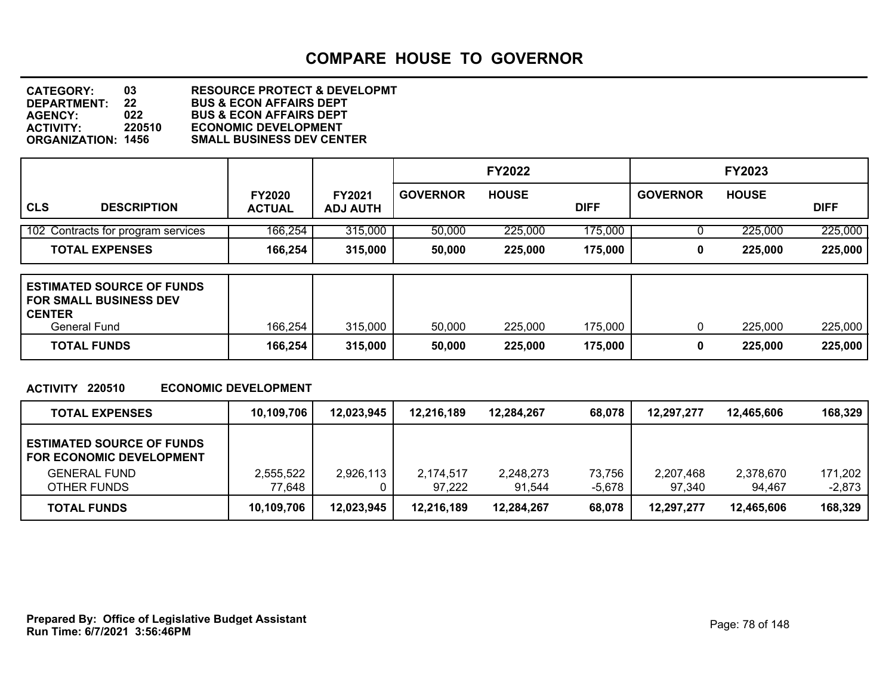# COMPARE HOUSE TO GOVERNOR

**CATEGORY:** 03 **RESOURCE PROTECT & DEVELOPMT**
**DEPARTMENT:** 22 **BUS & ECON AFFAIRS DEPT**
**AGENCY:** 022 **BUS & ECON AFFAIRS DEPT**
**ACTIVITY:** 220510 **ECONOMIC DEVELOPMENT**
**ORGANIZATION:** 1456 **SMALL BUSINESS DEV CENTER**

| CLS DESCRIPTION | FY2020 ACTUAL | FY2021 ADJ AUTH | FY2022 GOVERNOR | FY2022 HOUSE | FY2022 DIFF | FY2023 GOVERNOR | FY2023 HOUSE | FY2023 DIFF |
|---|---|---|---|---|---|---|---|---|
| 102 Contracts for program services | 166,254 | 315,000 | 50,000 | 225,000 | 175,000 | 0 | 225,000 | 225,000 |
| **TOTAL EXPENSES** | **166,254** | **315,000** | **50,000** | **225,000** | **175,000** | **0** | **225,000** | **225,000** |
| **ESTIMATED SOURCE OF FUNDS FOR SMALL BUSINESS DEV CENTER** | | | | | | | | |
| General Fund | 166,254 | 315,000 | 50,000 | 225,000 | 175,000 | 0 | 225,000 | 225,000 |
| **TOTAL FUNDS** | **166,254** | **315,000** | **50,000** | **225,000** | **175,000** | **0** | **225,000** | **225,000** |

**ACTIVITY 220510 ECONOMIC DEVELOPMENT**

| | FY2020 ACTUAL | FY2021 ADJ AUTH | FY2022 GOVERNOR | FY2022 HOUSE | FY2022 DIFF | FY2023 GOVERNOR | FY2023 HOUSE | FY2023 DIFF |
|---|---|---|---|---|---|---|---|---|
| **TOTAL EXPENSES** | **10,109,706** | **12,023,945** | **12,216,189** | **12,284,267** | **68,078** | **12,297,277** | **12,465,606** | **168,329** |
| **ESTIMATED SOURCE OF FUNDS FOR ECONOMIC DEVELOPMENT** | | | | | | | | |
| GENERAL FUND | 2,555,522 | 2,926,113 | 2,174,517 | 2,248,273 | 73,756 | 2,207,468 | 2,378,670 | 171,202 |
| OTHER FUNDS | 77,648 | 0 | 97,222 | 91,544 | -5,678 | 97,340 | 94,467 | -2,873 |
| **TOTAL FUNDS** | **10,109,706** | **12,023,945** | **12,216,189** | **12,284,267** | **68,078** | **12,297,277** | **12,465,606** | **168,329** |

**Prepared By: Office of Legislative Budget Assistant**
**Run Time: 6/7/2021 3:56:46PM**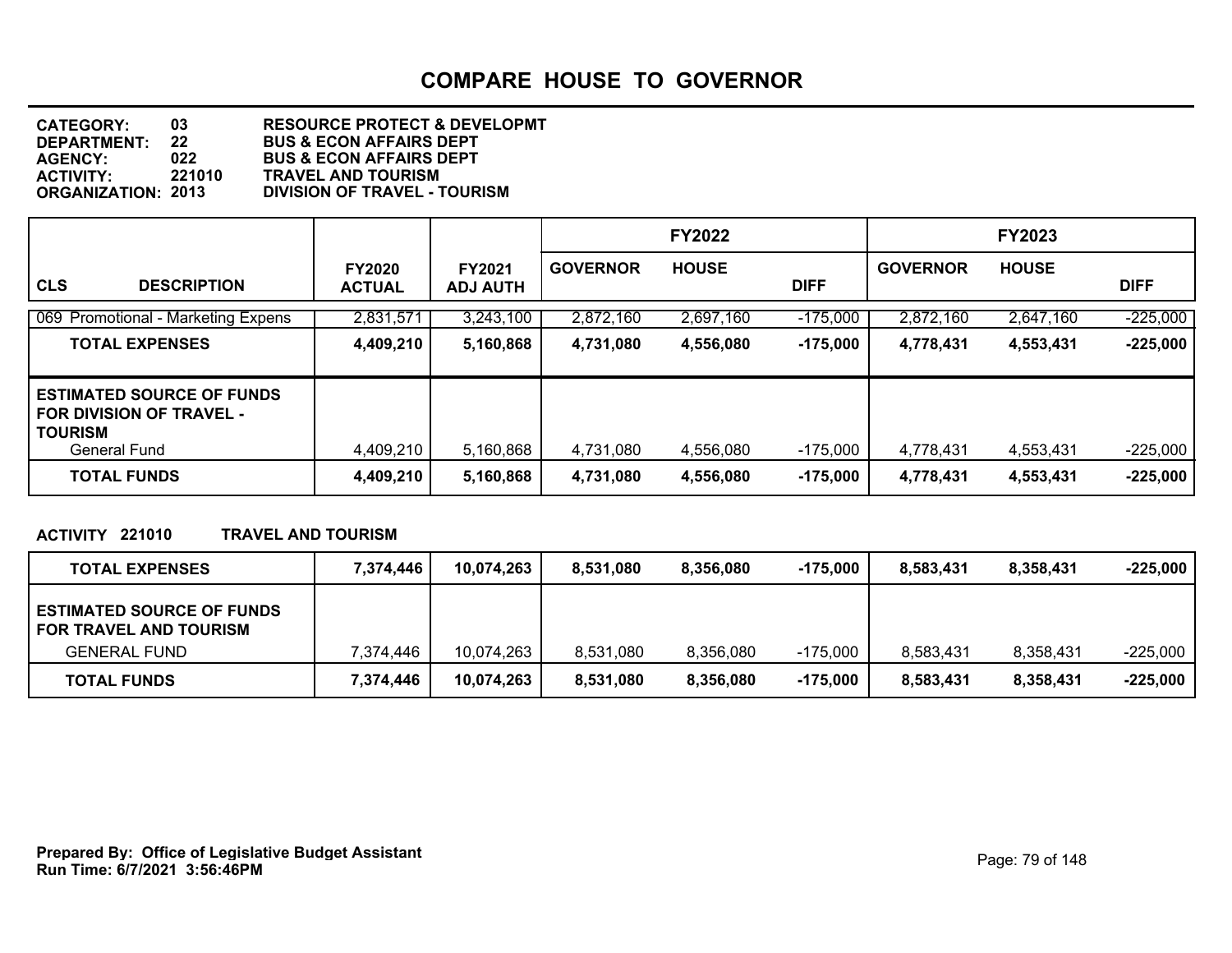# COMPARE HOUSE TO GOVERNOR

**CATEGORY:** 03 **RESOURCE PROTECT & DEVELOPMT**
**DEPARTMENT:** 22 **BUS & ECON AFFAIRS DEPT**
**AGENCY:** 022 **BUS & ECON AFFAIRS DEPT**
**ACTIVITY:** 221010 **TRAVEL AND TOURISM**
**ORGANIZATION:** 2013 **DIVISION OF TRAVEL - TOURISM**

| CLS DESCRIPTION | FY2020 ACTUAL | FY2021 ADJ AUTH | FY2022 GOVERNOR | FY2022 HOUSE | FY2022 DIFF | FY2023 GOVERNOR | FY2023 HOUSE | FY2023 DIFF |
|---|---|---|---|---|---|---|---|---|
| 069 Promotional - Marketing Expens | 2,831,571 | 3,243,100 | 2,872,160 | 2,697,160 | -175,000 | 2,872,160 | 2,647,160 | -225,000 |
| **TOTAL EXPENSES** | **4,409,210** | **5,160,868** | **4,731,080** | **4,556,080** | **-175,000** | **4,778,431** | **4,553,431** | **-225,000** |
| **ESTIMATED SOURCE OF FUNDS FOR DIVISION OF TRAVEL - TOURISM** | | | | | | | | |
| General Fund | 4,409,210 | 5,160,868 | 4,731,080 | 4,556,080 | -175,000 | 4,778,431 | 4,553,431 | -225,000 |
| **TOTAL FUNDS** | **4,409,210** | **5,160,868** | **4,731,080** | **4,556,080** | **-175,000** | **4,778,431** | **4,553,431** | **-225,000** |

**ACTIVITY 221010 TRAVEL AND TOURISM**

| | FY2020 ACTUAL | FY2021 ADJ AUTH | FY2022 GOVERNOR | FY2022 HOUSE | FY2022 DIFF | FY2023 GOVERNOR | FY2023 HOUSE | FY2023 DIFF |
|---|---|---|---|---|---|---|---|---|
| **TOTAL EXPENSES** | **7,374,446** | **10,074,263** | **8,531,080** | **8,356,080** | **-175,000** | **8,583,431** | **8,358,431** | **-225,000** |
| **ESTIMATED SOURCE OF FUNDS FOR TRAVEL AND TOURISM** | | | | | | | | |
| GENERAL FUND | 7,374,446 | 10,074,263 | 8,531,080 | 8,356,080 | -175,000 | 8,583,431 | 8,358,431 | -225,000 |
| **TOTAL FUNDS** | **7,374,446** | **10,074,263** | **8,531,080** | **8,356,080** | **-175,000** | **8,583,431** | **8,358,431** | **-225,000** |

**Prepared By: Office of Legislative Budget Assistant**
**Run Time: 6/7/2021 3:56:46PM**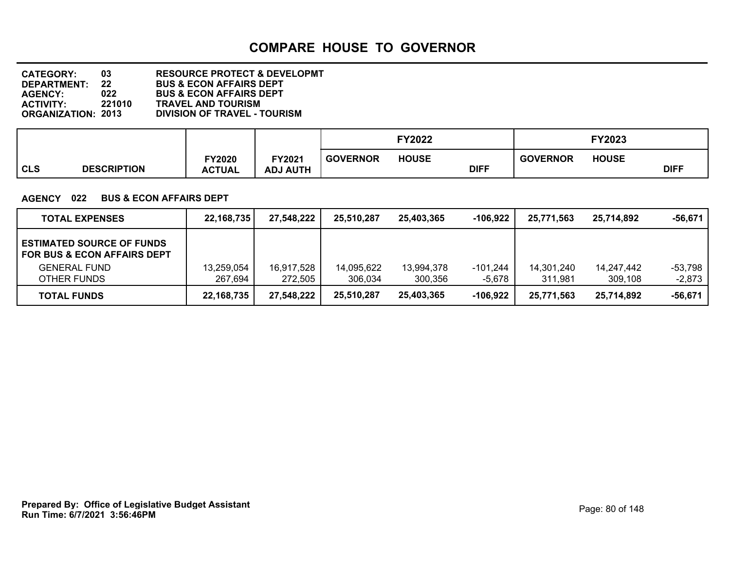# COMPARE HOUSE TO GOVERNOR

**CATEGORY:** 03 **RESOURCE PROTECT & DEVELOPMT**
**DEPARTMENT:** 22 **BUS & ECON AFFAIRS DEPT**
**AGENCY:** 022 **BUS & ECON AFFAIRS DEPT**
**ACTIVITY:** 221010 **TRAVEL AND TOURISM**
**ORGANIZATION:** 2013 **DIVISION OF TRAVEL - TOURISM**

**AGENCY 022 BUS & ECON AFFAIRS DEPT**

| CLS DESCRIPTION | FY2020 ACTUAL | FY2021 ADJ AUTH | FY2022 GOVERNOR | FY2022 HOUSE | FY2022 DIFF | FY2023 GOVERNOR | FY2023 HOUSE | FY2023 DIFF |
|---|---|---|---|---|---|---|---|---|
| **TOTAL EXPENSES** | **22,168,735** | **27,548,222** | **25,510,287** | **25,403,365** | **-106,922** | **25,771,563** | **25,714,892** | **-56,671** |
| **ESTIMATED SOURCE OF FUNDS FOR BUS & ECON AFFAIRS DEPT** | | | | | | | | |
| GENERAL FUND | 13,259,054 | 16,917,528 | 14,095,622 | 13,994,378 | -101,244 | 14,301,240 | 14,247,442 | -53,798 |
| OTHER FUNDS | 267,694 | 272,505 | 306,034 | 300,356 | -5,678 | 311,981 | 309,108 | -2,873 |
| **TOTAL FUNDS** | **22,168,735** | **27,548,222** | **25,510,287** | **25,403,365** | **-106,922** | **25,771,563** | **25,714,892** | **-56,671** |

**Prepared By: Office of Legislative Budget Assistant**
**Run Time: 6/7/2021 3:56:46PM**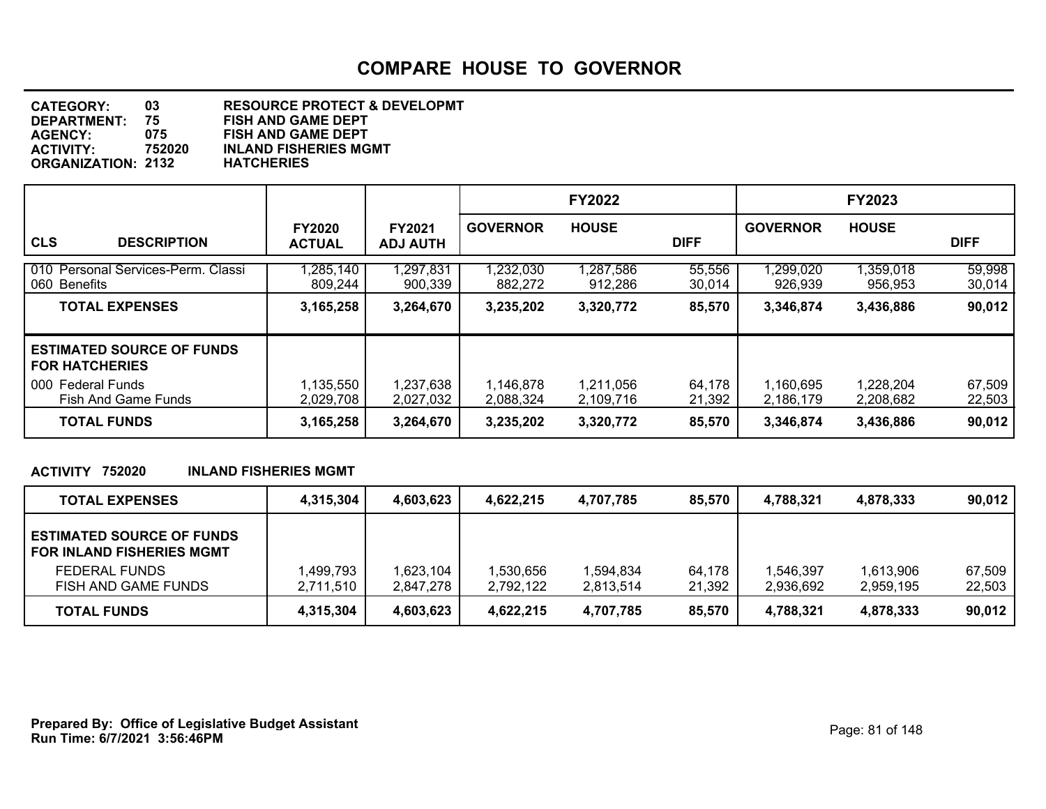# COMPARE HOUSE TO GOVERNOR

**CATEGORY:** 03 **RESOURCE PROTECT & DEVELOPMT**
**DEPARTMENT:** 75 **FISH AND GAME DEPT**
**AGENCY:** 075 **FISH AND GAME DEPT**
**ACTIVITY:** 752020 **INLAND FISHERIES MGMT**
**ORGANIZATION:** 2132 **HATCHERIES**

| CLS DESCRIPTION | FY2020 ACTUAL | FY2021 ADJ AUTH | FY2022 GOVERNOR | FY2022 HOUSE | FY2022 DIFF | FY2023 GOVERNOR | FY2023 HOUSE | FY2023 DIFF |
|---|---|---|---|---|---|---|---|---|
| 010 Personal Services-Perm. Classi | 1,285,140 | 1,297,831 | 1,232,030 | 1,287,586 | 55,556 | 1,299,020 | 1,359,018 | 59,998 |
| 060 Benefits | 809,244 | 900,339 | 882,272 | 912,286 | 30,014 | 926,939 | 956,953 | 30,014 |
| **TOTAL EXPENSES** | **3,165,258** | **3,264,670** | **3,235,202** | **3,320,772** | **85,570** | **3,346,874** | **3,436,886** | **90,012** |
| **ESTIMATED SOURCE OF FUNDS FOR HATCHERIES** | | | | | | | | |
| 000 Federal Funds | 1,135,550 | 1,237,638 | 1,146,878 | 1,211,056 | 64,178 | 1,160,695 | 1,228,204 | 67,509 |
| Fish And Game Funds | 2,029,708 | 2,027,032 | 2,088,324 | 2,109,716 | 21,392 | 2,186,179 | 2,208,682 | 22,503 |
| **TOTAL FUNDS** | **3,165,258** | **3,264,670** | **3,235,202** | **3,320,772** | **85,570** | **3,346,874** | **3,436,886** | **90,012** |

**ACTIVITY 752020 INLAND FISHERIES MGMT**

| | FY2020 ACTUAL | FY2021 ADJ AUTH | FY2022 GOVERNOR | FY2022 HOUSE | FY2022 DIFF | FY2023 GOVERNOR | FY2023 HOUSE | FY2023 DIFF |
|---|---|---|---|---|---|---|---|---|
| **TOTAL EXPENSES** | **4,315,304** | **4,603,623** | **4,622,215** | **4,707,785** | **85,570** | **4,788,321** | **4,878,333** | **90,012** |
| **ESTIMATED SOURCE OF FUNDS FOR INLAND FISHERIES MGMT** | | | | | | | | |
| FEDERAL FUNDS | 1,499,793 | 1,623,104 | 1,530,656 | 1,594,834 | 64,178 | 1,546,397 | 1,613,906 | 67,509 |
| FISH AND GAME FUNDS | 2,711,510 | 2,847,278 | 2,792,122 | 2,813,514 | 21,392 | 2,936,692 | 2,959,195 | 22,503 |
| **TOTAL FUNDS** | **4,315,304** | **4,603,623** | **4,622,215** | **4,707,785** | **85,570** | **4,788,321** | **4,878,333** | **90,012** |

**Prepared By: Office of Legislative Budget Assistant**
**Run Time: 6/7/2021 3:56:46PM**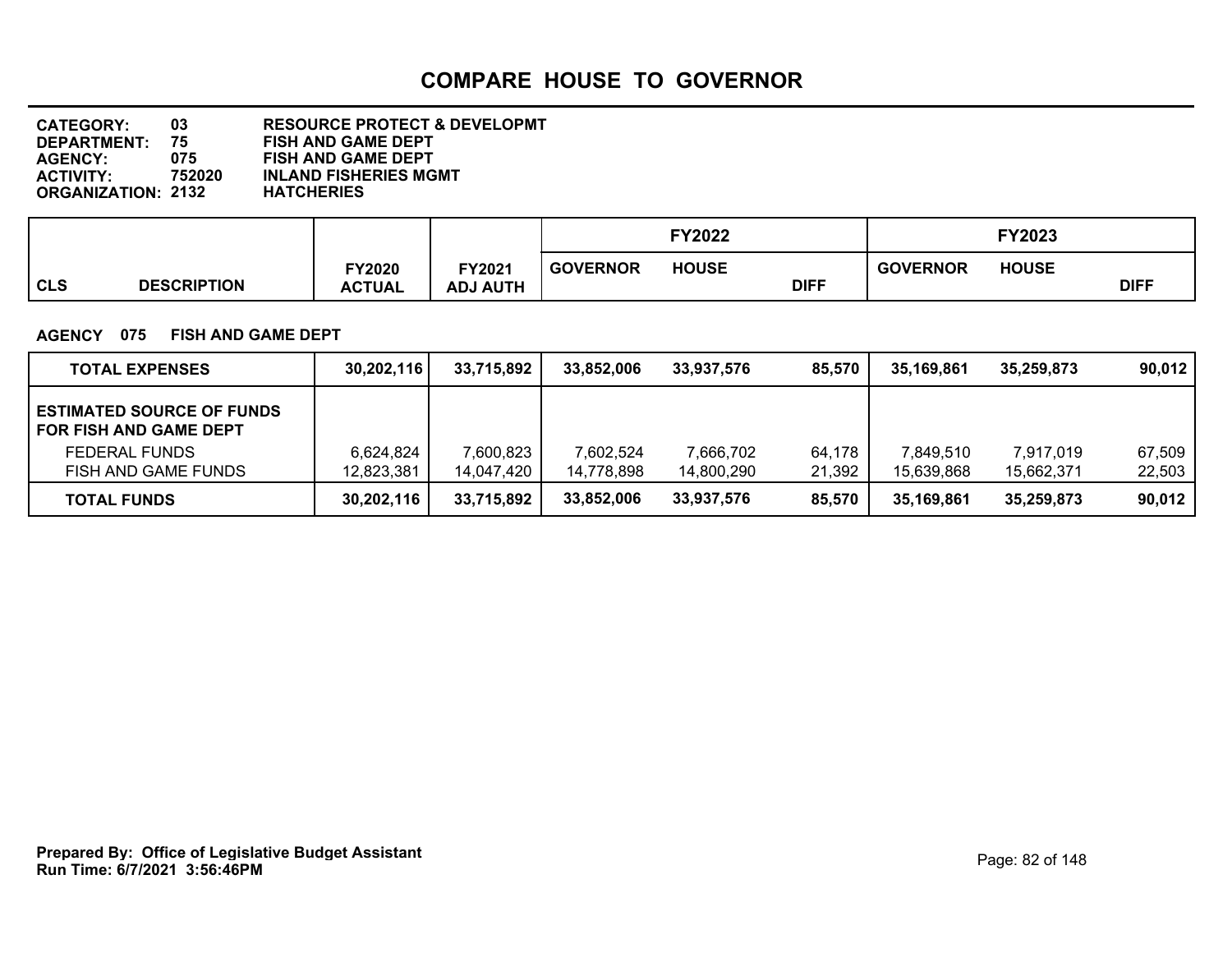# COMPARE HOUSE TO GOVERNOR

**CATEGORY:** 03 **RESOURCE PROTECT & DEVELOPMT**
**DEPARTMENT:** 75 **FISH AND GAME DEPT**
**AGENCY:** 075 **FISH AND GAME DEPT**
**ACTIVITY:** 752020 **INLAND FISHERIES MGMT**
**ORGANIZATION:** 2132 **HATCHERIES**

**AGENCY 075 FISH AND GAME DEPT**

| CLS DESCRIPTION | FY2020 ACTUAL | FY2021 ADJ AUTH | FY2022 GOVERNOR | FY2022 HOUSE | FY2022 DIFF | FY2023 GOVERNOR | FY2023 HOUSE | FY2023 DIFF |
|---|---|---|---|---|---|---|---|---|
| **TOTAL EXPENSES** | **30,202,116** | **33,715,892** | **33,852,006** | **33,937,576** | **85,570** | **35,169,861** | **35,259,873** | **90,012** |
| **ESTIMATED SOURCE OF FUNDS FOR FISH AND GAME DEPT** | | | | | | | | |
| FEDERAL FUNDS | 6,624,824 | 7,600,823 | 7,602,524 | 7,666,702 | 64,178 | 7,849,510 | 7,917,019 | 67,509 |
| FISH AND GAME FUNDS | 12,823,381 | 14,047,420 | 14,778,898 | 14,800,290 | 21,392 | 15,639,868 | 15,662,371 | 22,503 |
| **TOTAL FUNDS** | **30,202,116** | **33,715,892** | **33,852,006** | **33,937,576** | **85,570** | **35,169,861** | **35,259,873** | **90,012** |

**Prepared By: Office of Legislative Budget Assistant**
**Run Time: 6/7/2021 3:56:46PM**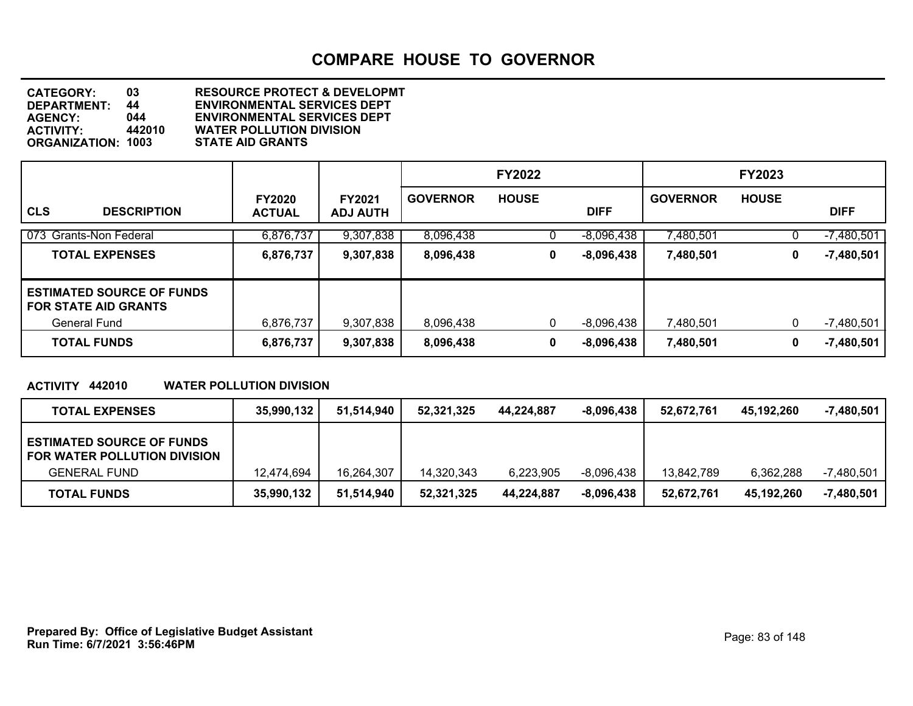# COMPARE HOUSE TO GOVERNOR

**CATEGORY:** 03 RESOURCE PROTECT & DEVELOPMT
**DEPARTMENT:** 44 ENVIRONMENTAL SERVICES DEPT
**AGENCY:** 044 ENVIRONMENTAL SERVICES DEPT
**ACTIVITY:** 442010 WATER POLLUTION DIVISION
**ORGANIZATION:** 1003 STATE AID GRANTS

| | | | FY2022 | | | FY2023 | | |
|---|---|---|---|---|---|---|---|---|
| **CLS DESCRIPTION** | **FY2020 ACTUAL** | **FY2021 ADJ AUTH** | **GOVERNOR** | **HOUSE** | **DIFF** | **GOVERNOR** | **HOUSE** | **DIFF** |
| 073 Grants-Non Federal | 6,876,737 | 9,307,838 | 8,096,438 | 0 | -8,096,438 | 7,480,501 | 0 | -7,480,501 |
| **TOTAL EXPENSES** | **6,876,737** | **9,307,838** | **8,096,438** | **0** | **-8,096,438** | **7,480,501** | **0** | **-7,480,501** |
| **ESTIMATED SOURCE OF FUNDS FOR STATE AID GRANTS** | | | | | | | | |
| General Fund | 6,876,737 | 9,307,838 | 8,096,438 | 0 | -8,096,438 | 7,480,501 | 0 | -7,480,501 |
| **TOTAL FUNDS** | **6,876,737** | **9,307,838** | **8,096,438** | **0** | **-8,096,438** | **7,480,501** | **0** | **-7,480,501** |

**ACTIVITY 442010 WATER POLLUTION DIVISION**

| | | | | | | | | |
|---|---|---|---|---|---|---|---|---|
| **TOTAL EXPENSES** | **35,990,132** | **51,514,940** | **52,321,325** | **44,224,887** | **-8,096,438** | **52,672,761** | **45,192,260** | **-7,480,501** |
| **ESTIMATED SOURCE OF FUNDS FOR WATER POLLUTION DIVISION** | | | | | | | | |
| GENERAL FUND | 12,474,694 | 16,264,307 | 14,320,343 | 6,223,905 | -8,096,438 | 13,842,789 | 6,362,288 | -7,480,501 |
| **TOTAL FUNDS** | **35,990,132** | **51,514,940** | **52,321,325** | **44,224,887** | **-8,096,438** | **52,672,761** | **45,192,260** | **-7,480,501** |

**Prepared By: Office of Legislative Budget Assistant**
**Run Time: 6/7/2021 3:56:46PM**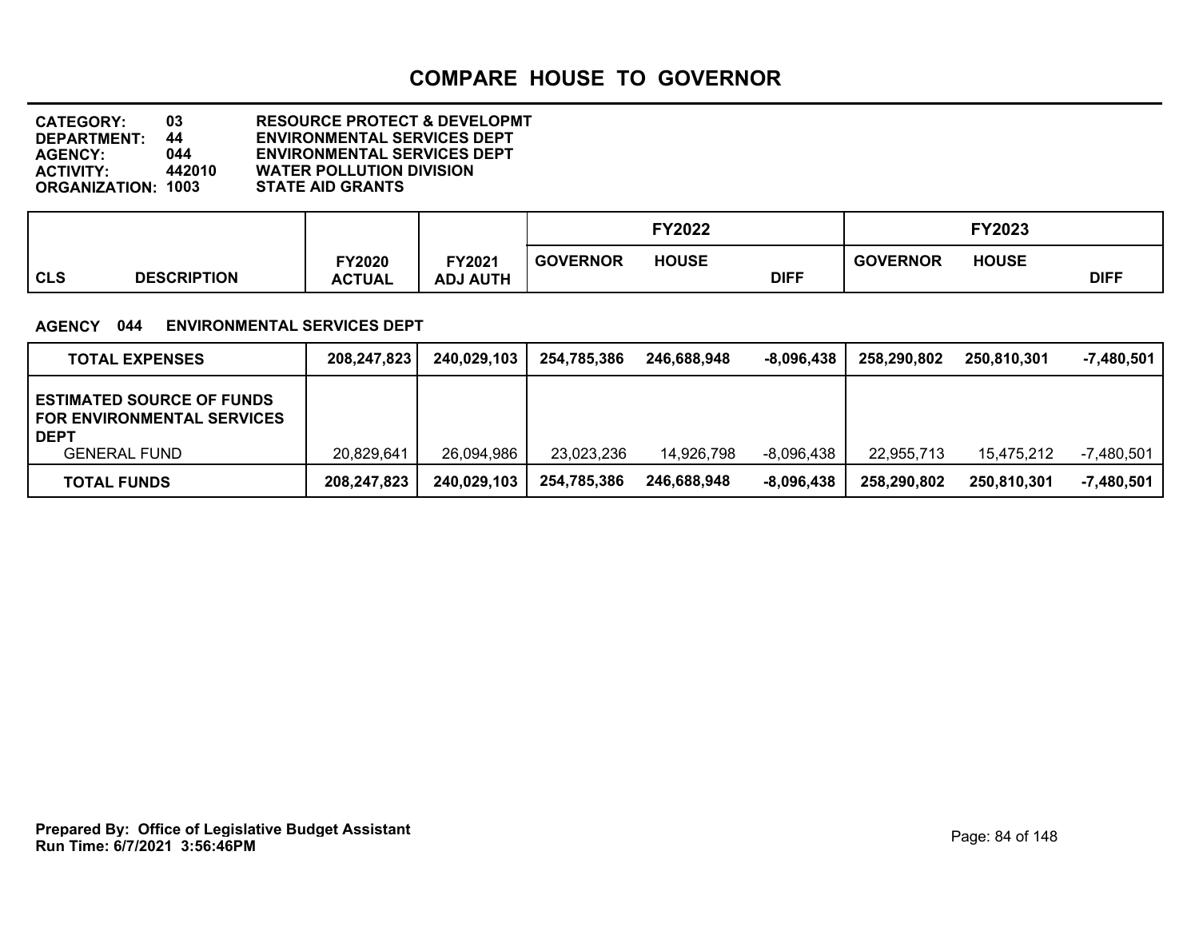# COMPARE HOUSE TO GOVERNOR

**CATEGORY:** 03 **RESOURCE PROTECT & DEVELOPMT**
**DEPARTMENT:** 44 **ENVIRONMENTAL SERVICES DEPT**
**AGENCY:** 044 **ENVIRONMENTAL SERVICES DEPT**
**ACTIVITY:** 442010 **WATER POLLUTION DIVISION**
**ORGANIZATION:** 1003 **STATE AID GRANTS**

**AGENCY 044 ENVIRONMENTAL SERVICES DEPT**

| CLS DESCRIPTION | FY2020 ACTUAL | FY2021 ADJ AUTH | FY2022 GOVERNOR | FY2022 HOUSE | FY2022 DIFF | FY2023 GOVERNOR | FY2023 HOUSE | FY2023 DIFF |
|---|---|---|---|---|---|---|---|---|
| **TOTAL EXPENSES** | **208,247,823** | **240,029,103** | **254,785,386** | **246,688,948** | **-8,096,438** | **258,290,802** | **250,810,301** | **-7,480,501** |
| **ESTIMATED SOURCE OF FUNDS FOR ENVIRONMENTAL SERVICES DEPT** | | | | | | | | |
| GENERAL FUND | 20,829,641 | 26,094,986 | 23,023,236 | 14,926,798 | -8,096,438 | 22,955,713 | 15,475,212 | -7,480,501 |
| **TOTAL FUNDS** | **208,247,823** | **240,029,103** | **254,785,386** | **246,688,948** | **-8,096,438** | **258,290,802** | **250,810,301** | **-7,480,501** |

**Prepared By: Office of Legislative Budget Assistant**
**Run Time: 6/7/2021 3:56:46PM**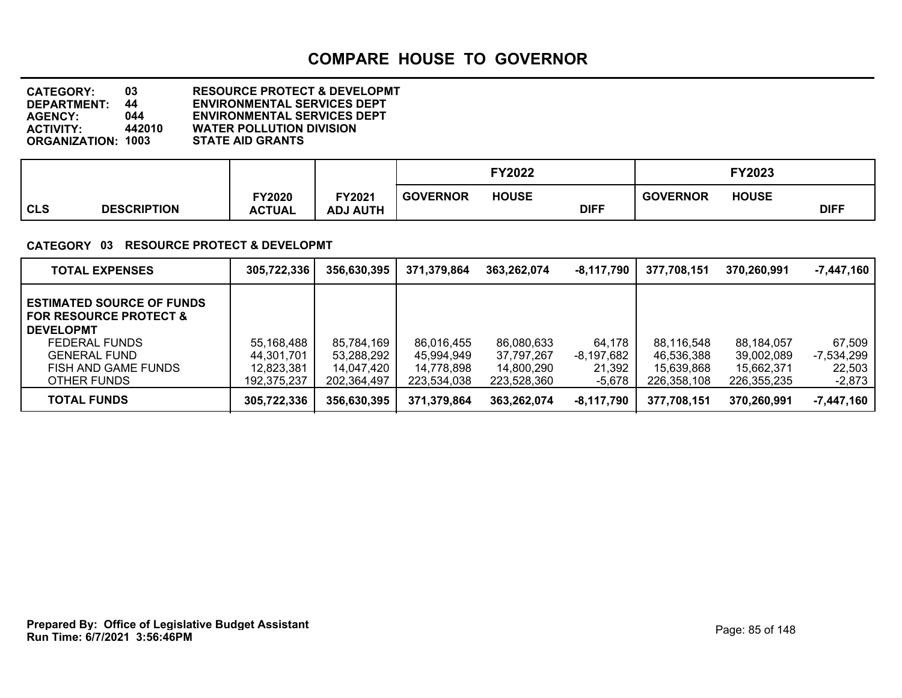# COMPARE HOUSE TO GOVERNOR

**CATEGORY:** 03 RESOURCE PROTECT & DEVELOPMT
**DEPARTMENT:** 44 ENVIRONMENTAL SERVICES DEPT
**AGENCY:** 044 ENVIRONMENTAL SERVICES DEPT
**ACTIVITY:** 442010 WATER POLLUTION DIVISION
**ORGANIZATION:** 1003 STATE AID GRANTS

**CATEGORY 03 RESOURCE PROTECT & DEVELOPMT**

| CLS DESCRIPTION | FY2020 ACTUAL | FY2021 ADJ AUTH | FY2022 GOVERNOR | FY2022 HOUSE | FY2022 DIFF | FY2023 GOVERNOR | FY2023 HOUSE | FY2023 DIFF |
|---|---|---|---|---|---|---|---|---|
| **TOTAL EXPENSES** | **305,722,336** | **356,630,395** | **371,379,864** | **363,262,074** | **-8,117,790** | **377,708,151** | **370,260,991** | **-7,447,160** |
| **ESTIMATED SOURCE OF FUNDS FOR RESOURCE PROTECT & DEVELOPMT** | | | | | | | | |
| FEDERAL FUNDS | 55,168,488 | 85,784,169 | 86,016,455 | 86,080,633 | 64,178 | 88,116,548 | 88,184,057 | 67,509 |
| GENERAL FUND | 44,301,701 | 53,288,292 | 45,994,949 | 37,797,267 | -8,197,682 | 46,536,388 | 39,002,089 | -7,534,299 |
| FISH AND GAME FUNDS | 12,823,381 | 14,047,420 | 14,778,898 | 14,800,290 | 21,392 | 15,639,868 | 15,662,371 | 22,503 |
| OTHER FUNDS | 192,375,237 | 202,364,497 | 223,534,038 | 223,528,360 | -5,678 | 226,358,108 | 226,355,235 | -2,873 |
| **TOTAL FUNDS** | **305,722,336** | **356,630,395** | **371,379,864** | **363,262,074** | **-8,117,790** | **377,708,151** | **370,260,991** | **-7,447,160** |

**Prepared By: Office of Legislative Budget Assistant**
**Run Time: 6/7/2021 3:56:46PM**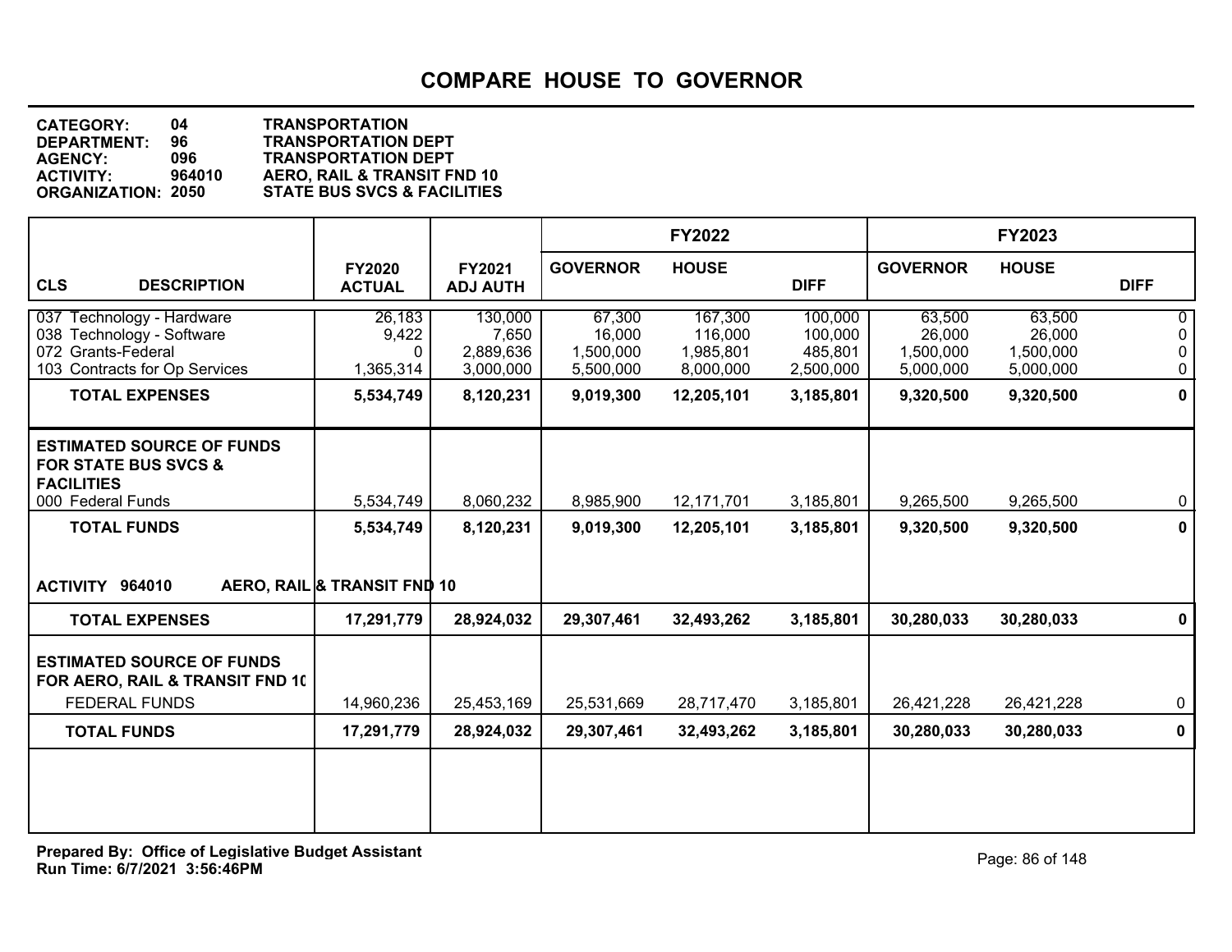# COMPARE HOUSE TO GOVERNOR

**CATEGORY:** 04 **TRANSPORTATION**
**DEPARTMENT:** 96 **TRANSPORTATION DEPT**
**AGENCY:** 096 **TRANSPORTATION DEPT**
**ACTIVITY:** 964010 **AERO, RAIL & TRANSIT FND 10**
**ORGANIZATION:** 2050 **STATE BUS SVCS & FACILITIES**

| | | | FY2022 | | | FY2023 | | |
|---|---|---|---|---|---|---|---|---|
| **CLS DESCRIPTION** | **FY2020 ACTUAL** | **FY2021 ADJ AUTH** | **GOVERNOR** | **HOUSE** | **DIFF** | **GOVERNOR** | **HOUSE** | **DIFF** |
| 037 Technology - Hardware | 26,183 | 130,000 | 67,300 | 167,300 | 100,000 | 63,500 | 63,500 | 0 |
| 038 Technology - Software | 9,422 | 7,650 | 16,000 | 116,000 | 100,000 | 26,000 | 26,000 | 0 |
| 072 Grants-Federal | 0 | 2,889,636 | 1,500,000 | 1,985,801 | 485,801 | 1,500,000 | 1,500,000 | 0 |
| 103 Contracts for Op Services | 1,365,314 | 3,000,000 | 5,500,000 | 8,000,000 | 2,500,000 | 5,000,000 | 5,000,000 | 0 |
| **TOTAL EXPENSES** | **5,534,749** | **8,120,231** | **9,019,300** | **12,205,101** | **3,185,801** | **9,320,500** | **9,320,500** | **0** |
| **ESTIMATED SOURCE OF FUNDS FOR STATE BUS SVCS & FACILITIES** | | | | | | | | |
| 000 Federal Funds | 5,534,749 | 8,060,232 | 8,985,900 | 12,171,701 | 3,185,801 | 9,265,500 | 9,265,500 | 0 |
| **TOTAL FUNDS** | **5,534,749** | **8,120,231** | **9,019,300** | **12,205,101** | **3,185,801** | **9,320,500** | **9,320,500** | **0** |
| **ACTIVITY 964010 AERO, RAIL & TRANSIT FND 10** | | | | | | | | |
| **TOTAL EXPENSES** | **17,291,779** | **28,924,032** | **29,307,461** | **32,493,262** | **3,185,801** | **30,280,033** | **30,280,033** | **0** |
| **ESTIMATED SOURCE OF FUNDS FOR AERO, RAIL & TRANSIT FND 10** | | | | | | | | |
| FEDERAL FUNDS | 14,960,236 | 25,453,169 | 25,531,669 | 28,717,470 | 3,185,801 | 26,421,228 | 26,421,228 | 0 |
| **TOTAL FUNDS** | **17,291,779** | **28,924,032** | **29,307,461** | **32,493,262** | **3,185,801** | **30,280,033** | **30,280,033** | **0** |

**Prepared By: Office of Legislative Budget Assistant**
**Run Time: 6/7/2021 3:56:46PM**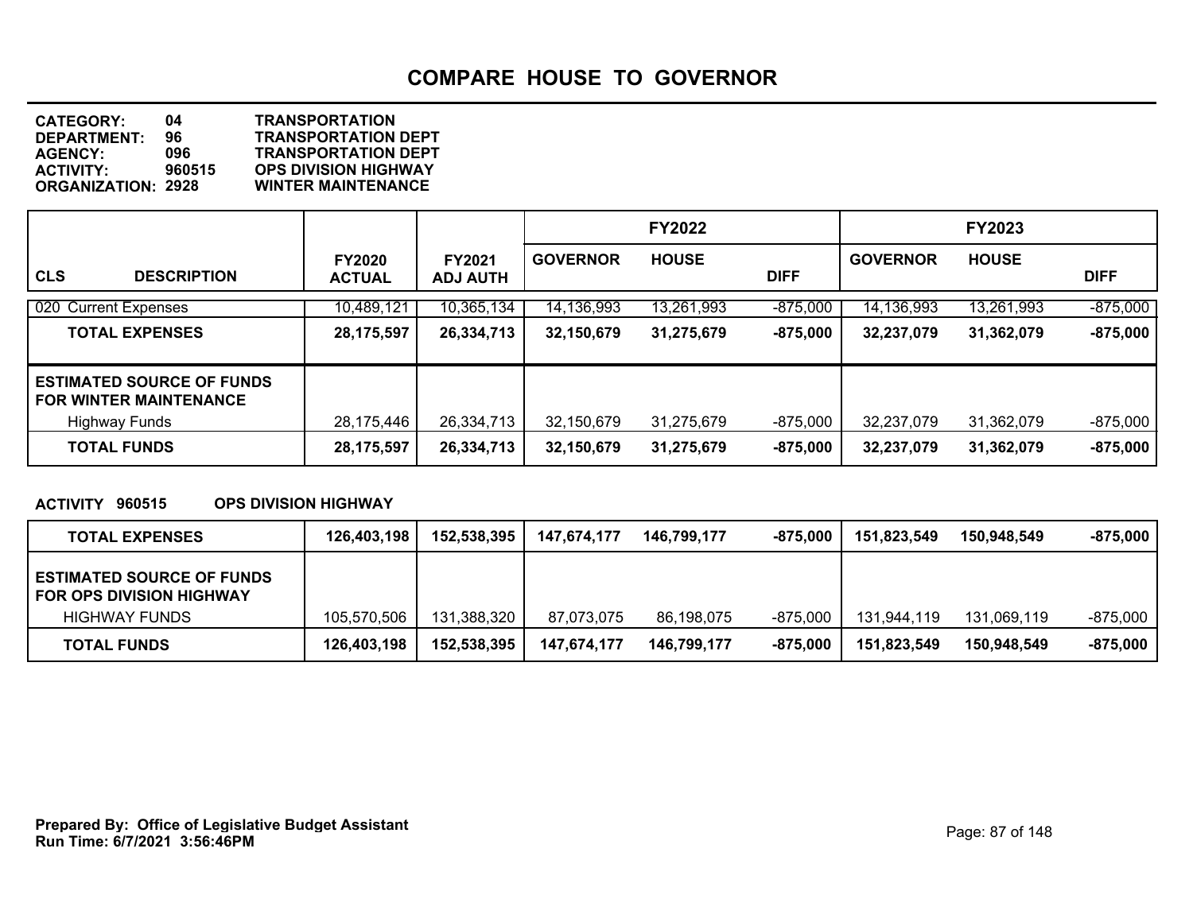# COMPARE HOUSE TO GOVERNOR

**CATEGORY:** 04 **TRANSPORTATION**
**DEPARTMENT:** 96 **TRANSPORTATION DEPT**
**AGENCY:** 096 **TRANSPORTATION DEPT**
**ACTIVITY:** 960515 **OPS DIVISION HIGHWAY**
**ORGANIZATION:** 2928 **WINTER MAINTENANCE**

| | | | FY2022 | | | FY2023 | | |
|---|---|---|---|---|---|---|---|---|
| **CLS DESCRIPTION** | **FY2020 ACTUAL** | **FY2021 ADJ AUTH** | **GOVERNOR** | **HOUSE** | **DIFF** | **GOVERNOR** | **HOUSE** | **DIFF** |
| 020 Current Expenses | 10,489,121 | 10,365,134 | 14,136,993 | 13,261,993 | -875,000 | 14,136,993 | 13,261,993 | -875,000 |
| **TOTAL EXPENSES** | **28,175,597** | **26,334,713** | **32,150,679** | **31,275,679** | **-875,000** | **32,237,079** | **31,362,079** | **-875,000** |
| **ESTIMATED SOURCE OF FUNDS FOR WINTER MAINTENANCE** | | | | | | | | |
| Highway Funds | 28,175,446 | 26,334,713 | 32,150,679 | 31,275,679 | -875,000 | 32,237,079 | 31,362,079 | -875,000 |
| **TOTAL FUNDS** | **28,175,597** | **26,334,713** | **32,150,679** | **31,275,679** | **-875,000** | **32,237,079** | **31,362,079** | **-875,000** |

**ACTIVITY 960515 OPS DIVISION HIGHWAY**

| | | | | | | | | |
|---|---|---|---|---|---|---|---|---|
| **TOTAL EXPENSES** | **126,403,198** | **152,538,395** | **147,674,177** | **146,799,177** | **-875,000** | **151,823,549** | **150,948,549** | **-875,000** |
| **ESTIMATED SOURCE OF FUNDS FOR OPS DIVISION HIGHWAY** | | | | | | | | |
| HIGHWAY FUNDS | 105,570,506 | 131,388,320 | 87,073,075 | 86,198,075 | -875,000 | 131,944,119 | 131,069,119 | -875,000 |
| **TOTAL FUNDS** | **126,403,198** | **152,538,395** | **147,674,177** | **146,799,177** | **-875,000** | **151,823,549** | **150,948,549** | **-875,000** |

**Prepared By: Office of Legislative Budget Assistant**
**Run Time: 6/7/2021 3:56:46PM**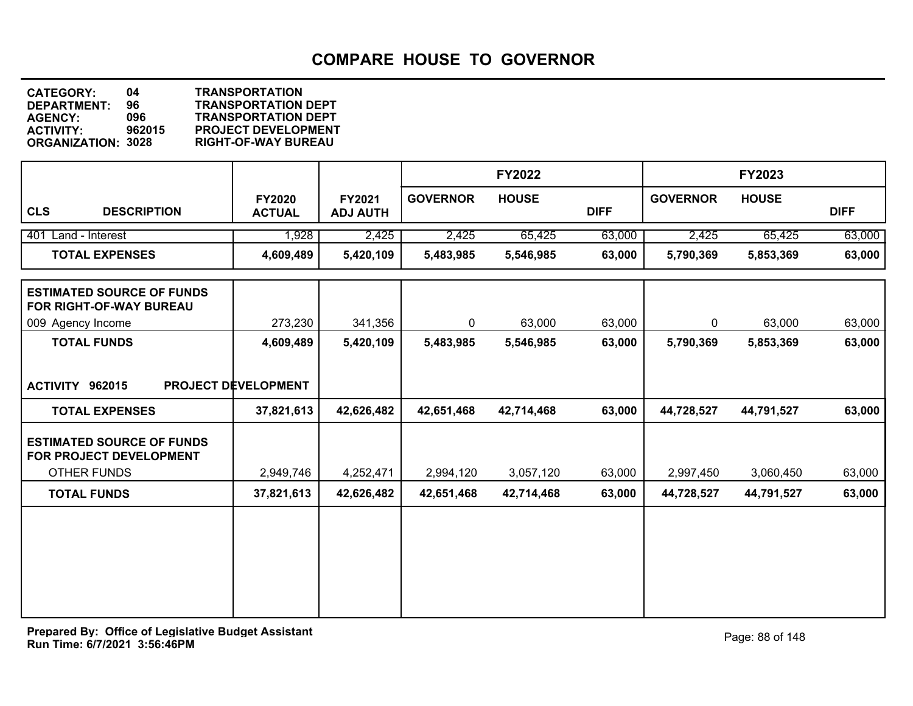# COMPARE HOUSE TO GOVERNOR

**CATEGORY:** 04 TRANSPORTATION
**DEPARTMENT:** 96 TRANSPORTATION DEPT
**AGENCY:** 096 TRANSPORTATION DEPT
**ACTIVITY:** 962015 PROJECT DEVELOPMENT
**ORGANIZATION:** 3028 RIGHT-OF-WAY BUREAU

| CLS DESCRIPTION | FY2020 ACTUAL | FY2021 ADJ AUTH | FY2022 GOVERNOR | FY2022 HOUSE | FY2022 DIFF | FY2023 GOVERNOR | FY2023 HOUSE | FY2023 DIFF |
|---|---|---|---|---|---|---|---|---|
| 401 Land - Interest | 1,928 | 2,425 | 2,425 | 65,425 | 63,000 | 2,425 | 65,425 | 63,000 |
| **TOTAL EXPENSES** | **4,609,489** | **5,420,109** | **5,483,985** | **5,546,985** | **63,000** | **5,790,369** | **5,853,369** | **63,000** |
| **ESTIMATED SOURCE OF FUNDS FOR RIGHT-OF-WAY BUREAU** | | | | | | | | |
| 009 Agency Income | 273,230 | 341,356 | 0 | 63,000 | 63,000 | 0 | 63,000 | 63,000 |
| **TOTAL FUNDS** | **4,609,489** | **5,420,109** | **5,483,985** | **5,546,985** | **63,000** | **5,790,369** | **5,853,369** | **63,000** |
| **ACTIVITY 962015 PROJECT DEVELOPMENT** | | | | | | | | |
| **TOTAL EXPENSES** | **37,821,613** | **42,626,482** | **42,651,468** | **42,714,468** | **63,000** | **44,728,527** | **44,791,527** | **63,000** |
| **ESTIMATED SOURCE OF FUNDS FOR PROJECT DEVELOPMENT** | | | | | | | | |
| OTHER FUNDS | 2,949,746 | 4,252,471 | 2,994,120 | 3,057,120 | 63,000 | 2,997,450 | 3,060,450 | 63,000 |
| **TOTAL FUNDS** | **37,821,613** | **42,626,482** | **42,651,468** | **42,714,468** | **63,000** | **44,728,527** | **44,791,527** | **63,000** |

**Prepared By: Office of Legislative Budget Assistant**
**Run Time: 6/7/2021 3:56:46PM**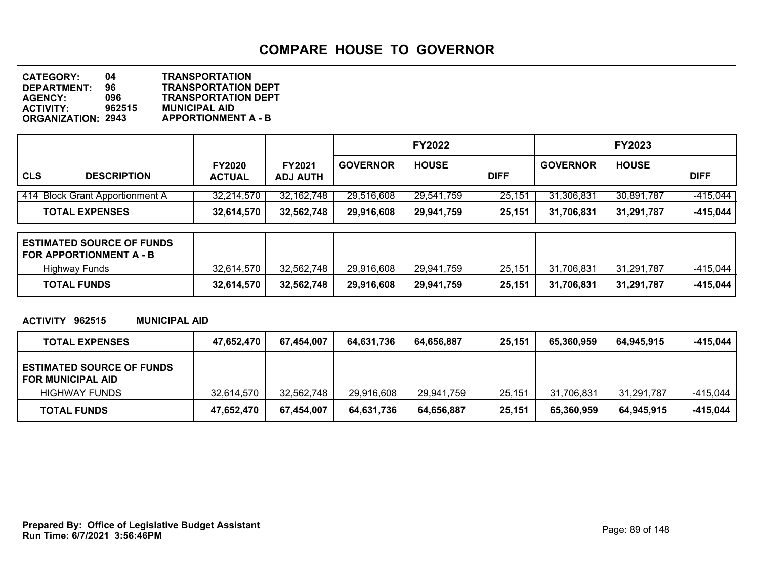# COMPARE HOUSE TO GOVERNOR

**CATEGORY:** 04 **TRANSPORTATION**
**DEPARTMENT:** 96 **TRANSPORTATION DEPT**
**AGENCY:** 096 **TRANSPORTATION DEPT**
**ACTIVITY:** 962515 **MUNICIPAL AID**
**ORGANIZATION:** 2943 **APPORTIONMENT A - B**

| CLS DESCRIPTION | FY2020 ACTUAL | FY2021 ADJ AUTH | FY2022 GOVERNOR | FY2022 HOUSE | FY2022 DIFF | FY2023 GOVERNOR | FY2023 HOUSE | FY2023 DIFF |
|---|---|---|---|---|---|---|---|---|
| 414 Block Grant Apportionment A | 32,214,570 | 32,162,748 | 29,516,608 | 29,541,759 | 25,151 | 31,306,831 | 30,891,787 | -415,044 |
| **TOTAL EXPENSES** | **32,614,570** | **32,562,748** | **29,916,608** | **29,941,759** | **25,151** | **31,706,831** | **31,291,787** | **-415,044** |
| **ESTIMATED SOURCE OF FUNDS FOR APPORTIONMENT A - B** | | | | | | | | |
| Highway Funds | 32,614,570 | 32,562,748 | 29,916,608 | 29,941,759 | 25,151 | 31,706,831 | 31,291,787 | -415,044 |
| **TOTAL FUNDS** | **32,614,570** | **32,562,748** | **29,916,608** | **29,941,759** | **25,151** | **31,706,831** | **31,291,787** | **-415,044** |

**ACTIVITY 962515 MUNICIPAL AID**

| | FY2020 ACTUAL | FY2021 ADJ AUTH | FY2022 GOVERNOR | FY2022 HOUSE | FY2022 DIFF | FY2023 GOVERNOR | FY2023 HOUSE | FY2023 DIFF |
|---|---|---|---|---|---|---|---|---|
| **TOTAL EXPENSES** | **47,652,470** | **67,454,007** | **64,631,736** | **64,656,887** | **25,151** | **65,360,959** | **64,945,915** | **-415,044** |
| **ESTIMATED SOURCE OF FUNDS FOR MUNICIPAL AID** | | | | | | | | |
| HIGHWAY FUNDS | 32,614,570 | 32,562,748 | 29,916,608 | 29,941,759 | 25,151 | 31,706,831 | 31,291,787 | -415,044 |
| **TOTAL FUNDS** | **47,652,470** | **67,454,007** | **64,631,736** | **64,656,887** | **25,151** | **65,360,959** | **64,945,915** | **-415,044** |

**Prepared By: Office of Legislative Budget Assistant**
**Run Time: 6/7/2021 3:56:46PM**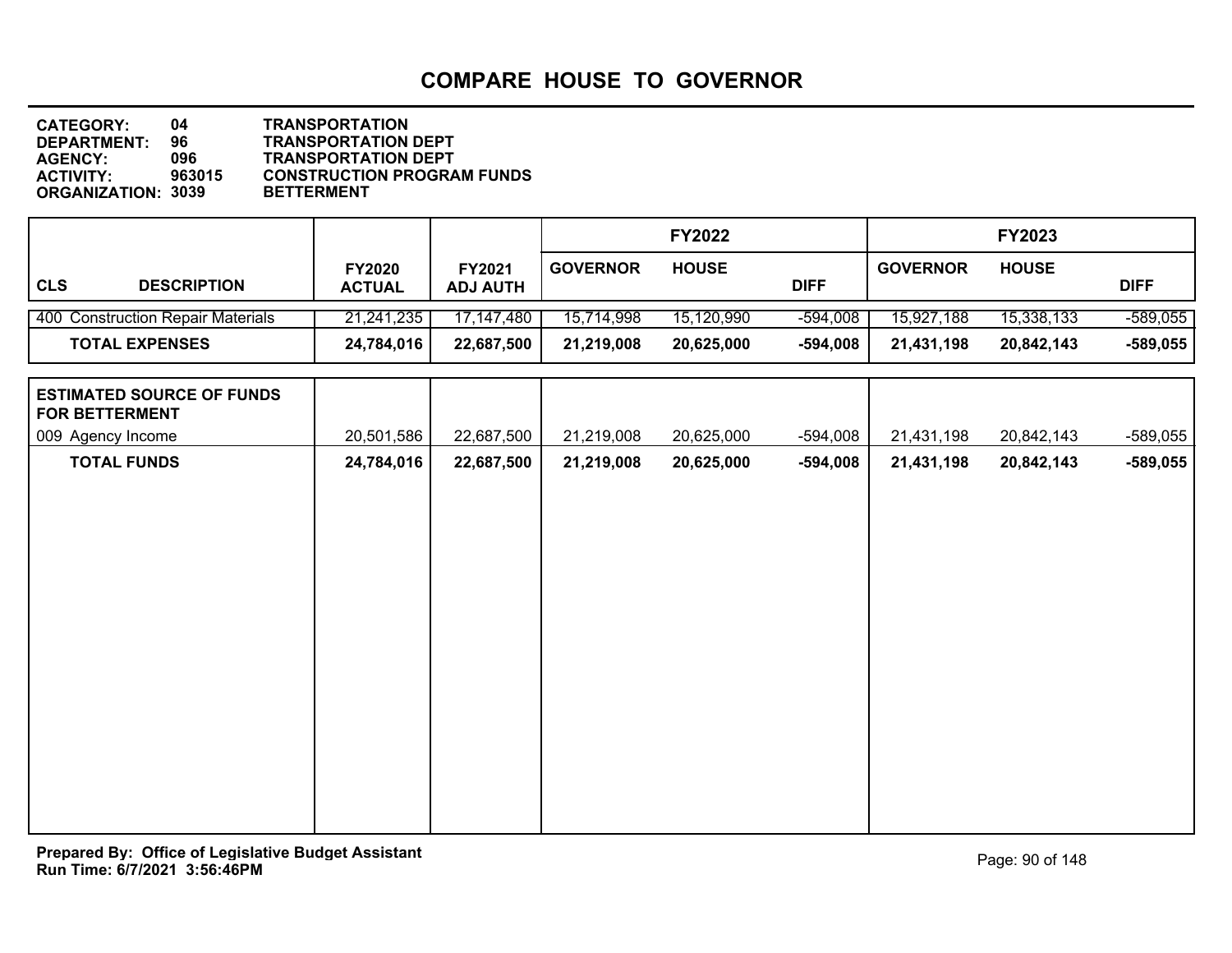# COMPARE HOUSE TO GOVERNOR

**CATEGORY:** 04 **TRANSPORTATION**
**DEPARTMENT:** 96 **TRANSPORTATION DEPT**
**AGENCY:** 096 **TRANSPORTATION DEPT**
**ACTIVITY:** 963015 **CONSTRUCTION PROGRAM FUNDS**
**ORGANIZATION:** 3039 **BETTERMENT**

| CLS DESCRIPTION | FY2020 ACTUAL | FY2021 ADJ AUTH | FY2022 GOVERNOR | FY2022 HOUSE | FY2022 DIFF | FY2023 GOVERNOR | FY2023 HOUSE | FY2023 DIFF |
|---|---|---|---|---|---|---|---|---|
| 400 Construction Repair Materials | 21,241,235 | 17,147,480 | 15,714,998 | 15,120,990 | -594,008 | 15,927,188 | 15,338,133 | -589,055 |
| **TOTAL EXPENSES** | **24,784,016** | **22,687,500** | **21,219,008** | **20,625,000** | **-594,008** | **21,431,198** | **20,842,143** | **-589,055** |
| **ESTIMATED SOURCE OF FUNDS FOR BETTERMENT** | | | | | | | | |
| 009 Agency Income | 20,501,586 | 22,687,500 | 21,219,008 | 20,625,000 | -594,008 | 21,431,198 | 20,842,143 | -589,055 |
| **TOTAL FUNDS** | **24,784,016** | **22,687,500** | **21,219,008** | **20,625,000** | **-594,008** | **21,431,198** | **20,842,143** | **-589,055** |

**Prepared By: Office of Legislative Budget Assistant**
**Run Time: 6/7/2021 3:56:46PM**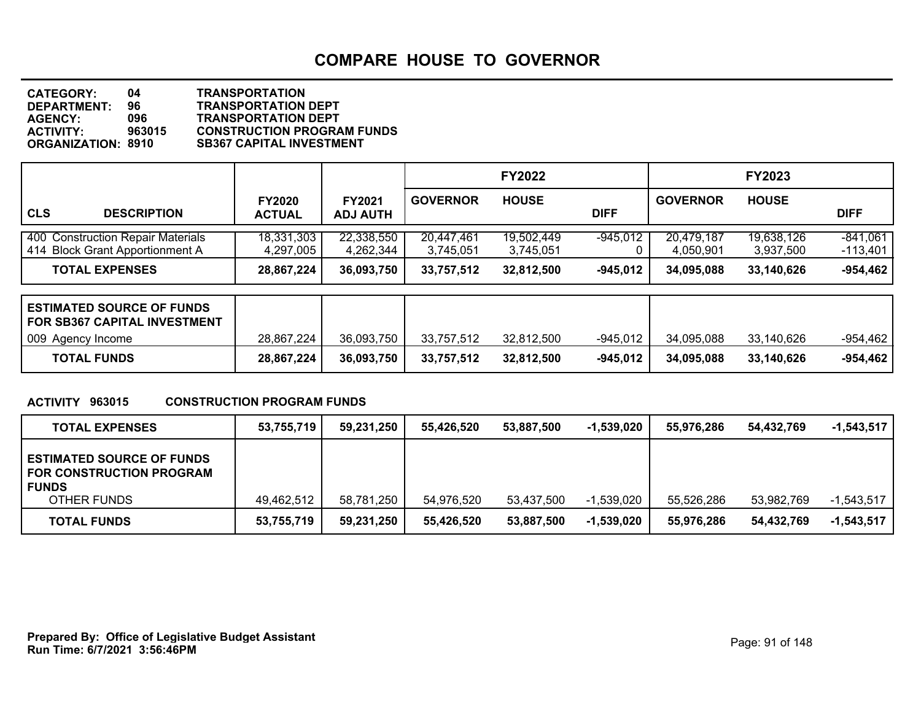# COMPARE HOUSE TO GOVERNOR

**CATEGORY:** 04 **TRANSPORTATION**
**DEPARTMENT:** 96 **TRANSPORTATION DEPT**
**AGENCY:** 096 **TRANSPORTATION DEPT**
**ACTIVITY:** 963015 **CONSTRUCTION PROGRAM FUNDS**
**ORGANIZATION:** 8910 **SB367 CAPITAL INVESTMENT**

| CLS DESCRIPTION | FY2020 ACTUAL | FY2021 ADJ AUTH | FY2022 GOVERNOR | FY2022 HOUSE | FY2022 DIFF | FY2023 GOVERNOR | FY2023 HOUSE | FY2023 DIFF |
|---|---|---|---|---|---|---|---|---|
| 400 Construction Repair Materials | 18,331,303 | 22,338,550 | 20,447,461 | 19,502,449 | -945,012 | 20,479,187 | 19,638,126 | -841,061 |
| 414 Block Grant Apportionment A | 4,297,005 | 4,262,344 | 3,745,051 | 3,745,051 | 0 | 4,050,901 | 3,937,500 | -113,401 |
| **TOTAL EXPENSES** | **28,867,224** | **36,093,750** | **33,757,512** | **32,812,500** | **-945,012** | **34,095,088** | **33,140,626** | **-954,462** |
| **ESTIMATED SOURCE OF FUNDS FOR SB367 CAPITAL INVESTMENT** | | | | | | | | |
| 009 Agency Income | 28,867,224 | 36,093,750 | 33,757,512 | 32,812,500 | -945,012 | 34,095,088 | 33,140,626 | -954,462 |
| **TOTAL FUNDS** | **28,867,224** | **36,093,750** | **33,757,512** | **32,812,500** | **-945,012** | **34,095,088** | **33,140,626** | **-954,462** |

**ACTIVITY 963015 CONSTRUCTION PROGRAM FUNDS**

| | FY2020 ACTUAL | FY2021 ADJ AUTH | FY2022 GOVERNOR | FY2022 HOUSE | FY2022 DIFF | FY2023 GOVERNOR | FY2023 HOUSE | FY2023 DIFF |
|---|---|---|---|---|---|---|---|---|
| **TOTAL EXPENSES** | **53,755,719** | **59,231,250** | **55,426,520** | **53,887,500** | **-1,539,020** | **55,976,286** | **54,432,769** | **-1,543,517** |
| **ESTIMATED SOURCE OF FUNDS FOR CONSTRUCTION PROGRAM FUNDS** | | | | | | | | |
| OTHER FUNDS | 49,462,512 | 58,781,250 | 54,976,520 | 53,437,500 | -1,539,020 | 55,526,286 | 53,982,769 | -1,543,517 |
| **TOTAL FUNDS** | **53,755,719** | **59,231,250** | **55,426,520** | **53,887,500** | **-1,539,020** | **55,976,286** | **54,432,769** | **-1,543,517** |

**Prepared By: Office of Legislative Budget Assistant**
**Run Time: 6/7/2021 3:56:46PM**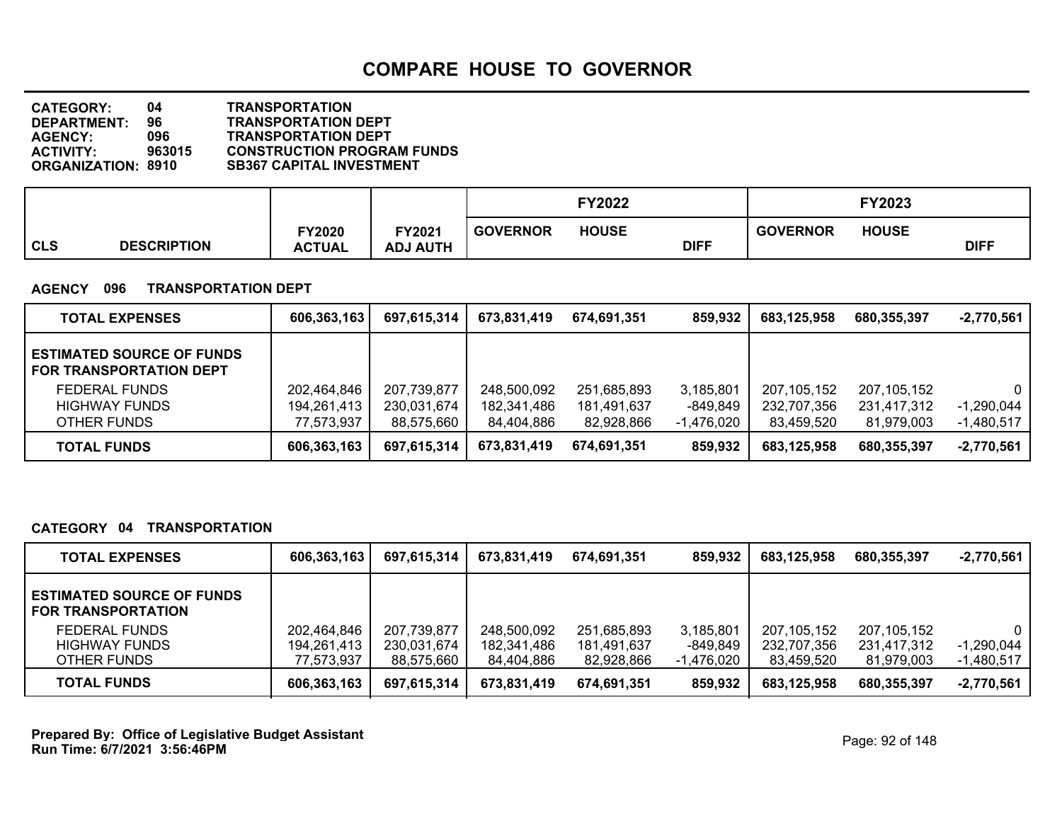# COMPARE HOUSE TO GOVERNOR

**CATEGORY:** 04 TRANSPORTATION
**DEPARTMENT:** 96 TRANSPORTATION DEPT
**AGENCY:** 096 TRANSPORTATION DEPT
**ACTIVITY:** 963015 CONSTRUCTION PROGRAM FUNDS
**ORGANIZATION:** 8910 SB367 CAPITAL INVESTMENT

**AGENCY 096 TRANSPORTATION DEPT**

| CLS DESCRIPTION | FY2020 ACTUAL | FY2021 ADJ AUTH | FY2022 GOVERNOR | FY2022 HOUSE | FY2022 DIFF | FY2023 GOVERNOR | FY2023 HOUSE | FY2023 DIFF |
|---|---|---|---|---|---|---|---|---|
| **TOTAL EXPENSES** | **606,363,163** | **697,615,314** | **673,831,419** | **674,691,351** | **859,932** | **683,125,958** | **680,355,397** | **-2,770,561** |
| **ESTIMATED SOURCE OF FUNDS FOR TRANSPORTATION DEPT** | | | | | | | | |
| FEDERAL FUNDS | 202,464,846 | 207,739,877 | 248,500,092 | 251,685,893 | 3,185,801 | 207,105,152 | 207,105,152 | 0 |
| HIGHWAY FUNDS | 194,261,413 | 230,031,674 | 182,341,486 | 181,491,637 | -849,849 | 232,707,356 | 231,417,312 | -1,290,044 |
| OTHER FUNDS | 77,573,937 | 88,575,660 | 84,404,886 | 82,928,866 | -1,476,020 | 83,459,520 | 81,979,003 | -1,480,517 |
| **TOTAL FUNDS** | **606,363,163** | **697,615,314** | **673,831,419** | **674,691,351** | **859,932** | **683,125,958** | **680,355,397** | **-2,770,561** |

**CATEGORY 04 TRANSPORTATION**

| CLS DESCRIPTION | FY2020 ACTUAL | FY2021 ADJ AUTH | FY2022 GOVERNOR | FY2022 HOUSE | FY2022 DIFF | FY2023 GOVERNOR | FY2023 HOUSE | FY2023 DIFF |
|---|---|---|---|---|---|---|---|---|
| **TOTAL EXPENSES** | **606,363,163** | **697,615,314** | **673,831,419** | **674,691,351** | **859,932** | **683,125,958** | **680,355,397** | **-2,770,561** |
| **ESTIMATED SOURCE OF FUNDS FOR TRANSPORTATION** | | | | | | | | |
| FEDERAL FUNDS | 202,464,846 | 207,739,877 | 248,500,092 | 251,685,893 | 3,185,801 | 207,105,152 | 207,105,152 | 0 |
| HIGHWAY FUNDS | 194,261,413 | 230,031,674 | 182,341,486 | 181,491,637 | -849,849 | 232,707,356 | 231,417,312 | -1,290,044 |
| OTHER FUNDS | 77,573,937 | 88,575,660 | 84,404,886 | 82,928,866 | -1,476,020 | 83,459,520 | 81,979,003 | -1,480,517 |
| **TOTAL FUNDS** | **606,363,163** | **697,615,314** | **673,831,419** | **674,691,351** | **859,932** | **683,125,958** | **680,355,397** | **-2,770,561** |

**Prepared By: Office of Legislative Budget Assistant**
**Run Time: 6/7/2021 3:56:46PM**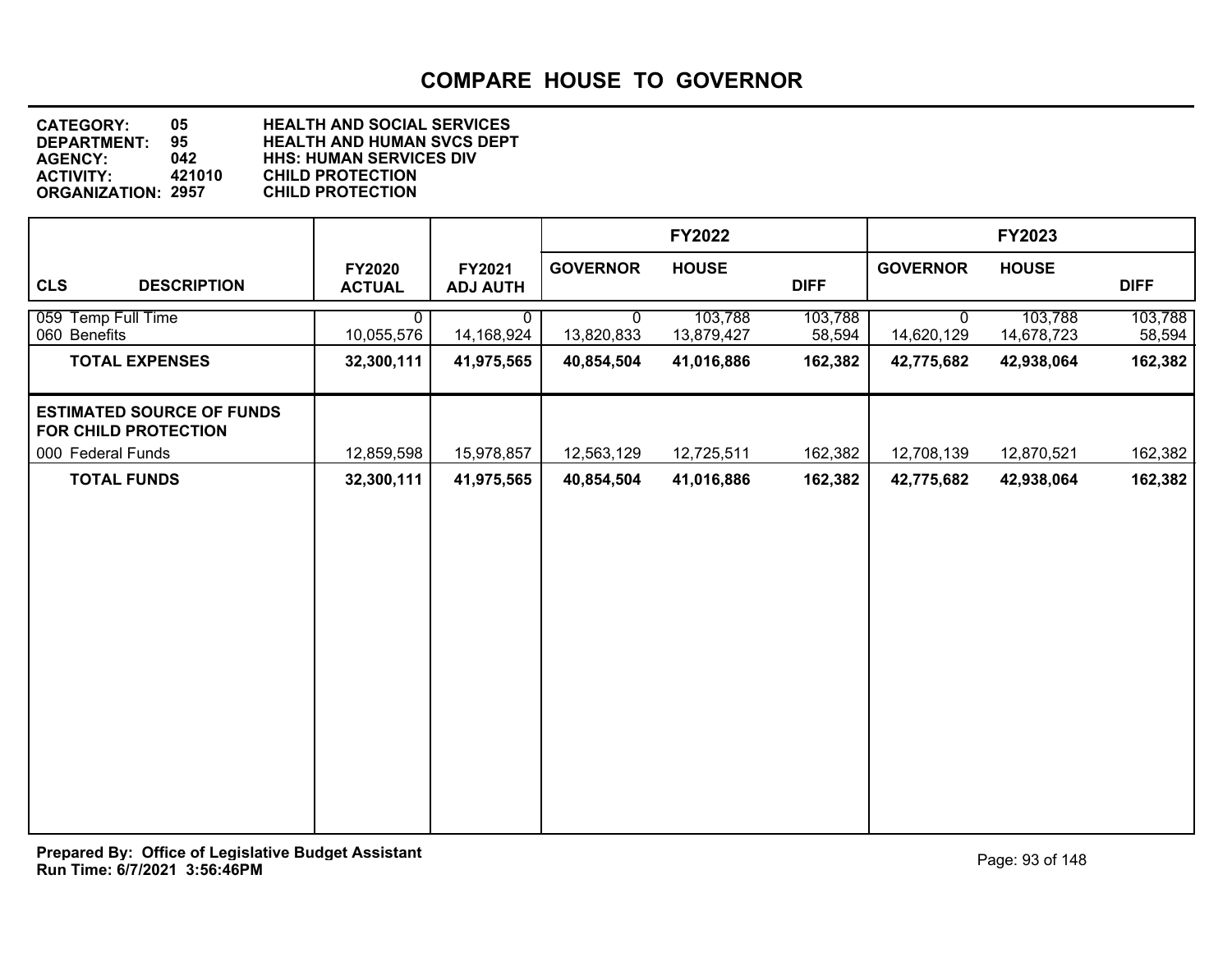# COMPARE HOUSE TO GOVERNOR

**CATEGORY:** 05 HEALTH AND SOCIAL SERVICES
**DEPARTMENT:** 95 HEALTH AND HUMAN SVCS DEPT
**AGENCY:** 042 HHS: HUMAN SERVICES DIV
**ACTIVITY:** 421010 CHILD PROTECTION
**ORGANIZATION:** 2957 CHILD PROTECTION

| | | | FY2022 | | | FY2023 | | |
|---|---|---|---|---|---|---|---|---|
| **CLS DESCRIPTION** | **FY2020 ACTUAL** | **FY2021 ADJ AUTH** | **GOVERNOR** | **HOUSE** | **DIFF** | **GOVERNOR** | **HOUSE** | **DIFF** |
| 059 Temp Full Time | 0 | 0 | 0 | 103,788 | 103,788 | 0 | 103,788 | 103,788 |
| 060 Benefits | 10,055,576 | 14,168,924 | 13,820,833 | 13,879,427 | 58,594 | 14,620,129 | 14,678,723 | 58,594 |
| **TOTAL EXPENSES** | **32,300,111** | **41,975,565** | **40,854,504** | **41,016,886** | **162,382** | **42,775,682** | **42,938,064** | **162,382** |
| **ESTIMATED SOURCE OF FUNDS FOR CHILD PROTECTION** | | | | | | | | |
| 000 Federal Funds | 12,859,598 | 15,978,857 | 12,563,129 | 12,725,511 | 162,382 | 12,708,139 | 12,870,521 | 162,382 |
| **TOTAL FUNDS** | **32,300,111** | **41,975,565** | **40,854,504** | **41,016,886** | **162,382** | **42,775,682** | **42,938,064** | **162,382** |

**Prepared By: Office of Legislative Budget Assistant**
**Run Time: 6/7/2021 3:56:46PM**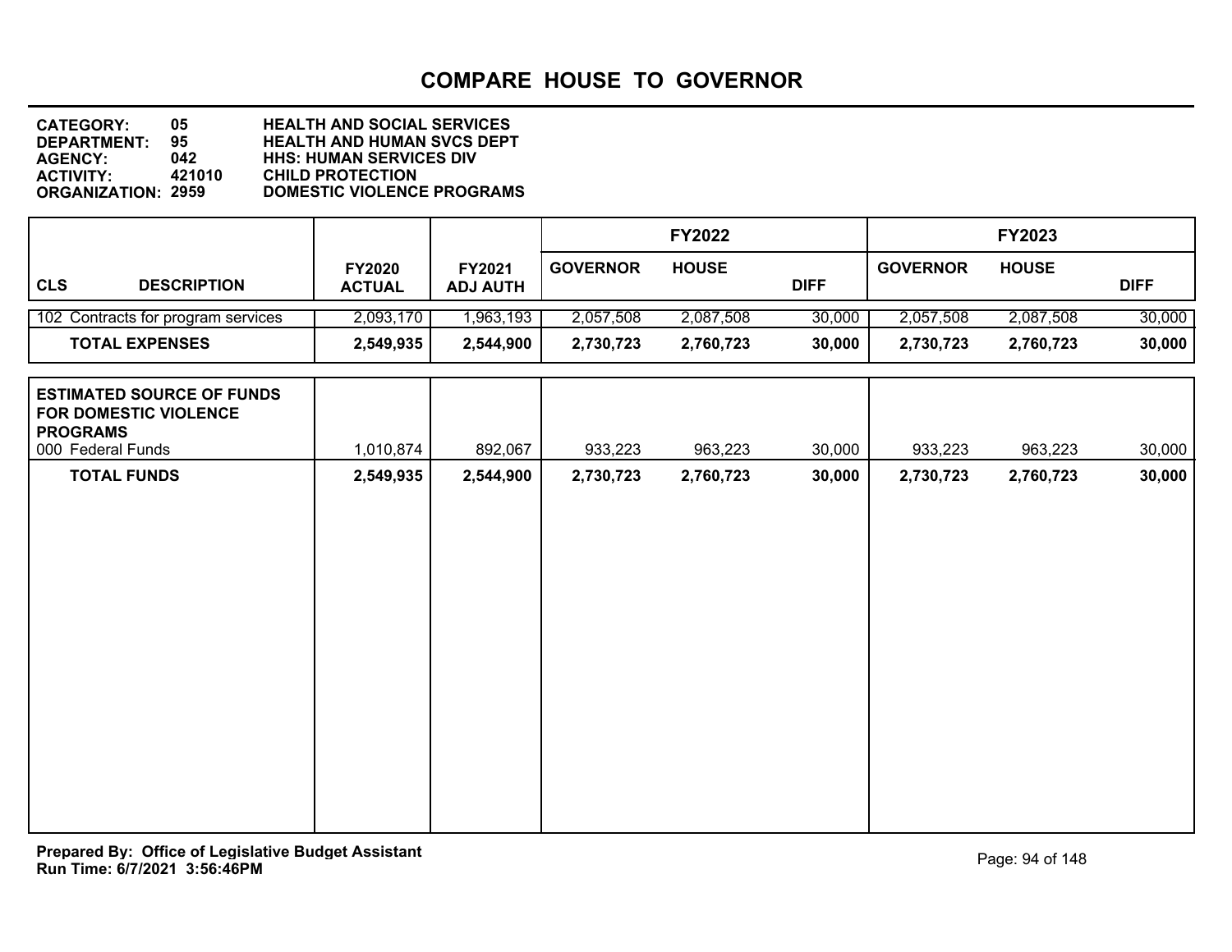# COMPARE HOUSE TO GOVERNOR

**CATEGORY:** 05 **HEALTH AND SOCIAL SERVICES**
**DEPARTMENT:** 95 **HEALTH AND HUMAN SVCS DEPT**
**AGENCY:** 042 **HHS: HUMAN SERVICES DIV**
**ACTIVITY:** 421010 **CHILD PROTECTION**
**ORGANIZATION:** 2959 **DOMESTIC VIOLENCE PROGRAMS**

| | FY2020 | FY2021 | FY2022 | | | FY2023 | | |
|---|---|---|---|---|---|---|---|---|
| **CLS DESCRIPTION** | **ACTUAL** | **ADJ AUTH** | **GOVERNOR** | **HOUSE** | **DIFF** | **GOVERNOR** | **HOUSE** | **DIFF** |
| 102 Contracts for program services | 2,093,170 | 1,963,193 | 2,057,508 | 2,087,508 | 30,000 | 2,057,508 | 2,087,508 | 30,000 |
| **TOTAL EXPENSES** | **2,549,935** | **2,544,900** | **2,730,723** | **2,760,723** | **30,000** | **2,730,723** | **2,760,723** | **30,000** |

| | FY2020 ACTUAL | FY2021 ADJ AUTH | FY2022 GOVERNOR | FY2022 HOUSE | FY2022 DIFF | FY2023 GOVERNOR | FY2023 HOUSE | FY2023 DIFF |
|---|---|---|---|---|---|---|---|---|
| **ESTIMATED SOURCE OF FUNDS FOR DOMESTIC VIOLENCE PROGRAMS** | | | | | | | | |
| 000 Federal Funds | 1,010,874 | 892,067 | 933,223 | 963,223 | 30,000 | 933,223 | 963,223 | 30,000 |
| **TOTAL FUNDS** | **2,549,935** | **2,544,900** | **2,730,723** | **2,760,723** | **30,000** | **2,730,723** | **2,760,723** | **30,000** |

**Prepared By: Office of Legislative Budget Assistant**
**Run Time: 6/7/2021 3:56:46PM**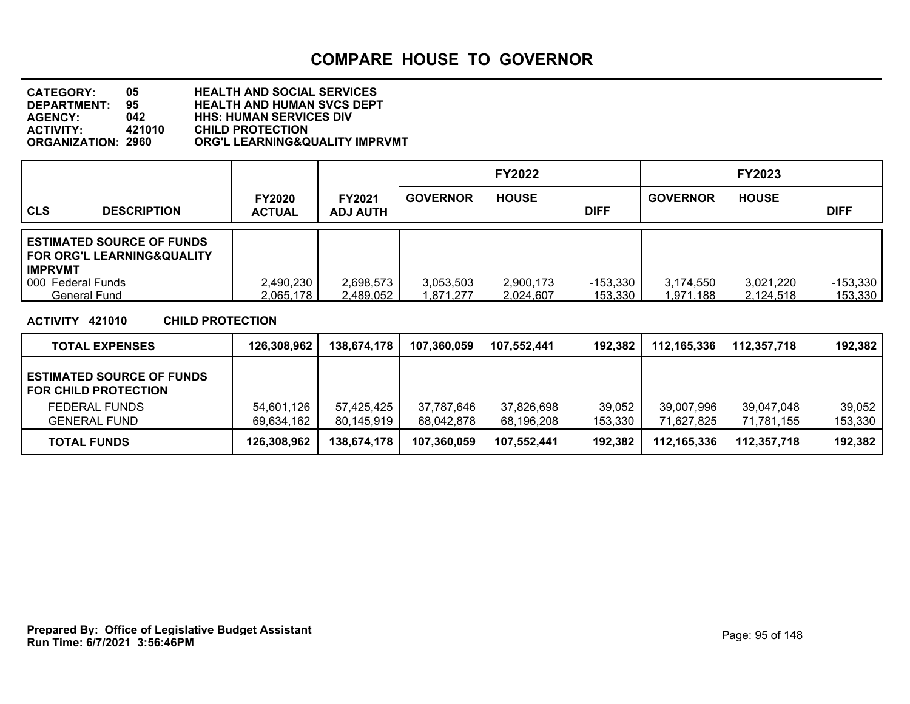# COMPARE HOUSE TO GOVERNOR

**CATEGORY: 05 HEALTH AND SOCIAL SERVICES**
**DEPARTMENT: 95 HEALTH AND HUMAN SVCS DEPT**
**AGENCY: 042 HHS: HUMAN SERVICES DIV**
**ACTIVITY: 421010 CHILD PROTECTION**
**ORGANIZATION: 2960 ORG'L LEARNING&QUALITY IMPRVMT**

| CLS DESCRIPTION | FY2020 ACTUAL | FY2021 ADJ AUTH | FY2022 GOVERNOR | FY2022 HOUSE | FY2022 DIFF | FY2023 GOVERNOR | FY2023 HOUSE | FY2023 DIFF |
|---|---|---|---|---|---|---|---|---|
| **ESTIMATED SOURCE OF FUNDS FOR ORG'L LEARNING&QUALITY IMPRVMT** | | | | | | | | |
| 000 Federal Funds | 2,490,230 | 2,698,573 | 3,053,503 | 2,900,173 | -153,330 | 3,174,550 | 3,021,220 | -153,330 |
| General Fund | 2,065,178 | 2,489,052 | 1,871,277 | 2,024,607 | 153,330 | 1,971,188 | 2,124,518 | 153,330 |

**ACTIVITY 421010 CHILD PROTECTION**

| | FY2020 ACTUAL | FY2021 ADJ AUTH | FY2022 GOVERNOR | FY2022 HOUSE | FY2022 DIFF | FY2023 GOVERNOR | FY2023 HOUSE | FY2023 DIFF |
|---|---|---|---|---|---|---|---|---|
| **TOTAL EXPENSES** | **126,308,962** | **138,674,178** | **107,360,059** | **107,552,441** | **192,382** | **112,165,336** | **112,357,718** | **192,382** |
| **ESTIMATED SOURCE OF FUNDS FOR CHILD PROTECTION** | | | | | | | | |
| FEDERAL FUNDS | 54,601,126 | 57,425,425 | 37,787,646 | 37,826,698 | 39,052 | 39,007,996 | 39,047,048 | 39,052 |
| GENERAL FUND | 69,634,162 | 80,145,919 | 68,042,878 | 68,196,208 | 153,330 | 71,627,825 | 71,781,155 | 153,330 |
| **TOTAL FUNDS** | **126,308,962** | **138,674,178** | **107,360,059** | **107,552,441** | **192,382** | **112,165,336** | **112,357,718** | **192,382** |

**Prepared By: Office of Legislative Budget Assistant**
**Run Time: 6/7/2021 3:56:46PM**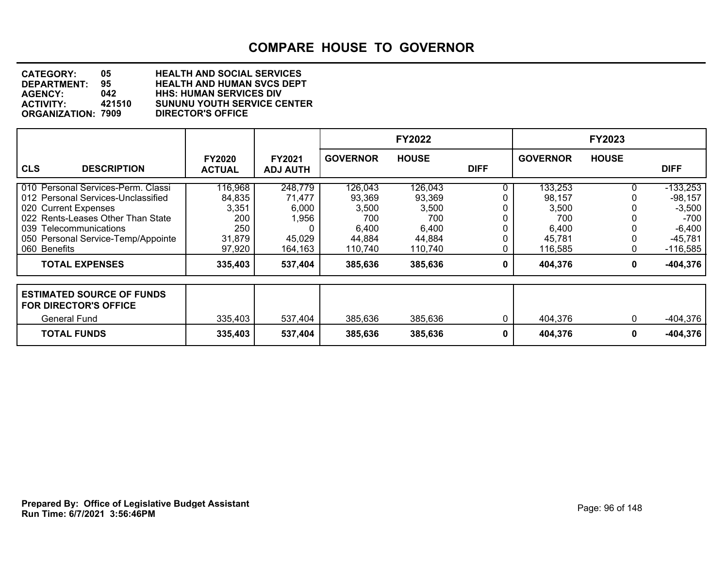# COMPARE HOUSE TO GOVERNOR

**CATEGORY:** 05 HEALTH AND SOCIAL SERVICES
**DEPARTMENT:** 95 HEALTH AND HUMAN SVCS DEPT
**AGENCY:** 042 HHS: HUMAN SERVICES DIV
**ACTIVITY:** 421510 SUNUNU YOUTH SERVICE CENTER
**ORGANIZATION:** 7909 DIRECTOR'S OFFICE

| | | | FY2022 | | | FY2023 | | |
|---|---|---|---|---|---|---|---|---|
| **CLS DESCRIPTION** | **FY2020 ACTUAL** | **FY2021 ADJ AUTH** | **GOVERNOR** | **HOUSE** | **DIFF** | **GOVERNOR** | **HOUSE** | **DIFF** |
| 010 Personal Services-Perm. Classi | 116,968 | 248,779 | 126,043 | 126,043 | 0 | 133,253 | 0 | -133,253 |
| 012 Personal Services-Unclassified | 84,835 | 71,477 | 93,369 | 93,369 | 0 | 98,157 | 0 | -98,157 |
| 020 Current Expenses | 3,351 | 6,000 | 3,500 | 3,500 | 0 | 3,500 | 0 | -3,500 |
| 022 Rents-Leases Other Than State | 200 | 1,956 | 700 | 700 | 0 | 700 | 0 | -700 |
| 039 Telecommunications | 250 | 0 | 6,400 | 6,400 | 0 | 6,400 | 0 | -6,400 |
| 050 Personal Service-Temp/Appointe | 31,879 | 45,029 | 44,884 | 44,884 | 0 | 45,781 | 0 | -45,781 |
| 060 Benefits | 97,920 | 164,163 | 110,740 | 110,740 | 0 | 116,585 | 0 | -116,585 |
| **TOTAL EXPENSES** | **335,403** | **537,404** | **385,636** | **385,636** | **0** | **404,376** | **0** | **-404,376** |

| | | | | | | | | |
|---|---|---|---|---|---|---|---|---|
| **ESTIMATED SOURCE OF FUNDS FOR DIRECTOR'S OFFICE** | | | | | | | | |
| General Fund | 335,403 | 537,404 | 385,636 | 385,636 | 0 | 404,376 | 0 | -404,376 |
| **TOTAL FUNDS** | **335,403** | **537,404** | **385,636** | **385,636** | **0** | **404,376** | **0** | **-404,376** |

**Prepared By: Office of Legislative Budget Assistant**
**Run Time: 6/7/2021 3:56:46PM**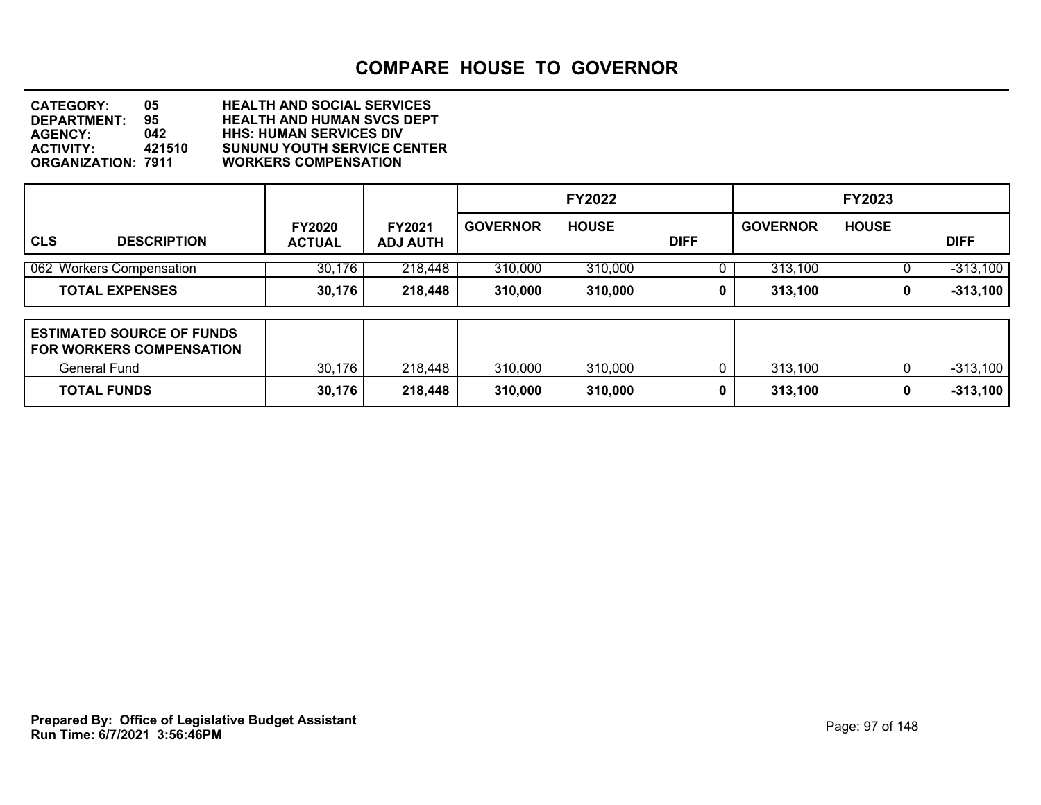# COMPARE HOUSE TO GOVERNOR

**CATEGORY:** 05 HEALTH AND SOCIAL SERVICES
**DEPARTMENT:** 95 HEALTH AND HUMAN SVCS DEPT
**AGENCY:** 042 HHS: HUMAN SERVICES DIV
**ACTIVITY:** 421510 SUNUNU YOUTH SERVICE CENTER
**ORGANIZATION:** 7911 WORKERS COMPENSATION

| CLS DESCRIPTION | FY2020 ACTUAL | FY2021 ADJ AUTH | FY2022 GOVERNOR | FY2022 HOUSE | FY2022 DIFF | FY2023 GOVERNOR | FY2023 HOUSE | FY2023 DIFF |
|---|---|---|---|---|---|---|---|---|
| 062 Workers Compensation | 30,176 | 218,448 | 310,000 | 310,000 | 0 | 313,100 | 0 | -313,100 |
| **TOTAL EXPENSES** | **30,176** | **218,448** | **310,000** | **310,000** | **0** | **313,100** | **0** | **-313,100** |
| **ESTIMATED SOURCE OF FUNDS FOR WORKERS COMPENSATION** | | | | | | | | |
| General Fund | 30,176 | 218,448 | 310,000 | 310,000 | 0 | 313,100 | 0 | -313,100 |
| **TOTAL FUNDS** | **30,176** | **218,448** | **310,000** | **310,000** | **0** | **313,100** | **0** | **-313,100** |

**Prepared By: Office of Legislative Budget Assistant**
**Run Time: 6/7/2021 3:56:46PM**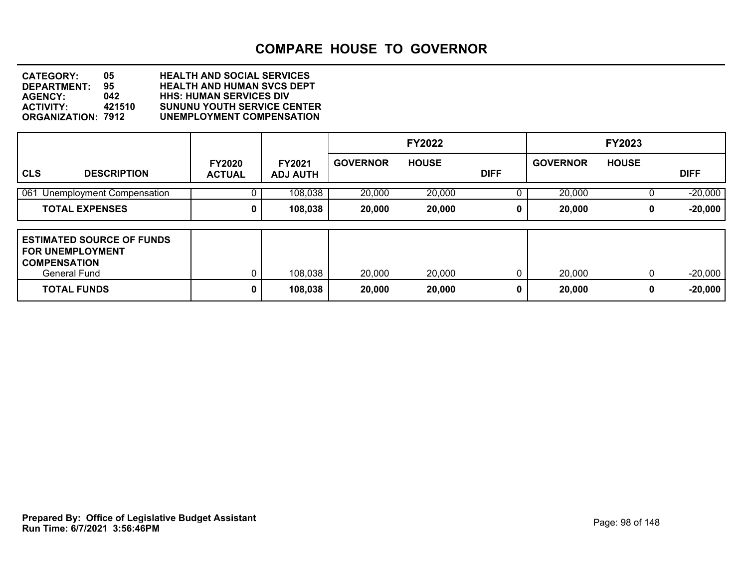# COMPARE HOUSE TO GOVERNOR

**CATEGORY:** 05 HEALTH AND SOCIAL SERVICES
**DEPARTMENT:** 95 HEALTH AND HUMAN SVCS DEPT
**AGENCY:** 042 HHS: HUMAN SERVICES DIV
**ACTIVITY:** 421510 SUNUNU YOUTH SERVICE CENTER
**ORGANIZATION:** 7912 UNEMPLOYMENT COMPENSATION

| | | | FY2022 | | | FY2023 | | |
|---|---|---|---|---|---|---|---|---|
| **CLS DESCRIPTION** | **FY2020 ACTUAL** | **FY2021 ADJ AUTH** | **GOVERNOR** | **HOUSE** | **DIFF** | **GOVERNOR** | **HOUSE** | **DIFF** |
| 061 Unemployment Compensation | 0 | 108,038 | 20,000 | 20,000 | 0 | 20,000 | 0 | -20,000 |
| **TOTAL EXPENSES** | **0** | **108,038** | **20,000** | **20,000** | **0** | **20,000** | **0** | **-20,000** |

| **ESTIMATED SOURCE OF FUNDS FOR UNEMPLOYMENT COMPENSATION** | | | | | | | | |
|---|---|---|---|---|---|---|---|---|
| General Fund | 0 | 108,038 | 20,000 | 20,000 | 0 | 20,000 | 0 | -20,000 |
| **TOTAL FUNDS** | **0** | **108,038** | **20,000** | **20,000** | **0** | **20,000** | **0** | **-20,000** |

**Prepared By: Office of Legislative Budget Assistant**
**Run Time: 6/7/2021 3:56:46PM**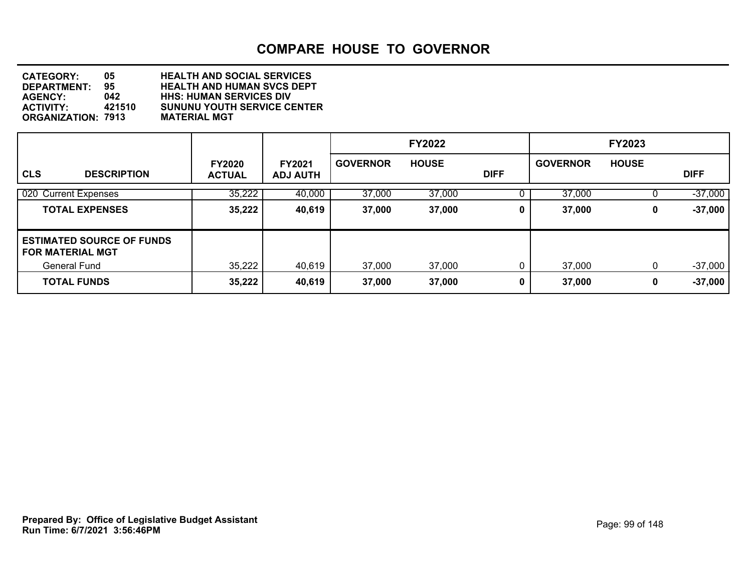# COMPARE HOUSE TO GOVERNOR

**CATEGORY:** 05 HEALTH AND SOCIAL SERVICES
**DEPARTMENT:** 95 HEALTH AND HUMAN SVCS DEPT
**AGENCY:** 042 HHS: HUMAN SERVICES DIV
**ACTIVITY:** 421510 SUNUNU YOUTH SERVICE CENTER
**ORGANIZATION:** 7913 MATERIAL MGT

| | | | FY2022 | | | FY2023 | | |
|---|---|---|---|---|---|---|---|---|
| **CLS DESCRIPTION** | **FY2020 ACTUAL** | **FY2021 ADJ AUTH** | **GOVERNOR** | **HOUSE** | **DIFF** | **GOVERNOR** | **HOUSE** | **DIFF** |
| 020 Current Expenses | 35,222 | 40,000 | 37,000 | 37,000 | 0 | 37,000 | 0 | -37,000 |
| **TOTAL EXPENSES** | **35,222** | **40,619** | **37,000** | **37,000** | **0** | **37,000** | **0** | **-37,000** |
| **ESTIMATED SOURCE OF FUNDS FOR MATERIAL MGT** | | | | | | | | |
| General Fund | 35,222 | 40,619 | 37,000 | 37,000 | 0 | 37,000 | 0 | -37,000 |
| **TOTAL FUNDS** | **35,222** | **40,619** | **37,000** | **37,000** | **0** | **37,000** | **0** | **-37,000** |

**Prepared By: Office of Legislative Budget Assistant**
**Run Time: 6/7/2021 3:56:46PM**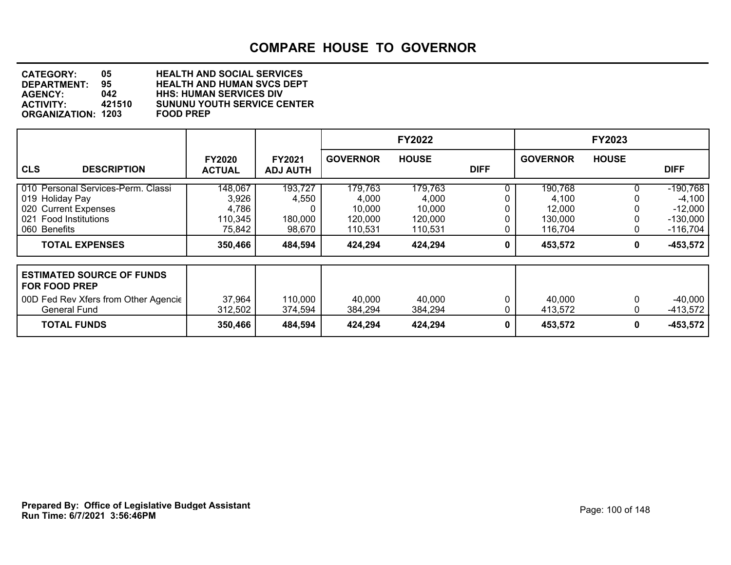# COMPARE HOUSE TO GOVERNOR

**CATEGORY:** 05 HEALTH AND SOCIAL SERVICES
**DEPARTMENT:** 95 HEALTH AND HUMAN SVCS DEPT
**AGENCY:** 042 HHS: HUMAN SERVICES DIV
**ACTIVITY:** 421510 SUNUNU YOUTH SERVICE CENTER
**ORGANIZATION:** 1203 FOOD PREP

| CLS DESCRIPTION | FY2020 ACTUAL | FY2021 ADJ AUTH | FY2022 GOVERNOR | FY2022 HOUSE | FY2022 DIFF | FY2023 GOVERNOR | FY2023 HOUSE | FY2023 DIFF |
|---|---|---|---|---|---|---|---|---|
| 010 Personal Services-Perm. Classi | 148,067 | 193,727 | 179,763 | 179,763 | 0 | 190,768 | 0 | -190,768 |
| 019 Holiday Pay | 3,926 | 4,550 | 4,000 | 4,000 | 0 | 4,100 | 0 | -4,100 |
| 020 Current Expenses | 4,786 | 0 | 10,000 | 10,000 | 0 | 12,000 | 0 | -12,000 |
| 021 Food Institutions | 110,345 | 180,000 | 120,000 | 120,000 | 0 | 130,000 | 0 | -130,000 |
| 060 Benefits | 75,842 | 98,670 | 110,531 | 110,531 | 0 | 116,704 | 0 | -116,704 |
| **TOTAL EXPENSES** | **350,466** | **484,594** | **424,294** | **424,294** | **0** | **453,572** | **0** | **-453,572** |

| ESTIMATED SOURCE OF FUNDS FOR FOOD PREP | FY2020 ACTUAL | FY2021 ADJ AUTH | FY2022 GOVERNOR | FY2022 HOUSE | FY2022 DIFF | FY2023 GOVERNOR | FY2023 HOUSE | FY2023 DIFF |
|---|---|---|---|---|---|---|---|---|
| 00D Fed Rev Xfers from Other Agencie | 37,964 | 110,000 | 40,000 | 40,000 | 0 | 40,000 | 0 | -40,000 |
| General Fund | 312,502 | 374,594 | 384,294 | 384,294 | 0 | 413,572 | 0 | -413,572 |
| **TOTAL FUNDS** | **350,466** | **484,594** | **424,294** | **424,294** | **0** | **453,572** | **0** | **-453,572** |

**Prepared By: Office of Legislative Budget Assistant**
**Run Time: 6/7/2021 3:56:46PM**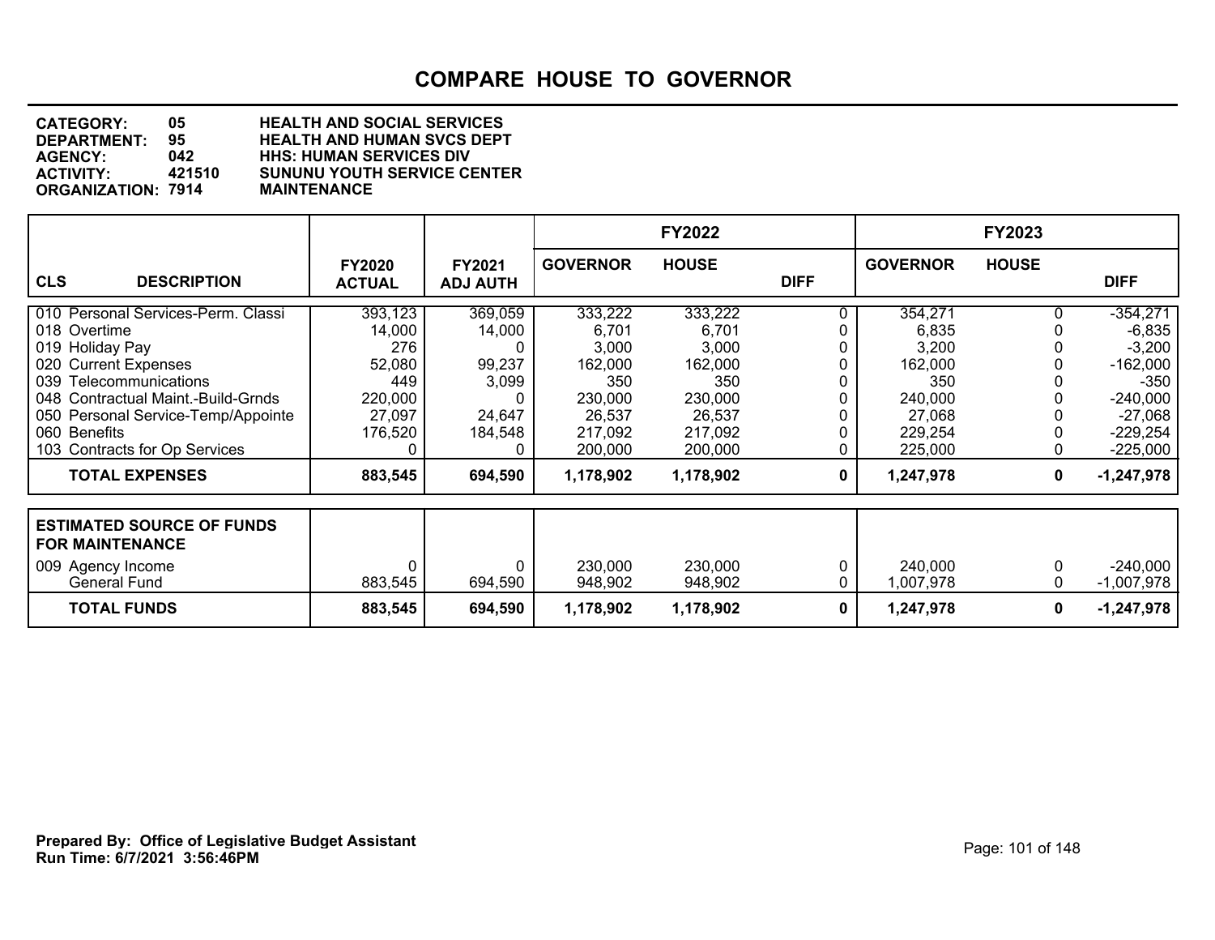# COMPARE HOUSE TO GOVERNOR

**CATEGORY:** 05 HEALTH AND SOCIAL SERVICES
**DEPARTMENT:** 95 HEALTH AND HUMAN SVCS DEPT
**AGENCY:** 042 HHS: HUMAN SERVICES DIV
**ACTIVITY:** 421510 SUNUNU YOUTH SERVICE CENTER
**ORGANIZATION:** 7914 MAINTENANCE

| CLS DESCRIPTION | FY2020 ACTUAL | FY2021 ADJ AUTH | FY2022 GOVERNOR | FY2022 HOUSE | FY2022 DIFF | FY2023 GOVERNOR | FY2023 HOUSE | FY2023 DIFF |
|---|---|---|---|---|---|---|---|---|
| 010 Personal Services-Perm. Classi | 393,123 | 369,059 | 333,222 | 333,222 | 0 | 354,271 | 0 | -354,271 |
| 018 Overtime | 14,000 | 14,000 | 6,701 | 6,701 | 0 | 6,835 | 0 | -6,835 |
| 019 Holiday Pay | 276 | 0 | 3,000 | 3,000 | 0 | 3,200 | 0 | -3,200 |
| 020 Current Expenses | 52,080 | 99,237 | 162,000 | 162,000 | 0 | 162,000 | 0 | -162,000 |
| 039 Telecommunications | 449 | 3,099 | 350 | 350 | 0 | 350 | 0 | -350 |
| 048 Contractual Maint.-Build-Grnds | 220,000 | 0 | 230,000 | 230,000 | 0 | 240,000 | 0 | -240,000 |
| 050 Personal Service-Temp/Appointe | 27,097 | 24,647 | 26,537 | 26,537 | 0 | 27,068 | 0 | -27,068 |
| 060 Benefits | 176,520 | 184,548 | 217,092 | 217,092 | 0 | 229,254 | 0 | -229,254 |
| 103 Contracts for Op Services | 0 | 0 | 200,000 | 200,000 | 0 | 225,000 | 0 | -225,000 |
| **TOTAL EXPENSES** | **883,545** | **694,590** | **1,178,902** | **1,178,902** | **0** | **1,247,978** | **0** | **-1,247,978** |

| ESTIMATED SOURCE OF FUNDS FOR MAINTENANCE | FY2020 ACTUAL | FY2021 ADJ AUTH | FY2022 GOVERNOR | FY2022 HOUSE | FY2022 DIFF | FY2023 GOVERNOR | FY2023 HOUSE | FY2023 DIFF |
|---|---|---|---|---|---|---|---|---|
| 009 Agency Income | 0 | 0 | 230,000 | 230,000 | 0 | 240,000 | 0 | -240,000 |
| General Fund | 883,545 | 694,590 | 948,902 | 948,902 | 0 | 1,007,978 | 0 | -1,007,978 |
| **TOTAL FUNDS** | **883,545** | **694,590** | **1,178,902** | **1,178,902** | **0** | **1,247,978** | **0** | **-1,247,978** |

**Prepared By: Office of Legislative Budget Assistant**
**Run Time: 6/7/2021 3:56:46PM**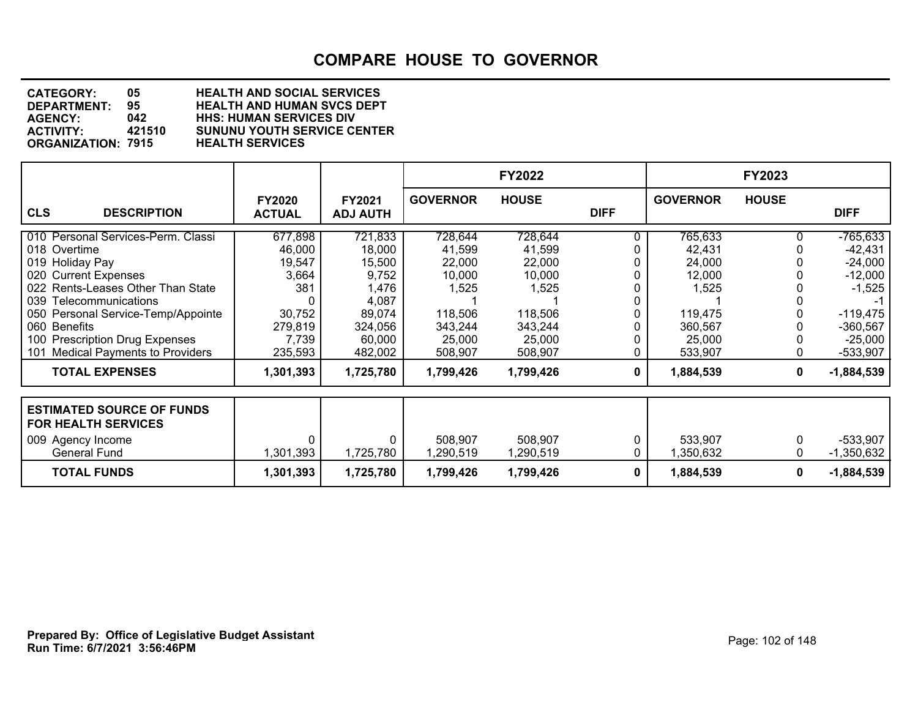# COMPARE HOUSE TO GOVERNOR

**CATEGORY:** 05 HEALTH AND SOCIAL SERVICES
**DEPARTMENT:** 95 HEALTH AND HUMAN SVCS DEPT
**AGENCY:** 042 HHS: HUMAN SERVICES DIV
**ACTIVITY:** 421510 SUNUNU YOUTH SERVICE CENTER
**ORGANIZATION:** 7915 HEALTH SERVICES

| CLS | DESCRIPTION | FY2020 ACTUAL | FY2021 ADJ AUTH | FY2022 GOVERNOR | FY2022 HOUSE | FY2022 DIFF | FY2023 GOVERNOR | FY2023 HOUSE | FY2023 DIFF |
|---|---|---|---|---|---|---|---|---|---|
| 010 | Personal Services-Perm. Classi | 677,898 | 721,833 | 728,644 | 728,644 | 0 | 765,633 | 0 | -765,633 |
| 018 | Overtime | 46,000 | 18,000 | 41,599 | 41,599 | 0 | 42,431 | 0 | -42,431 |
| 019 | Holiday Pay | 19,547 | 15,500 | 22,000 | 22,000 | 0 | 24,000 | 0 | -24,000 |
| 020 | Current Expenses | 3,664 | 9,752 | 10,000 | 10,000 | 0 | 12,000 | 0 | -12,000 |
| 022 | Rents-Leases Other Than State | 381 | 1,476 | 1,525 | 1,525 | 0 | 1,525 | 0 | -1,525 |
| 039 | Telecommunications | 0 | 4,087 | 1 | 1 | 0 | 1 | 0 | -1 |
| 050 | Personal Service-Temp/Appointe | 30,752 | 89,074 | 118,506 | 118,506 | 0 | 119,475 | 0 | -119,475 |
| 060 | Benefits | 279,819 | 324,056 | 343,244 | 343,244 | 0 | 360,567 | 0 | -360,567 |
| 100 | Prescription Drug Expenses | 7,739 | 60,000 | 25,000 | 25,000 | 0 | 25,000 | 0 | -25,000 |
| 101 | Medical Payments to Providers | 235,593 | 482,002 | 508,907 | 508,907 | 0 | 533,907 | 0 | -533,907 |
| | **TOTAL EXPENSES** | **1,301,393** | **1,725,780** | **1,799,426** | **1,799,426** | **0** | **1,884,539** | **0** | **-1,884,539** |

| ESTIMATED SOURCE OF FUNDS FOR HEALTH SERVICES | FY2020 ACTUAL | FY2021 ADJ AUTH | FY2022 GOVERNOR | FY2022 HOUSE | FY2022 DIFF | FY2023 GOVERNOR | FY2023 HOUSE | FY2023 DIFF |
|---|---|---|---|---|---|---|---|---|
| 009 Agency Income | 0 | 0 | 508,907 | 508,907 | 0 | 533,907 | 0 | -533,907 |
| General Fund | 1,301,393 | 1,725,780 | 1,290,519 | 1,290,519 | 0 | 1,350,632 | 0 | -1,350,632 |
| **TOTAL FUNDS** | **1,301,393** | **1,725,780** | **1,799,426** | **1,799,426** | **0** | **1,884,539** | **0** | **-1,884,539** |

**Prepared By: Office of Legislative Budget Assistant**
**Run Time: 6/7/2021 3:56:46PM**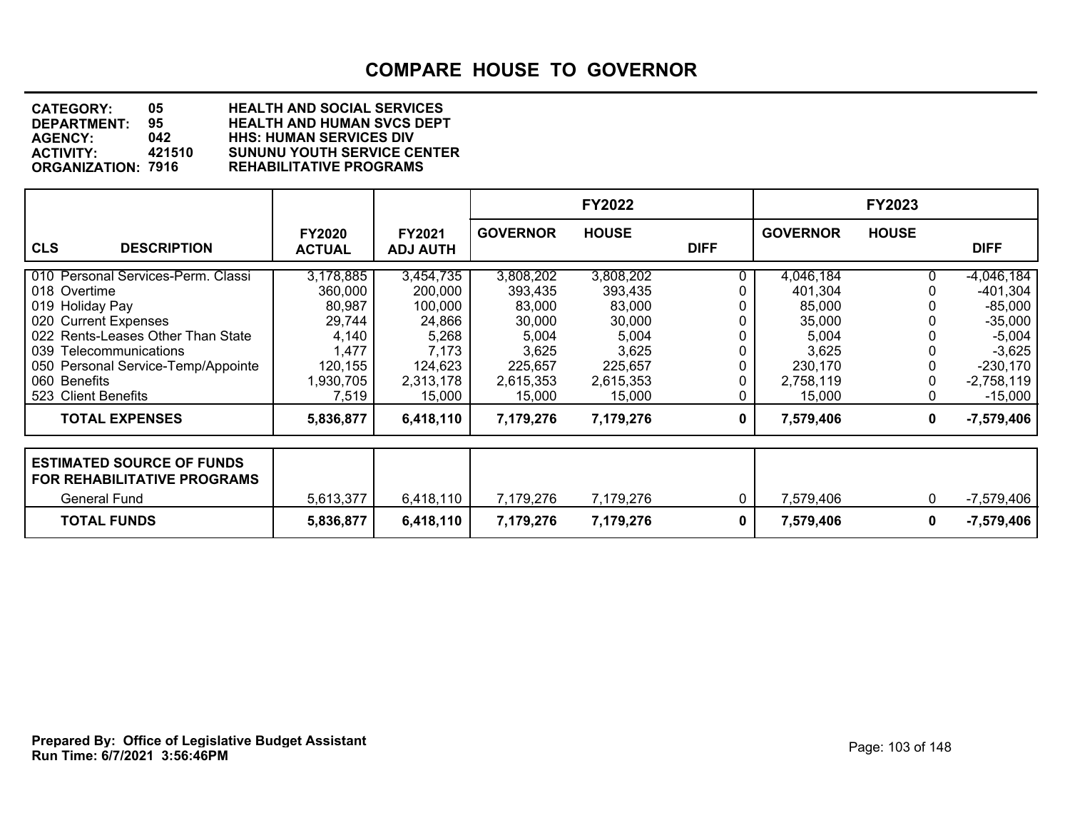# COMPARE HOUSE TO GOVERNOR

**CATEGORY:** 05 HEALTH AND SOCIAL SERVICES
**DEPARTMENT:** 95 HEALTH AND HUMAN SVCS DEPT
**AGENCY:** 042 HHS: HUMAN SERVICES DIV
**ACTIVITY:** 421510 SUNUNU YOUTH SERVICE CENTER
**ORGANIZATION:** 7916 REHABILITATIVE PROGRAMS

| CLS | DESCRIPTION | FY2020 ACTUAL | FY2021 ADJ AUTH | FY2022 GOVERNOR | FY2022 HOUSE | FY2022 DIFF | FY2023 GOVERNOR | FY2023 HOUSE | FY2023 DIFF |
|---|---|---|---|---|---|---|---|---|---|
| 010 | Personal Services-Perm. Classi | 3,178,885 | 3,454,735 | 3,808,202 | 3,808,202 | 0 | 4,046,184 | 0 | -4,046,184 |
| 018 | Overtime | 360,000 | 200,000 | 393,435 | 393,435 | 0 | 401,304 | 0 | -401,304 |
| 019 | Holiday Pay | 80,987 | 100,000 | 83,000 | 83,000 | 0 | 85,000 | 0 | -85,000 |
| 020 | Current Expenses | 29,744 | 24,866 | 30,000 | 30,000 | 0 | 35,000 | 0 | -35,000 |
| 022 | Rents-Leases Other Than State | 4,140 | 5,268 | 5,004 | 5,004 | 0 | 5,004 | 0 | -5,004 |
| 039 | Telecommunications | 1,477 | 7,173 | 3,625 | 3,625 | 0 | 3,625 | 0 | -3,625 |
| 050 | Personal Service-Temp/Appointe | 120,155 | 124,623 | 225,657 | 225,657 | 0 | 230,170 | 0 | -230,170 |
| 060 | Benefits | 1,930,705 | 2,313,178 | 2,615,353 | 2,615,353 | 0 | 2,758,119 | 0 | -2,758,119 |
| 523 | Client Benefits | 7,519 | 15,000 | 15,000 | 15,000 | 0 | 15,000 | 0 | -15,000 |
| | **TOTAL EXPENSES** | **5,836,877** | **6,418,110** | **7,179,276** | **7,179,276** | **0** | **7,579,406** | **0** | **-7,579,406** |

| ESTIMATED SOURCE OF FUNDS FOR REHABILITATIVE PROGRAMS | FY2020 ACTUAL | FY2021 ADJ AUTH | FY2022 GOVERNOR | FY2022 HOUSE | FY2022 DIFF | FY2023 GOVERNOR | FY2023 HOUSE | FY2023 DIFF |
|---|---|---|---|---|---|---|---|---|
| General Fund | 5,613,377 | 6,418,110 | 7,179,276 | 7,179,276 | 0 | 7,579,406 | 0 | -7,579,406 |
| **TOTAL FUNDS** | **5,836,877** | **6,418,110** | **7,179,276** | **7,179,276** | **0** | **7,579,406** | **0** | **-7,579,406** |

**Prepared By: Office of Legislative Budget Assistant**
**Run Time: 6/7/2021 3:56:46PM**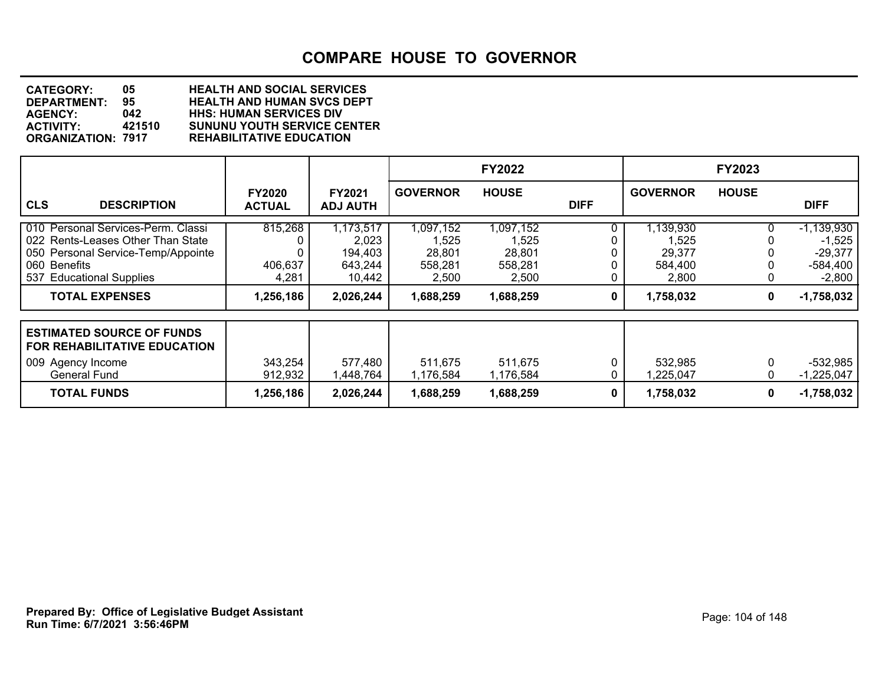# COMPARE HOUSE TO GOVERNOR

**CATEGORY:** 05 HEALTH AND SOCIAL SERVICES
**DEPARTMENT:** 95 HEALTH AND HUMAN SVCS DEPT
**AGENCY:** 042 HHS: HUMAN SERVICES DIV
**ACTIVITY:** 421510 SUNUNU YOUTH SERVICE CENTER
**ORGANIZATION:** 7917 REHABILITATIVE EDUCATION

| | | | FY2022 | | | FY2023 | | |
|---|---|---|---|---|---|---|---|---|
| **CLS DESCRIPTION** | **FY2020 ACTUAL** | **FY2021 ADJ AUTH** | **GOVERNOR** | **HOUSE** | **DIFF** | **GOVERNOR** | **HOUSE** | **DIFF** |
| 010 Personal Services-Perm. Classi | 815,268 | 1,173,517 | 1,097,152 | 1,097,152 | 0 | 1,139,930 | 0 | -1,139,930 |
| 022 Rents-Leases Other Than State | 0 | 2,023 | 1,525 | 1,525 | 0 | 1,525 | 0 | -1,525 |
| 050 Personal Service-Temp/Appointe | 0 | 194,403 | 28,801 | 28,801 | 0 | 29,377 | 0 | -29,377 |
| 060 Benefits | 406,637 | 643,244 | 558,281 | 558,281 | 0 | 584,400 | 0 | -584,400 |
| 537 Educational Supplies | 4,281 | 10,442 | 2,500 | 2,500 | 0 | 2,800 | 0 | -2,800 |
| **TOTAL EXPENSES** | **1,256,186** | **2,026,244** | **1,688,259** | **1,688,259** | **0** | **1,758,032** | **0** | **-1,758,032** |

| **ESTIMATED SOURCE OF FUNDS FOR REHABILITATIVE EDUCATION** | | | | | | | | |
|---|---|---|---|---|---|---|---|---|
| 009 Agency Income | 343,254 | 577,480 | 511,675 | 511,675 | 0 | 532,985 | 0 | -532,985 |
| General Fund | 912,932 | 1,448,764 | 1,176,584 | 1,176,584 | 0 | 1,225,047 | 0 | -1,225,047 |
| **TOTAL FUNDS** | **1,256,186** | **2,026,244** | **1,688,259** | **1,688,259** | **0** | **1,758,032** | **0** | **-1,758,032** |

**Prepared By: Office of Legislative Budget Assistant**
**Run Time: 6/7/2021 3:56:46PM**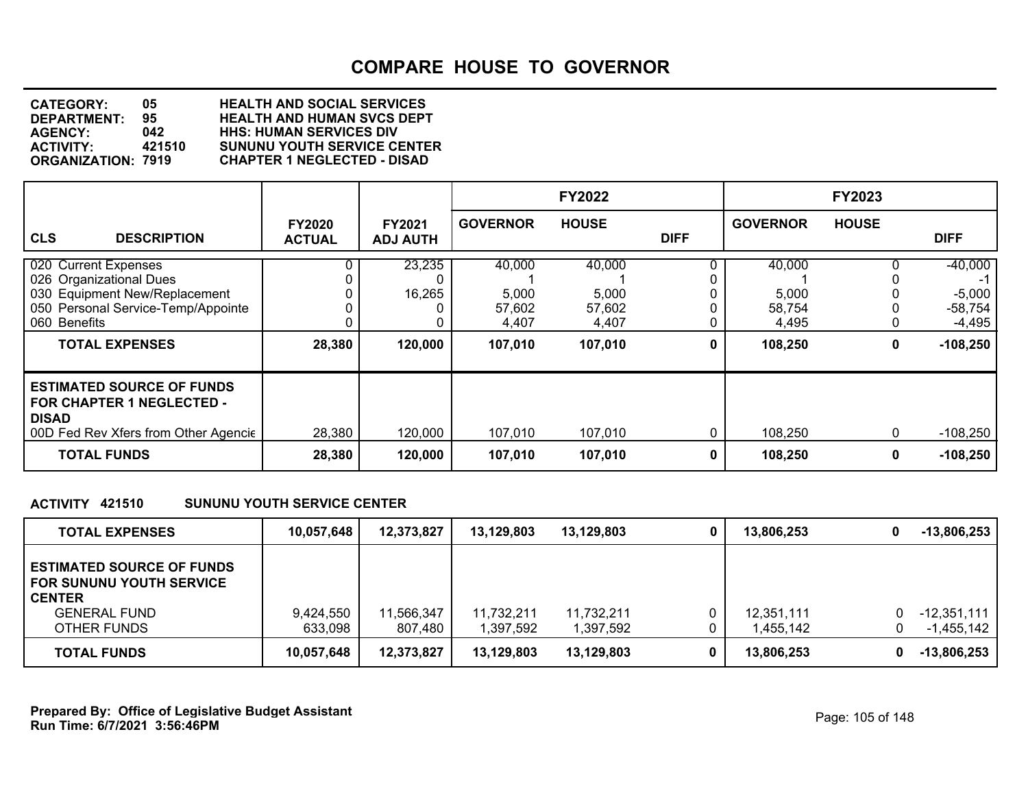# COMPARE HOUSE TO GOVERNOR

**CATEGORY:** 05 HEALTH AND SOCIAL SERVICES
**DEPARTMENT:** 95 HEALTH AND HUMAN SVCS DEPT
**AGENCY:** 042 HHS: HUMAN SERVICES DIV
**ACTIVITY:** 421510 SUNUNU YOUTH SERVICE CENTER
**ORGANIZATION:** 7919 CHAPTER 1 NEGLECTED - DISAD

| CLS DESCRIPTION | FY2020 ACTUAL | FY2021 ADJ AUTH | FY2022 GOVERNOR | FY2022 HOUSE | FY2022 DIFF | FY2023 GOVERNOR | FY2023 HOUSE | FY2023 DIFF |
|---|---|---|---|---|---|---|---|---|
| 020 Current Expenses | 0 | 23,235 | 40,000 | 40,000 | 0 | 40,000 | 0 | -40,000 |
| 026 Organizational Dues | 0 | 0 | 1 | 1 | 0 | 1 | 0 | -1 |
| 030 Equipment New/Replacement | 0 | 16,265 | 5,000 | 5,000 | 0 | 5,000 | 0 | -5,000 |
| 050 Personal Service-Temp/Appointe | 0 | 0 | 57,602 | 57,602 | 0 | 58,754 | 0 | -58,754 |
| 060 Benefits | 0 | 0 | 4,407 | 4,407 | 0 | 4,495 | 0 | -4,495 |
| **TOTAL EXPENSES** | **28,380** | **120,000** | **107,010** | **107,010** | **0** | **108,250** | **0** | **-108,250** |
| **ESTIMATED SOURCE OF FUNDS FOR CHAPTER 1 NEGLECTED - DISAD** | | | | | | | | |
| 00D Fed Rev Xfers from Other Agencie | 28,380 | 120,000 | 107,010 | 107,010 | 0 | 108,250 | 0 | -108,250 |
| **TOTAL FUNDS** | **28,380** | **120,000** | **107,010** | **107,010** | **0** | **108,250** | **0** | **-108,250** |

**ACTIVITY 421510 SUNUNU YOUTH SERVICE CENTER**

| | FY2020 ACTUAL | FY2021 ADJ AUTH | FY2022 GOVERNOR | FY2022 HOUSE | FY2022 DIFF | FY2023 GOVERNOR | FY2023 HOUSE | FY2023 DIFF |
|---|---|---|---|---|---|---|---|---|
| **TOTAL EXPENSES** | **10,057,648** | **12,373,827** | **13,129,803** | **13,129,803** | **0** | **13,806,253** | **0** | **-13,806,253** |
| **ESTIMATED SOURCE OF FUNDS FOR SUNUNU YOUTH SERVICE CENTER** | | | | | | | | |
| GENERAL FUND | 9,424,550 | 11,566,347 | 11,732,211 | 11,732,211 | 0 | 12,351,111 | 0 | -12,351,111 |
| OTHER FUNDS | 633,098 | 807,480 | 1,397,592 | 1,397,592 | 0 | 1,455,142 | 0 | -1,455,142 |
| **TOTAL FUNDS** | **10,057,648** | **12,373,827** | **13,129,803** | **13,129,803** | **0** | **13,806,253** | **0** | **-13,806,253** |

**Prepared By: Office of Legislative Budget Assistant**
**Run Time: 6/7/2021 3:56:46PM**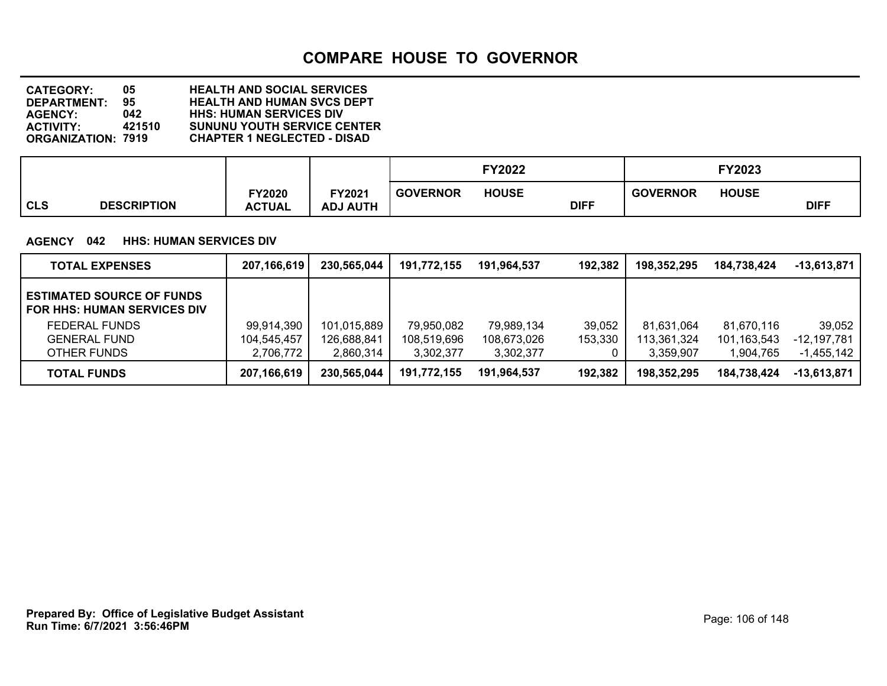# COMPARE HOUSE TO GOVERNOR

**CATEGORY:** 05 HEALTH AND SOCIAL SERVICES
**DEPARTMENT:** 95 HEALTH AND HUMAN SVCS DEPT
**AGENCY:** 042 HHS: HUMAN SERVICES DIV
**ACTIVITY:** 421510 SUNUNU YOUTH SERVICE CENTER
**ORGANIZATION:** 7919 CHAPTER 1 NEGLECTED - DISAD

| CLS DESCRIPTION | FY2020 ACTUAL | FY2021 ADJ AUTH | FY2022 GOVERNOR | FY2022 HOUSE | FY2022 DIFF | FY2023 GOVERNOR | FY2023 HOUSE | FY2023 DIFF |
|---|---|---|---|---|---|---|---|---|

**AGENCY 042 HHS: HUMAN SERVICES DIV**

| | FY2020 ACTUAL | FY2021 ADJ AUTH | FY2022 GOVERNOR | FY2022 HOUSE | FY2022 DIFF | FY2023 GOVERNOR | FY2023 HOUSE | FY2023 DIFF |
|---|---|---|---|---|---|---|---|---|
| **TOTAL EXPENSES** | **207,166,619** | **230,565,044** | **191,772,155** | **191,964,537** | **192,382** | **198,352,295** | **184,738,424** | **-13,613,871** |
| **ESTIMATED SOURCE OF FUNDS FOR HHS: HUMAN SERVICES DIV** | | | | | | | | |
| FEDERAL FUNDS | 99,914,390 | 101,015,889 | 79,950,082 | 79,989,134 | 39,052 | 81,631,064 | 81,670,116 | 39,052 |
| GENERAL FUND | 104,545,457 | 126,688,841 | 108,519,696 | 108,673,026 | 153,330 | 113,361,324 | 101,163,543 | -12,197,781 |
| OTHER FUNDS | 2,706,772 | 2,860,314 | 3,302,377 | 3,302,377 | 0 | 3,359,907 | 1,904,765 | -1,455,142 |
| **TOTAL FUNDS** | **207,166,619** | **230,565,044** | **191,772,155** | **191,964,537** | **192,382** | **198,352,295** | **184,738,424** | **-13,613,871** |

**Prepared By: Office of Legislative Budget Assistant**
**Run Time: 6/7/2021 3:56:46PM**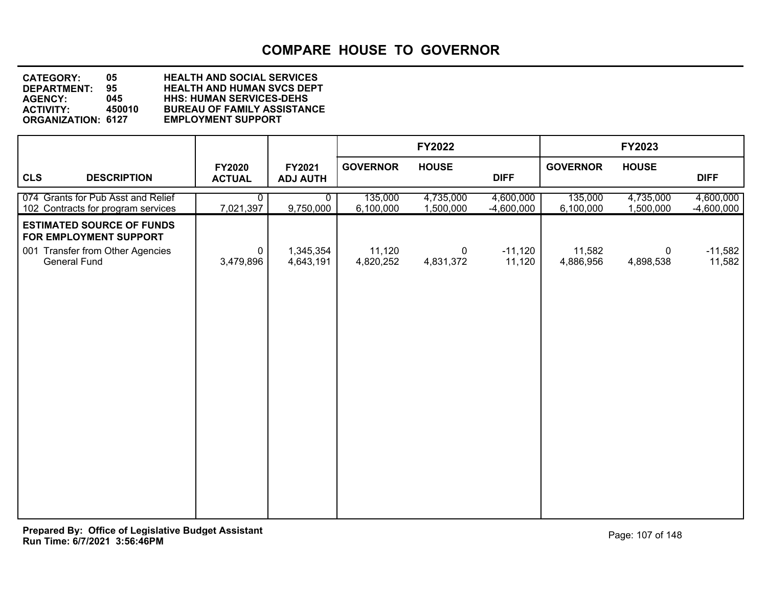# COMPARE HOUSE TO GOVERNOR

**CATEGORY:** 05 **HEALTH AND SOCIAL SERVICES**
**DEPARTMENT:** 95 **HEALTH AND HUMAN SVCS DEPT**
**AGENCY:** 045 **HHS: HUMAN SERVICES-DEHS**
**ACTIVITY:** 450010 **BUREAU OF FAMILY ASSISTANCE**
**ORGANIZATION:** 6127 **EMPLOYMENT SUPPORT**

| CLS | DESCRIPTION | FY2020 ACTUAL | FY2021 ADJ AUTH | FY2022 GOVERNOR | FY2022 HOUSE | FY2022 DIFF | FY2023 GOVERNOR | FY2023 HOUSE | FY2023 DIFF |
|---|---|---|---|---|---|---|---|---|---|
| 074 | Grants for Pub Asst and Relief | 0 | 0 | 135,000 | 4,735,000 | 4,600,000 | 135,000 | 4,735,000 | 4,600,000 |
| 102 | Contracts for program services | 7,021,397 | 9,750,000 | 6,100,000 | 1,500,000 | -4,600,000 | 6,100,000 | 1,500,000 | -4,600,000 |
| | **ESTIMATED SOURCE OF FUNDS FOR EMPLOYMENT SUPPORT** | | | | | | | | |
| 001 | Transfer from Other Agencies | 0 | 1,345,354 | 11,120 | 0 | -11,120 | 11,582 | 0 | -11,582 |
| | General Fund | 3,479,896 | 4,643,191 | 4,820,252 | 4,831,372 | 11,120 | 4,886,956 | 4,898,538 | 11,582 |

**Prepared By: Office of Legislative Budget Assistant**
**Run Time: 6/7/2021 3:56:46PM**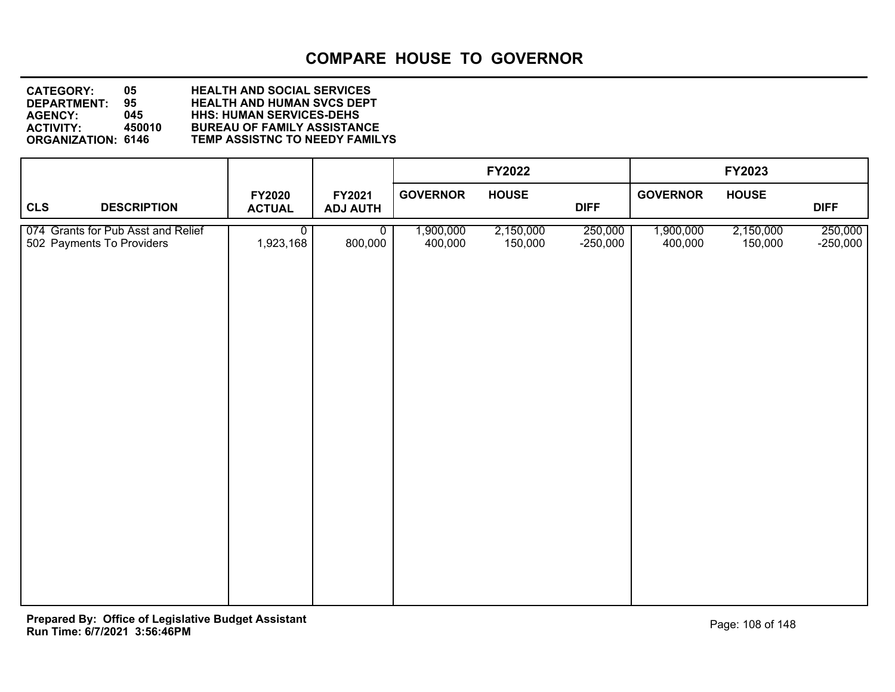# COMPARE HOUSE TO GOVERNOR

**CATEGORY:** 05 **HEALTH AND SOCIAL SERVICES**
**DEPARTMENT:** 95 **HEALTH AND HUMAN SVCS DEPT**
**AGENCY:** 045 **HHS: HUMAN SERVICES-DEHS**
**ACTIVITY:** 450010 **BUREAU OF FAMILY ASSISTANCE**
**ORGANIZATION:** 6146 **TEMP ASSISTNC TO NEEDY FAMILYS**

| | | | FY2022 | | | FY2023 | | |
|---|---|---|---|---|---|---|---|---|
| **CLS DESCRIPTION** | **FY2020 ACTUAL** | **FY2021 ADJ AUTH** | **GOVERNOR** | **HOUSE** | **DIFF** | **GOVERNOR** | **HOUSE** | **DIFF** |
| 074 Grants for Pub Asst and Relief | 0 | 0 | 1,900,000 | 2,150,000 | 250,000 | 1,900,000 | 2,150,000 | 250,000 |
| 502 Payments To Providers | 1,923,168 | 800,000 | 400,000 | 150,000 | -250,000 | 400,000 | 150,000 | -250,000 |

**Prepared By: Office of Legislative Budget Assistant**
**Run Time: 6/7/2021 3:56:46PM**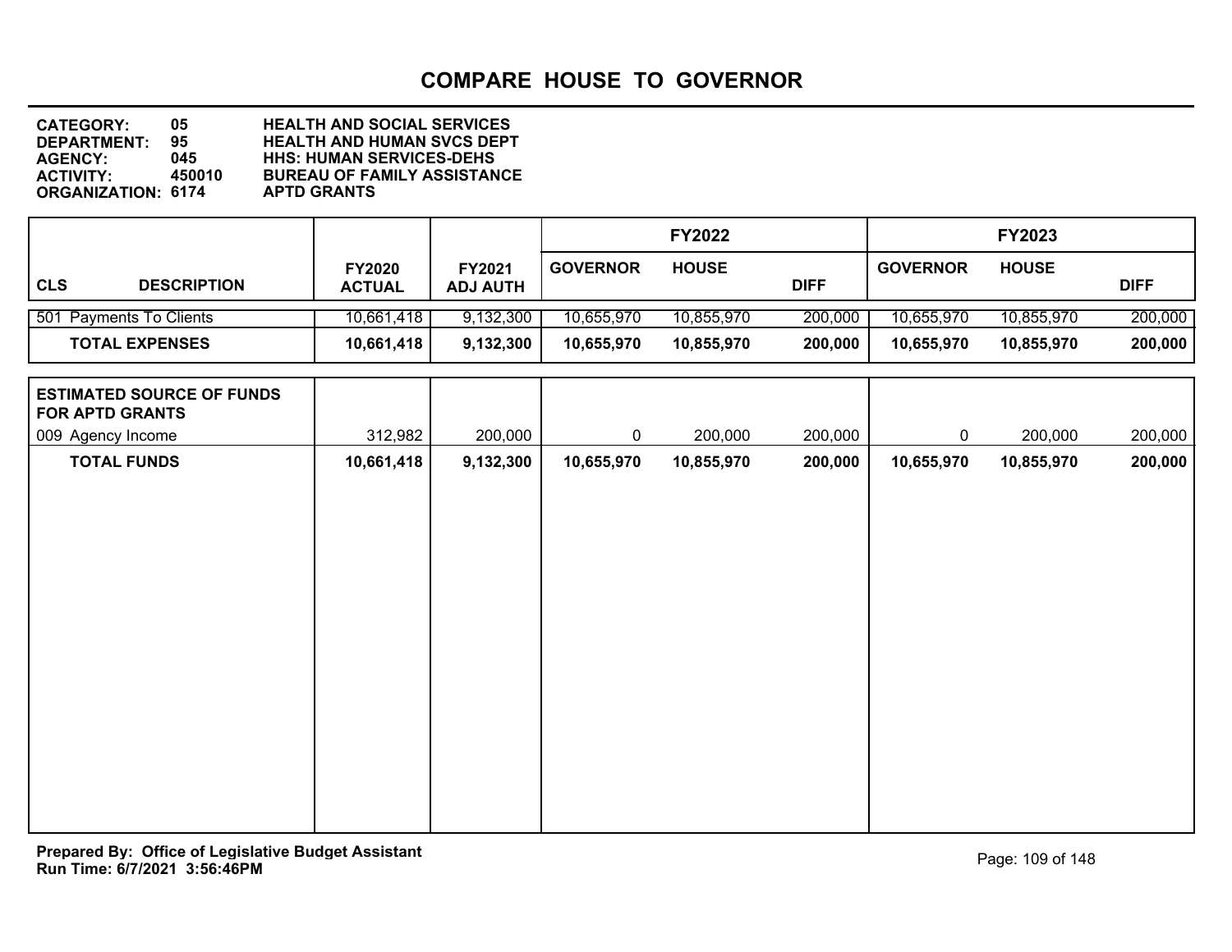# COMPARE HOUSE TO GOVERNOR

**CATEGORY:** 05 HEALTH AND SOCIAL SERVICES
**DEPARTMENT:** 95 HEALTH AND HUMAN SVCS DEPT
**AGENCY:** 045 HHS: HUMAN SERVICES-DEHS
**ACTIVITY:** 450010 BUREAU OF FAMILY ASSISTANCE
**ORGANIZATION:** 6174 APTD GRANTS

| | | | FY2022 | | | FY2023 | | |
|---|---|---|---|---|---|---|---|---|
| **CLS DESCRIPTION** | **FY2020 ACTUAL** | **FY2021 ADJ AUTH** | **GOVERNOR** | **HOUSE** | **DIFF** | **GOVERNOR** | **HOUSE** | **DIFF** |
| 501 Payments To Clients | 10,661,418 | 9,132,300 | 10,655,970 | 10,855,970 | 200,000 | 10,655,970 | 10,855,970 | 200,000 |
| **TOTAL EXPENSES** | **10,661,418** | **9,132,300** | **10,655,970** | **10,855,970** | **200,000** | **10,655,970** | **10,855,970** | **200,000** |
| **ESTIMATED SOURCE OF FUNDS FOR APTD GRANTS** | | | | | | | | |
| 009 Agency Income | 312,982 | 200,000 | 0 | 200,000 | 200,000 | 0 | 200,000 | 200,000 |
| **TOTAL FUNDS** | **10,661,418** | **9,132,300** | **10,655,970** | **10,855,970** | **200,000** | **10,655,970** | **10,855,970** | **200,000** |

**Prepared By: Office of Legislative Budget Assistant**
**Run Time: 6/7/2021 3:56:46PM**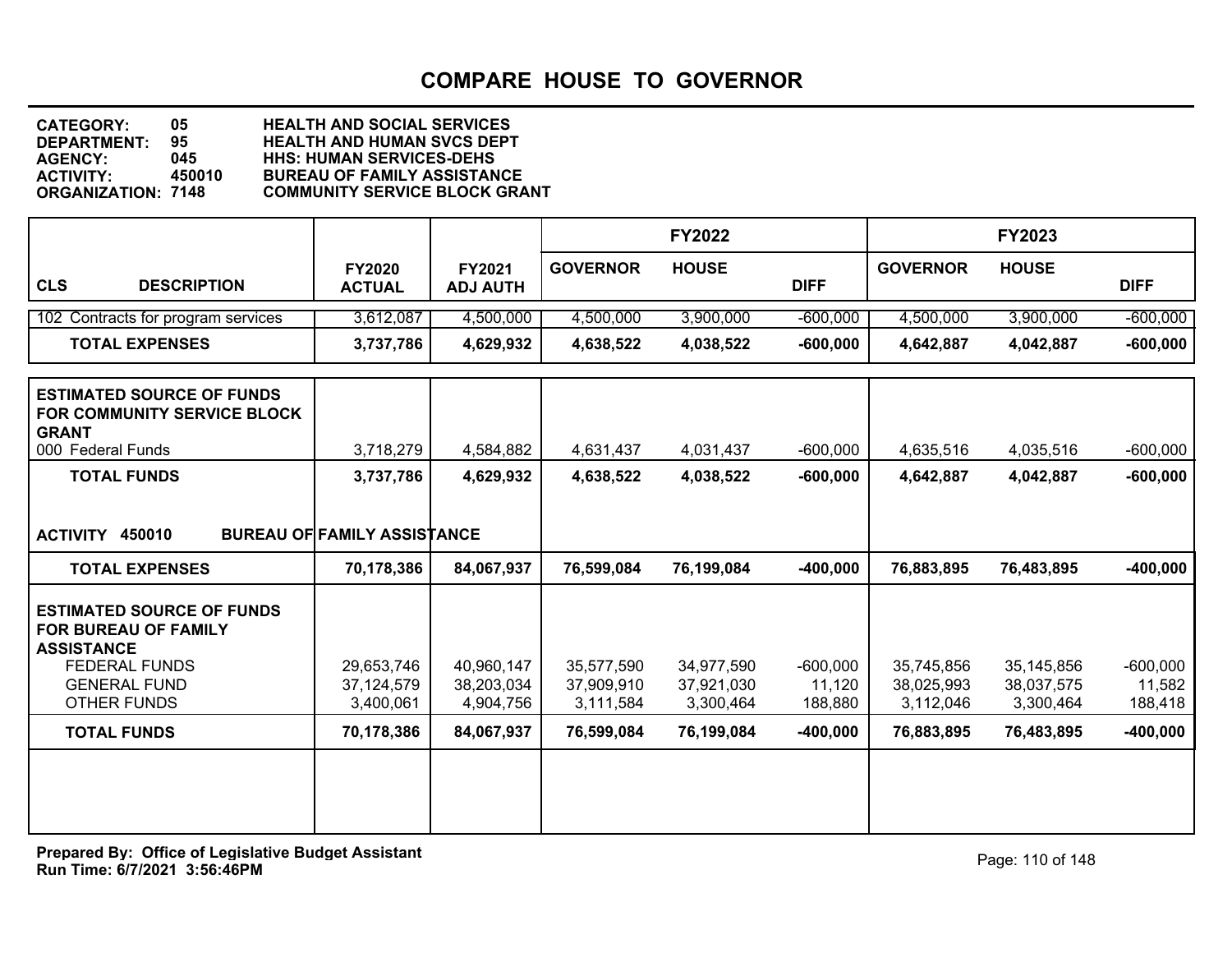# COMPARE HOUSE TO GOVERNOR

**CATEGORY: 05 HEALTH AND SOCIAL SERVICES**
**DEPARTMENT: 95 HEALTH AND HUMAN SVCS DEPT**
**AGENCY: 045 HHS: HUMAN SERVICES-DEHS**
**ACTIVITY: 450010 BUREAU OF FAMILY ASSISTANCE**
**ORGANIZATION: 7148 COMMUNITY SERVICE BLOCK GRANT**

| CLS DESCRIPTION | FY2020 ACTUAL | FY2021 ADJ AUTH | FY2022 GOVERNOR | FY2022 HOUSE | FY2022 DIFF | FY2023 GOVERNOR | FY2023 HOUSE | FY2023 DIFF |
|---|---|---|---|---|---|---|---|---|
| 102 Contracts for program services | 3,612,087 | 4,500,000 | 4,500,000 | 3,900,000 | -600,000 | 4,500,000 | 3,900,000 | -600,000 |
| **TOTAL EXPENSES** | **3,737,786** | **4,629,932** | **4,638,522** | **4,038,522** | **-600,000** | **4,642,887** | **4,042,887** | **-600,000** |
| **ESTIMATED SOURCE OF FUNDS FOR COMMUNITY SERVICE BLOCK GRANT** | | | | | | | | |
| 000 Federal Funds | 3,718,279 | 4,584,882 | 4,631,437 | 4,031,437 | -600,000 | 4,635,516 | 4,035,516 | -600,000 |
| **TOTAL FUNDS** | **3,737,786** | **4,629,932** | **4,638,522** | **4,038,522** | **-600,000** | **4,642,887** | **4,042,887** | **-600,000** |
| **ACTIVITY 450010 BUREAU OF FAMILY ASSISTANCE** | | | | | | | | |
| **TOTAL EXPENSES** | **70,178,386** | **84,067,937** | **76,599,084** | **76,199,084** | **-400,000** | **76,883,895** | **76,483,895** | **-400,000** |
| **ESTIMATED SOURCE OF FUNDS FOR BUREAU OF FAMILY ASSISTANCE** | | | | | | | | |
| FEDERAL FUNDS | 29,653,746 | 40,960,147 | 35,577,590 | 34,977,590 | -600,000 | 35,745,856 | 35,145,856 | -600,000 |
| GENERAL FUND | 37,124,579 | 38,203,034 | 37,909,910 | 37,921,030 | 11,120 | 38,025,993 | 38,037,575 | 11,582 |
| OTHER FUNDS | 3,400,061 | 4,904,756 | 3,111,584 | 3,300,464 | 188,880 | 3,112,046 | 3,300,464 | 188,418 |
| **TOTAL FUNDS** | **70,178,386** | **84,067,937** | **76,599,084** | **76,199,084** | **-400,000** | **76,883,895** | **76,483,895** | **-400,000** |

**Prepared By: Office of Legislative Budget Assistant**
**Run Time: 6/7/2021 3:56:46PM**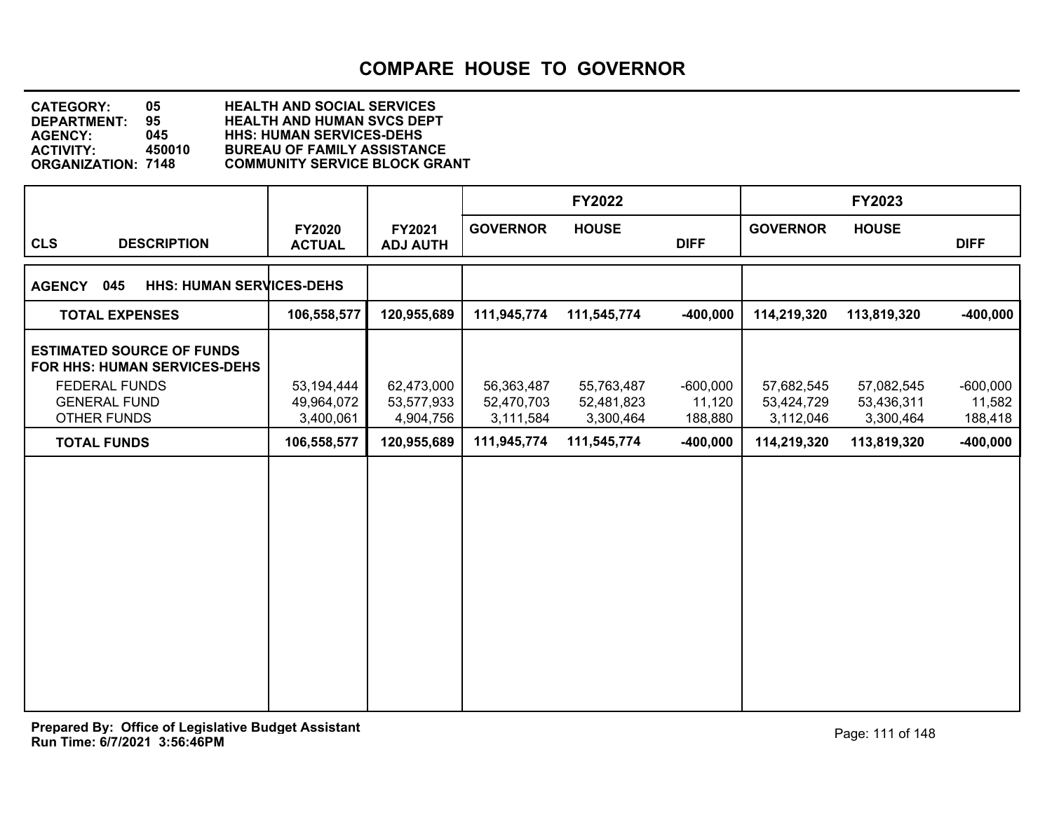# COMPARE HOUSE TO GOVERNOR

**CATEGORY:** 05 HEALTH AND SOCIAL SERVICES
**DEPARTMENT:** 95 HEALTH AND HUMAN SVCS DEPT
**AGENCY:** 045 HHS: HUMAN SERVICES-DEHS
**ACTIVITY:** 450010 BUREAU OF FAMILY ASSISTANCE
**ORGANIZATION:** 7148 COMMUNITY SERVICE BLOCK GRANT

| CLS DESCRIPTION | FY2020 ACTUAL | FY2021 ADJ AUTH | FY2022 GOVERNOR | FY2022 HOUSE | FY2022 DIFF | FY2023 GOVERNOR | FY2023 HOUSE | FY2023 DIFF |
|---|---|---|---|---|---|---|---|---|
| **AGENCY 045 HHS: HUMAN SERVICES-DEHS** | | | | | | | | |
| **TOTAL EXPENSES** | **106,558,577** | **120,955,689** | **111,945,774** | **111,545,774** | **-400,000** | **114,219,320** | **113,819,320** | **-400,000** |
| **ESTIMATED SOURCE OF FUNDS FOR HHS: HUMAN SERVICES-DEHS** | | | | | | | | |
| FEDERAL FUNDS | 53,194,444 | 62,473,000 | 56,363,487 | 55,763,487 | -600,000 | 57,682,545 | 57,082,545 | -600,000 |
| GENERAL FUND | 49,964,072 | 53,577,933 | 52,470,703 | 52,481,823 | 11,120 | 53,424,729 | 53,436,311 | 11,582 |
| OTHER FUNDS | 3,400,061 | 4,904,756 | 3,111,584 | 3,300,464 | 188,880 | 3,112,046 | 3,300,464 | 188,418 |
| **TOTAL FUNDS** | **106,558,577** | **120,955,689** | **111,945,774** | **111,545,774** | **-400,000** | **114,219,320** | **113,819,320** | **-400,000** |

**Prepared By: Office of Legislative Budget Assistant**
**Run Time: 6/7/2021 3:56:46PM**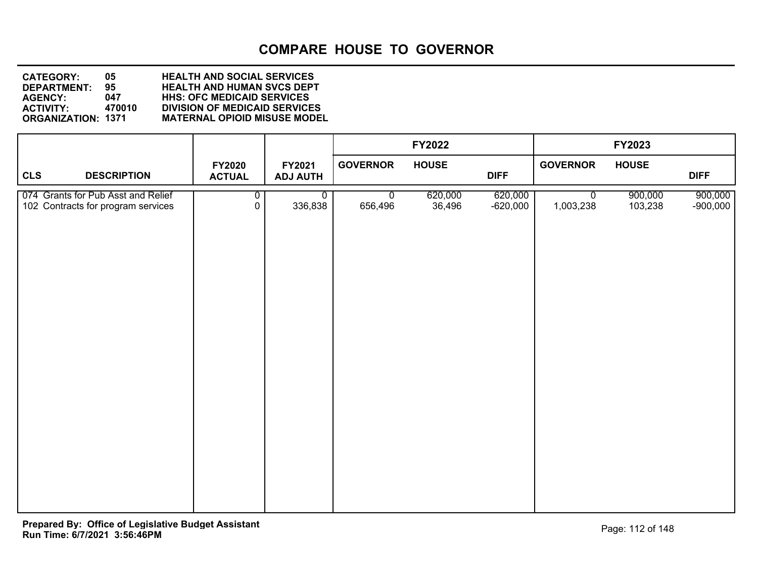# COMPARE HOUSE TO GOVERNOR

**CATEGORY: 05 HEALTH AND SOCIAL SERVICES**
**DEPARTMENT: 95 HEALTH AND HUMAN SVCS DEPT**
**AGENCY: 047 HHS: OFC MEDICAID SERVICES**
**ACTIVITY: 470010 DIVISION OF MEDICAID SERVICES**
**ORGANIZATION: 1371 MATERNAL OPIOID MISUSE MODEL**

| CLS | DESCRIPTION | FY2020 ACTUAL | FY2021 ADJ AUTH | FY2022 GOVERNOR | FY2022 HOUSE | FY2022 DIFF | FY2023 GOVERNOR | FY2023 HOUSE | FY2023 DIFF |
|---|---|---|---|---|---|---|---|---|---|
| 074 | Grants for Pub Asst and Relief | 0 | 0 | 0 | 620,000 | 620,000 | 0 | 900,000 | 900,000 |
| 102 | Contracts for program services | 0 | 336,838 | 656,496 | 36,496 | -620,000 | 1,003,238 | 103,238 | -900,000 |

**Prepared By: Office of Legislative Budget Assistant**
**Run Time: 6/7/2021 3:56:46PM**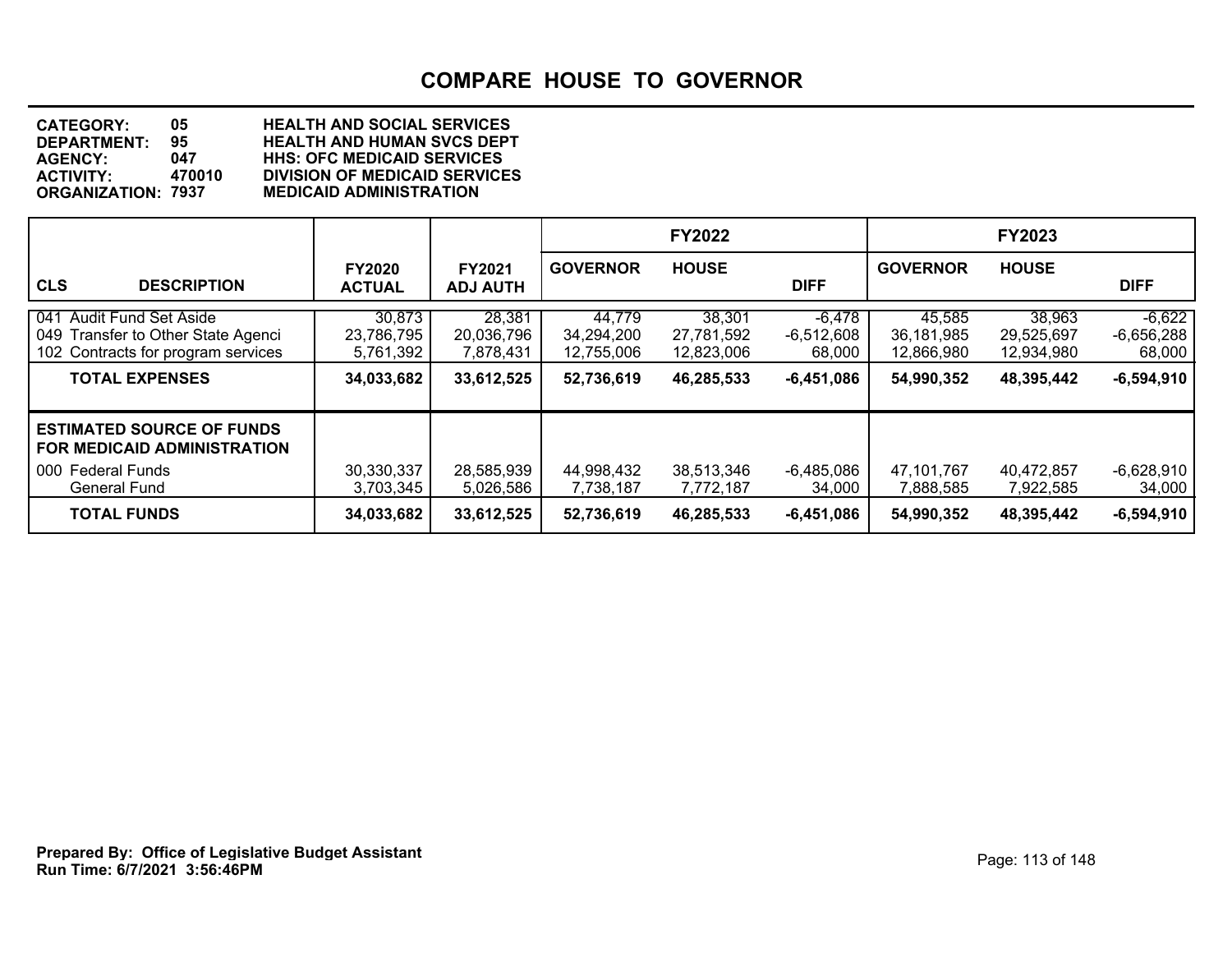# COMPARE HOUSE TO GOVERNOR

**CATEGORY:** 05 HEALTH AND SOCIAL SERVICES
**DEPARTMENT:** 95 HEALTH AND HUMAN SVCS DEPT
**AGENCY:** 047 HHS: OFC MEDICAID SERVICES
**ACTIVITY:** 470010 DIVISION OF MEDICAID SERVICES
**ORGANIZATION:** 7937 MEDICAID ADMINISTRATION

| | | | FY2022 | | | FY2023 | | |
|---|---|---|---|---|---|---|---|---|
| **CLS DESCRIPTION** | **FY2020 ACTUAL** | **FY2021 ADJ AUTH** | **GOVERNOR** | **HOUSE** | **DIFF** | **GOVERNOR** | **HOUSE** | **DIFF** |
| 041 Audit Fund Set Aside | 30,873 | 28,381 | 44,779 | 38,301 | -6,478 | 45,585 | 38,963 | -6,622 |
| 049 Transfer to Other State Agenci | 23,786,795 | 20,036,796 | 34,294,200 | 27,781,592 | -6,512,608 | 36,181,985 | 29,525,697 | -6,656,288 |
| 102 Contracts for program services | 5,761,392 | 7,878,431 | 12,755,006 | 12,823,006 | 68,000 | 12,866,980 | 12,934,980 | 68,000 |
| **TOTAL EXPENSES** | **34,033,682** | **33,612,525** | **52,736,619** | **46,285,533** | **-6,451,086** | **54,990,352** | **48,395,442** | **-6,594,910** |
| **ESTIMATED SOURCE OF FUNDS FOR MEDICAID ADMINISTRATION** | | | | | | | | |
| 000 Federal Funds | 30,330,337 | 28,585,939 | 44,998,432 | 38,513,346 | -6,485,086 | 47,101,767 | 40,472,857 | -6,628,910 |
| General Fund | 3,703,345 | 5,026,586 | 7,738,187 | 7,772,187 | 34,000 | 7,888,585 | 7,922,585 | 34,000 |
| **TOTAL FUNDS** | **34,033,682** | **33,612,525** | **52,736,619** | **46,285,533** | **-6,451,086** | **54,990,352** | **48,395,442** | **-6,594,910** |

**Prepared By: Office of Legislative Budget Assistant**
**Run Time: 6/7/2021 3:56:46PM**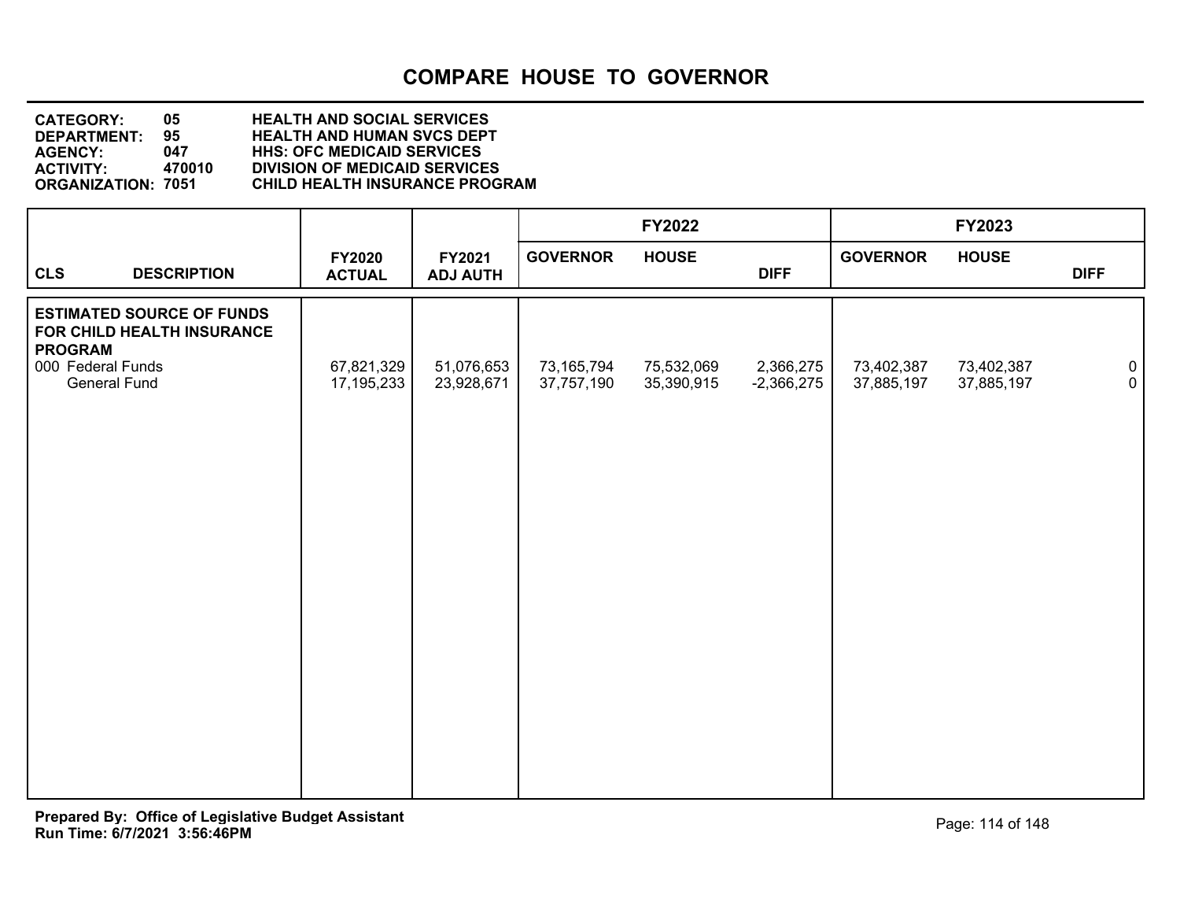# COMPARE HOUSE TO GOVERNOR

**CATEGORY:** 05 **HEALTH AND SOCIAL SERVICES**
**DEPARTMENT:** 95 **HEALTH AND HUMAN SVCS DEPT**
**AGENCY:** 047 **HHS: OFC MEDICAID SERVICES**
**ACTIVITY:** 470010 **DIVISION OF MEDICAID SERVICES**
**ORGANIZATION:** 7051 **CHILD HEALTH INSURANCE PROGRAM**

| | | | FY2022 | | | FY2023 | | |
|---|---|---|---|---|---|---|---|---|
| **CLS DESCRIPTION** | **FY2020 ACTUAL** | **FY2021 ADJ AUTH** | **GOVERNOR** | **HOUSE** | **DIFF** | **GOVERNOR** | **HOUSE** | **DIFF** |
| **ESTIMATED SOURCE OF FUNDS FOR CHILD HEALTH INSURANCE PROGRAM** | | | | | | | | |
| 000 Federal Funds | 67,821,329 | 51,076,653 | 73,165,794 | 75,532,069 | 2,366,275 | 73,402,387 | 73,402,387 | 0 |
| General Fund | 17,195,233 | 23,928,671 | 37,757,190 | 35,390,915 | -2,366,275 | 37,885,197 | 37,885,197 | 0 |

**Prepared By: Office of Legislative Budget Assistant**
**Run Time: 6/7/2021 3:56:46PM**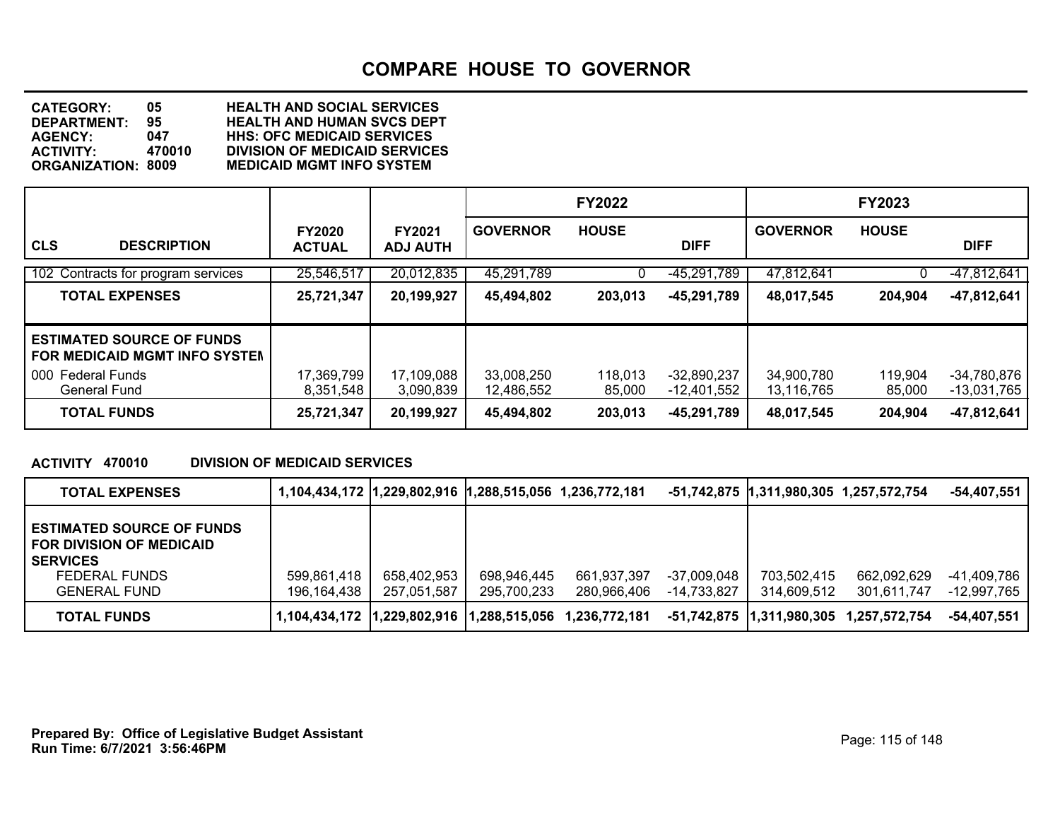# COMPARE HOUSE TO GOVERNOR

**CATEGORY:** 05 HEALTH AND SOCIAL SERVICES
**DEPARTMENT:** 95 HEALTH AND HUMAN SVCS DEPT
**AGENCY:** 047 HHS: OFC MEDICAID SERVICES
**ACTIVITY:** 470010 DIVISION OF MEDICAID SERVICES
**ORGANIZATION:** 8009 MEDICAID MGMT INFO SYSTEM

| CLS DESCRIPTION | FY2020 ACTUAL | FY2021 ADJ AUTH | FY2022 GOVERNOR | FY2022 HOUSE | FY2022 DIFF | FY2023 GOVERNOR | FY2023 HOUSE | FY2023 DIFF |
|---|---|---|---|---|---|---|---|---|
| 102 Contracts for program services | 25,546,517 | 20,012,835 | 45,291,789 | 0 | -45,291,789 | 47,812,641 | 0 | -47,812,641 |
| **TOTAL EXPENSES** | **25,721,347** | **20,199,927** | **45,494,802** | **203,013** | **-45,291,789** | **48,017,545** | **204,904** | **-47,812,641** |
| **ESTIMATED SOURCE OF FUNDS FOR MEDICAID MGMT INFO SYSTEM** | | | | | | | | |
| 000 Federal Funds | 17,369,799 | 17,109,088 | 33,008,250 | 118,013 | -32,890,237 | 34,900,780 | 119,904 | -34,780,876 |
| General Fund | 8,351,548 | 3,090,839 | 12,486,552 | 85,000 | -12,401,552 | 13,116,765 | 85,000 | -13,031,765 |
| **TOTAL FUNDS** | **25,721,347** | **20,199,927** | **45,494,802** | **203,013** | **-45,291,789** | **48,017,545** | **204,904** | **-47,812,641** |

**ACTIVITY 470010 DIVISION OF MEDICAID SERVICES**

| | FY2020 ACTUAL | FY2021 ADJ AUTH | FY2022 GOVERNOR | FY2022 HOUSE | FY2022 DIFF | FY2023 GOVERNOR | FY2023 HOUSE | FY2023 DIFF |
|---|---|---|---|---|---|---|---|---|
| **TOTAL EXPENSES** | **1,104,434,172** | **1,229,802,916** | **1,288,515,056** | **1,236,772,181** | **-51,742,875** | **1,311,980,305** | **1,257,572,754** | **-54,407,551** |
| **ESTIMATED SOURCE OF FUNDS FOR DIVISION OF MEDICAID SERVICES** | | | | | | | | |
| FEDERAL FUNDS | 599,861,418 | 658,402,953 | 698,946,445 | 661,937,397 | -37,009,048 | 703,502,415 | 662,092,629 | -41,409,786 |
| GENERAL FUND | 196,164,438 | 257,051,587 | 295,700,233 | 280,966,406 | -14,733,827 | 314,609,512 | 301,611,747 | -12,997,765 |
| **TOTAL FUNDS** | **1,104,434,172** | **1,229,802,916** | **1,288,515,056** | **1,236,772,181** | **-51,742,875** | **1,311,980,305** | **1,257,572,754** | **-54,407,551** |

**Prepared By: Office of Legislative Budget Assistant**
**Run Time: 6/7/2021 3:56:46PM**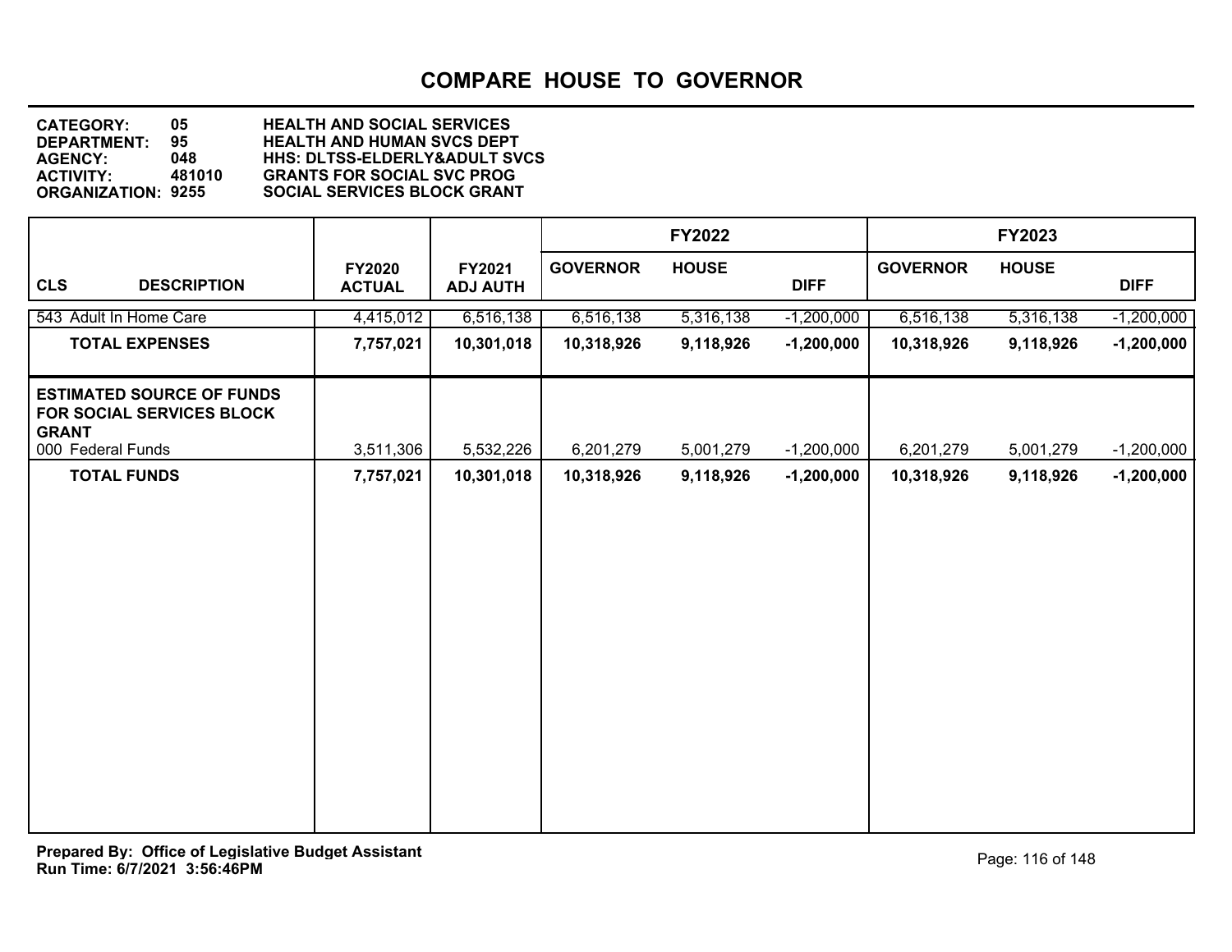# COMPARE HOUSE TO GOVERNOR

**CATEGORY:** 05 HEALTH AND SOCIAL SERVICES
**DEPARTMENT:** 95 HEALTH AND HUMAN SVCS DEPT
**AGENCY:** 048 HHS: DLTSS-ELDERLY&ADULT SVCS
**ACTIVITY:** 481010 GRANTS FOR SOCIAL SVC PROG
**ORGANIZATION:** 9255 SOCIAL SERVICES BLOCK GRANT

| CLS DESCRIPTION | FY2020 ACTUAL | FY2021 ADJ AUTH | FY2022 GOVERNOR | FY2022 HOUSE | FY2022 DIFF | FY2023 GOVERNOR | FY2023 HOUSE | FY2023 DIFF |
|---|---|---|---|---|---|---|---|---|
| 543 Adult In Home Care | 4,415,012 | 6,516,138 | 6,516,138 | 5,316,138 | -1,200,000 | 6,516,138 | 5,316,138 | -1,200,000 |
| **TOTAL EXPENSES** | **7,757,021** | **10,301,018** | **10,318,926** | **9,118,926** | **-1,200,000** | **10,318,926** | **9,118,926** | **-1,200,000** |
| **ESTIMATED SOURCE OF FUNDS FOR SOCIAL SERVICES BLOCK GRANT** | | | | | | | | |
| 000 Federal Funds | 3,511,306 | 5,532,226 | 6,201,279 | 5,001,279 | -1,200,000 | 6,201,279 | 5,001,279 | -1,200,000 |
| **TOTAL FUNDS** | **7,757,021** | **10,301,018** | **10,318,926** | **9,118,926** | **-1,200,000** | **10,318,926** | **9,118,926** | **-1,200,000** |

**Prepared By: Office of Legislative Budget Assistant**
**Run Time: 6/7/2021 3:56:46PM**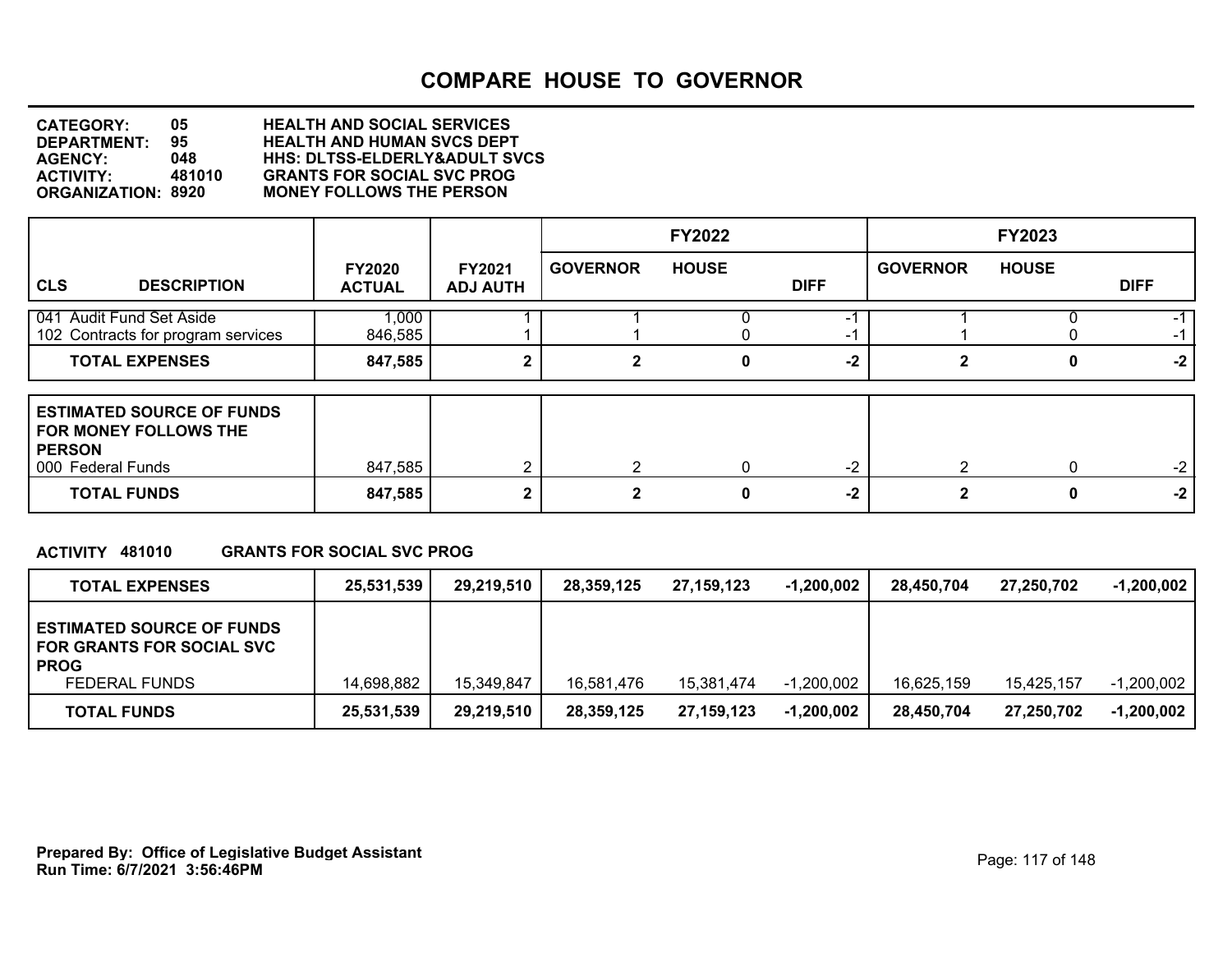# COMPARE HOUSE TO GOVERNOR

**CATEGORY:** 05 HEALTH AND SOCIAL SERVICES
**DEPARTMENT:** 95 HEALTH AND HUMAN SVCS DEPT
**AGENCY:** 048 HHS: DLTSS-ELDERLY&ADULT SVCS
**ACTIVITY:** 481010 GRANTS FOR SOCIAL SVC PROG
**ORGANIZATION:** 8920 MONEY FOLLOWS THE PERSON

| CLS DESCRIPTION | FY2020 ACTUAL | FY2021 ADJ AUTH | FY2022 GOVERNOR | FY2022 HOUSE | FY2022 DIFF | FY2023 GOVERNOR | FY2023 HOUSE | FY2023 DIFF |
|---|---|---|---|---|---|---|---|---|
| 041 Audit Fund Set Aside | 1,000 | 1 | 1 | 0 | -1 | 1 | 0 | -1 |
| 102 Contracts for program services | 846,585 | 1 | 1 | 0 | -1 | 1 | 0 | -1 |
| **TOTAL EXPENSES** | **847,585** | **2** | **2** | **0** | **-2** | **2** | **0** | **-2** |
| **ESTIMATED SOURCE OF FUNDS FOR MONEY FOLLOWS THE PERSON** | | | | | | | | |
| 000 Federal Funds | 847,585 | 2 | 2 | 0 | -2 | 2 | 0 | -2 |
| **TOTAL FUNDS** | **847,585** | **2** | **2** | **0** | **-2** | **2** | **0** | **-2** |

**ACTIVITY 481010 GRANTS FOR SOCIAL SVC PROG**

| | FY2020 ACTUAL | FY2021 ADJ AUTH | FY2022 GOVERNOR | FY2022 HOUSE | FY2022 DIFF | FY2023 GOVERNOR | FY2023 HOUSE | FY2023 DIFF |
|---|---|---|---|---|---|---|---|---|
| **TOTAL EXPENSES** | **25,531,539** | **29,219,510** | **28,359,125** | **27,159,123** | **-1,200,002** | **28,450,704** | **27,250,702** | **-1,200,002** |
| **ESTIMATED SOURCE OF FUNDS FOR GRANTS FOR SOCIAL SVC PROG** | | | | | | | | |
| FEDERAL FUNDS | 14,698,882 | 15,349,847 | 16,581,476 | 15,381,474 | -1,200,002 | 16,625,159 | 15,425,157 | -1,200,002 |
| **TOTAL FUNDS** | **25,531,539** | **29,219,510** | **28,359,125** | **27,159,123** | **-1,200,002** | **28,450,704** | **27,250,702** | **-1,200,002** |

**Prepared By: Office of Legislative Budget Assistant**
**Run Time: 6/7/2021 3:56:46PM**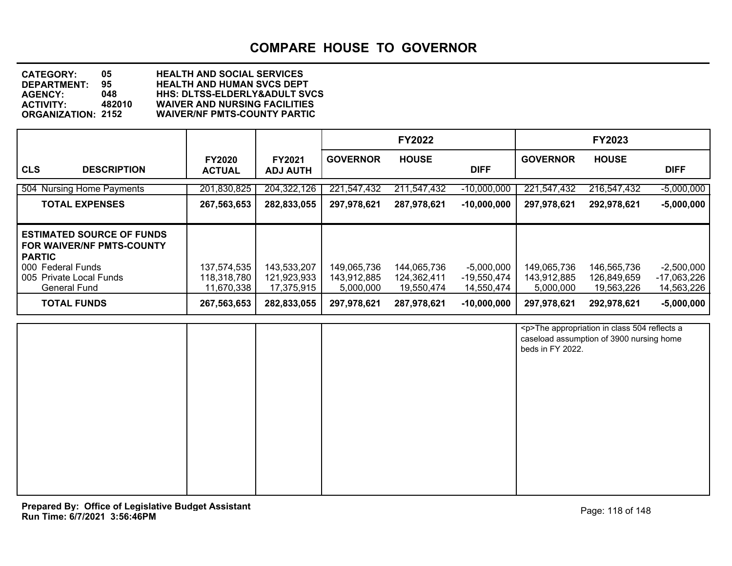# COMPARE HOUSE TO GOVERNOR

**CATEGORY:** 05 HEALTH AND SOCIAL SERVICES
**DEPARTMENT:** 95 HEALTH AND HUMAN SVCS DEPT
**AGENCY:** 048 HHS: DLTSS-ELDERLY&ADULT SVCS
**ACTIVITY:** 482010 WAIVER AND NURSING FACILITIES
**ORGANIZATION:** 2152 WAIVER/NF PMTS-COUNTY PARTIC

| | | | FY2022 | | | FY2023 | | |
|---|---|---|---|---|---|---|---|---|
| **CLS DESCRIPTION** | **FY2020 ACTUAL** | **FY2021 ADJ AUTH** | **GOVERNOR** | **HOUSE** | **DIFF** | **GOVERNOR** | **HOUSE** | **DIFF** |
| 504 Nursing Home Payments | 201,830,825 | 204,322,126 | 221,547,432 | 211,547,432 | -10,000,000 | 221,547,432 | 216,547,432 | -5,000,000 |
| **TOTAL EXPENSES** | **267,563,653** | **282,833,055** | **297,978,621** | **287,978,621** | **-10,000,000** | **297,978,621** | **292,978,621** | **-5,000,000** |
| **ESTIMATED SOURCE OF FUNDS FOR WAIVER/NF PMTS-COUNTY PARTIC** | | | | | | | | |
| 000 Federal Funds | 137,574,535 | 143,533,207 | 149,065,736 | 144,065,736 | -5,000,000 | 149,065,736 | 146,565,736 | -2,500,000 |
| 005 Private Local Funds | 118,318,780 | 121,923,933 | 143,912,885 | 124,362,411 | -19,550,474 | 143,912,885 | 126,849,659 | -17,063,226 |
| General Fund | 11,670,338 | 17,375,915 | 5,000,000 | 19,550,474 | 14,550,474 | 5,000,000 | 19,563,226 | 14,563,226 |
| **TOTAL FUNDS** | **267,563,653** | **282,833,055** | **297,978,621** | **287,978,621** | **-10,000,000** | **297,978,621** | **292,978,621** | **-5,000,000** |

<p>The appropriation in class 504 reflects a caseload assumption of 3900 nursing home beds in FY 2022.

**Prepared By: Office of Legislative Budget Assistant**
**Run Time: 6/7/2021 3:56:46PM**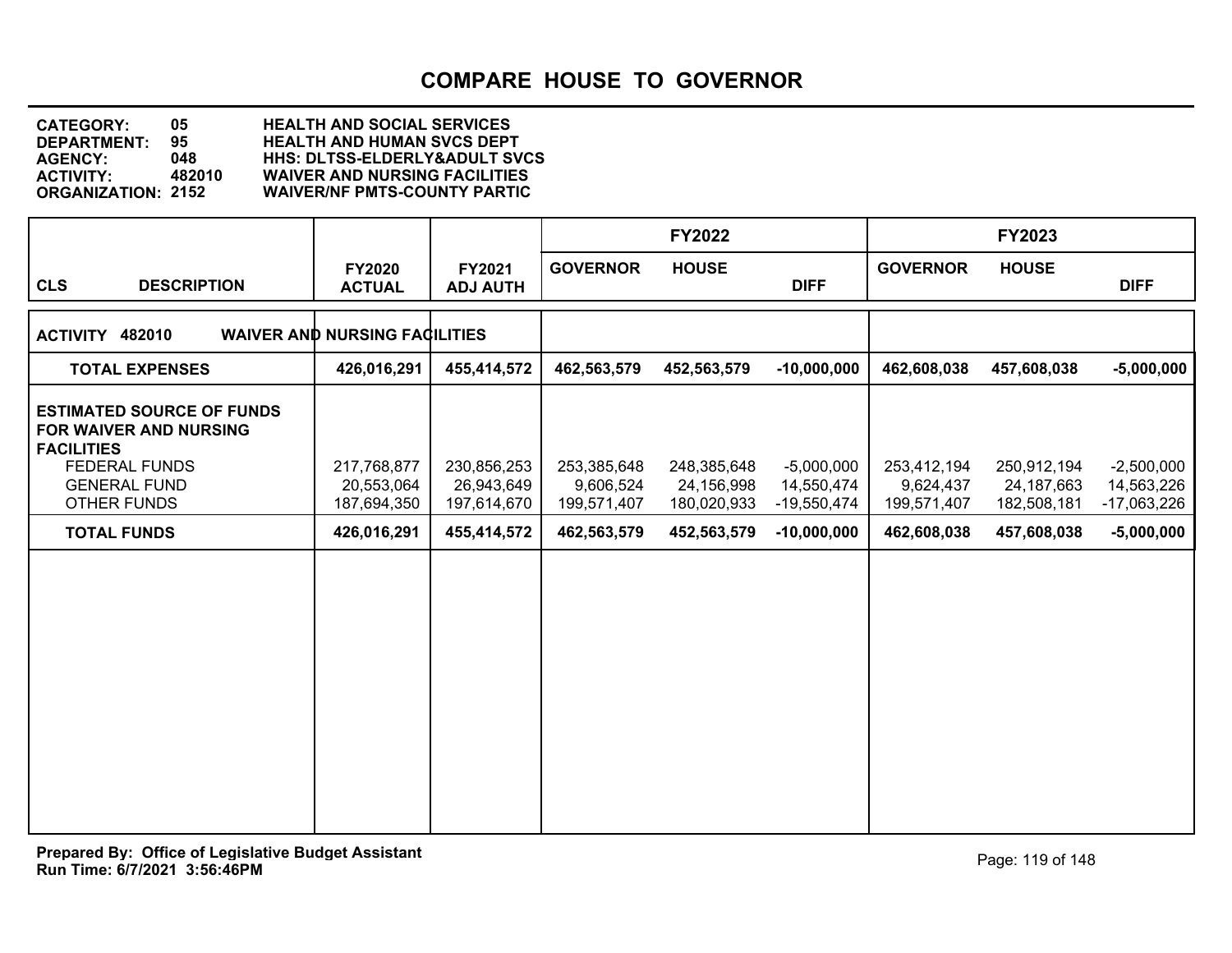# COMPARE HOUSE TO GOVERNOR

**CATEGORY:** 05 HEALTH AND SOCIAL SERVICES
**DEPARTMENT:** 95 HEALTH AND HUMAN SVCS DEPT
**AGENCY:** 048 HHS: DLTSS-ELDERLY&ADULT SVCS
**ACTIVITY:** 482010 WAIVER AND NURSING FACILITIES
**ORGANIZATION:** 2152 WAIVER/NF PMTS-COUNTY PARTIC

| CLS DESCRIPTION | FY2020 ACTUAL | FY2021 ADJ AUTH | FY2022 GOVERNOR | FY2022 HOUSE | FY2022 DIFF | FY2023 GOVERNOR | FY2023 HOUSE | FY2023 DIFF |
|---|---|---|---|---|---|---|---|---|
| **ACTIVITY 482010 WAIVER AND NURSING FACILITIES** | | | | | | | | |
| **TOTAL EXPENSES** | **426,016,291** | **455,414,572** | **462,563,579** | **452,563,579** | **-10,000,000** | **462,608,038** | **457,608,038** | **-5,000,000** |
| **ESTIMATED SOURCE OF FUNDS FOR WAIVER AND NURSING FACILITIES** | | | | | | | | |
| FEDERAL FUNDS | 217,768,877 | 230,856,253 | 253,385,648 | 248,385,648 | -5,000,000 | 253,412,194 | 250,912,194 | -2,500,000 |
| GENERAL FUND | 20,553,064 | 26,943,649 | 9,606,524 | 24,156,998 | 14,550,474 | 9,624,437 | 24,187,663 | 14,563,226 |
| OTHER FUNDS | 187,694,350 | 197,614,670 | 199,571,407 | 180,020,933 | -19,550,474 | 199,571,407 | 182,508,181 | -17,063,226 |
| **TOTAL FUNDS** | **426,016,291** | **455,414,572** | **462,563,579** | **452,563,579** | **-10,000,000** | **462,608,038** | **457,608,038** | **-5,000,000** |

**Prepared By: Office of Legislative Budget Assistant**
**Run Time: 6/7/2021 3:56:46PM**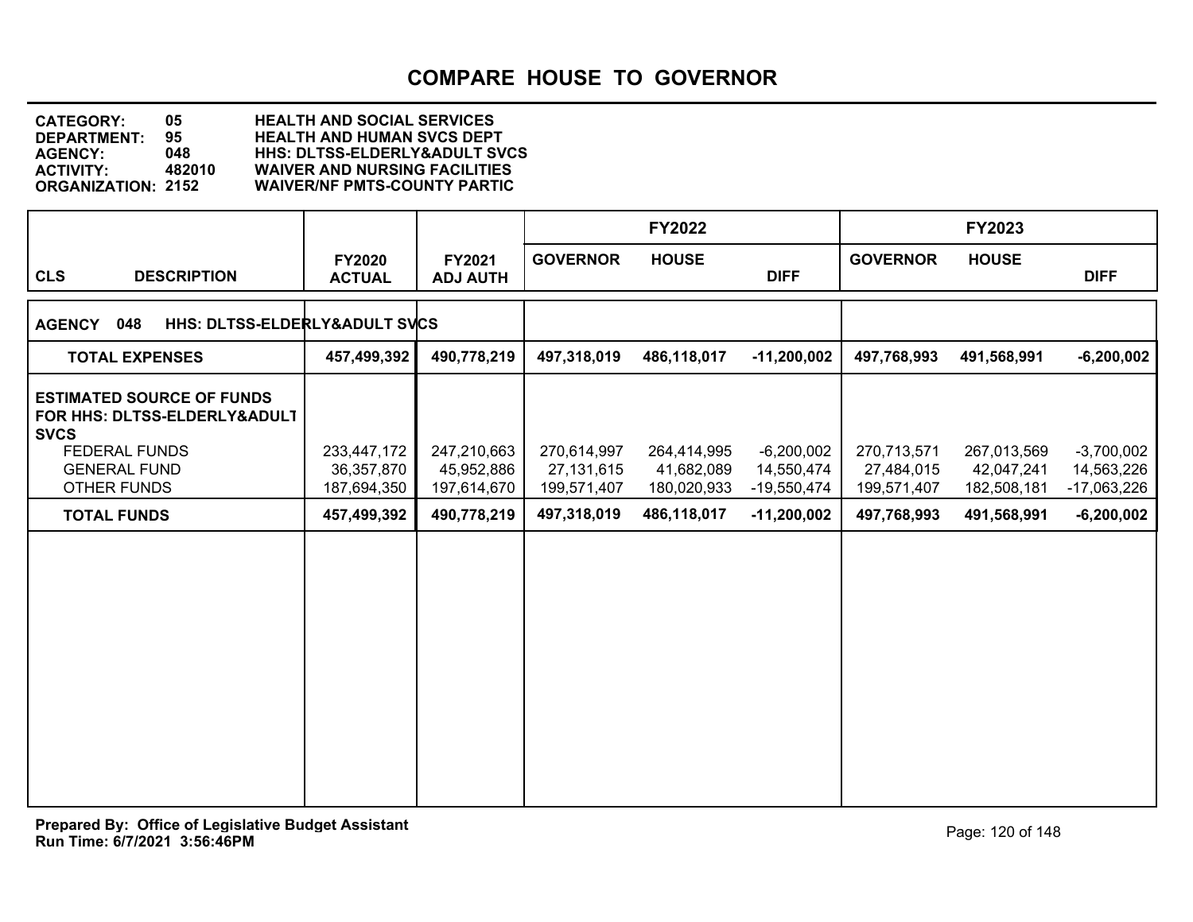# COMPARE HOUSE TO GOVERNOR

**CATEGORY:** 05 **HEALTH AND SOCIAL SERVICES**
**DEPARTMENT:** 95 **HEALTH AND HUMAN SVCS DEPT**
**AGENCY:** 048 **HHS: DLTSS-ELDERLY&ADULT SVCS**
**ACTIVITY:** 482010 **WAIVER AND NURSING FACILITIES**
**ORGANIZATION:** 2152 **WAIVER/NF PMTS-COUNTY PARTIC**

| CLS DESCRIPTION | FY2020 ACTUAL | FY2021 ADJ AUTH | FY2022 GOVERNOR | FY2022 HOUSE | FY2022 DIFF | FY2023 GOVERNOR | FY2023 HOUSE | FY2023 DIFF |
|---|---|---|---|---|---|---|---|---|
| **AGENCY 048 HHS: DLTSS-ELDERLY&ADULT SVCS** | | | | | | | | |
| **TOTAL EXPENSES** | **457,499,392** | **490,778,219** | **497,318,019** | **486,118,017** | **-11,200,002** | **497,768,993** | **491,568,991** | **-6,200,002** |
| **ESTIMATED SOURCE OF FUNDS FOR HHS: DLTSS-ELDERLY&ADULT SVCS** | | | | | | | | |
| FEDERAL FUNDS | 233,447,172 | 247,210,663 | 270,614,997 | 264,414,995 | -6,200,002 | 270,713,571 | 267,013,569 | -3,700,002 |
| GENERAL FUND | 36,357,870 | 45,952,886 | 27,131,615 | 41,682,089 | 14,550,474 | 27,484,015 | 42,047,241 | 14,563,226 |
| OTHER FUNDS | 187,694,350 | 197,614,670 | 199,571,407 | 180,020,933 | -19,550,474 | 199,571,407 | 182,508,181 | -17,063,226 |
| **TOTAL FUNDS** | **457,499,392** | **490,778,219** | **497,318,019** | **486,118,017** | **-11,200,002** | **497,768,993** | **491,568,991** | **-6,200,002** |

**Prepared By: Office of Legislative Budget Assistant**
**Run Time: 6/7/2021 3:56:46PM**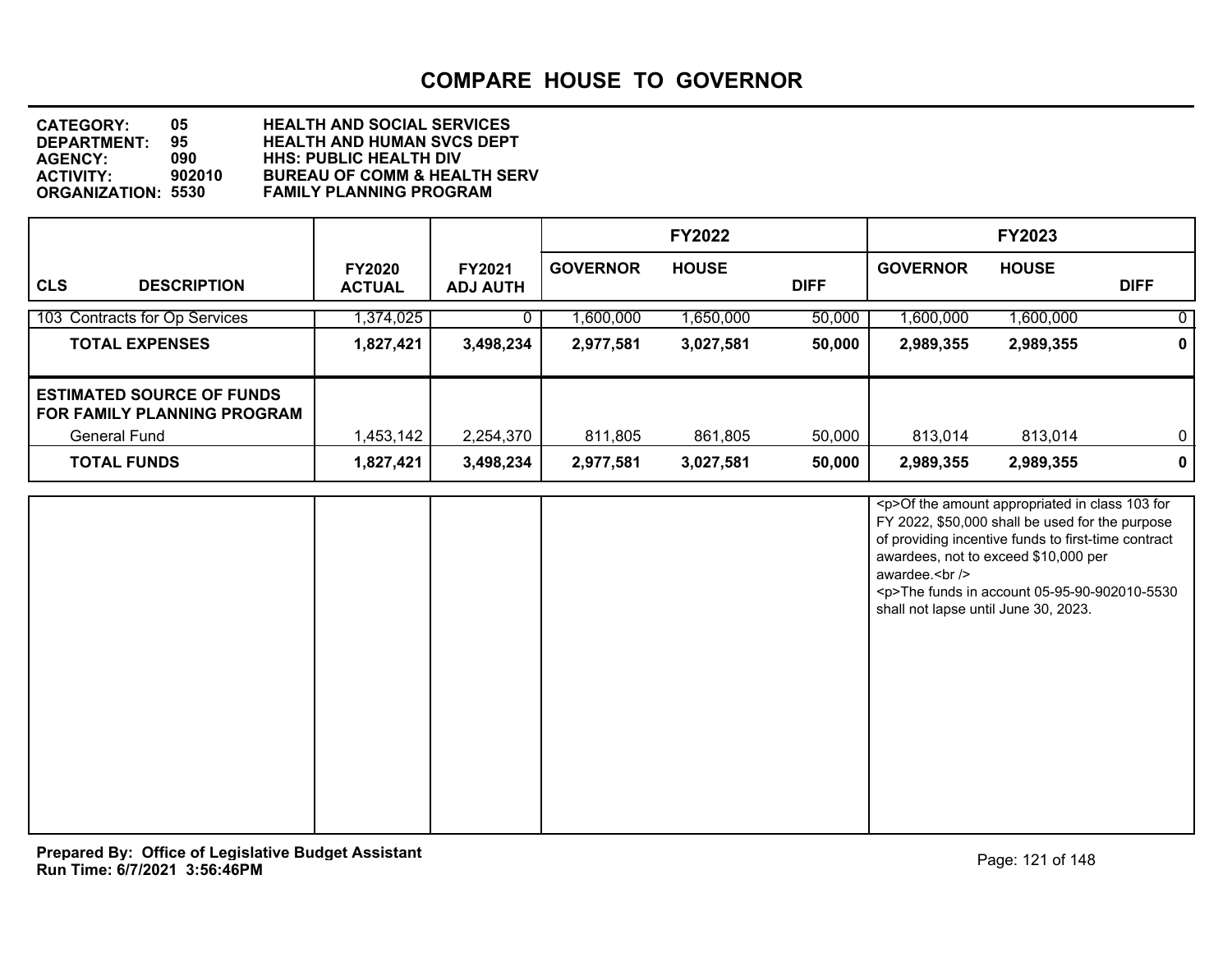# COMPARE HOUSE TO GOVERNOR

**CATEGORY:** 05 **HEALTH AND SOCIAL SERVICES**
**DEPARTMENT:** 95 **HEALTH AND HUMAN SVCS DEPT**
**AGENCY:** 090 **HHS: PUBLIC HEALTH DIV**
**ACTIVITY:** 902010 **BUREAU OF COMM & HEALTH SERV**
**ORGANIZATION:** 5530 **FAMILY PLANNING PROGRAM**

| CLS DESCRIPTION | FY2020 ACTUAL | FY2021 ADJ AUTH | FY2022 GOVERNOR | FY2022 HOUSE | FY2022 DIFF | FY2023 GOVERNOR | FY2023 HOUSE | FY2023 DIFF |
|---|---|---|---|---|---|---|---|---|
| 103 Contracts for Op Services | 1,374,025 | 0 | 1,600,000 | 1,650,000 | 50,000 | 1,600,000 | 1,600,000 | 0 |
| **TOTAL EXPENSES** | **1,827,421** | **3,498,234** | **2,977,581** | **3,027,581** | **50,000** | **2,989,355** | **2,989,355** | **0** |
| **ESTIMATED SOURCE OF FUNDS FOR FAMILY PLANNING PROGRAM** | | | | | | | | |
| General Fund | 1,453,142 | 2,254,370 | 811,805 | 861,805 | 50,000 | 813,014 | 813,014 | 0 |
| **TOTAL FUNDS** | **1,827,421** | **3,498,234** | **2,977,581** | **3,027,581** | **50,000** | **2,989,355** | **2,989,355** | **0** |

<p>Of the amount appropriated in class 103 for FY 2022, $50,000 shall be used for the purpose of providing incentive funds to first-time contract awardees, not to exceed $10,000 per awardee.<br />
<p>The funds in account 05-95-90-902010-5530 shall not lapse until June 30, 2023.

**Prepared By: Office of Legislative Budget Assistant**
**Run Time: 6/7/2021 3:56:46PM**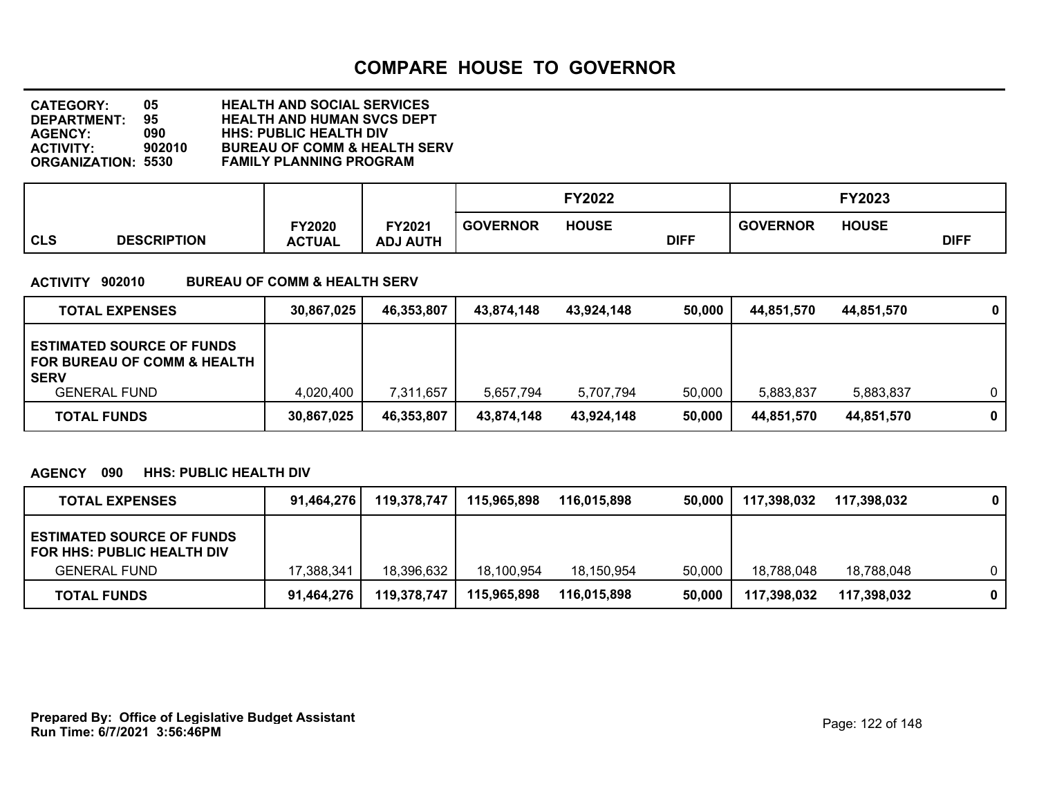# COMPARE HOUSE TO GOVERNOR

**CATEGORY: 05 HEALTH AND SOCIAL SERVICES**
**DEPARTMENT: 95 HEALTH AND HUMAN SVCS DEPT**
**AGENCY: 090 HHS: PUBLIC HEALTH DIV**
**ACTIVITY: 902010 BUREAU OF COMM & HEALTH SERV**
**ORGANIZATION: 5530 FAMILY PLANNING PROGRAM**

| CLS DESCRIPTION | FY2020 ACTUAL | FY2021 ADJ AUTH | FY2022 GOVERNOR | FY2022 HOUSE | FY2022 DIFF | FY2023 GOVERNOR | FY2023 HOUSE | FY2023 DIFF |
|---|---|---|---|---|---|---|---|---|

**ACTIVITY 902010 BUREAU OF COMM & HEALTH SERV**

| | FY2020 ACTUAL | FY2021 ADJ AUTH | FY2022 GOVERNOR | FY2022 HOUSE | FY2022 DIFF | FY2023 GOVERNOR | FY2023 HOUSE | FY2023 DIFF |
|---|---|---|---|---|---|---|---|---|
| **TOTAL EXPENSES** | **30,867,025** | **46,353,807** | **43,874,148** | **43,924,148** | **50,000** | **44,851,570** | **44,851,570** | **0** |
| **ESTIMATED SOURCE OF FUNDS FOR BUREAU OF COMM & HEALTH SERV** | | | | | | | | |
| GENERAL FUND | 4,020,400 | 7,311,657 | 5,657,794 | 5,707,794 | 50,000 | 5,883,837 | 5,883,837 | 0 |
| **TOTAL FUNDS** | **30,867,025** | **46,353,807** | **43,874,148** | **43,924,148** | **50,000** | **44,851,570** | **44,851,570** | **0** |

**AGENCY 090 HHS: PUBLIC HEALTH DIV**

| | FY2020 ACTUAL | FY2021 ADJ AUTH | FY2022 GOVERNOR | FY2022 HOUSE | FY2022 DIFF | FY2023 GOVERNOR | FY2023 HOUSE | FY2023 DIFF |
|---|---|---|---|---|---|---|---|---|
| **TOTAL EXPENSES** | **91,464,276** | **119,378,747** | **115,965,898** | **116,015,898** | **50,000** | **117,398,032** | **117,398,032** | **0** |
| **ESTIMATED SOURCE OF FUNDS FOR HHS: PUBLIC HEALTH DIV** | | | | | | | | |
| GENERAL FUND | 17,388,341 | 18,396,632 | 18,100,954 | 18,150,954 | 50,000 | 18,788,048 | 18,788,048 | 0 |
| **TOTAL FUNDS** | **91,464,276** | **119,378,747** | **115,965,898** | **116,015,898** | **50,000** | **117,398,032** | **117,398,032** | **0** |

**Prepared By: Office of Legislative Budget Assistant**
**Run Time: 6/7/2021 3:56:46PM**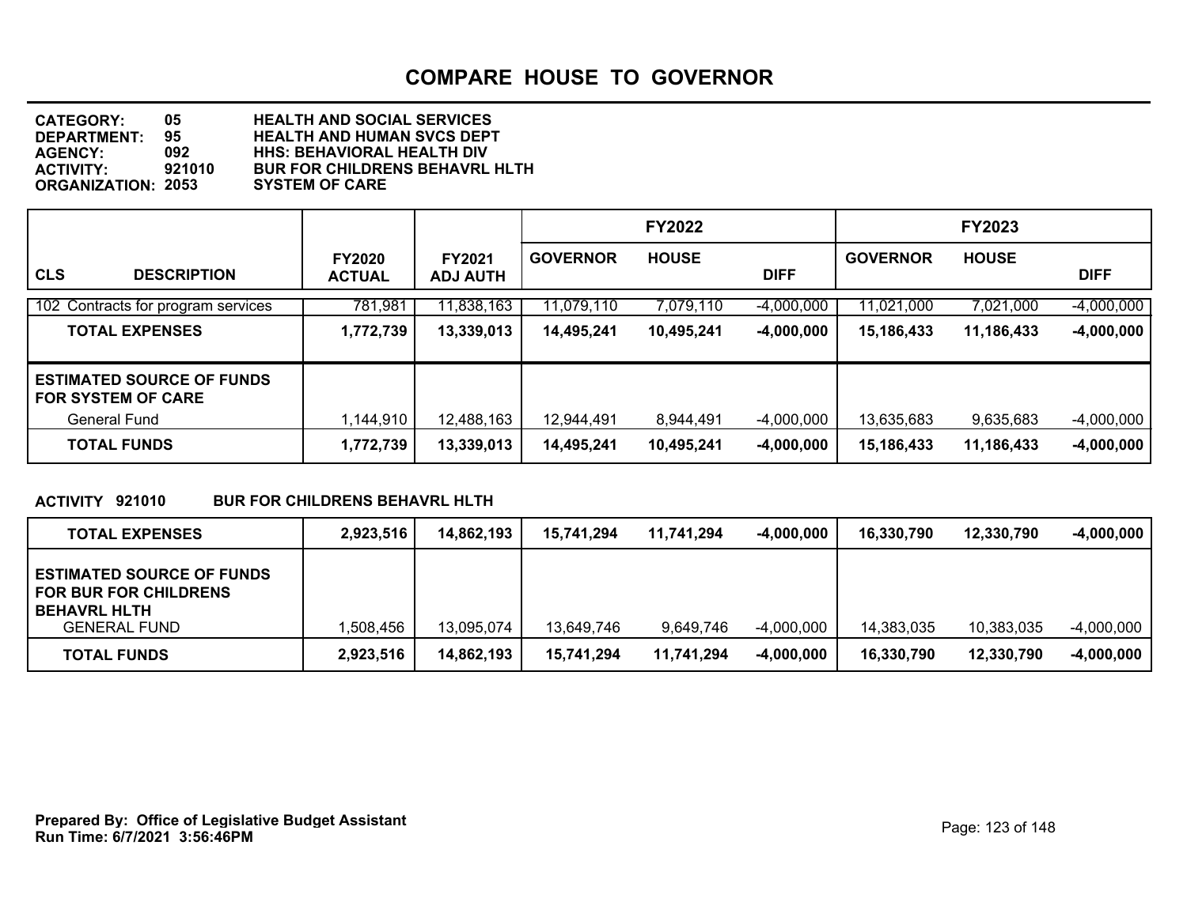# COMPARE HOUSE TO GOVERNOR

**CATEGORY:** 05 HEALTH AND SOCIAL SERVICES
**DEPARTMENT:** 95 HEALTH AND HUMAN SVCS DEPT
**AGENCY:** 092 HHS: BEHAVIORAL HEALTH DIV
**ACTIVITY:** 921010 BUR FOR CHILDRENS BEHAVRL HLTH
**ORGANIZATION:** 2053 SYSTEM OF CARE

| CLS DESCRIPTION | FY2020 ACTUAL | FY2021 ADJ AUTH | FY2022 GOVERNOR | FY2022 HOUSE | FY2022 DIFF | FY2023 GOVERNOR | FY2023 HOUSE | FY2023 DIFF |
|---|---|---|---|---|---|---|---|---|
| 102 Contracts for program services | 781,981 | 11,838,163 | 11,079,110 | 7,079,110 | -4,000,000 | 11,021,000 | 7,021,000 | -4,000,000 |
| **TOTAL EXPENSES** | **1,772,739** | **13,339,013** | **14,495,241** | **10,495,241** | **-4,000,000** | **15,186,433** | **11,186,433** | **-4,000,000** |
| **ESTIMATED SOURCE OF FUNDS FOR SYSTEM OF CARE** | | | | | | | | |
| General Fund | 1,144,910 | 12,488,163 | 12,944,491 | 8,944,491 | -4,000,000 | 13,635,683 | 9,635,683 | -4,000,000 |
| **TOTAL FUNDS** | **1,772,739** | **13,339,013** | **14,495,241** | **10,495,241** | **-4,000,000** | **15,186,433** | **11,186,433** | **-4,000,000** |

**ACTIVITY 921010 BUR FOR CHILDRENS BEHAVRL HLTH**

| | FY2020 ACTUAL | FY2021 ADJ AUTH | FY2022 GOVERNOR | FY2022 HOUSE | FY2022 DIFF | FY2023 GOVERNOR | FY2023 HOUSE | FY2023 DIFF |
|---|---|---|---|---|---|---|---|---|
| **TOTAL EXPENSES** | **2,923,516** | **14,862,193** | **15,741,294** | **11,741,294** | **-4,000,000** | **16,330,790** | **12,330,790** | **-4,000,000** |
| **ESTIMATED SOURCE OF FUNDS FOR BUR FOR CHILDRENS BEHAVRL HLTH** | | | | | | | | |
| GENERAL FUND | 1,508,456 | 13,095,074 | 13,649,746 | 9,649,746 | -4,000,000 | 14,383,035 | 10,383,035 | -4,000,000 |
| **TOTAL FUNDS** | **2,923,516** | **14,862,193** | **15,741,294** | **11,741,294** | **-4,000,000** | **16,330,790** | **12,330,790** | **-4,000,000** |

**Prepared By: Office of Legislative Budget Assistant**
**Run Time: 6/7/2021 3:56:46PM**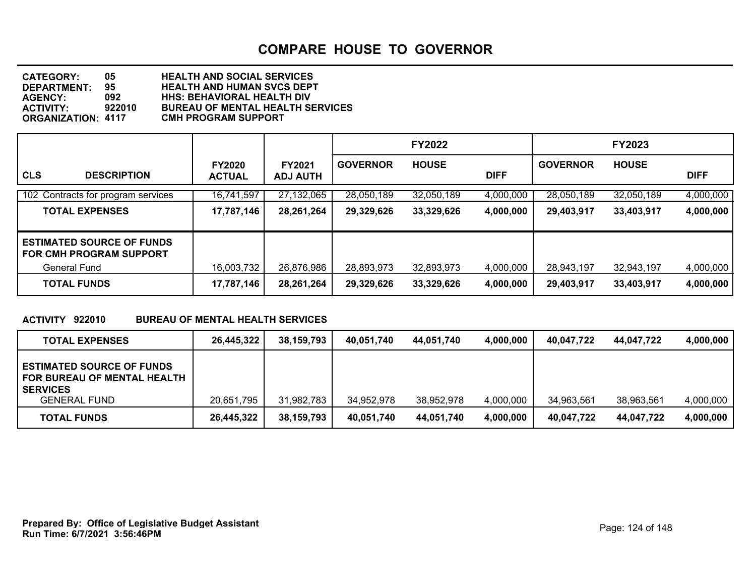# COMPARE HOUSE TO GOVERNOR

**CATEGORY:** 05 HEALTH AND SOCIAL SERVICES
**DEPARTMENT:** 95 HEALTH AND HUMAN SVCS DEPT
**AGENCY:** 092 HHS: BEHAVIORAL HEALTH DIV
**ACTIVITY:** 922010 BUREAU OF MENTAL HEALTH SERVICES
**ORGANIZATION:** 4117 CMH PROGRAM SUPPORT

| CLS DESCRIPTION | FY2020 ACTUAL | FY2021 ADJ AUTH | FY2022 GOVERNOR | FY2022 HOUSE | FY2022 DIFF | FY2023 GOVERNOR | FY2023 HOUSE | FY2023 DIFF |
|---|---|---|---|---|---|---|---|---|
| 102 Contracts for program services | 16,741,597 | 27,132,065 | 28,050,189 | 32,050,189 | 4,000,000 | 28,050,189 | 32,050,189 | 4,000,000 |
| **TOTAL EXPENSES** | **17,787,146** | **28,261,264** | **29,329,626** | **33,329,626** | **4,000,000** | **29,403,917** | **33,403,917** | **4,000,000** |
| **ESTIMATED SOURCE OF FUNDS FOR CMH PROGRAM SUPPORT** | | | | | | | | |
| General Fund | 16,003,732 | 26,876,986 | 28,893,973 | 32,893,973 | 4,000,000 | 28,943,197 | 32,943,197 | 4,000,000 |
| **TOTAL FUNDS** | **17,787,146** | **28,261,264** | **29,329,626** | **33,329,626** | **4,000,000** | **29,403,917** | **33,403,917** | **4,000,000** |

**ACTIVITY 922010 BUREAU OF MENTAL HEALTH SERVICES**

| | FY2020 ACTUAL | FY2021 ADJ AUTH | FY2022 GOVERNOR | FY2022 HOUSE | FY2022 DIFF | FY2023 GOVERNOR | FY2023 HOUSE | FY2023 DIFF |
|---|---|---|---|---|---|---|---|---|
| **TOTAL EXPENSES** | **26,445,322** | **38,159,793** | **40,051,740** | **44,051,740** | **4,000,000** | **40,047,722** | **44,047,722** | **4,000,000** |
| **ESTIMATED SOURCE OF FUNDS FOR BUREAU OF MENTAL HEALTH SERVICES** | | | | | | | | |
| GENERAL FUND | 20,651,795 | 31,982,783 | 34,952,978 | 38,952,978 | 4,000,000 | 34,963,561 | 38,963,561 | 4,000,000 |
| **TOTAL FUNDS** | **26,445,322** | **38,159,793** | **40,051,740** | **44,051,740** | **4,000,000** | **40,047,722** | **44,047,722** | **4,000,000** |

**Prepared By: Office of Legislative Budget Assistant**
**Run Time: 6/7/2021 3:56:46PM**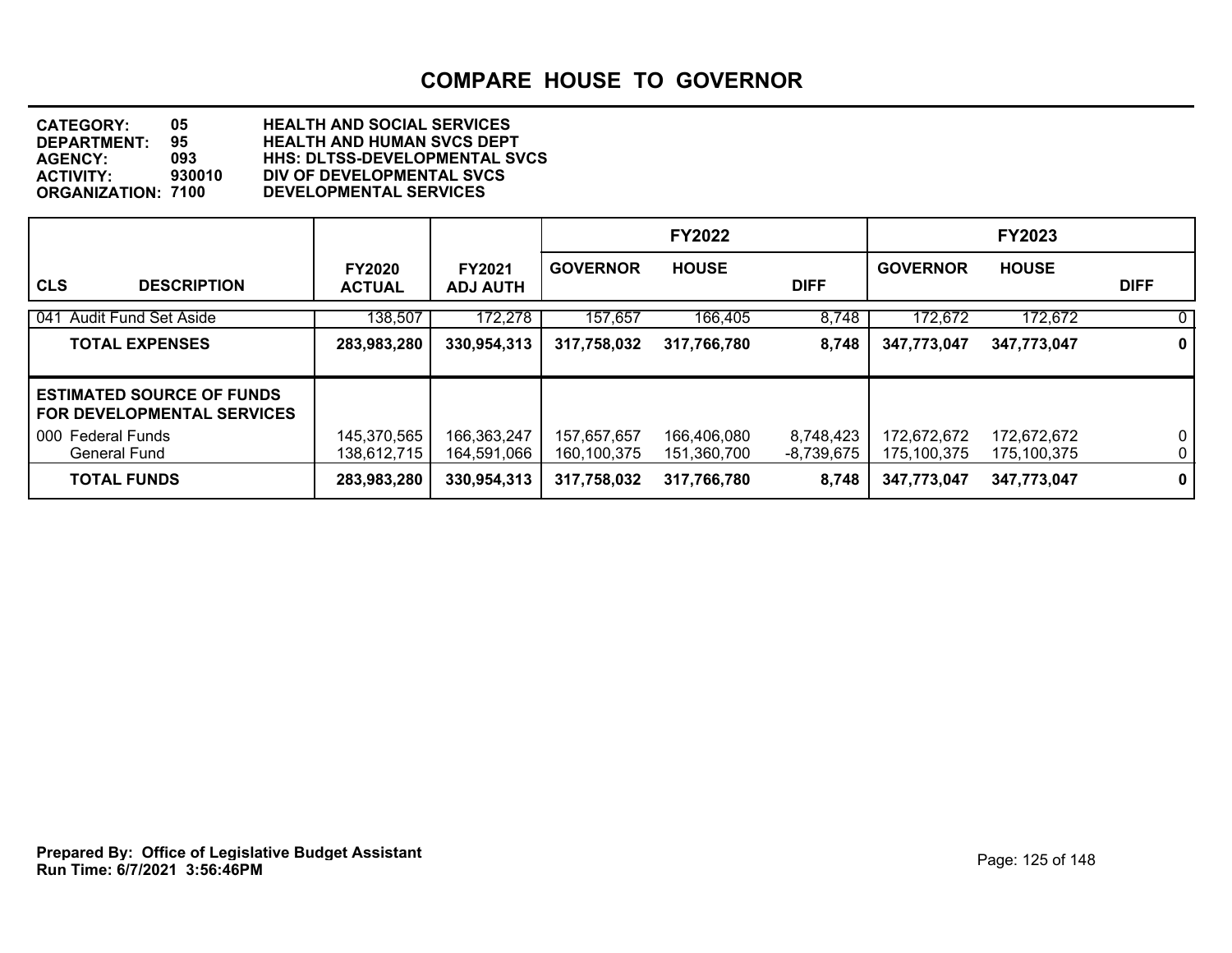# COMPARE HOUSE TO GOVERNOR

**CATEGORY:** 05 HEALTH AND SOCIAL SERVICES
**DEPARTMENT:** 95 HEALTH AND HUMAN SVCS DEPT
**AGENCY:** 093 HHS: DLTSS-DEVELOPMENTAL SVCS
**ACTIVITY:** 930010 DIV OF DEVELOPMENTAL SVCS
**ORGANIZATION:** 7100 DEVELOPMENTAL SERVICES

| | | | FY2022 | | | FY2023 | | |
|---|---|---|---|---|---|---|---|---|
| **CLS DESCRIPTION** | **FY2020 ACTUAL** | **FY2021 ADJ AUTH** | **GOVERNOR** | **HOUSE** | **DIFF** | **GOVERNOR** | **HOUSE** | **DIFF** |
| 041 Audit Fund Set Aside | 138,507 | 172,278 | 157,657 | 166,405 | 8,748 | 172,672 | 172,672 | 0 |
| **TOTAL EXPENSES** | **283,983,280** | **330,954,313** | **317,758,032** | **317,766,780** | **8,748** | **347,773,047** | **347,773,047** | **0** |
| **ESTIMATED SOURCE OF FUNDS FOR DEVELOPMENTAL SERVICES** | | | | | | | | |
| 000 Federal Funds | 145,370,565 | 166,363,247 | 157,657,657 | 166,406,080 | 8,748,423 | 172,672,672 | 172,672,672 | 0 |
| General Fund | 138,612,715 | 164,591,066 | 160,100,375 | 151,360,700 | -8,739,675 | 175,100,375 | 175,100,375 | 0 |
| **TOTAL FUNDS** | **283,983,280** | **330,954,313** | **317,758,032** | **317,766,780** | **8,748** | **347,773,047** | **347,773,047** | **0** |

**Prepared By: Office of Legislative Budget Assistant**
**Run Time: 6/7/2021 3:56:46PM**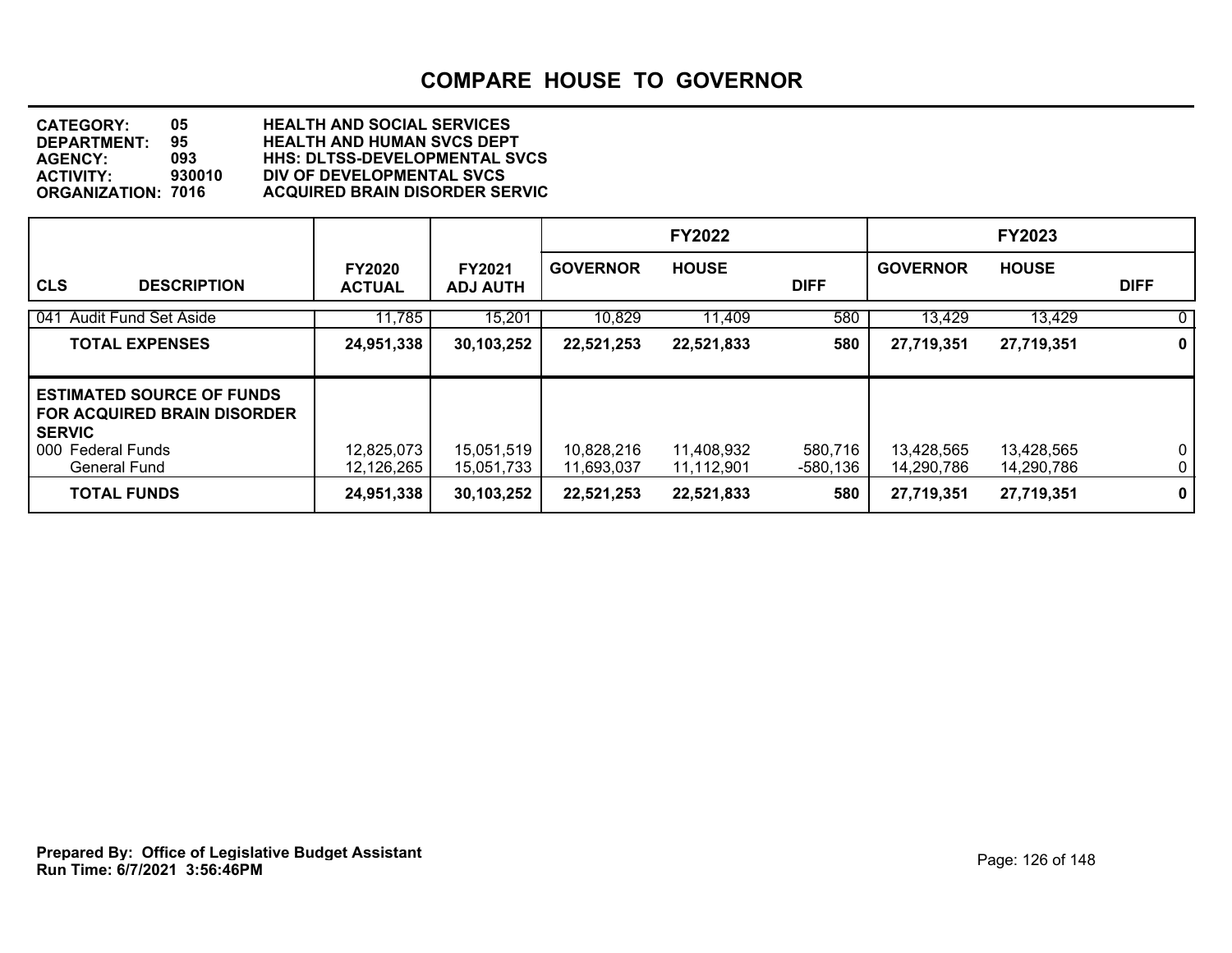# COMPARE HOUSE TO GOVERNOR

**CATEGORY:** 05 HEALTH AND SOCIAL SERVICES
**DEPARTMENT:** 95 HEALTH AND HUMAN SVCS DEPT
**AGENCY:** 093 HHS: DLTSS-DEVELOPMENTAL SVCS
**ACTIVITY:** 930010 DIV OF DEVELOPMENTAL SVCS
**ORGANIZATION:** 7016 ACQUIRED BRAIN DISORDER SERVIC

| CLS DESCRIPTION | FY2020 ACTUAL | FY2021 ADJ AUTH | FY2022 GOVERNOR | FY2022 HOUSE | FY2022 DIFF | FY2023 GOVERNOR | FY2023 HOUSE | FY2023 DIFF |
|---|---|---|---|---|---|---|---|---|
| 041 Audit Fund Set Aside | 11,785 | 15,201 | 10,829 | 11,409 | 580 | 13,429 | 13,429 | 0 |
| **TOTAL EXPENSES** | **24,951,338** | **30,103,252** | **22,521,253** | **22,521,833** | **580** | **27,719,351** | **27,719,351** | **0** |
| **ESTIMATED SOURCE OF FUNDS FOR ACQUIRED BRAIN DISORDER SERVIC** | | | | | | | | |
| 000 Federal Funds | 12,825,073 | 15,051,519 | 10,828,216 | 11,408,932 | 580,716 | 13,428,565 | 13,428,565 | 0 |
| General Fund | 12,126,265 | 15,051,733 | 11,693,037 | 11,112,901 | -580,136 | 14,290,786 | 14,290,786 | 0 |
| **TOTAL FUNDS** | **24,951,338** | **30,103,252** | **22,521,253** | **22,521,833** | **580** | **27,719,351** | **27,719,351** | **0** |

**Prepared By: Office of Legislative Budget Assistant**
**Run Time: 6/7/2021 3:56:46PM**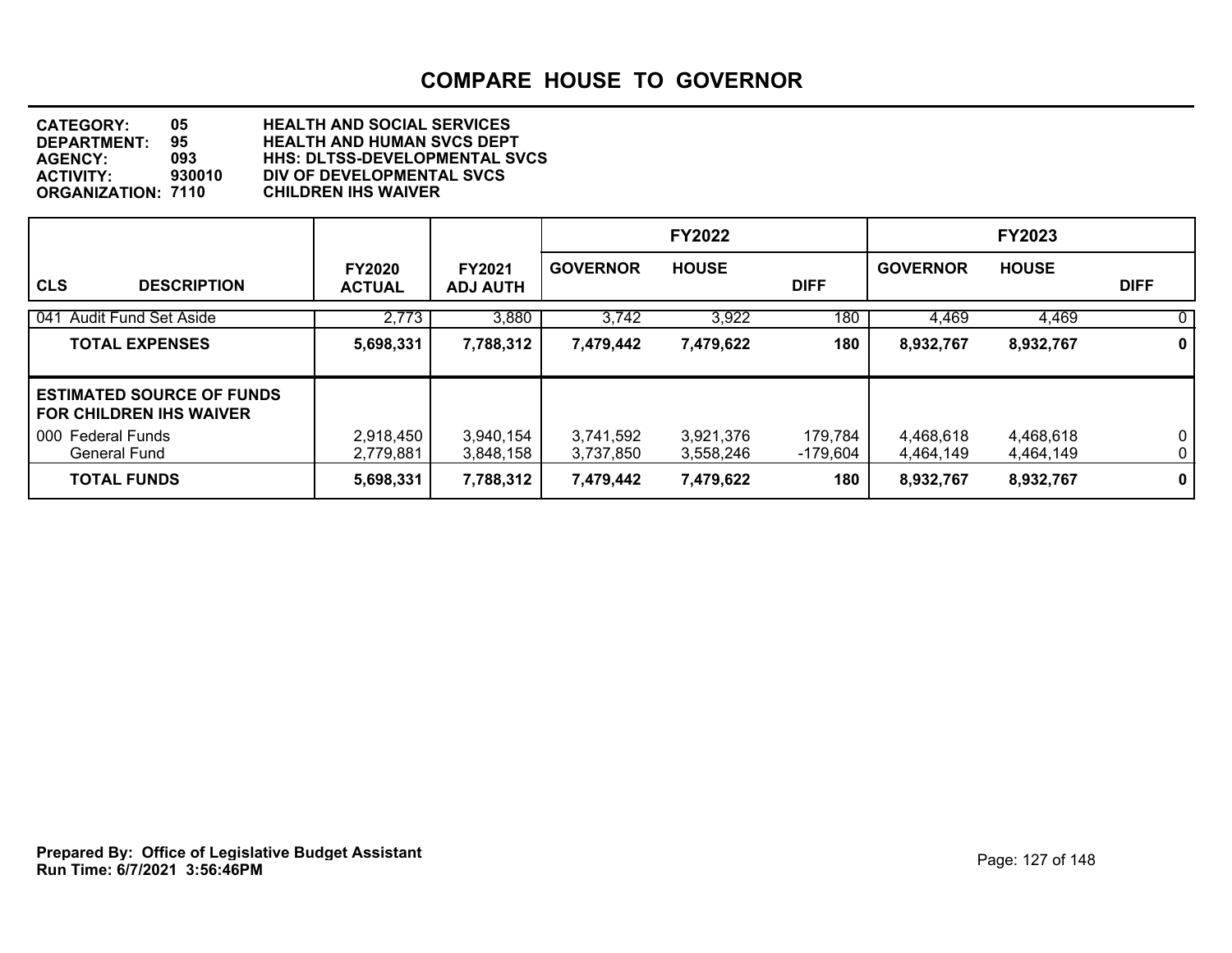# COMPARE HOUSE TO GOVERNOR

**CATEGORY:** 05 HEALTH AND SOCIAL SERVICES
**DEPARTMENT:** 95 HEALTH AND HUMAN SVCS DEPT
**AGENCY:** 093 HHS: DLTSS-DEVELOPMENTAL SVCS
**ACTIVITY:** 930010 DIV OF DEVELOPMENTAL SVCS
**ORGANIZATION:** 7110 CHILDREN IHS WAIVER

| CLS DESCRIPTION | FY2020 ACTUAL | FY2021 ADJ AUTH | FY2022 GOVERNOR | FY2022 HOUSE | FY2022 DIFF | FY2023 GOVERNOR | FY2023 HOUSE | FY2023 DIFF |
|---|---|---|---|---|---|---|---|---|
| 041 Audit Fund Set Aside | 2,773 | 3,880 | 3,742 | 3,922 | 180 | 4,469 | 4,469 | 0 |
| **TOTAL EXPENSES** | **5,698,331** | **7,788,312** | **7,479,442** | **7,479,622** | **180** | **8,932,767** | **8,932,767** | **0** |
| **ESTIMATED SOURCE OF FUNDS FOR CHILDREN IHS WAIVER** | | | | | | | | |
| 000 Federal Funds | 2,918,450 | 3,940,154 | 3,741,592 | 3,921,376 | 179,784 | 4,468,618 | 4,468,618 | 0 |
| General Fund | 2,779,881 | 3,848,158 | 3,737,850 | 3,558,246 | -179,604 | 4,464,149 | 4,464,149 | 0 |
| **TOTAL FUNDS** | **5,698,331** | **7,788,312** | **7,479,442** | **7,479,622** | **180** | **8,932,767** | **8,932,767** | **0** |

**Prepared By: Office of Legislative Budget Assistant**
**Run Time: 6/7/2021 3:56:46PM**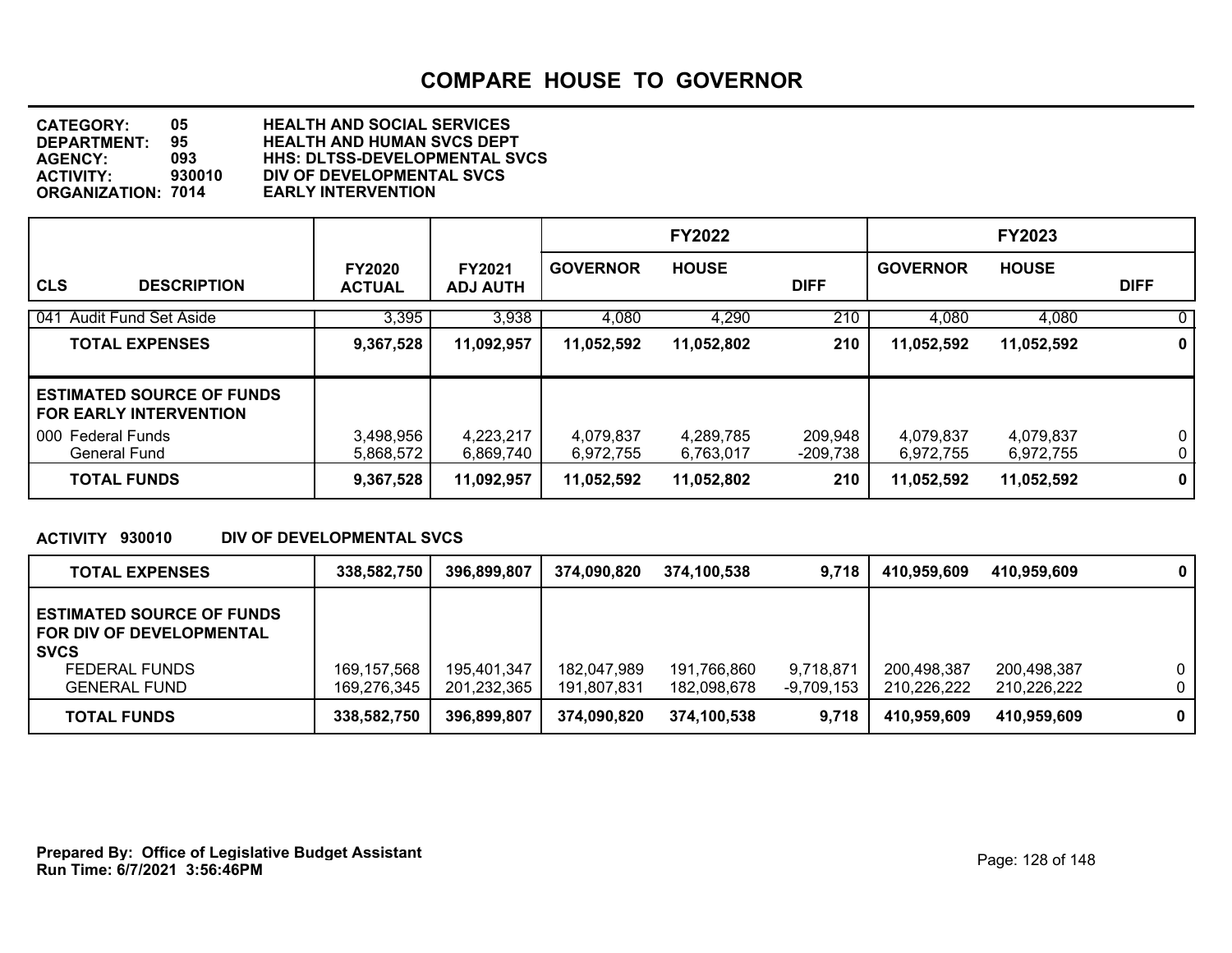# COMPARE HOUSE TO GOVERNOR

**CATEGORY:** 05 HEALTH AND SOCIAL SERVICES
**DEPARTMENT:** 95 HEALTH AND HUMAN SVCS DEPT
**AGENCY:** 093 HHS: DLTSS-DEVELOPMENTAL SVCS
**ACTIVITY:** 930010 DIV OF DEVELOPMENTAL SVCS
**ORGANIZATION:** 7014 EARLY INTERVENTION

| CLS DESCRIPTION | FY2020 ACTUAL | FY2021 ADJ AUTH | FY2022 GOVERNOR | FY2022 HOUSE | FY2022 DIFF | FY2023 GOVERNOR | FY2023 HOUSE | FY2023 DIFF |
|---|---|---|---|---|---|---|---|---|
| 041 Audit Fund Set Aside | 3,395 | 3,938 | 4,080 | 4,290 | 210 | 4,080 | 4,080 | 0 |
| **TOTAL EXPENSES** | **9,367,528** | **11,092,957** | **11,052,592** | **11,052,802** | **210** | **11,052,592** | **11,052,592** | **0** |
| **ESTIMATED SOURCE OF FUNDS FOR EARLY INTERVENTION** | | | | | | | | |
| 000 Federal Funds | 3,498,956 | 4,223,217 | 4,079,837 | 4,289,785 | 209,948 | 4,079,837 | 4,079,837 | 0 |
| General Fund | 5,868,572 | 6,869,740 | 6,972,755 | 6,763,017 | -209,738 | 6,972,755 | 6,972,755 | 0 |
| **TOTAL FUNDS** | **9,367,528** | **11,092,957** | **11,052,592** | **11,052,802** | **210** | **11,052,592** | **11,052,592** | **0** |

**ACTIVITY 930010 DIV OF DEVELOPMENTAL SVCS**

| | FY2020 ACTUAL | FY2021 ADJ AUTH | FY2022 GOVERNOR | FY2022 HOUSE | FY2022 DIFF | FY2023 GOVERNOR | FY2023 HOUSE | FY2023 DIFF |
|---|---|---|---|---|---|---|---|---|
| **TOTAL EXPENSES** | **338,582,750** | **396,899,807** | **374,090,820** | **374,100,538** | **9,718** | **410,959,609** | **410,959,609** | **0** |
| **ESTIMATED SOURCE OF FUNDS FOR DIV OF DEVELOPMENTAL SVCS** | | | | | | | | |
| FEDERAL FUNDS | 169,157,568 | 195,401,347 | 182,047,989 | 191,766,860 | 9,718,871 | 200,498,387 | 200,498,387 | 0 |
| GENERAL FUND | 169,276,345 | 201,232,365 | 191,807,831 | 182,098,678 | -9,709,153 | 210,226,222 | 210,226,222 | 0 |
| **TOTAL FUNDS** | **338,582,750** | **396,899,807** | **374,090,820** | **374,100,538** | **9,718** | **410,959,609** | **410,959,609** | **0** |

**Prepared By: Office of Legislative Budget Assistant**
**Run Time: 6/7/2021 3:56:46PM**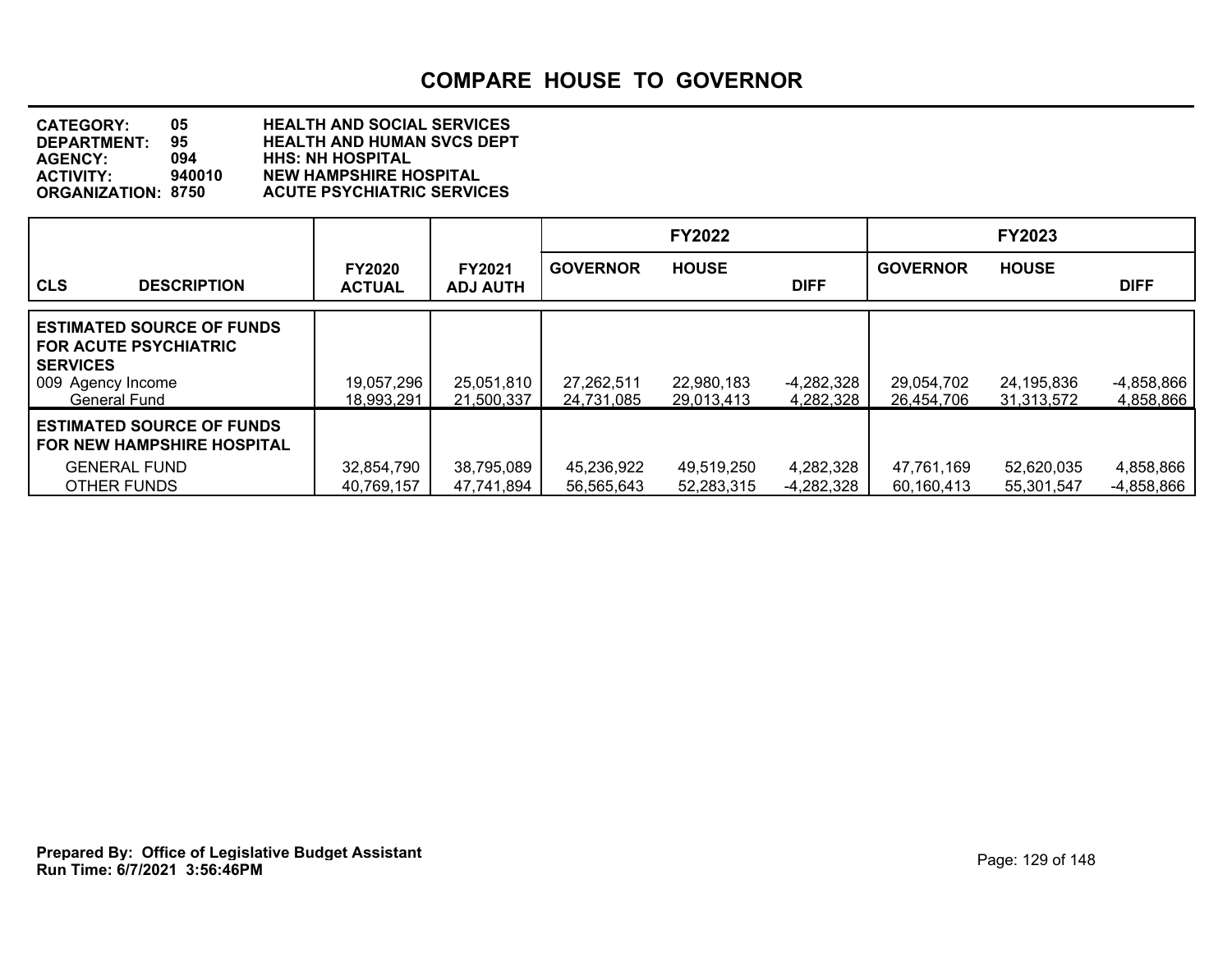## COMPARE HOUSE TO GOVERNOR

**CATEGORY:** 05 **HEALTH AND SOCIAL SERVICES**
**DEPARTMENT:** 95 **HEALTH AND HUMAN SVCS DEPT**
**AGENCY:** 094 **HHS: NH HOSPITAL**
**ACTIVITY:** 940010 **NEW HAMPSHIRE HOSPITAL**
**ORGANIZATION:** 8750 **ACUTE PSYCHIATRIC SERVICES**

| CLS DESCRIPTION | FY2020 ACTUAL | FY2021 ADJ AUTH | FY2022 GOVERNOR | FY2022 HOUSE | FY2022 DIFF | FY2023 GOVERNOR | FY2023 HOUSE | FY2023 DIFF |
|---|---|---|---|---|---|---|---|---|
| **ESTIMATED SOURCE OF FUNDS FOR ACUTE PSYCHIATRIC SERVICES** | | | | | | | | |
| 009 Agency Income | 19,057,296 | 25,051,810 | 27,262,511 | 22,980,183 | -4,282,328 | 29,054,702 | 24,195,836 | -4,858,866 |
| General Fund | 18,993,291 | 21,500,337 | 24,731,085 | 29,013,413 | 4,282,328 | 26,454,706 | 31,313,572 | 4,858,866 |
| **ESTIMATED SOURCE OF FUNDS FOR NEW HAMPSHIRE HOSPITAL** | | | | | | | | |
| GENERAL FUND | 32,854,790 | 38,795,089 | 45,236,922 | 49,519,250 | 4,282,328 | 47,761,169 | 52,620,035 | 4,858,866 |
| OTHER FUNDS | 40,769,157 | 47,741,894 | 56,565,643 | 52,283,315 | -4,282,328 | 60,160,413 | 55,301,547 | -4,858,866 |

**Prepared By: Office of Legislative Budget Assistant**
**Run Time: 6/7/2021 3:56:46PM**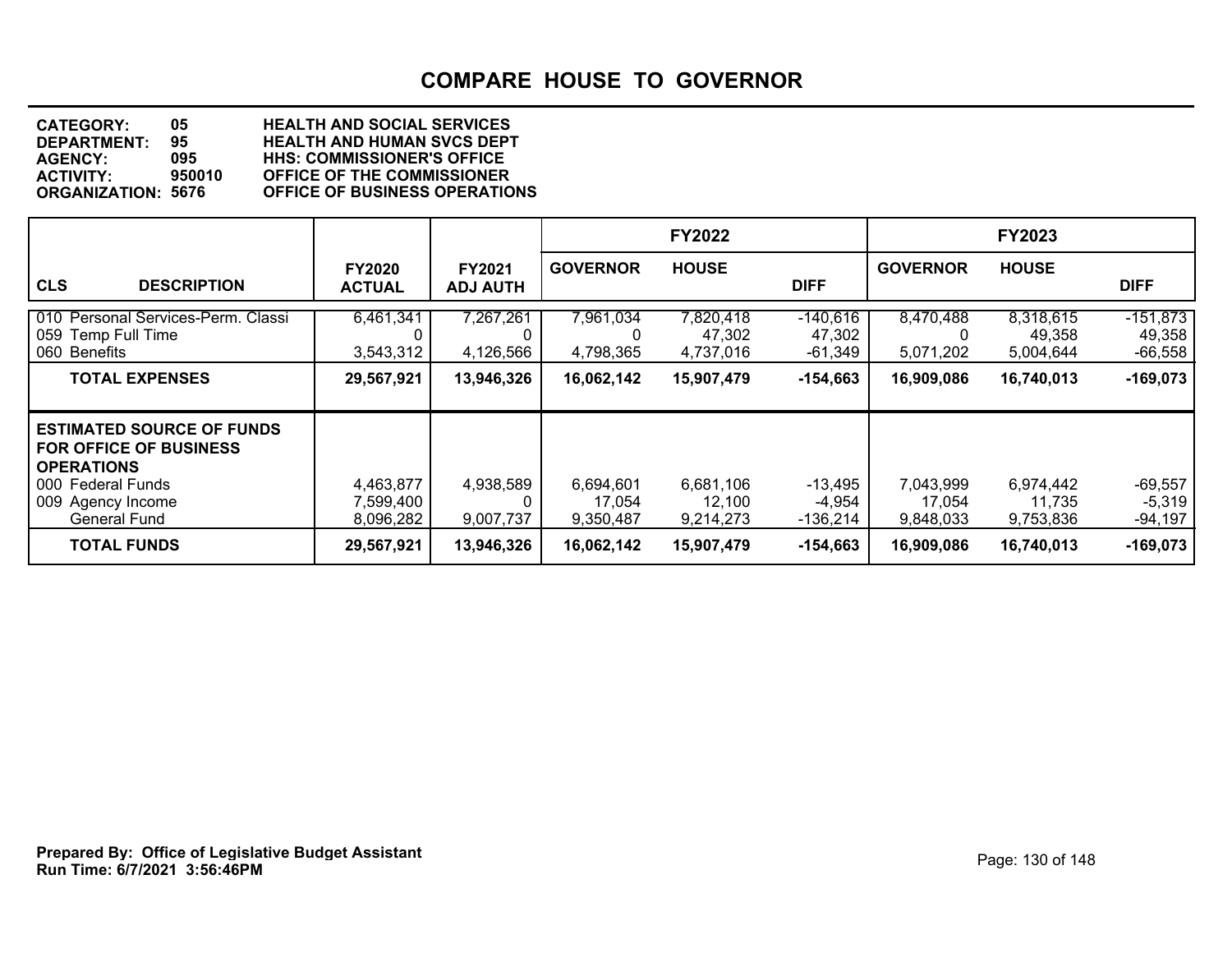# COMPARE HOUSE TO GOVERNOR

**CATEGORY:** 05 HEALTH AND SOCIAL SERVICES
**DEPARTMENT:** 95 HEALTH AND HUMAN SVCS DEPT
**AGENCY:** 095 HHS: COMMISSIONER'S OFFICE
**ACTIVITY:** 950010 OFFICE OF THE COMMISSIONER
**ORGANIZATION:** 5676 OFFICE OF BUSINESS OPERATIONS

| | | | FY2022 | | | FY2023 | | |
|---|---|---|---|---|---|---|---|---|
| **CLS DESCRIPTION** | **FY2020 ACTUAL** | **FY2021 ADJ AUTH** | **GOVERNOR** | **HOUSE** | **DIFF** | **GOVERNOR** | **HOUSE** | **DIFF** |
| 010 Personal Services-Perm. Classi | 6,461,341 | 7,267,261 | 7,961,034 | 7,820,418 | -140,616 | 8,470,488 | 8,318,615 | -151,873 |
| 059 Temp Full Time | 0 | 0 | 0 | 47,302 | 47,302 | 0 | 49,358 | 49,358 |
| 060 Benefits | 3,543,312 | 4,126,566 | 4,798,365 | 4,737,016 | -61,349 | 5,071,202 | 5,004,644 | -66,558 |
| **TOTAL EXPENSES** | **29,567,921** | **13,946,326** | **16,062,142** | **15,907,479** | **-154,663** | **16,909,086** | **16,740,013** | **-169,073** |
| **ESTIMATED SOURCE OF FUNDS FOR OFFICE OF BUSINESS OPERATIONS** | | | | | | | | |
| 000 Federal Funds | 4,463,877 | 4,938,589 | 6,694,601 | 6,681,106 | -13,495 | 7,043,999 | 6,974,442 | -69,557 |
| 009 Agency Income | 7,599,400 | 0 | 17,054 | 12,100 | -4,954 | 17,054 | 11,735 | -5,319 |
| General Fund | 8,096,282 | 9,007,737 | 9,350,487 | 9,214,273 | -136,214 | 9,848,033 | 9,753,836 | -94,197 |
| **TOTAL FUNDS** | **29,567,921** | **13,946,326** | **16,062,142** | **15,907,479** | **-154,663** | **16,909,086** | **16,740,013** | **-169,073** |

**Prepared By: Office of Legislative Budget Assistant**
**Run Time: 6/7/2021 3:56:46PM**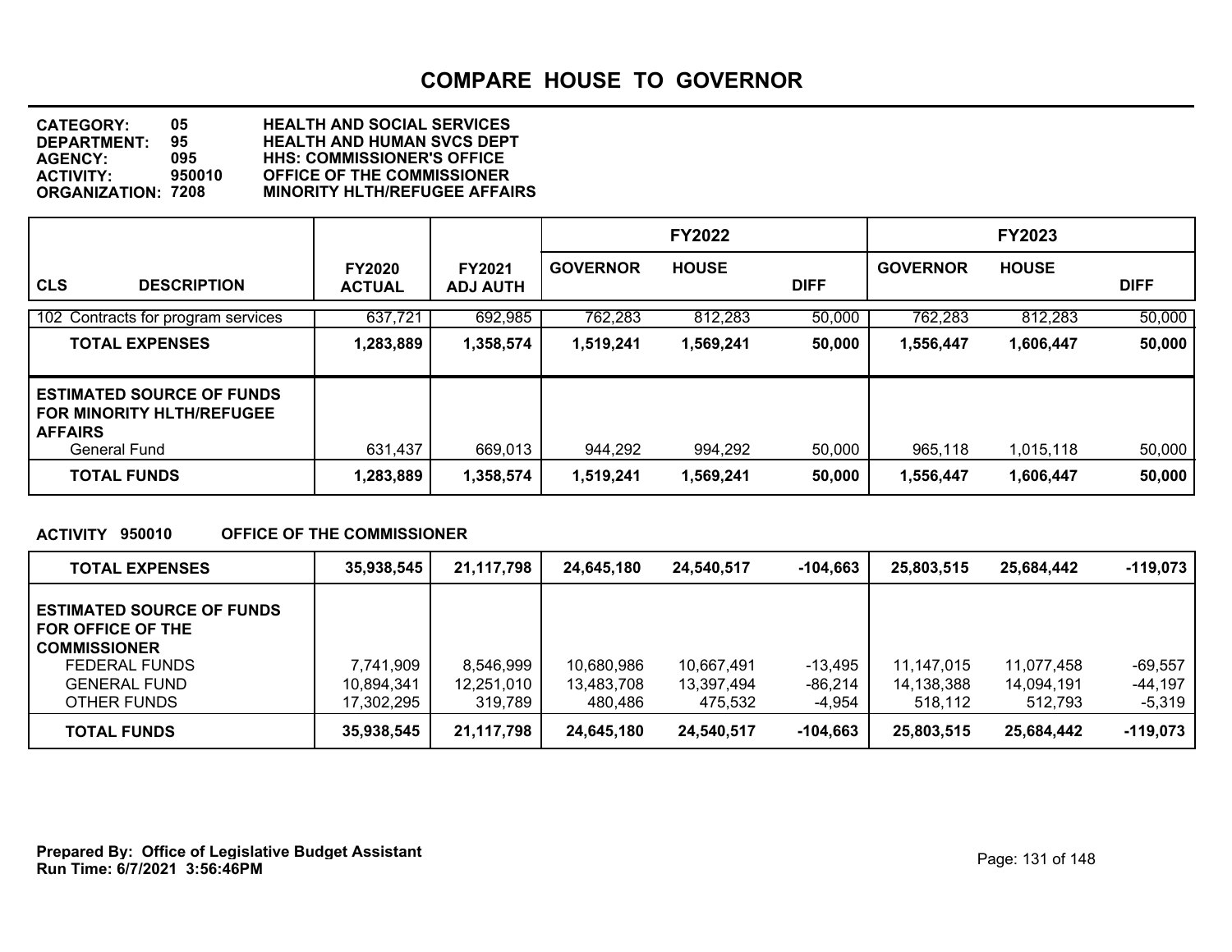# COMPARE HOUSE TO GOVERNOR

**CATEGORY: 05 HEALTH AND SOCIAL SERVICES**
**DEPARTMENT: 95 HEALTH AND HUMAN SVCS DEPT**
**AGENCY: 095 HHS: COMMISSIONER'S OFFICE**
**ACTIVITY: 950010 OFFICE OF THE COMMISSIONER**
**ORGANIZATION: 7208 MINORITY HLTH/REFUGEE AFFAIRS**

| CLS DESCRIPTION | FY2020 ACTUAL | FY2021 ADJ AUTH | FY2022 GOVERNOR | FY2022 HOUSE | FY2022 DIFF | FY2023 GOVERNOR | FY2023 HOUSE | FY2023 DIFF |
|---|---|---|---|---|---|---|---|---|
| 102 Contracts for program services | 637,721 | 692,985 | 762,283 | 812,283 | 50,000 | 762,283 | 812,283 | 50,000 |
| **TOTAL EXPENSES** | **1,283,889** | **1,358,574** | **1,519,241** | **1,569,241** | **50,000** | **1,556,447** | **1,606,447** | **50,000** |
| **ESTIMATED SOURCE OF FUNDS FOR MINORITY HLTH/REFUGEE AFFAIRS** | | | | | | | | |
| General Fund | 631,437 | 669,013 | 944,292 | 994,292 | 50,000 | 965,118 | 1,015,118 | 50,000 |
| **TOTAL FUNDS** | **1,283,889** | **1,358,574** | **1,519,241** | **1,569,241** | **50,000** | **1,556,447** | **1,606,447** | **50,000** |

**ACTIVITY 950010 OFFICE OF THE COMMISSIONER**

| | FY2020 ACTUAL | FY2021 ADJ AUTH | FY2022 GOVERNOR | FY2022 HOUSE | FY2022 DIFF | FY2023 GOVERNOR | FY2023 HOUSE | FY2023 DIFF |
|---|---|---|---|---|---|---|---|---|
| **TOTAL EXPENSES** | **35,938,545** | **21,117,798** | **24,645,180** | **24,540,517** | **-104,663** | **25,803,515** | **25,684,442** | **-119,073** |
| **ESTIMATED SOURCE OF FUNDS FOR OFFICE OF THE COMMISSIONER** | | | | | | | | |
| FEDERAL FUNDS | 7,741,909 | 8,546,999 | 10,680,986 | 10,667,491 | -13,495 | 11,147,015 | 11,077,458 | -69,557 |
| GENERAL FUND | 10,894,341 | 12,251,010 | 13,483,708 | 13,397,494 | -86,214 | 14,138,388 | 14,094,191 | -44,197 |
| OTHER FUNDS | 17,302,295 | 319,789 | 480,486 | 475,532 | -4,954 | 518,112 | 512,793 | -5,319 |
| **TOTAL FUNDS** | **35,938,545** | **21,117,798** | **24,645,180** | **24,540,517** | **-104,663** | **25,803,515** | **25,684,442** | **-119,073** |

**Prepared By: Office of Legislative Budget Assistant**
**Run Time: 6/7/2021 3:56:46PM**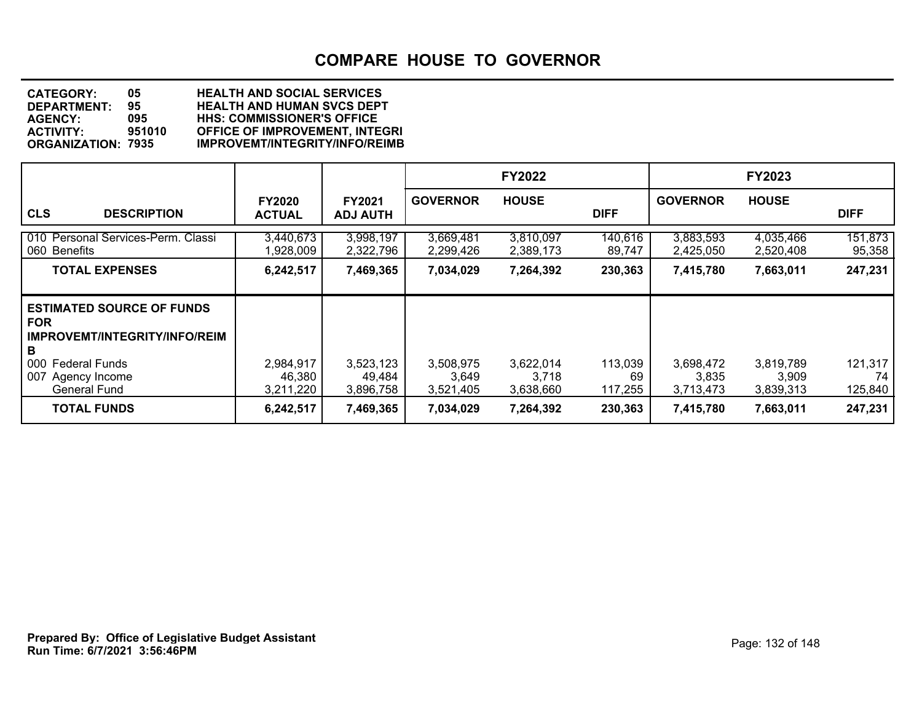# COMPARE HOUSE TO GOVERNOR

**CATEGORY:** 05 HEALTH AND SOCIAL SERVICES
**DEPARTMENT:** 95 HEALTH AND HUMAN SVCS DEPT
**AGENCY:** 095 HHS: COMMISSIONER'S OFFICE
**ACTIVITY:** 951010 OFFICE OF IMPROVEMENT, INTEGRI
**ORGANIZATION:** 7935 IMPROVEMT/INTEGRITY/INFO/REIMB

| CLS DESCRIPTION | FY2020 ACTUAL | FY2021 ADJ AUTH | FY2022 GOVERNOR | FY2022 HOUSE | FY2022 DIFF | FY2023 GOVERNOR | FY2023 HOUSE | FY2023 DIFF |
|---|---|---|---|---|---|---|---|---|
| 010 Personal Services-Perm. Classi | 3,440,673 | 3,998,197 | 3,669,481 | 3,810,097 | 140,616 | 3,883,593 | 4,035,466 | 151,873 |
| 060 Benefits | 1,928,009 | 2,322,796 | 2,299,426 | 2,389,173 | 89,747 | 2,425,050 | 2,520,408 | 95,358 |
| **TOTAL EXPENSES** | **6,242,517** | **7,469,365** | **7,034,029** | **7,264,392** | **230,363** | **7,415,780** | **7,663,011** | **247,231** |
| **ESTIMATED SOURCE OF FUNDS FOR IMPROVEMT/INTEGRITY/INFO/REIMB** | | | | | | | | |
| 000 Federal Funds | 2,984,917 | 3,523,123 | 3,508,975 | 3,622,014 | 113,039 | 3,698,472 | 3,819,789 | 121,317 |
| 007 Agency Income | 46,380 | 49,484 | 3,649 | 3,718 | 69 | 3,835 | 3,909 | 74 |
| General Fund | 3,211,220 | 3,896,758 | 3,521,405 | 3,638,660 | 117,255 | 3,713,473 | 3,839,313 | 125,840 |
| **TOTAL FUNDS** | **6,242,517** | **7,469,365** | **7,034,029** | **7,264,392** | **230,363** | **7,415,780** | **7,663,011** | **247,231** |

**Prepared By: Office of Legislative Budget Assistant**
**Run Time: 6/7/2021 3:56:46PM**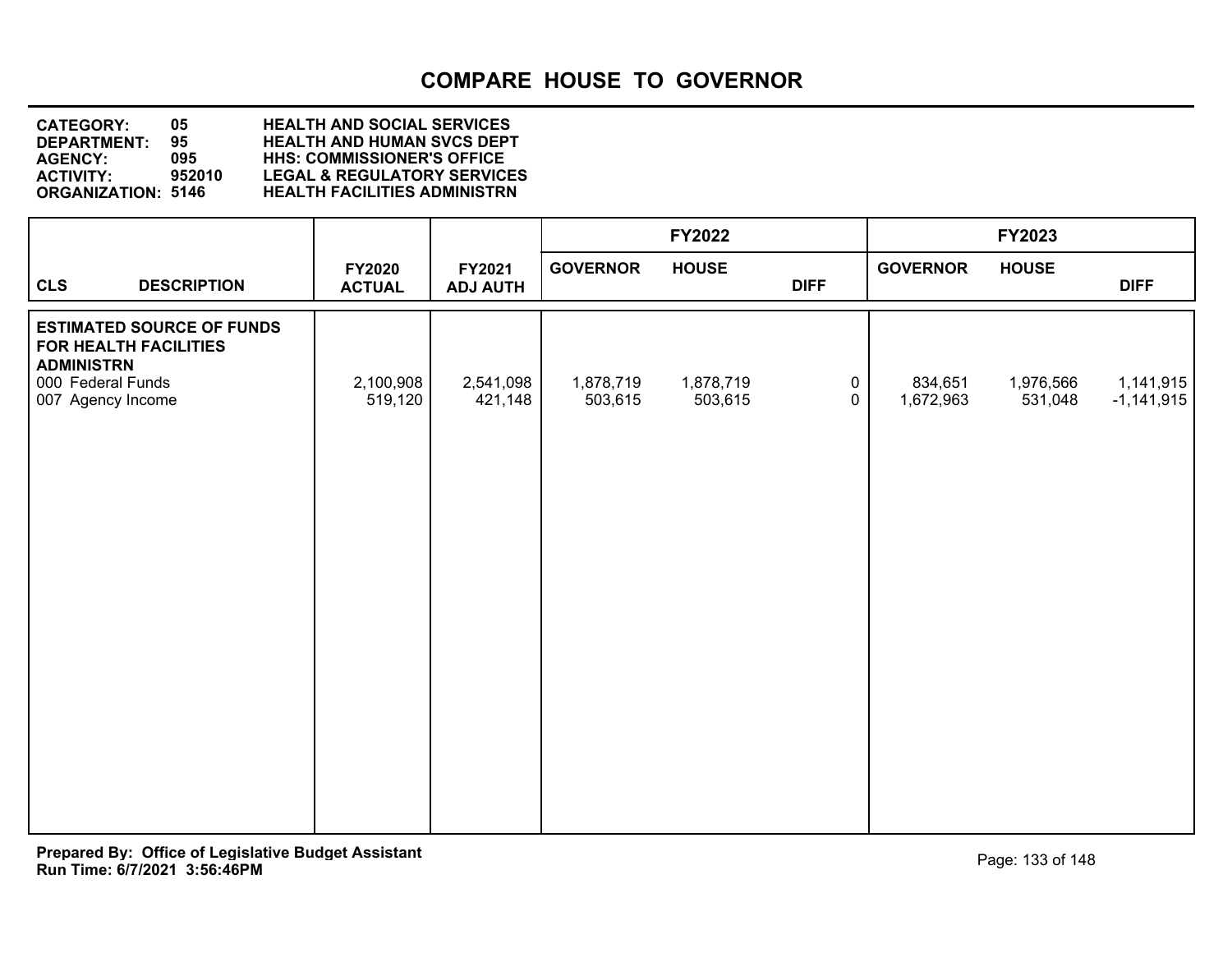# COMPARE HOUSE TO GOVERNOR

**CATEGORY:** 05 HEALTH AND SOCIAL SERVICES
**DEPARTMENT:** 95 HEALTH AND HUMAN SVCS DEPT
**AGENCY:** 095 HHS: COMMISSIONER'S OFFICE
**ACTIVITY:** 952010 LEGAL & REGULATORY SERVICES
**ORGANIZATION:** 5146 HEALTH FACILITIES ADMINISTRN

| | | | FY2022 | | | FY2023 | | |
|---|---|---|---|---|---|---|---|---|
| CLS DESCRIPTION | FY2020 ACTUAL | FY2021 ADJ AUTH | GOVERNOR | HOUSE | DIFF | GOVERNOR | HOUSE | DIFF |
| **ESTIMATED SOURCE OF FUNDS FOR HEALTH FACILITIES ADMINISTRN** | | | | | | | | |
| 000 Federal Funds | 2,100,908 | 2,541,098 | 1,878,719 | 1,878,719 | 0 | 834,651 | 1,976,566 | 1,141,915 |
| 007 Agency Income | 519,120 | 421,148 | 503,615 | 503,615 | 0 | 1,672,963 | 531,048 | -1,141,915 |

**Prepared By: Office of Legislative Budget Assistant**
**Run Time: 6/7/2021 3:56:46PM**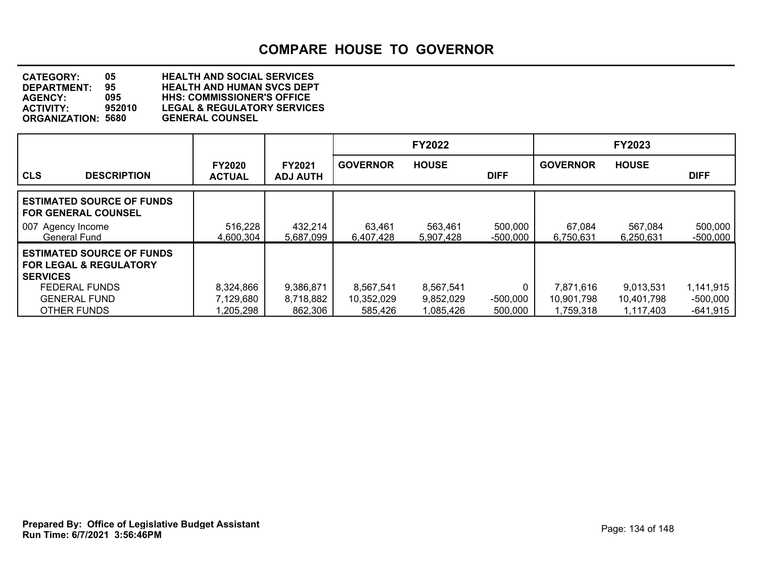# COMPARE HOUSE TO GOVERNOR

**CATEGORY:** 05 HEALTH AND SOCIAL SERVICES
**DEPARTMENT:** 95 HEALTH AND HUMAN SVCS DEPT
**AGENCY:** 095 HHS: COMMISSIONER'S OFFICE
**ACTIVITY:** 952010 LEGAL & REGULATORY SERVICES
**ORGANIZATION:** 5680 GENERAL COUNSEL

| CLS | DESCRIPTION | FY2020 ACTUAL | FY2021 ADJ AUTH | FY2022 GOVERNOR | FY2022 HOUSE | FY2022 DIFF | FY2023 GOVERNOR | FY2023 HOUSE | FY2023 DIFF |
|---|---|---|---|---|---|---|---|---|---|
| | **ESTIMATED SOURCE OF FUNDS FOR GENERAL COUNSEL** | | | | | | | | |
| 007 | Agency Income | 516,228 | 432,214 | 63,461 | 563,461 | 500,000 | 67,084 | 567,084 | 500,000 |
| | General Fund | 4,600,304 | 5,687,099 | 6,407,428 | 5,907,428 | -500,000 | 6,750,631 | 6,250,631 | -500,000 |
| | **ESTIMATED SOURCE OF FUNDS FOR LEGAL & REGULATORY SERVICES** | | | | | | | | |
| | FEDERAL FUNDS | 8,324,866 | 9,386,871 | 8,567,541 | 8,567,541 | 0 | 7,871,616 | 9,013,531 | 1,141,915 |
| | GENERAL FUND | 7,129,680 | 8,718,882 | 10,352,029 | 9,852,029 | -500,000 | 10,901,798 | 10,401,798 | -500,000 |
| | OTHER FUNDS | 1,205,298 | 862,306 | 585,426 | 1,085,426 | 500,000 | 1,759,318 | 1,117,403 | -641,915 |

**Prepared By: Office of Legislative Budget Assistant**
**Run Time: 6/7/2021 3:56:46PM**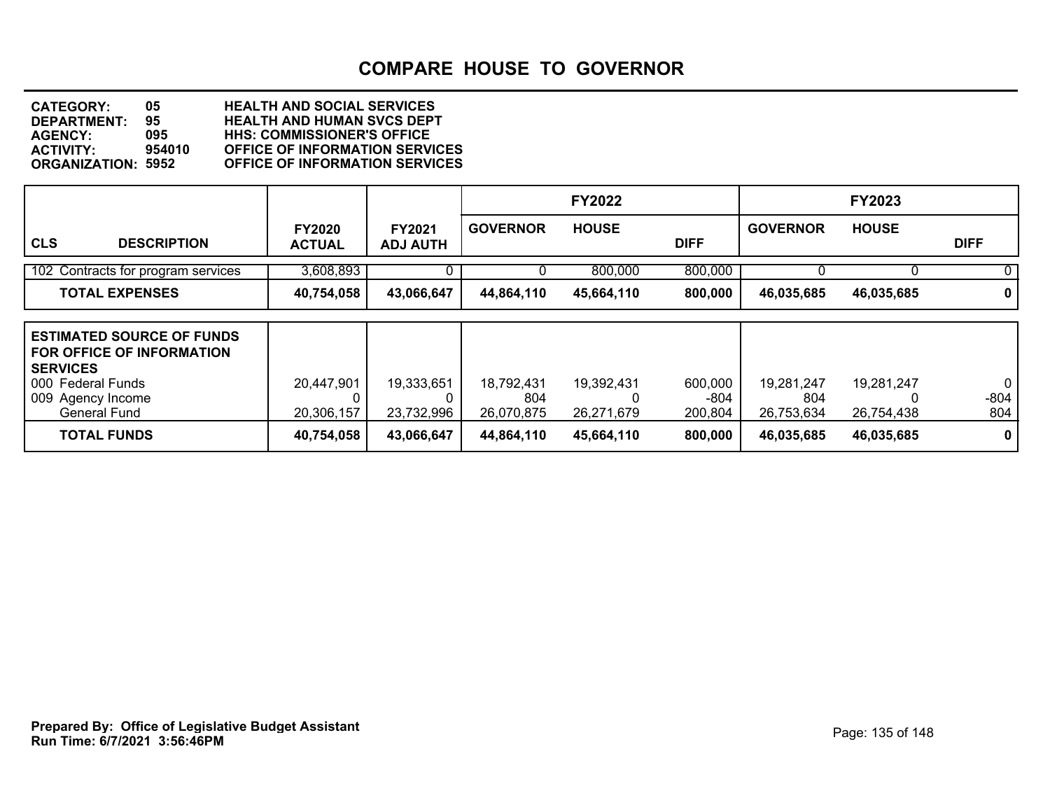# COMPARE HOUSE TO GOVERNOR

**CATEGORY:** 05 **HEALTH AND SOCIAL SERVICES**
**DEPARTMENT:** 95 **HEALTH AND HUMAN SVCS DEPT**
**AGENCY:** 095 **HHS: COMMISSIONER'S OFFICE**
**ACTIVITY:** 954010 **OFFICE OF INFORMATION SERVICES**
**ORGANIZATION:** 5952 **OFFICE OF INFORMATION SERVICES**

| CLS DESCRIPTION | FY2020 ACTUAL | FY2021 ADJ AUTH | FY2022 GOVERNOR | FY2022 HOUSE | FY2022 DIFF | FY2023 GOVERNOR | FY2023 HOUSE | FY2023 DIFF |
|---|---|---|---|---|---|---|---|---|
| 102 Contracts for program services | 3,608,893 | 0 | 0 | 800,000 | 800,000 | 0 | 0 | 0 |
| **TOTAL EXPENSES** | **40,754,058** | **43,066,647** | **44,864,110** | **45,664,110** | **800,000** | **46,035,685** | **46,035,685** | **0** |

| ESTIMATED SOURCE OF FUNDS FOR OFFICE OF INFORMATION SERVICES | FY2020 ACTUAL | FY2021 ADJ AUTH | FY2022 GOVERNOR | FY2022 HOUSE | FY2022 DIFF | FY2023 GOVERNOR | FY2023 HOUSE | FY2023 DIFF |
|---|---|---|---|---|---|---|---|---|
| 000 Federal Funds | 20,447,901 | 19,333,651 | 18,792,431 | 19,392,431 | 600,000 | 19,281,247 | 19,281,247 | 0 |
| 009 Agency Income | 0 | 0 | 804 | 0 | -804 | 804 | 0 | -804 |
| General Fund | 20,306,157 | 23,732,996 | 26,070,875 | 26,271,679 | 200,804 | 26,753,634 | 26,754,438 | 804 |
| **TOTAL FUNDS** | **40,754,058** | **43,066,647** | **44,864,110** | **45,664,110** | **800,000** | **46,035,685** | **46,035,685** | **0** |

**Prepared By: Office of Legislative Budget Assistant**
**Run Time: 6/7/2021 3:56:46PM**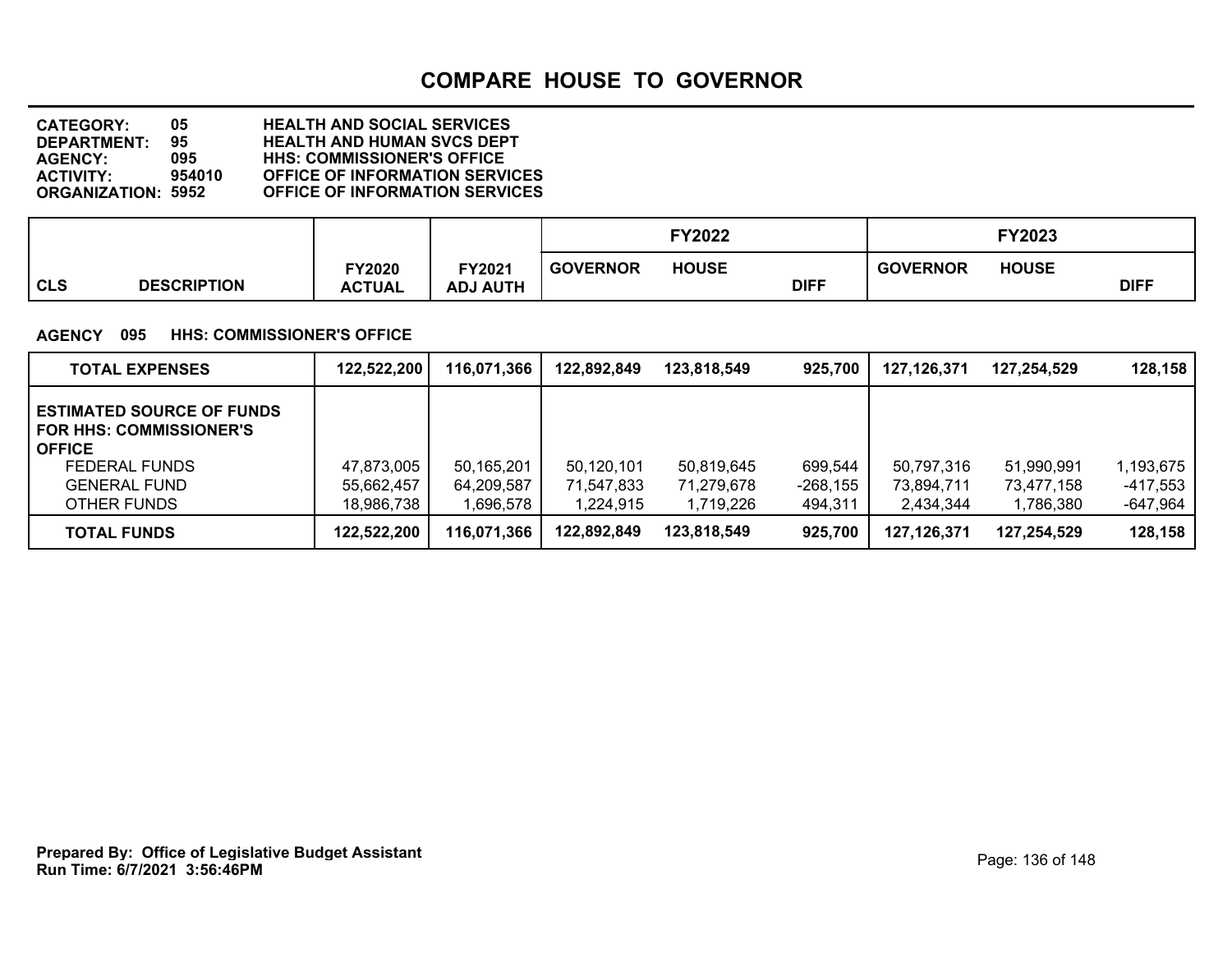# COMPARE HOUSE TO GOVERNOR

**CATEGORY:** 05 HEALTH AND SOCIAL SERVICES
**DEPARTMENT:** 95 HEALTH AND HUMAN SVCS DEPT
**AGENCY:** 095 HHS: COMMISSIONER'S OFFICE
**ACTIVITY:** 954010 OFFICE OF INFORMATION SERVICES
**ORGANIZATION:** 5952 OFFICE OF INFORMATION SERVICES

**AGENCY 095 HHS: COMMISSIONER'S OFFICE**

| CLS DESCRIPTION | FY2020 ACTUAL | FY2021 ADJ AUTH | FY2022 GOVERNOR | FY2022 HOUSE | FY2022 DIFF | FY2023 GOVERNOR | FY2023 HOUSE | FY2023 DIFF |
|---|---|---|---|---|---|---|---|---|
| **TOTAL EXPENSES** | 122,522,200 | 116,071,366 | 122,892,849 | 123,818,549 | 925,700 | 127,126,371 | 127,254,529 | 128,158 |
| **ESTIMATED SOURCE OF FUNDS FOR HHS: COMMISSIONER'S OFFICE** | | | | | | | | |
| FEDERAL FUNDS | 47,873,005 | 50,165,201 | 50,120,101 | 50,819,645 | 699,544 | 50,797,316 | 51,990,991 | 1,193,675 |
| GENERAL FUND | 55,662,457 | 64,209,587 | 71,547,833 | 71,279,678 | -268,155 | 73,894,711 | 73,477,158 | -417,553 |
| OTHER FUNDS | 18,986,738 | 1,696,578 | 1,224,915 | 1,719,226 | 494,311 | 2,434,344 | 1,786,380 | -647,964 |
| **TOTAL FUNDS** | 122,522,200 | 116,071,366 | 122,892,849 | 123,818,549 | 925,700 | 127,126,371 | 127,254,529 | 128,158 |

**Prepared By: Office of Legislative Budget Assistant**
**Run Time: 6/7/2021 3:56:46PM**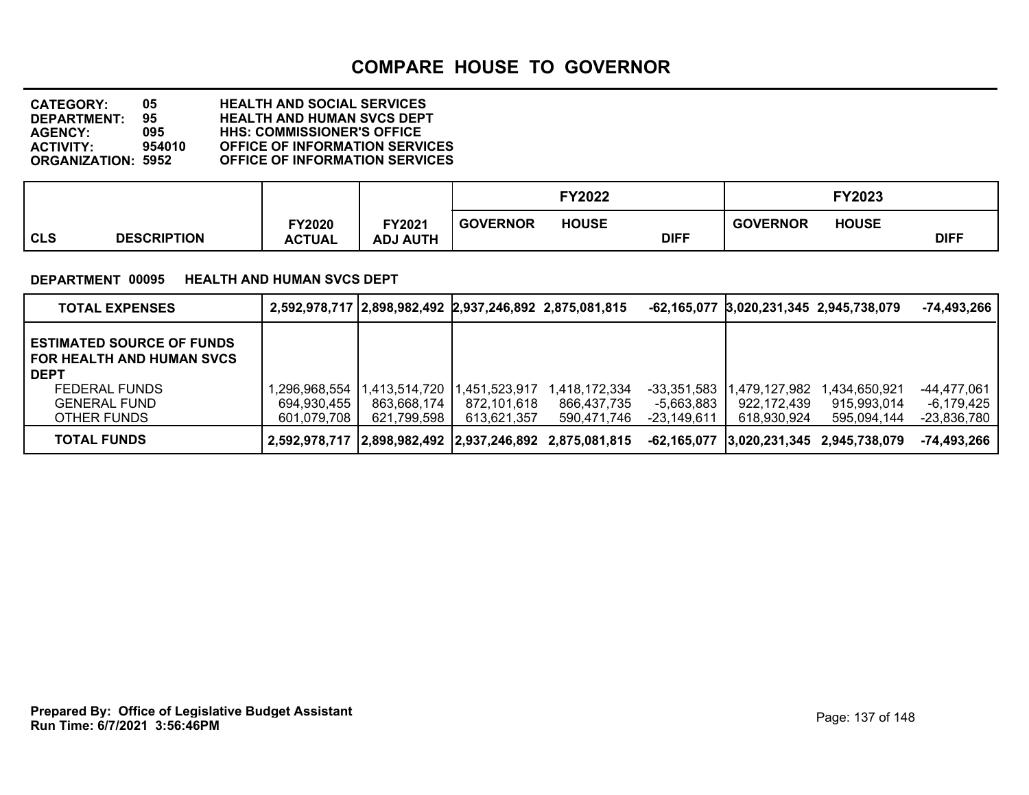# COMPARE HOUSE TO GOVERNOR

**CATEGORY:** 05 HEALTH AND SOCIAL SERVICES
**DEPARTMENT:** 95 HEALTH AND HUMAN SVCS DEPT
**AGENCY:** 095 HHS: COMMISSIONER'S OFFICE
**ACTIVITY:** 954010 OFFICE OF INFORMATION SERVICES
**ORGANIZATION:** 5952 OFFICE OF INFORMATION SERVICES

**DEPARTMENT 00095 HEALTH AND HUMAN SVCS DEPT**

| CLS DESCRIPTION | FY2020 ACTUAL | FY2021 ADJ AUTH | FY2022 GOVERNOR | FY2022 HOUSE | FY2022 DIFF | FY2023 GOVERNOR | FY2023 HOUSE | FY2023 DIFF |
|---|---|---|---|---|---|---|---|---|
| **TOTAL EXPENSES** | **2,592,978,717** | **2,898,982,492** | **2,937,246,892** | **2,875,081,815** | **-62,165,077** | **3,020,231,345** | **2,945,738,079** | **-74,493,266** |
| **ESTIMATED SOURCE OF FUNDS FOR HEALTH AND HUMAN SVCS DEPT** | | | | | | | | |
| FEDERAL FUNDS | 1,296,968,554 | 1,413,514,720 | 1,451,523,917 | 1,418,172,334 | -33,351,583 | 1,479,127,982 | 1,434,650,921 | -44,477,061 |
| GENERAL FUND | 694,930,455 | 863,668,174 | 872,101,618 | 866,437,735 | -5,663,883 | 922,172,439 | 915,993,014 | -6,179,425 |
| OTHER FUNDS | 601,079,708 | 621,799,598 | 613,621,357 | 590,471,746 | -23,149,611 | 618,930,924 | 595,094,144 | -23,836,780 |
| **TOTAL FUNDS** | **2,592,978,717** | **2,898,982,492** | **2,937,246,892** | **2,875,081,815** | **-62,165,077** | **3,020,231,345** | **2,945,738,079** | **-74,493,266** |

**Prepared By: Office of Legislative Budget Assistant**
**Run Time: 6/7/2021 3:56:46PM**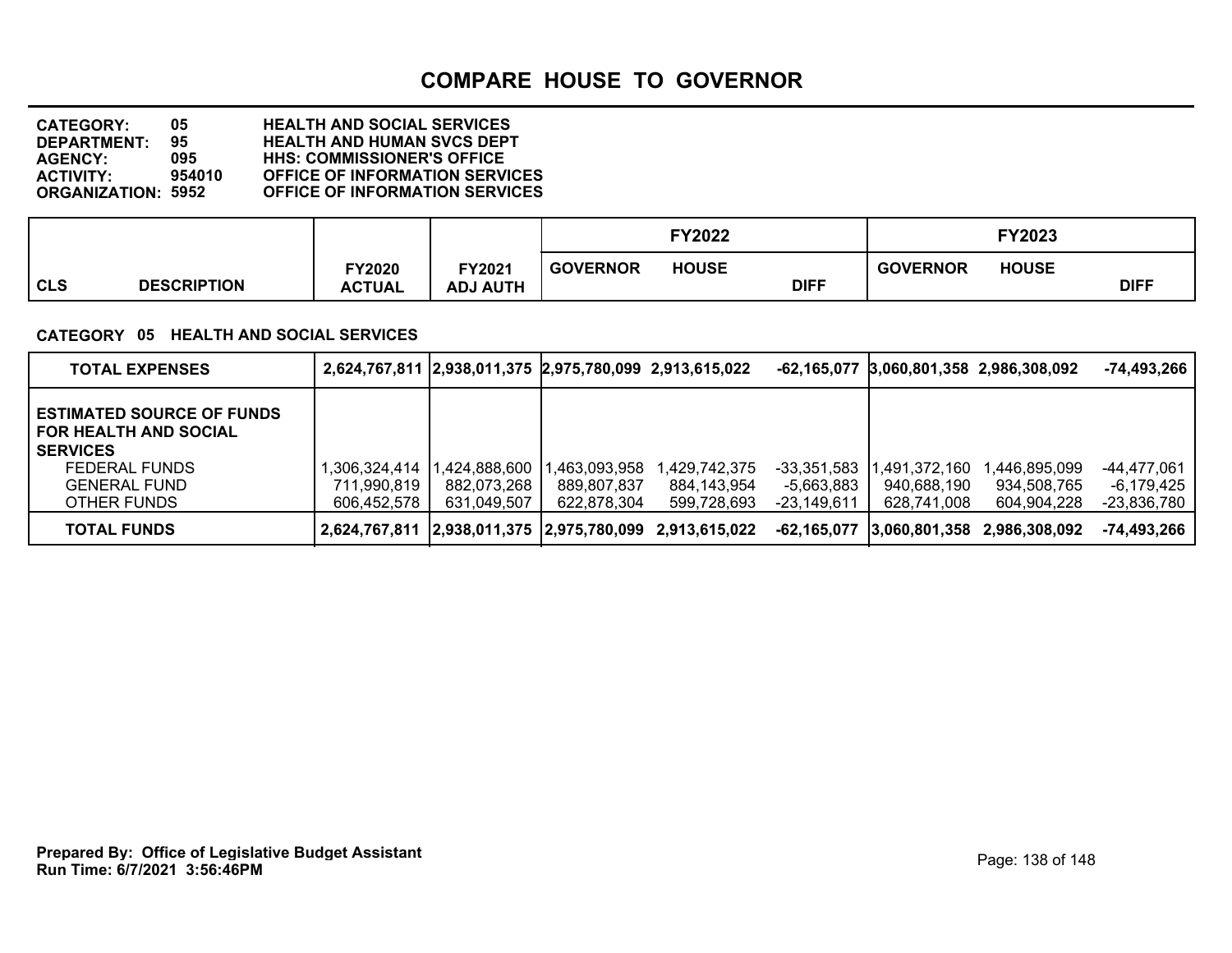# COMPARE HOUSE TO GOVERNOR

**CATEGORY:** 05 **HEALTH AND SOCIAL SERVICES**
**DEPARTMENT:** 95 **HEALTH AND HUMAN SVCS DEPT**
**AGENCY:** 095 **HHS: COMMISSIONER'S OFFICE**
**ACTIVITY:** 954010 **OFFICE OF INFORMATION SERVICES**
**ORGANIZATION:** 5952 **OFFICE OF INFORMATION SERVICES**

**CATEGORY 05 HEALTH AND SOCIAL SERVICES**

| CLS DESCRIPTION | FY2020 ACTUAL | FY2021 ADJ AUTH | FY2022 GOVERNOR | FY2022 HOUSE | FY2022 DIFF | FY2023 GOVERNOR | FY2023 HOUSE | FY2023 DIFF |
|---|---|---|---|---|---|---|---|---|
| **TOTAL EXPENSES** | **2,624,767,811** | **2,938,011,375** | **2,975,780,099** | **2,913,615,022** | **-62,165,077** | **3,060,801,358** | **2,986,308,092** | **-74,493,266** |
| **ESTIMATED SOURCE OF FUNDS FOR HEALTH AND SOCIAL SERVICES** | | | | | | | | |
| FEDERAL FUNDS | 1,306,324,414 | 1,424,888,600 | 1,463,093,958 | 1,429,742,375 | -33,351,583 | 1,491,372,160 | 1,446,895,099 | -44,477,061 |
| GENERAL FUND | 711,990,819 | 882,073,268 | 889,807,837 | 884,143,954 | -5,663,883 | 940,688,190 | 934,508,765 | -6,179,425 |
| OTHER FUNDS | 606,452,578 | 631,049,507 | 622,878,304 | 599,728,693 | -23,149,611 | 628,741,008 | 604,904,228 | -23,836,780 |
| **TOTAL FUNDS** | **2,624,767,811** | **2,938,011,375** | **2,975,780,099** | **2,913,615,022** | **-62,165,077** | **3,060,801,358** | **2,986,308,092** | **-74,493,266** |

**Prepared By: Office of Legislative Budget Assistant**
**Run Time: 6/7/2021 3:56:46PM**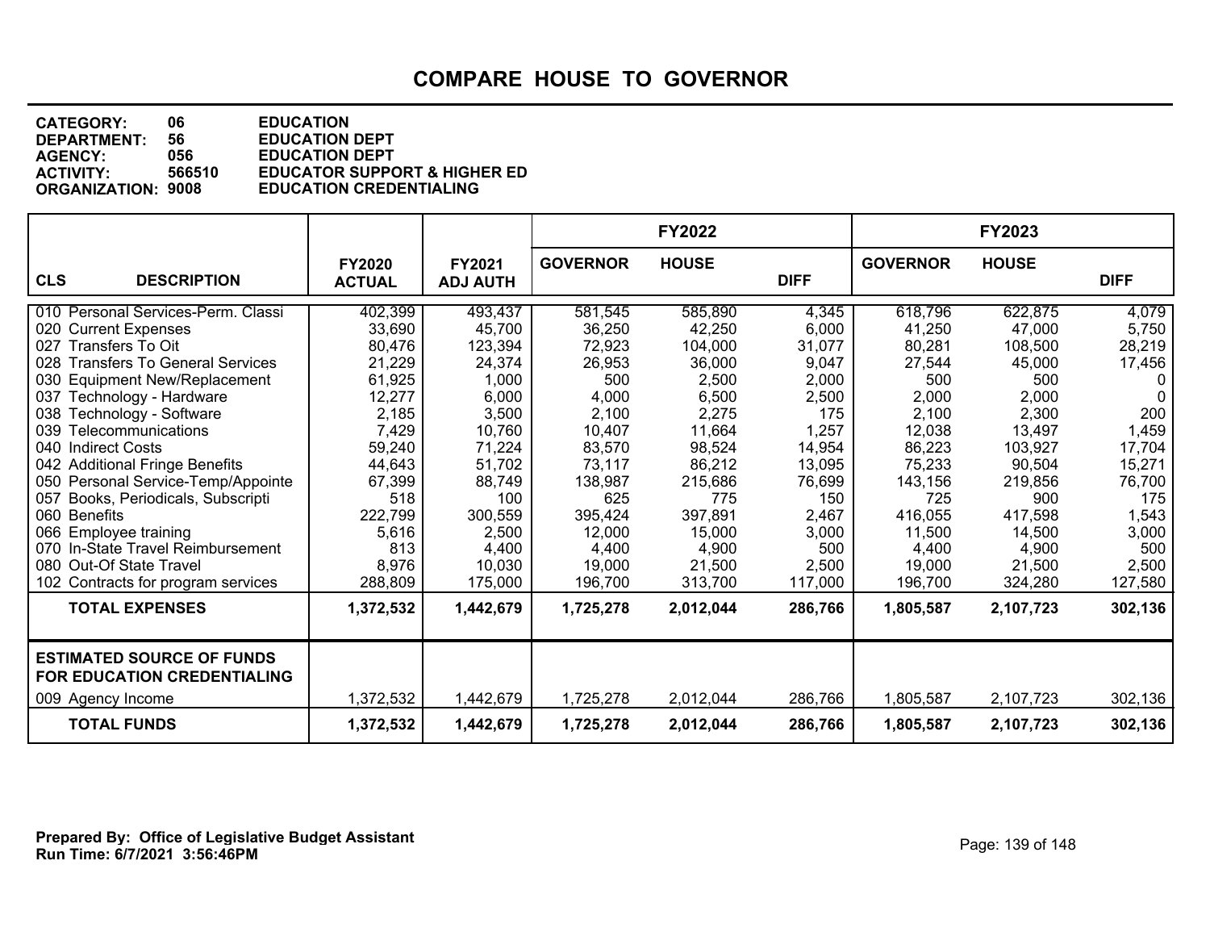# COMPARE HOUSE TO GOVERNOR

**CATEGORY:** 06 **EDUCATION**
**DEPARTMENT:** 56 **EDUCATION DEPT**
**AGENCY:** 056 **EDUCATION DEPT**
**ACTIVITY:** 566510 **EDUCATOR SUPPORT & HIGHER ED**
**ORGANIZATION:** 9008 **EDUCATION CREDENTIALING**

| CLS | DESCRIPTION | FY2020 ACTUAL | FY2021 ADJ AUTH | FY2022 GOVERNOR | FY2022 HOUSE | FY2022 DIFF | FY2023 GOVERNOR | FY2023 HOUSE | FY2023 DIFF |
|---|---|---|---|---|---|---|---|---|---|
| 010 | Personal Services-Perm. Classi | 402,399 | 493,437 | 581,545 | 585,890 | 4,345 | 618,796 | 622,875 | 4,079 |
| 020 | Current Expenses | 33,690 | 45,700 | 36,250 | 42,250 | 6,000 | 41,250 | 47,000 | 5,750 |
| 027 | Transfers To Oit | 80,476 | 123,394 | 72,923 | 104,000 | 31,077 | 80,281 | 108,500 | 28,219 |
| 028 | Transfers To General Services | 21,229 | 24,374 | 26,953 | 36,000 | 9,047 | 27,544 | 45,000 | 17,456 |
| 030 | Equipment New/Replacement | 61,925 | 1,000 | 500 | 2,500 | 2,000 | 500 | 500 | 0 |
| 037 | Technology - Hardware | 12,277 | 6,000 | 4,000 | 6,500 | 2,500 | 2,000 | 2,000 | 0 |
| 038 | Technology - Software | 2,185 | 3,500 | 2,100 | 2,275 | 175 | 2,100 | 2,300 | 200 |
| 039 | Telecommunications | 7,429 | 10,760 | 10,407 | 11,664 | 1,257 | 12,038 | 13,497 | 1,459 |
| 040 | Indirect Costs | 59,240 | 71,224 | 83,570 | 98,524 | 14,954 | 86,223 | 103,927 | 17,704 |
| 042 | Additional Fringe Benefits | 44,643 | 51,702 | 73,117 | 86,212 | 13,095 | 75,233 | 90,504 | 15,271 |
| 050 | Personal Service-Temp/Appointe | 67,399 | 88,749 | 138,987 | 215,686 | 76,699 | 143,156 | 219,856 | 76,700 |
| 057 | Books, Periodicals, Subscripti | 518 | 100 | 625 | 775 | 150 | 725 | 900 | 175 |
| 060 | Benefits | 222,799 | 300,559 | 395,424 | 397,891 | 2,467 | 416,055 | 417,598 | 1,543 |
| 066 | Employee training | 5,616 | 2,500 | 12,000 | 15,000 | 3,000 | 11,500 | 14,500 | 3,000 |
| 070 | In-State Travel Reimbursement | 813 | 4,400 | 4,400 | 4,900 | 500 | 4,400 | 4,900 | 500 |
| 080 | Out-Of State Travel | 8,976 | 10,030 | 19,000 | 21,500 | 2,500 | 19,000 | 21,500 | 2,500 |
| 102 | Contracts for program services | 288,809 | 175,000 | 196,700 | 313,700 | 117,000 | 196,700 | 324,280 | 127,580 |
| | **TOTAL EXPENSES** | **1,372,532** | **1,442,679** | **1,725,278** | **2,012,044** | **286,766** | **1,805,587** | **2,107,723** | **302,136** |
| | **ESTIMATED SOURCE OF FUNDS FOR EDUCATION CREDENTIALING** | | | | | | | | |
| 009 | Agency Income | 1,372,532 | 1,442,679 | 1,725,278 | 2,012,044 | 286,766 | 1,805,587 | 2,107,723 | 302,136 |
| | **TOTAL FUNDS** | **1,372,532** | **1,442,679** | **1,725,278** | **2,012,044** | **286,766** | **1,805,587** | **2,107,723** | **302,136** |

**Prepared By: Office of Legislative Budget Assistant**
**Run Time: 6/7/2021 3:56:46PM**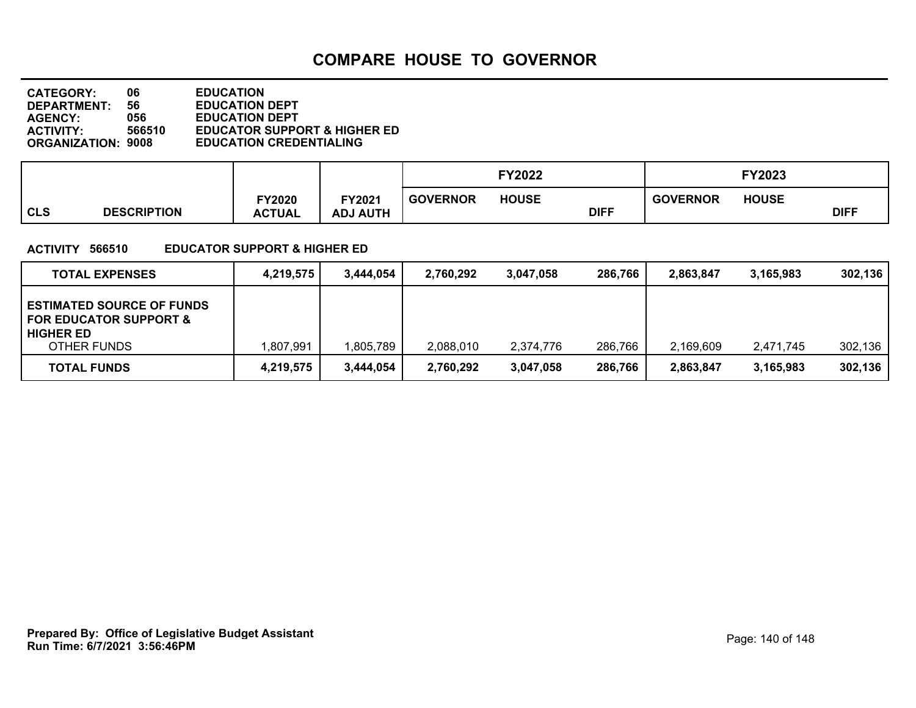# COMPARE HOUSE TO GOVERNOR

**CATEGORY:** 06 EDUCATION
**DEPARTMENT:** 56 EDUCATION DEPT
**AGENCY:** 056 EDUCATION DEPT
**ACTIVITY:** 566510 EDUCATOR SUPPORT & HIGHER ED
**ORGANIZATION:** 9008 EDUCATION CREDENTIALING

**ACTIVITY 566510 EDUCATOR SUPPORT & HIGHER ED**

| CLS DESCRIPTION | FY2020 ACTUAL | FY2021 ADJ AUTH | FY2022 GOVERNOR | FY2022 HOUSE | FY2022 DIFF | FY2023 GOVERNOR | FY2023 HOUSE | FY2023 DIFF |
|---|---|---|---|---|---|---|---|---|
| **TOTAL EXPENSES** | **4,219,575** | **3,444,054** | **2,760,292** | **3,047,058** | **286,766** | **2,863,847** | **3,165,983** | **302,136** |
| **ESTIMATED SOURCE OF FUNDS FOR EDUCATOR SUPPORT & HIGHER ED** | | | | | | | | |
| OTHER FUNDS | 1,807,991 | 1,805,789 | 2,088,010 | 2,374,776 | 286,766 | 2,169,609 | 2,471,745 | 302,136 |
| **TOTAL FUNDS** | **4,219,575** | **3,444,054** | **2,760,292** | **3,047,058** | **286,766** | **2,863,847** | **3,165,983** | **302,136** |

**Prepared By: Office of Legislative Budget Assistant**
**Run Time: 6/7/2021 3:56:46PM**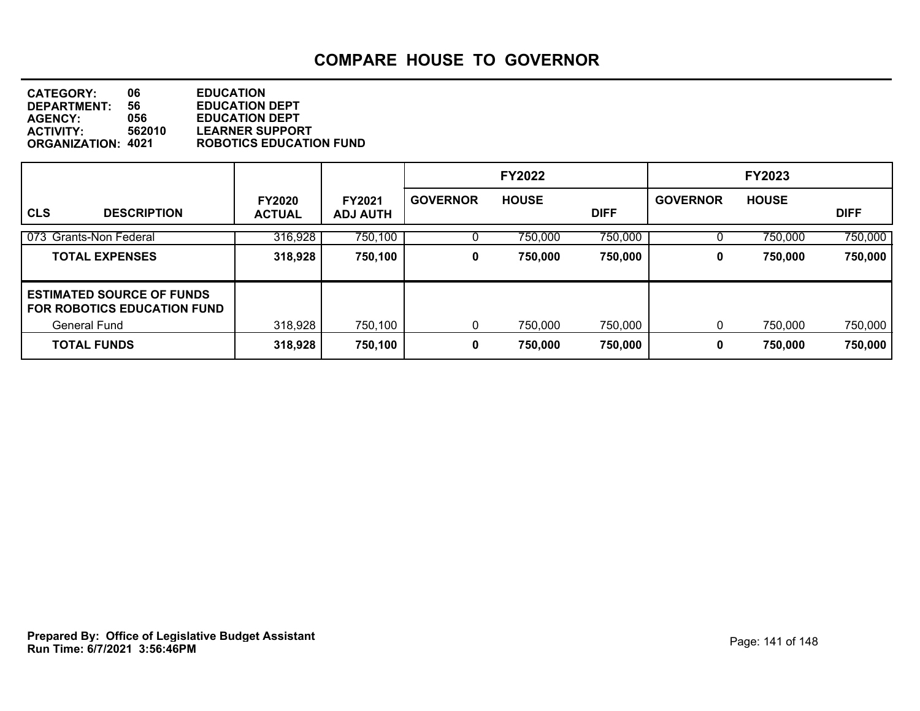# COMPARE HOUSE TO GOVERNOR

**CATEGORY:** 06 **EDUCATION**
**DEPARTMENT:** 56 **EDUCATION DEPT**
**AGENCY:** 056 **EDUCATION DEPT**
**ACTIVITY:** 562010 **LEARNER SUPPORT**
**ORGANIZATION:** 4021 **ROBOTICS EDUCATION FUND**

| | | | FY2022 | | | FY2023 | | |
|---|---|---|---|---|---|---|---|---|
| **CLS DESCRIPTION** | **FY2020 ACTUAL** | **FY2021 ADJ AUTH** | **GOVERNOR** | **HOUSE** | **DIFF** | **GOVERNOR** | **HOUSE** | **DIFF** |
| 073 Grants-Non Federal | 316,928 | 750,100 | 0 | 750,000 | 750,000 | 0 | 750,000 | 750,000 |
| **TOTAL EXPENSES** | **318,928** | **750,100** | **0** | **750,000** | **750,000** | **0** | **750,000** | **750,000** |
| **ESTIMATED SOURCE OF FUNDS FOR ROBOTICS EDUCATION FUND** | | | | | | | | |
| General Fund | 318,928 | 750,100 | 0 | 750,000 | 750,000 | 0 | 750,000 | 750,000 |
| **TOTAL FUNDS** | **318,928** | **750,100** | **0** | **750,000** | **750,000** | **0** | **750,000** | **750,000** |

**Prepared By: Office of Legislative Budget Assistant**
**Run Time: 6/7/2021 3:56:46PM**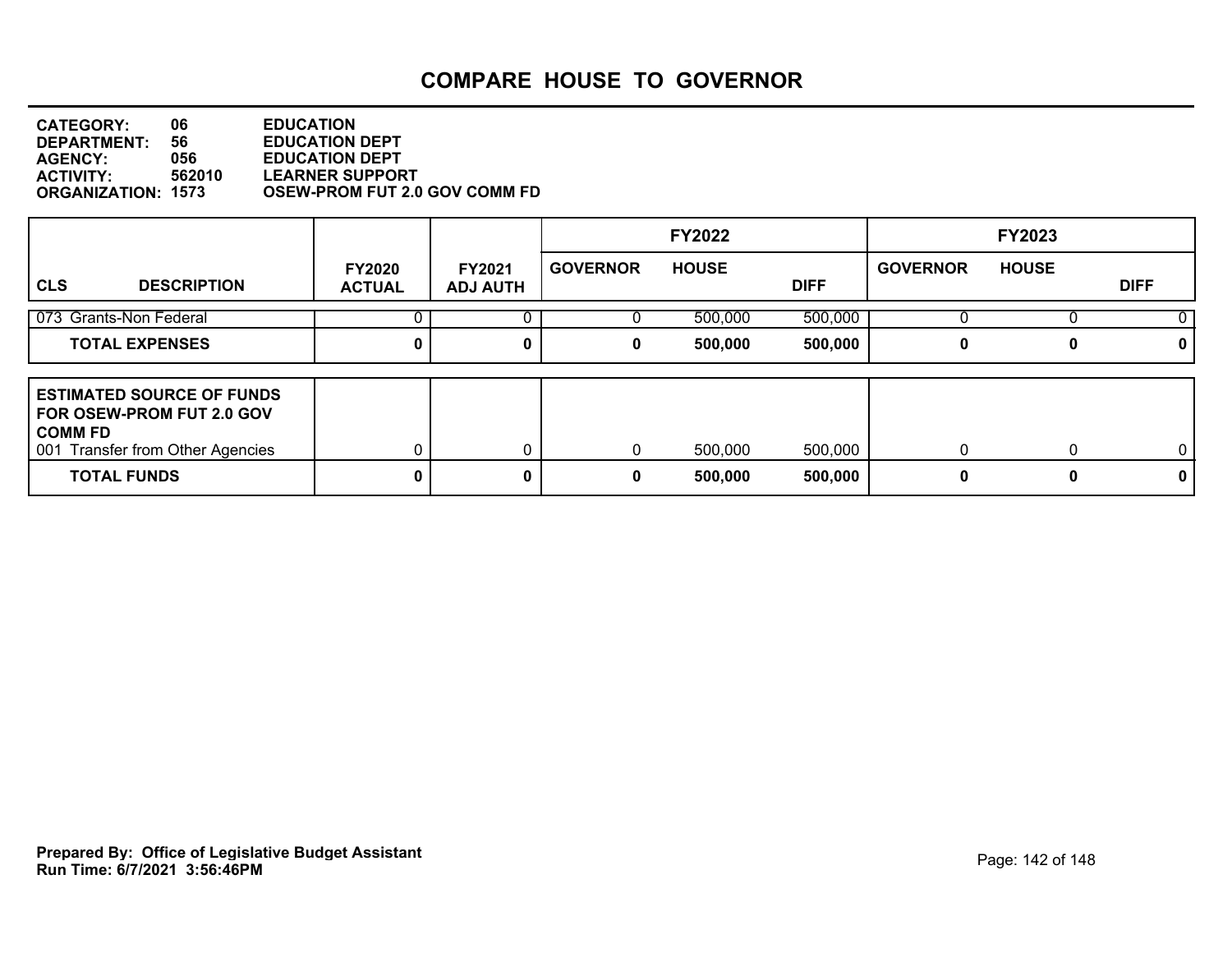# COMPARE HOUSE TO GOVERNOR

**CATEGORY:** 06 EDUCATION
**DEPARTMENT:** 56 EDUCATION DEPT
**AGENCY:** 056 EDUCATION DEPT
**ACTIVITY:** 562010 LEARNER SUPPORT
**ORGANIZATION:** 1573 OSEW-PROM FUT 2.0 GOV COMM FD

| CLS DESCRIPTION | FY2020 ACTUAL | FY2021 ADJ AUTH | FY2022 GOVERNOR | FY2022 HOUSE | FY2022 DIFF | FY2023 GOVERNOR | FY2023 HOUSE | FY2023 DIFF |
|---|---|---|---|---|---|---|---|---|
| 073 Grants-Non Federal | 0 | 0 | 0 | 500,000 | 500,000 | 0 | 0 | 0 |
| **TOTAL EXPENSES** | **0** | **0** | **0** | **500,000** | **500,000** | **0** | **0** | **0** |
| **ESTIMATED SOURCE OF FUNDS FOR OSEW-PROM FUT 2.0 GOV COMM FD** | | | | | | | | |
| 001 Transfer from Other Agencies | 0 | 0 | 0 | 500,000 | 500,000 | 0 | 0 | 0 |
| **TOTAL FUNDS** | **0** | **0** | **0** | **500,000** | **500,000** | **0** | **0** | **0** |

**Prepared By: Office of Legislative Budget Assistant**
**Run Time: 6/7/2021 3:56:46PM**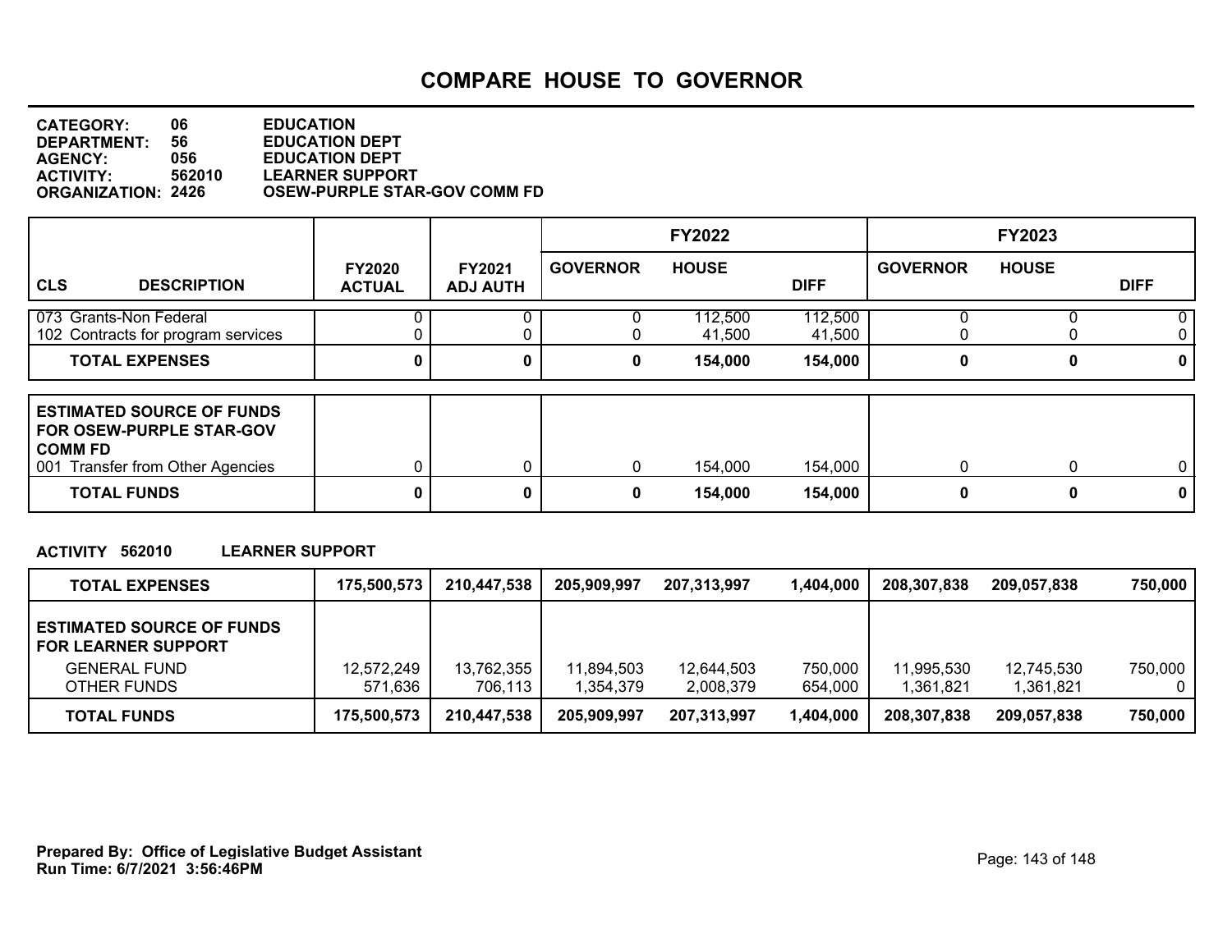# COMPARE HOUSE TO GOVERNOR

**CATEGORY:** 06 EDUCATION
**DEPARTMENT:** 56 EDUCATION DEPT
**AGENCY:** 056 EDUCATION DEPT
**ACTIVITY:** 562010 LEARNER SUPPORT
**ORGANIZATION:** 2426 OSEW-PURPLE STAR-GOV COMM FD

| CLS DESCRIPTION | FY2020 ACTUAL | FY2021 ADJ AUTH | FY2022 GOVERNOR | FY2022 HOUSE | FY2022 DIFF | FY2023 GOVERNOR | FY2023 HOUSE | FY2023 DIFF |
|---|---|---|---|---|---|---|---|---|
| 073 Grants-Non Federal | 0 | 0 | 0 | 112,500 | 112,500 | 0 | 0 | 0 |
| 102 Contracts for program services | 0 | 0 | 0 | 41,500 | 41,500 | 0 | 0 | 0 |
| **TOTAL EXPENSES** | **0** | **0** | **0** | **154,000** | **154,000** | **0** | **0** | **0** |
| **ESTIMATED SOURCE OF FUNDS FOR OSEW-PURPLE STAR-GOV COMM FD** | | | | | | | | |
| 001 Transfer from Other Agencies | 0 | 0 | 0 | 154,000 | 154,000 | 0 | 0 | 0 |
| **TOTAL FUNDS** | **0** | **0** | **0** | **154,000** | **154,000** | **0** | **0** | **0** |

**ACTIVITY 562010 LEARNER SUPPORT**

| | FY2020 ACTUAL | FY2021 ADJ AUTH | FY2022 GOVERNOR | FY2022 HOUSE | FY2022 DIFF | FY2023 GOVERNOR | FY2023 HOUSE | FY2023 DIFF |
|---|---|---|---|---|---|---|---|---|
| **TOTAL EXPENSES** | **175,500,573** | **210,447,538** | **205,909,997** | **207,313,997** | **1,404,000** | **208,307,838** | **209,057,838** | **750,000** |
| **ESTIMATED SOURCE OF FUNDS FOR LEARNER SUPPORT** | | | | | | | | |
| GENERAL FUND | 12,572,249 | 13,762,355 | 11,894,503 | 12,644,503 | 750,000 | 11,995,530 | 12,745,530 | 750,000 |
| OTHER FUNDS | 571,636 | 706,113 | 1,354,379 | 2,008,379 | 654,000 | 1,361,821 | 1,361,821 | 0 |
| **TOTAL FUNDS** | **175,500,573** | **210,447,538** | **205,909,997** | **207,313,997** | **1,404,000** | **208,307,838** | **209,057,838** | **750,000** |

**Prepared By: Office of Legislative Budget Assistant**
**Run Time: 6/7/2021 3:56:46PM**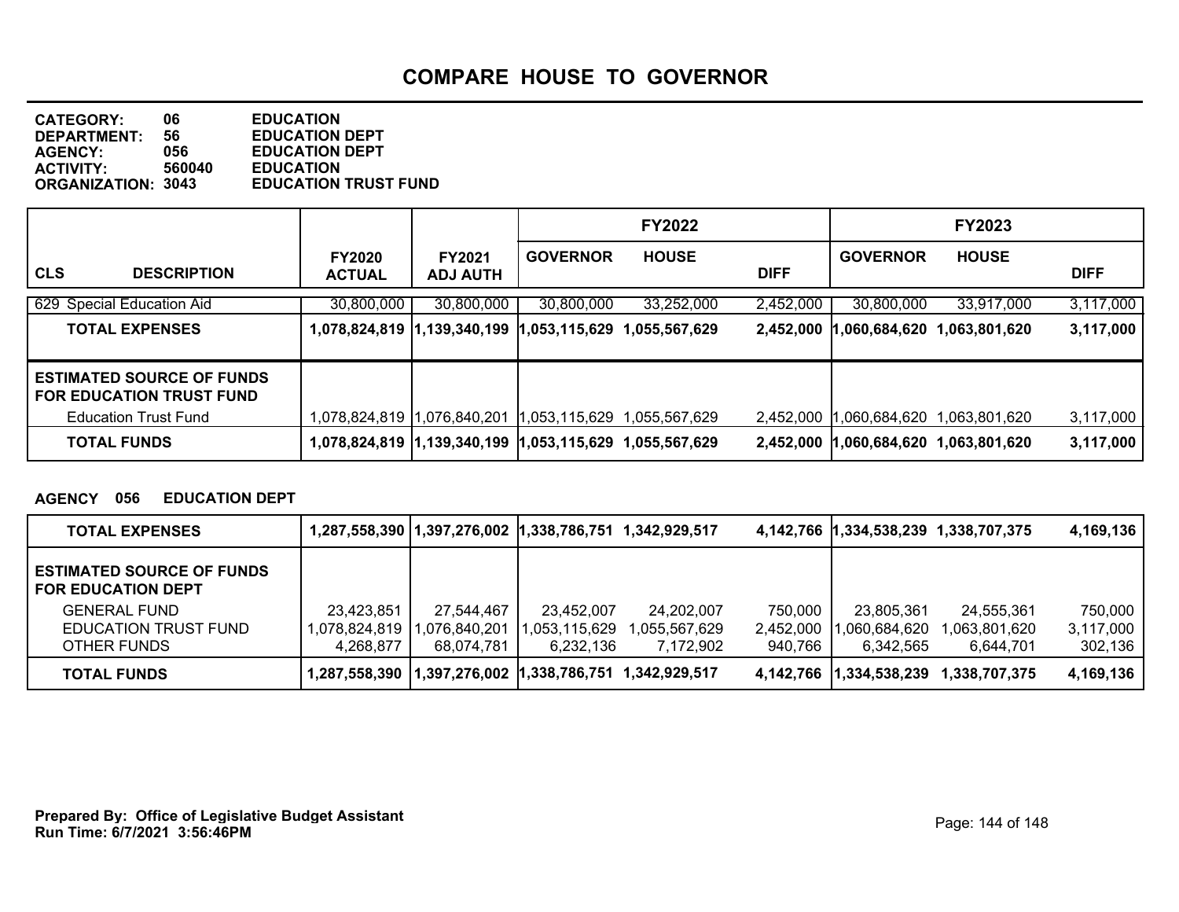# COMPARE HOUSE TO GOVERNOR

**CATEGORY:** 06 EDUCATION
**DEPARTMENT:** 56 EDUCATION DEPT
**AGENCY:** 056 EDUCATION DEPT
**ACTIVITY:** 560040 EDUCATION
**ORGANIZATION:** 3043 EDUCATION TRUST FUND

| CLS DESCRIPTION | FY2020 ACTUAL | FY2021 ADJ AUTH | FY2022 GOVERNOR | FY2022 HOUSE | FY2022 DIFF | FY2023 GOVERNOR | FY2023 HOUSE | FY2023 DIFF |
|---|---|---|---|---|---|---|---|---|
| 629 Special Education Aid | 30,800,000 | 30,800,000 | 30,800,000 | 33,252,000 | 2,452,000 | 30,800,000 | 33,917,000 | 3,117,000 |
| **TOTAL EXPENSES** | **1,078,824,819** | **1,139,340,199** | **1,053,115,629** | **1,055,567,629** | **2,452,000** | **1,060,684,620** | **1,063,801,620** | **3,117,000** |
| **ESTIMATED SOURCE OF FUNDS FOR EDUCATION TRUST FUND** | | | | | | | | |
| Education Trust Fund | 1,078,824,819 | 1,076,840,201 | 1,053,115,629 | 1,055,567,629 | 2,452,000 | 1,060,684,620 | 1,063,801,620 | 3,117,000 |
| **TOTAL FUNDS** | **1,078,824,819** | **1,139,340,199** | **1,053,115,629** | **1,055,567,629** | **2,452,000** | **1,060,684,620** | **1,063,801,620** | **3,117,000** |

**AGENCY 056 EDUCATION DEPT**

| | FY2020 ACTUAL | FY2021 ADJ AUTH | FY2022 GOVERNOR | FY2022 HOUSE | FY2022 DIFF | FY2023 GOVERNOR | FY2023 HOUSE | FY2023 DIFF |
|---|---|---|---|---|---|---|---|---|
| **TOTAL EXPENSES** | **1,287,558,390** | **1,397,276,002** | **1,338,786,751** | **1,342,929,517** | **4,142,766** | **1,334,538,239** | **1,338,707,375** | **4,169,136** |
| **ESTIMATED SOURCE OF FUNDS FOR EDUCATION DEPT** | | | | | | | | |
| GENERAL FUND | 23,423,851 | 27,544,467 | 23,452,007 | 24,202,007 | 750,000 | 23,805,361 | 24,555,361 | 750,000 |
| EDUCATION TRUST FUND | 1,078,824,819 | 1,076,840,201 | 1,053,115,629 | 1,055,567,629 | 2,452,000 | 1,060,684,620 | 1,063,801,620 | 3,117,000 |
| OTHER FUNDS | 4,268,877 | 68,074,781 | 6,232,136 | 7,172,902 | 940,766 | 6,342,565 | 6,644,701 | 302,136 |
| **TOTAL FUNDS** | **1,287,558,390** | **1,397,276,002** | **1,338,786,751** | **1,342,929,517** | **4,142,766** | **1,334,538,239** | **1,338,707,375** | **4,169,136** |

**Prepared By: Office of Legislative Budget Assistant**
**Run Time: 6/7/2021 3:56:46PM**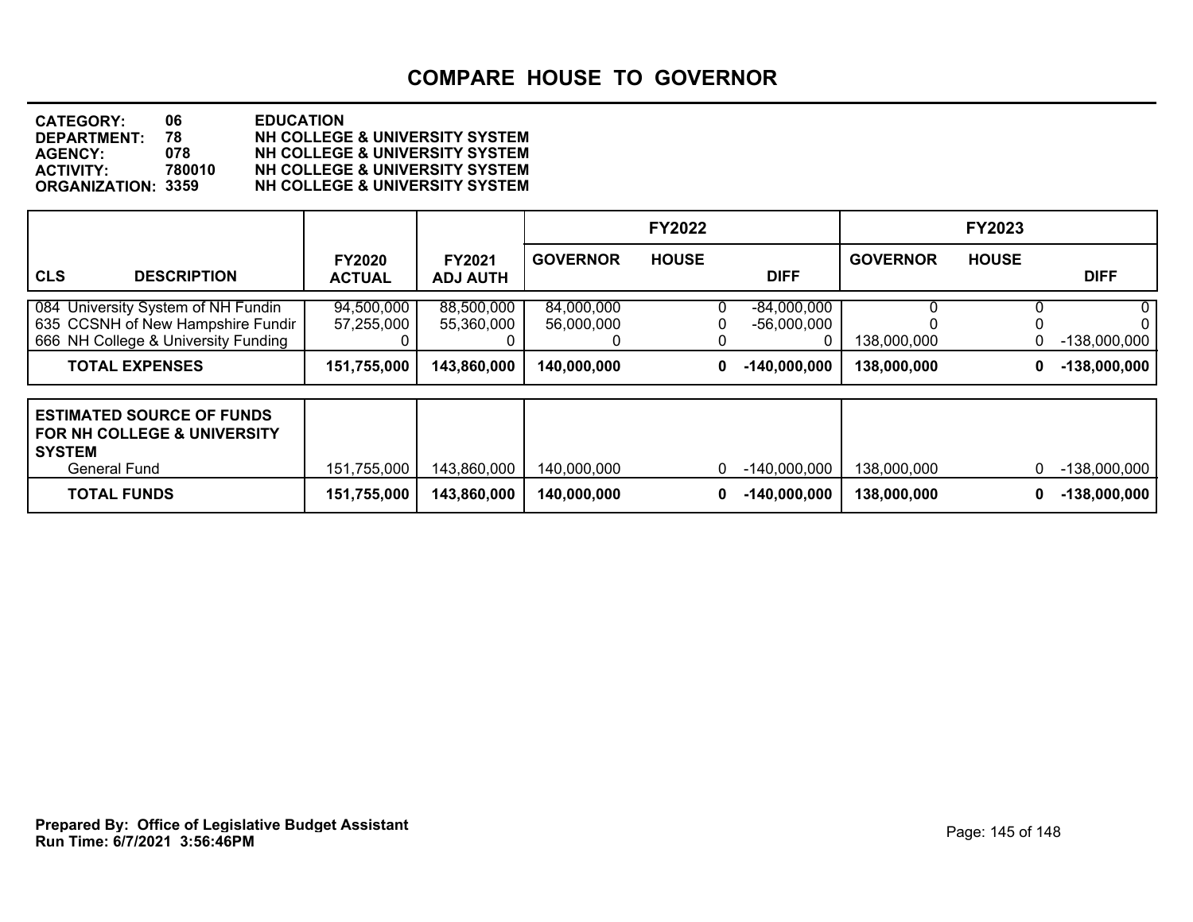# COMPARE HOUSE TO GOVERNOR

**CATEGORY:** 06 **EDUCATION**
**DEPARTMENT:** 78 **NH COLLEGE & UNIVERSITY SYSTEM**
**AGENCY:** 078 **NH COLLEGE & UNIVERSITY SYSTEM**
**ACTIVITY:** 780010 **NH COLLEGE & UNIVERSITY SYSTEM**
**ORGANIZATION:** 3359 **NH COLLEGE & UNIVERSITY SYSTEM**

| | | | FY2022 | | | FY2023 | | |
|---|---|---|---|---|---|---|---|---|
| **CLS DESCRIPTION** | **FY2020 ACTUAL** | **FY2021 ADJ AUTH** | **GOVERNOR** | **HOUSE** | **DIFF** | **GOVERNOR** | **HOUSE** | **DIFF** |
| 084 University System of NH Fundin | 94,500,000 | 88,500,000 | 84,000,000 | 0 | -84,000,000 | 0 | 0 | 0 |
| 635 CCSNH of New Hampshire Fundir | 57,255,000 | 55,360,000 | 56,000,000 | 0 | -56,000,000 | 0 | 0 | 0 |
| 666 NH College & University Funding | 0 | 0 | 0 | 0 | 0 | 138,000,000 | 0 | -138,000,000 |
| **TOTAL EXPENSES** | **151,755,000** | **143,860,000** | **140,000,000** | **0** | **-140,000,000** | **138,000,000** | **0** | **-138,000,000** |
| **ESTIMATED SOURCE OF FUNDS FOR NH COLLEGE & UNIVERSITY SYSTEM** | | | | | | | | |
| General Fund | 151,755,000 | 143,860,000 | 140,000,000 | 0 | -140,000,000 | 138,000,000 | 0 | -138,000,000 |
| **TOTAL FUNDS** | **151,755,000** | **143,860,000** | **140,000,000** | **0** | **-140,000,000** | **138,000,000** | **0** | **-138,000,000** |

**Prepared By: Office of Legislative Budget Assistant**
**Run Time: 6/7/2021 3:56:46PM**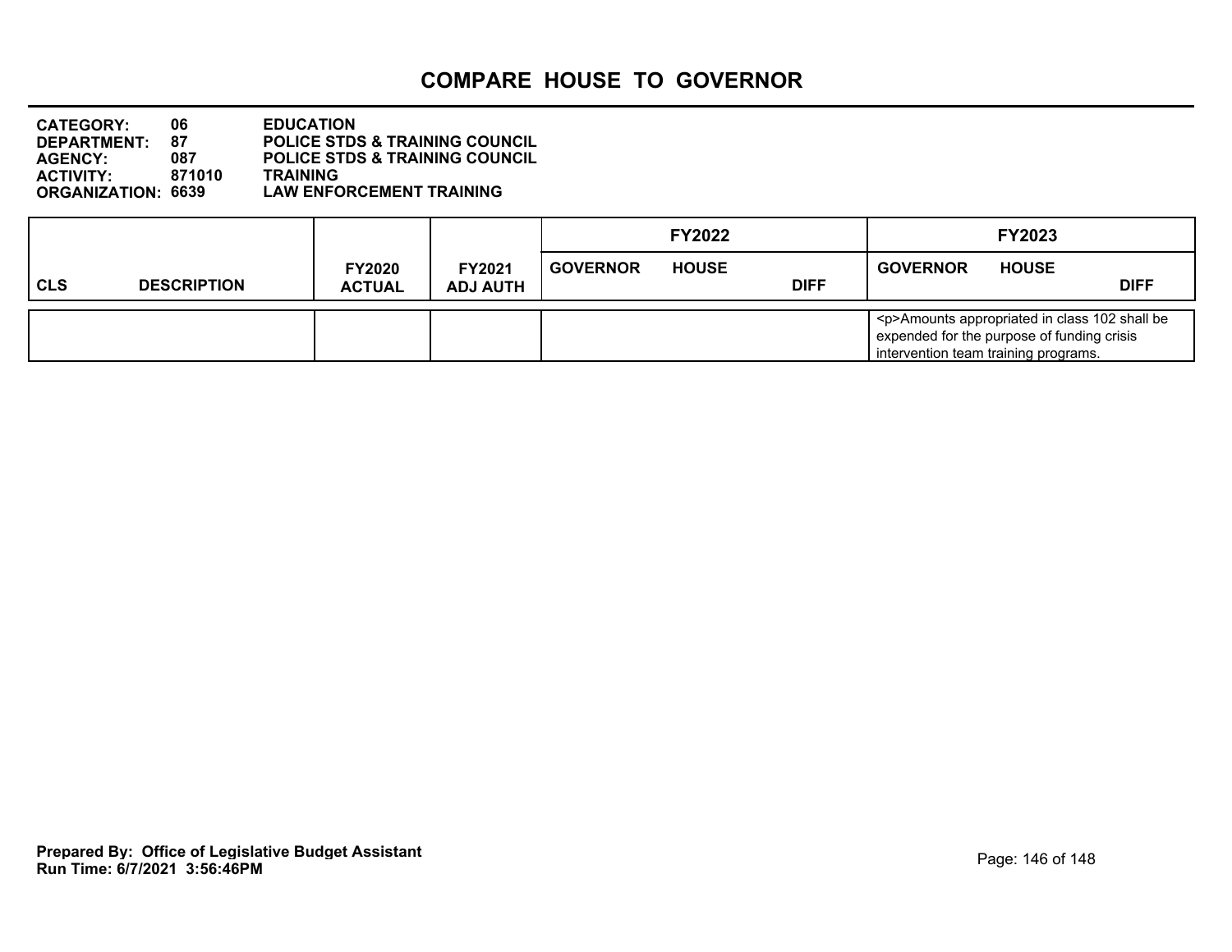# COMPARE HOUSE TO GOVERNOR

**CATEGORY:** 06 EDUCATION
**DEPARTMENT:** 87 POLICE STDS & TRAINING COUNCIL
**AGENCY:** 087 POLICE STDS & TRAINING COUNCIL
**ACTIVITY:** 871010 TRAINING
**ORGANIZATION:** 6639 LAW ENFORCEMENT TRAINING

| CLS | DESCRIPTION | FY2020 ACTUAL | FY2021 ADJ AUTH | FY2022 GOVERNOR | FY2022 HOUSE | FY2022 DIFF | FY2023 GOVERNOR | FY2023 HOUSE | FY2023 DIFF |
|---|---|---|---|---|---|---|---|---|---|
| | | | | | | | <p>Amounts appropriated in class 102 shall be expended for the purpose of funding crisis intervention team training programs. | | |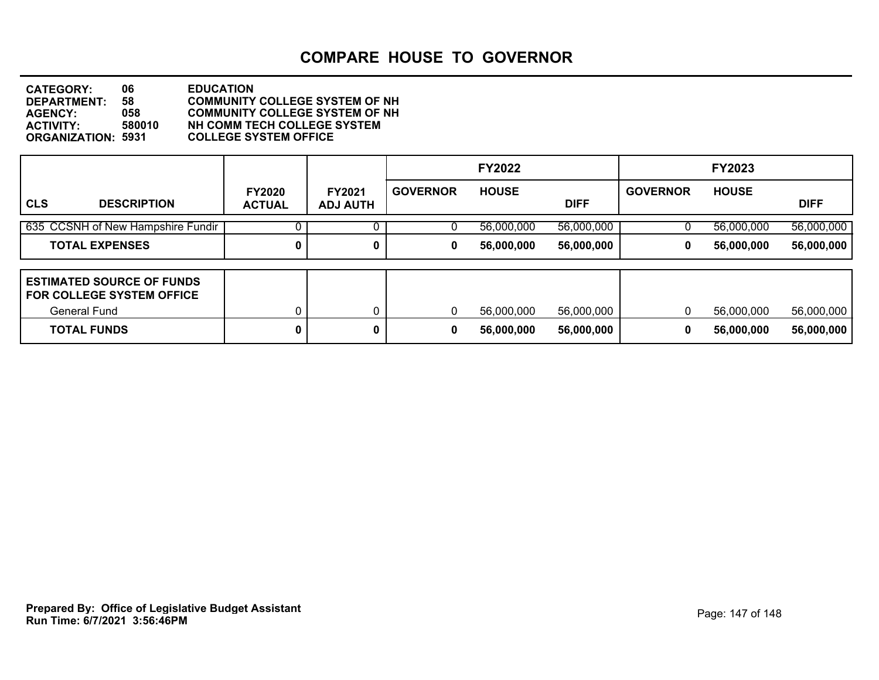# COMPARE HOUSE TO GOVERNOR

**CATEGORY:** 06 EDUCATION
**DEPARTMENT:** 58 COMMUNITY COLLEGE SYSTEM OF NH
**AGENCY:** 058 COMMUNITY COLLEGE SYSTEM OF NH
**ACTIVITY:** 580010 NH COMM TECH COLLEGE SYSTEM
**ORGANIZATION:** 5931 COLLEGE SYSTEM OFFICE

| CLS DESCRIPTION | FY2020 ACTUAL | FY2021 ADJ AUTH | FY2022 GOVERNOR | FY2022 HOUSE | FY2022 DIFF | FY2023 GOVERNOR | FY2023 HOUSE | FY2023 DIFF |
|---|---|---|---|---|---|---|---|---|
| 635 CCSNH of New Hampshire Fundir | 0 | 0 | 0 | 56,000,000 | 56,000,000 | 0 | 56,000,000 | 56,000,000 |
| **TOTAL EXPENSES** | **0** | **0** | **0** | **56,000,000** | **56,000,000** | **0** | **56,000,000** | **56,000,000** |

| ESTIMATED SOURCE OF FUNDS FOR COLLEGE SYSTEM OFFICE | FY2020 ACTUAL | FY2021 ADJ AUTH | FY2022 GOVERNOR | FY2022 HOUSE | FY2022 DIFF | FY2023 GOVERNOR | FY2023 HOUSE | FY2023 DIFF |
|---|---|---|---|---|---|---|---|---|
| General Fund | 0 | 0 | 0 | 56,000,000 | 56,000,000 | 0 | 56,000,000 | 56,000,000 |
| **TOTAL FUNDS** | **0** | **0** | **0** | **56,000,000** | **56,000,000** | **0** | **56,000,000** | **56,000,000** |

**Prepared By: Office of Legislative Budget Assistant**
**Run Time: 6/7/2021 3:56:46PM**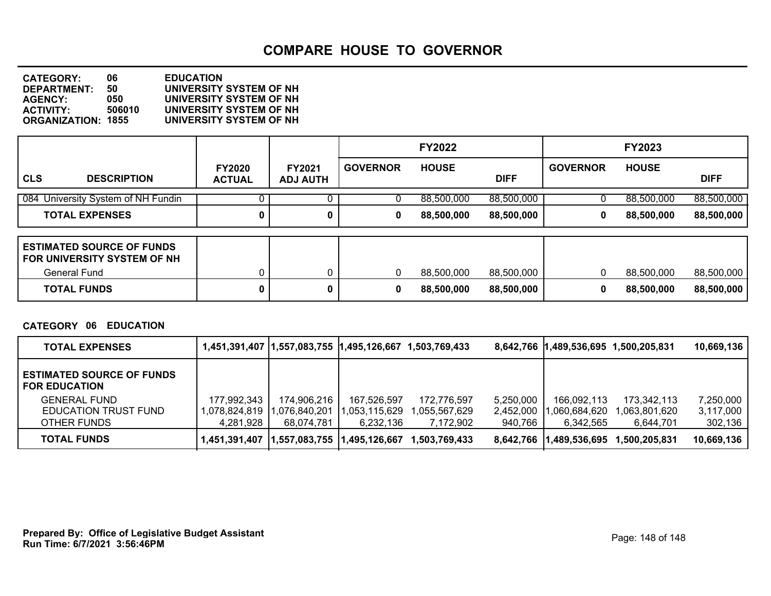# COMPARE HOUSE TO GOVERNOR

**CATEGORY:** 06 EDUCATION
**DEPARTMENT:** 50 UNIVERSITY SYSTEM OF NH
**AGENCY:** 050 UNIVERSITY SYSTEM OF NH
**ACTIVITY:** 506010 UNIVERSITY SYSTEM OF NH
**ORGANIZATION:** 1855 UNIVERSITY SYSTEM OF NH

| CLS DESCRIPTION | FY2020 ACTUAL | FY2021 ADJ AUTH | FY2022 GOVERNOR | FY2022 HOUSE | FY2022 DIFF | FY2023 GOVERNOR | FY2023 HOUSE | FY2023 DIFF |
|---|---|---|---|---|---|---|---|---|
| 084 University System of NH Fundin | 0 | 0 | 0 | 88,500,000 | 88,500,000 | 0 | 88,500,000 | 88,500,000 |
| **TOTAL EXPENSES** | **0** | **0** | **0** | **88,500,000** | **88,500,000** | **0** | **88,500,000** | **88,500,000** |
| **ESTIMATED SOURCE OF FUNDS FOR UNIVERSITY SYSTEM OF NH** | | | | | | | | |
| General Fund | 0 | 0 | 0 | 88,500,000 | 88,500,000 | 0 | 88,500,000 | 88,500,000 |
| **TOTAL FUNDS** | **0** | **0** | **0** | **88,500,000** | **88,500,000** | **0** | **88,500,000** | **88,500,000** |

**CATEGORY 06 EDUCATION**

| | FY2020 ACTUAL | FY2021 ADJ AUTH | FY2022 GOVERNOR | FY2022 HOUSE | FY2022 DIFF | FY2023 GOVERNOR | FY2023 HOUSE | FY2023 DIFF |
|---|---|---|---|---|---|---|---|---|
| **TOTAL EXPENSES** | **1,451,391,407** | **1,557,083,755** | **1,495,126,667** | **1,503,769,433** | **8,642,766** | **1,489,536,695** | **1,500,205,831** | **10,669,136** |
| **ESTIMATED SOURCE OF FUNDS FOR EDUCATION** | | | | | | | | |
| GENERAL FUND | 177,992,343 | 174,906,216 | 167,526,597 | 172,776,597 | 5,250,000 | 166,092,113 | 173,342,113 | 7,250,000 |
| EDUCATION TRUST FUND | 1,078,824,819 | 1,076,840,201 | 1,053,115,629 | 1,055,567,629 | 2,452,000 | 1,060,684,620 | 1,063,801,620 | 3,117,000 |
| OTHER FUNDS | 4,281,928 | 68,074,781 | 6,232,136 | 7,172,902 | 940,766 | 6,342,565 | 6,644,701 | 302,136 |
| **TOTAL FUNDS** | **1,451,391,407** | **1,557,083,755** | **1,495,126,667** | **1,503,769,433** | **8,642,766** | **1,489,536,695** | **1,500,205,831** | **10,669,136** |

**Prepared By: Office of Legislative Budget Assistant**
**Run Time: 6/7/2021 3:56:46PM**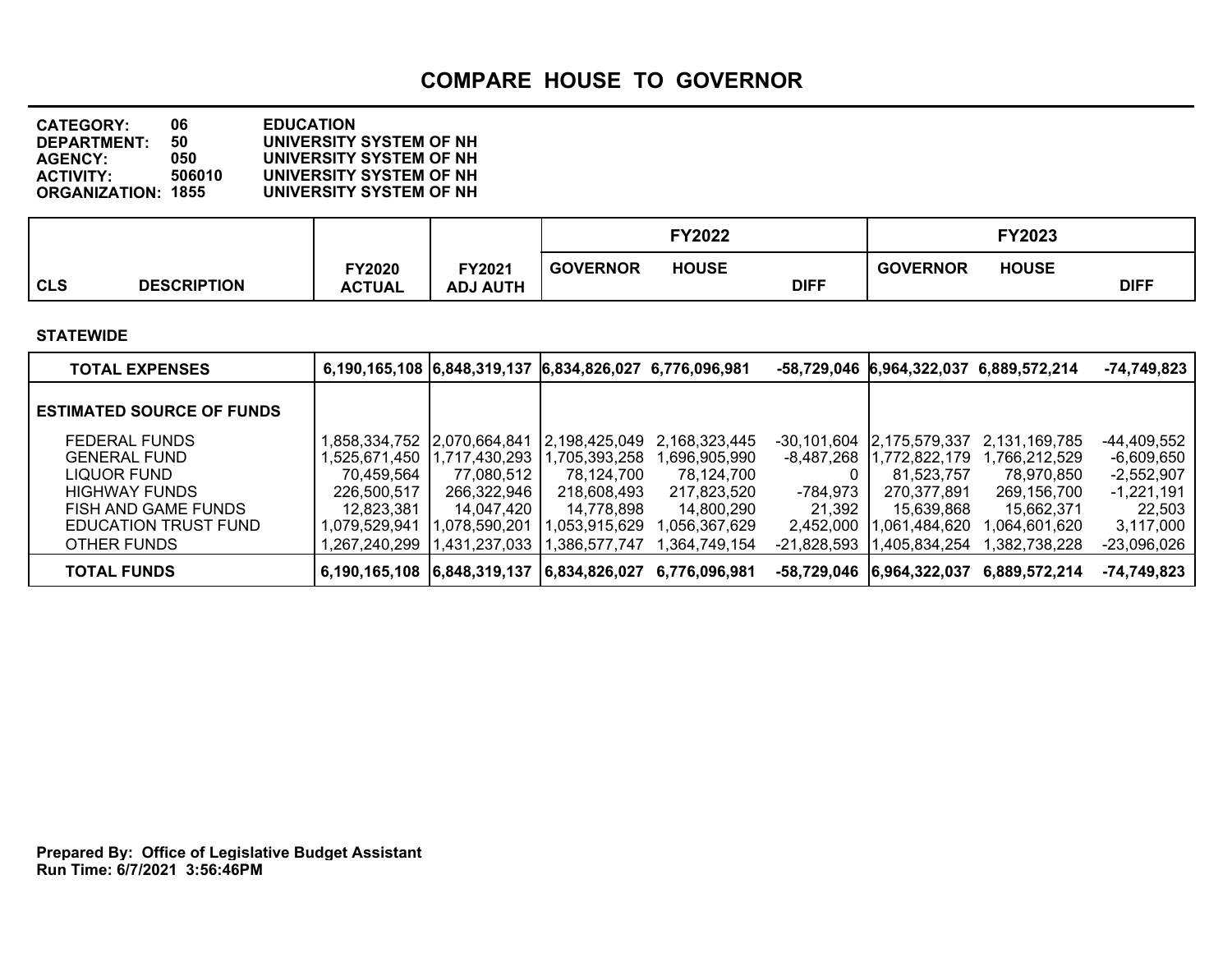# COMPARE HOUSE TO GOVERNOR

**CATEGORY:** 06 EDUCATION
**DEPARTMENT:** 50 UNIVERSITY SYSTEM OF NH
**AGENCY:** 050 UNIVERSITY SYSTEM OF NH
**ACTIVITY:** 506010 UNIVERSITY SYSTEM OF NH
**ORGANIZATION:** 1855 UNIVERSITY SYSTEM OF NH

| | | | | FY2022 | | | FY2023 | | |
|---|---|---|---|---|---|---|---|---|---|
| CLS | DESCRIPTION | FY2020 ACTUAL | FY2021 ADJ AUTH | GOVERNOR | HOUSE | DIFF | GOVERNOR | HOUSE | DIFF |

**STATEWIDE**

| DESCRIPTION | FY2020 ACTUAL | FY2021 ADJ AUTH | FY2022 GOVERNOR | FY2022 HOUSE | FY2022 DIFF | FY2023 GOVERNOR | FY2023 HOUSE | FY2023 DIFF |
|---|---|---|---|---|---|---|---|---|
| **TOTAL EXPENSES** | **6,190,165,108** | **6,848,319,137** | **6,834,826,027** | **6,776,096,981** | **-58,729,046** | **6,964,322,037** | **6,889,572,214** | **-74,749,823** |
| **ESTIMATED SOURCE OF FUNDS** | | | | | | | | |
| FEDERAL FUNDS | 1,858,334,752 | 2,070,664,841 | 2,198,425,049 | 2,168,323,445 | -30,101,604 | 2,175,579,337 | 2,131,169,785 | -44,409,552 |
| GENERAL FUND | 1,525,671,450 | 1,717,430,293 | 1,705,393,258 | 1,696,905,990 | -8,487,268 | 1,772,822,179 | 1,766,212,529 | -6,609,650 |
| LIQUOR FUND | 70,459,564 | 77,080,512 | 78,124,700 | 78,124,700 | 0 | 81,523,757 | 78,970,850 | -2,552,907 |
| HIGHWAY FUNDS | 226,500,517 | 266,322,946 | 218,608,493 | 217,823,520 | -784,973 | 270,377,891 | 269,156,700 | -1,221,191 |
| FISH AND GAME FUNDS | 12,823,381 | 14,047,420 | 14,778,898 | 14,800,290 | 21,392 | 15,639,868 | 15,662,371 | 22,503 |
| EDUCATION TRUST FUND | 1,079,529,941 | 1,078,590,201 | 1,053,915,629 | 1,056,367,629 | 2,452,000 | 1,061,484,620 | 1,064,601,620 | 3,117,000 |
| OTHER FUNDS | 1,267,240,299 | 1,431,237,033 | 1,386,577,747 | 1,364,749,154 | -21,828,593 | 1,405,834,254 | 1,382,738,228 | -23,096,026 |
| **TOTAL FUNDS** | **6,190,165,108** | **6,848,319,137** | **6,834,826,027** | **6,776,096,981** | **-58,729,046** | **6,964,322,037** | **6,889,572,214** | **-74,749,823** |

**Prepared By: Office of Legislative Budget Assistant**
**Run Time: 6/7/2021 3:56:46PM**